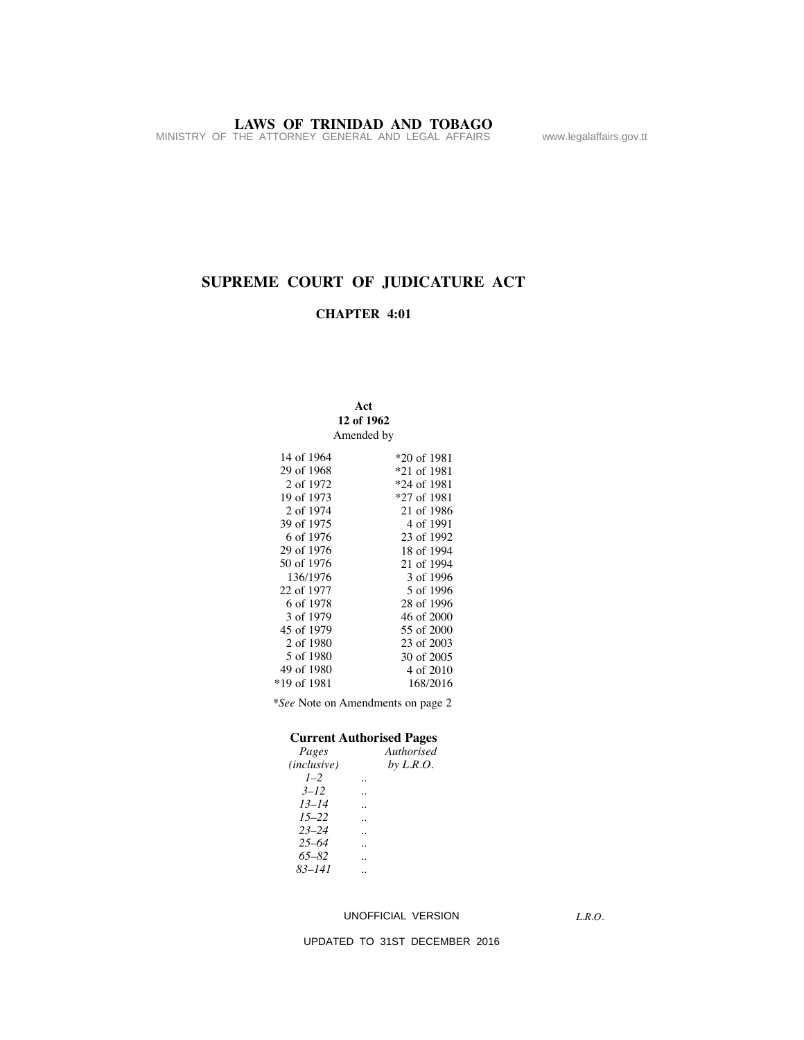# SUPREME COURT OF JUDICATURE ACT

## CHAPTER 4:01

**Act**
**12 of 1962**
Amended by

| | |
|---|---|
| 14 of 1964 | *20 of 1981 |
| 29 of 1968 | *21 of 1981 |
| 2 of 1972 | *24 of 1981 |
| 19 of 1973 | *27 of 1981 |
| 2 of 1974 | 21 of 1986 |
| 39 of 1975 | 4 of 1991 |
| 6 of 1976 | 23 of 1992 |
| 29 of 1976 | 18 of 1994 |
| 50 of 1976 | 21 of 1994 |
| 136/1976 | 3 of 1996 |
| 22 of 1977 | 5 of 1996 |
| 6 of 1978 | 28 of 1996 |
| 3 of 1979 | 46 of 2000 |
| 45 of 1979 | 55 of 2000 |
| 2 of 1980 | 23 of 2003 |
| 5 of 1980 | 30 of 2005 |
| 49 of 1980 | 4 of 2010 |
| *19 of 1981 | 168/2016 |

**See* Note on Amendments on page 2

**Current Authorised Pages**

| *Pages (inclusive)* | | *Authorised by L.R.O.* |
|---|---|---|
| *1–2* | .. | |
| *3–12* | .. | |
| *13–14* | .. | |
| *15–22* | .. | |
| *23–24* | .. | |
| *25–64* | .. | |
| *65–82* | .. | |
| *83–141* | .. | |

UNOFFICIAL VERSION

*L.R.O.*

UPDATED TO 31ST DECEMBER 2016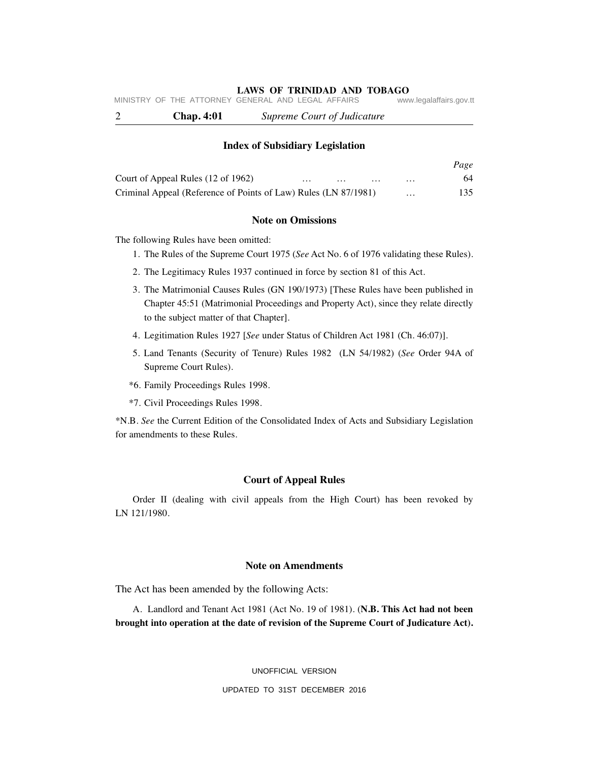## Index of Subsidiary Legislation

| | Page |
|---|---|
| Court of Appeal Rules (12 of 1962) … … … … | 64 |
| Criminal Appeal (Reference of Points of Law) Rules (LN 87/1981) … | 135 |

## Note on Omissions

The following Rules have been omitted:

1. The Rules of the Supreme Court 1975 (*See* Act No. 6 of 1976 validating these Rules).
2. The Legitimacy Rules 1937 continued in force by section 81 of this Act.
3. The Matrimonial Causes Rules (GN 190/1973) [These Rules have been published in Chapter 45:51 (Matrimonial Proceedings and Property Act), since they relate directly to the subject matter of that Chapter].
4. Legitimation Rules 1927 [*See* under Status of Children Act 1981 (Ch. 46:07)].
5. Land Tenants (Security of Tenure) Rules 1982 (LN 54/1982) (*See* Order 94A of Supreme Court Rules).

*6. Family Proceedings Rules 1998.

*7. Civil Proceedings Rules 1998.

*N.B. *See* the Current Edition of the Consolidated Index of Acts and Subsidiary Legislation for amendments to these Rules.

## Court of Appeal Rules

Order II (dealing with civil appeals from the High Court) has been revoked by LN 121/1980.

## Note on Amendments

The Act has been amended by the following Acts:

A. Landlord and Tenant Act 1981 (Act No. 19 of 1981). (**N.B. This Act had not been brought into operation at the date of revision of the Supreme Court of Judicature Act).**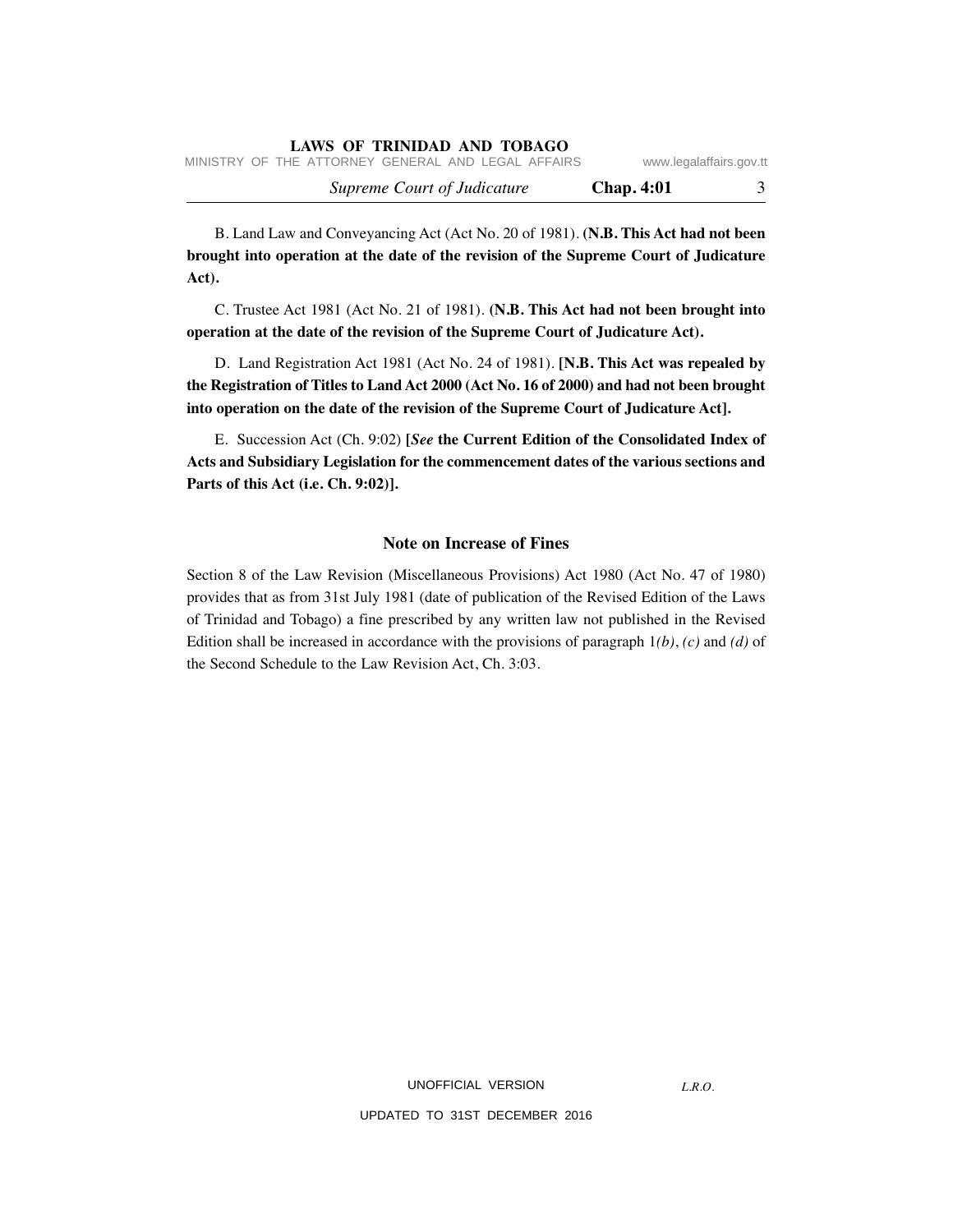B. Land Law and Conveyancing Act (Act No. 20 of 1981). **(N.B. This Act had not been brought into operation at the date of the revision of the Supreme Court of Judicature Act).**

C. Trustee Act 1981 (Act No. 21 of 1981). **(N.B. This Act had not been brought into operation at the date of the revision of the Supreme Court of Judicature Act).**

D. Land Registration Act 1981 (Act No. 24 of 1981). **[N.B. This Act was repealed by the Registration of Titles to Land Act 2000 (Act No. 16 of 2000) and had not been brought into operation on the date of the revision of the Supreme Court of Judicature Act].**

E. Succession Act (Ch. 9:02) **[*See* the Current Edition of the Consolidated Index of Acts and Subsidiary Legislation for the commencement dates of the various sections and Parts of this Act (i.e. Ch. 9:02)].**

## Note on Increase of Fines

Section 8 of the Law Revision (Miscellaneous Provisions) Act 1980 (Act No. 47 of 1980) provides that as from 31st July 1981 (date of publication of the Revised Edition of the Laws of Trinidad and Tobago) a fine prescribed by any written law not published in the Revised Edition shall be increased in accordance with the provisions of paragraph 1*(b)*, *(c)* and *(d)* of the Second Schedule to the Law Revision Act, Ch. 3:03.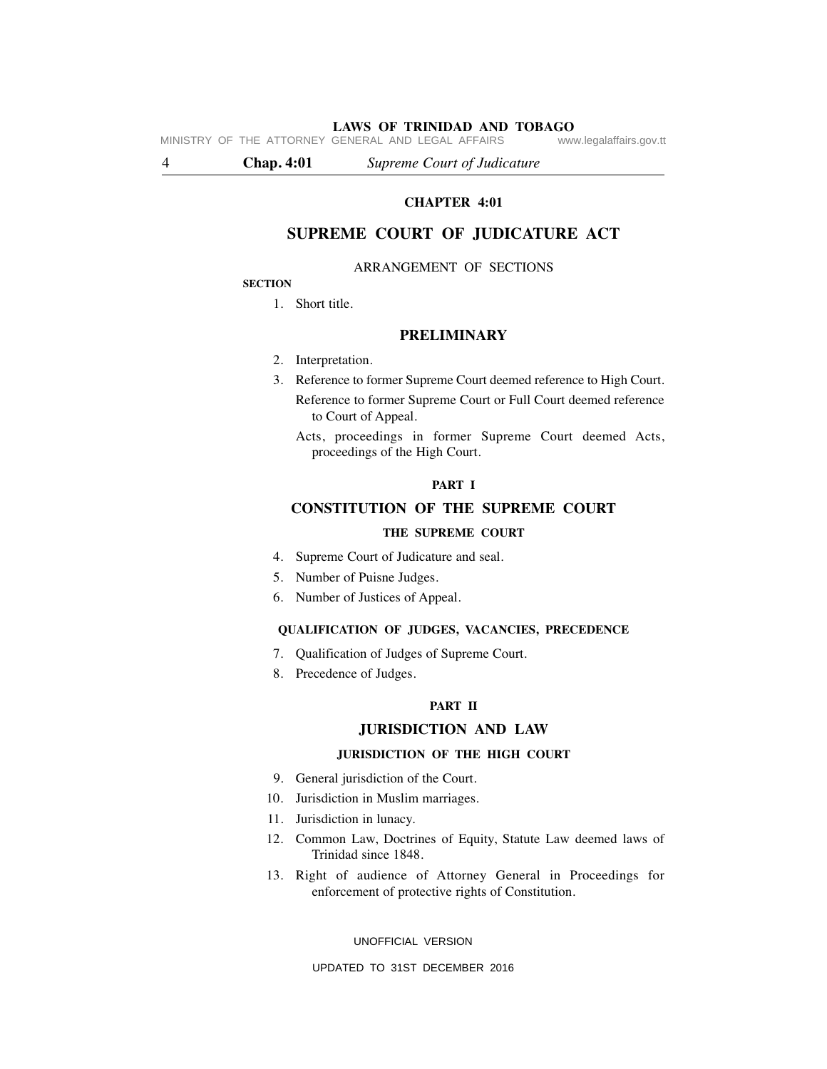# CHAPTER 4:01

## SUPREME COURT OF JUDICATURE ACT

ARRANGEMENT OF SECTIONS

**SECTION**

1. Short title.

### PRELIMINARY

2. Interpretation.
3. Reference to former Supreme Court deemed reference to High Court.
   Reference to former Supreme Court or Full Court deemed reference to Court of Appeal.
   Acts, proceedings in former Supreme Court deemed Acts, proceedings of the High Court.

**PART I**

### CONSTITUTION OF THE SUPREME COURT

**THE SUPREME COURT**

4. Supreme Court of Judicature and seal.
5. Number of Puisne Judges.
6. Number of Justices of Appeal.

**QUALIFICATION OF JUDGES, VACANCIES, PRECEDENCE**

7. Qualification of Judges of Supreme Court.
8. Precedence of Judges.

**PART II**

### JURISDICTION AND LAW

**JURISDICTION OF THE HIGH COURT**

9. General jurisdiction of the Court.
10. Jurisdiction in Muslim marriages.
11. Jurisdiction in lunacy.
12. Common Law, Doctrines of Equity, Statute Law deemed laws of Trinidad since 1848.
13. Right of audience of Attorney General in Proceedings for enforcement of protective rights of Constitution.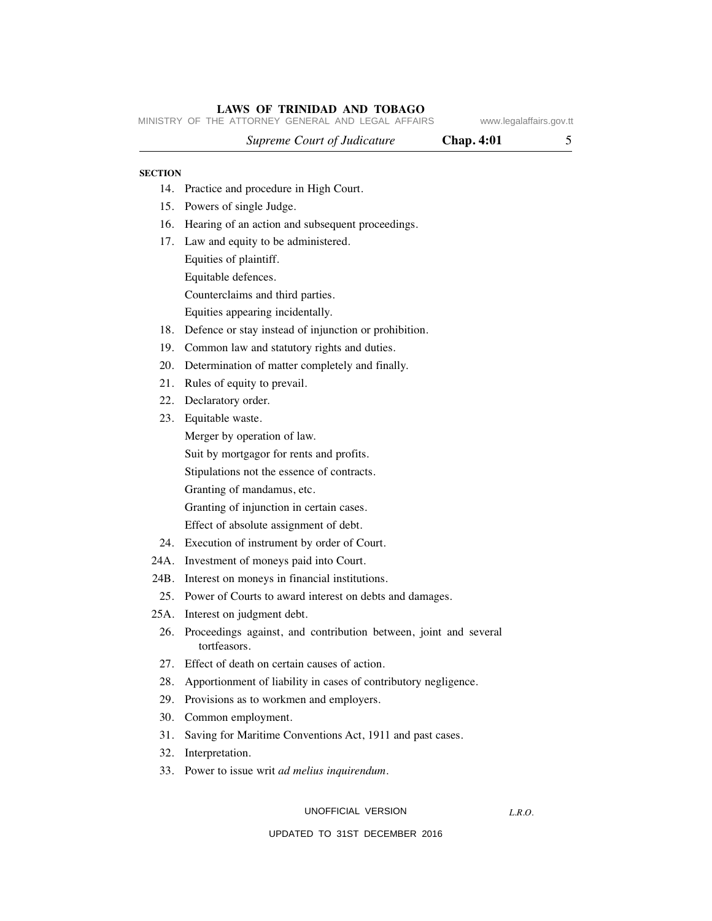**SECTION**

14. Practice and procedure in High Court.
15. Powers of single Judge.
16. Hearing of an action and subsequent proceedings.
17. Law and equity to be administered.
    Equities of plaintiff.
    Equitable defences.
    Counterclaims and third parties.
    Equities appearing incidentally.
18. Defence or stay instead of injunction or prohibition.
19. Common law and statutory rights and duties.
20. Determination of matter completely and finally.
21. Rules of equity to prevail.
22. Declaratory order.
23. Equitable waste.
    Merger by operation of law.
    Suit by mortgagor for rents and profits.
    Stipulations not the essence of contracts.
    Granting of mandamus, etc.
    Granting of injunction in certain cases.
    Effect of absolute assignment of debt.
24. Execution of instrument by order of Court.

24A. Investment of moneys paid into Court.

24B. Interest on moneys in financial institutions.

25. Power of Courts to award interest on debts and damages.

25A. Interest on judgment debt.

26. Proceedings against, and contribution between, joint and several tortfeasors.
27. Effect of death on certain causes of action.
28. Apportionment of liability in cases of contributory negligence.
29. Provisions as to workmen and employers.
30. Common employment.
31. Saving for Maritime Conventions Act, 1911 and past cases.
32. Interpretation.
33. Power to issue writ *ad melius inquirendum*.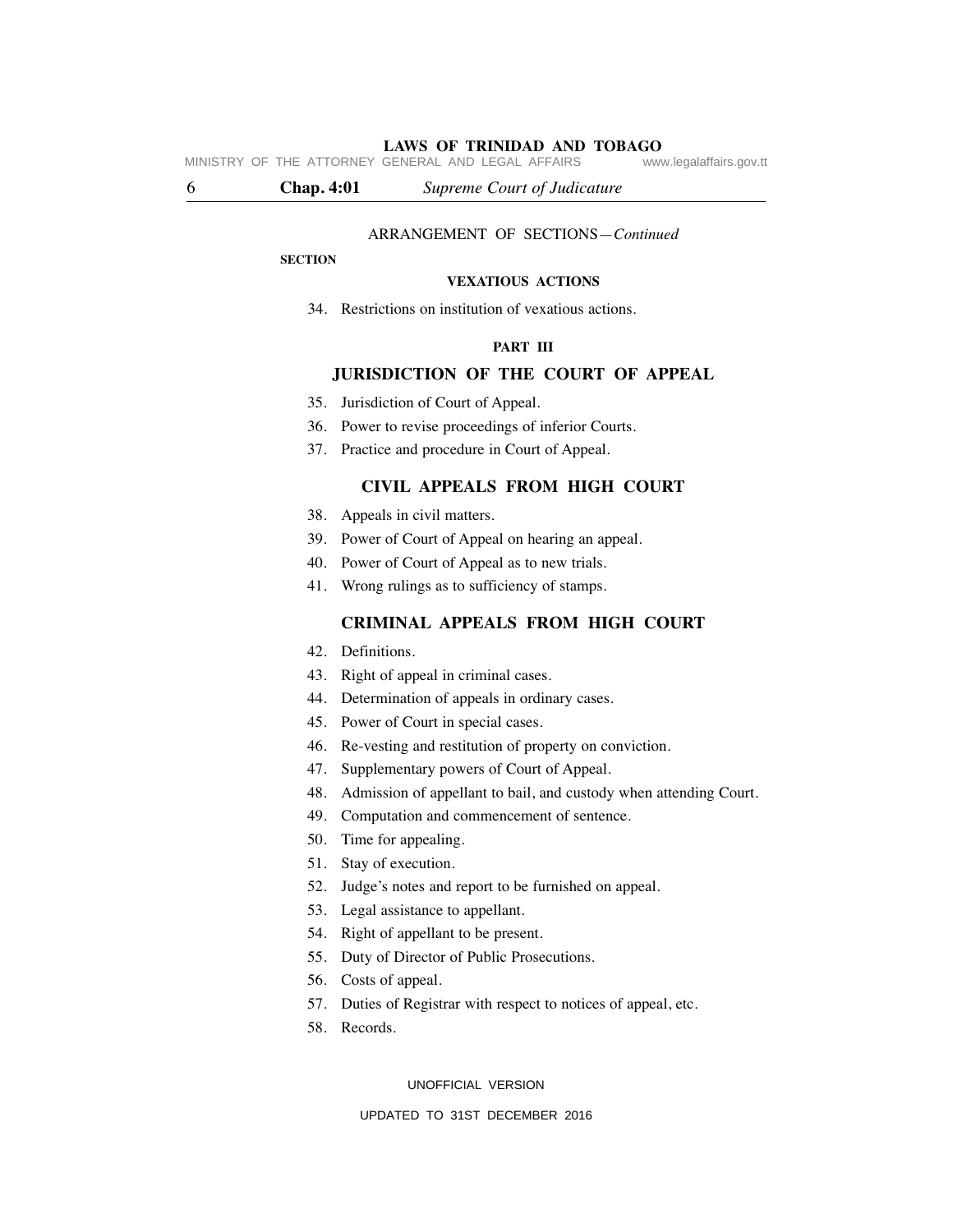ARRANGEMENT OF SECTIONS—*Continued*

**SECTION**

**VEXATIOUS ACTIONS**

34. Restrictions on institution of vexatious actions.

**PART III**

## JURISDICTION OF THE COURT OF APPEAL

35. Jurisdiction of Court of Appeal.
36. Power to revise proceedings of inferior Courts.
37. Practice and procedure in Court of Appeal.

### CIVIL APPEALS FROM HIGH COURT

38. Appeals in civil matters.
39. Power of Court of Appeal on hearing an appeal.
40. Power of Court of Appeal as to new trials.
41. Wrong rulings as to sufficiency of stamps.

### CRIMINAL APPEALS FROM HIGH COURT

42. Definitions.
43. Right of appeal in criminal cases.
44. Determination of appeals in ordinary cases.
45. Power of Court in special cases.
46. Re-vesting and restitution of property on conviction.
47. Supplementary powers of Court of Appeal.
48. Admission of appellant to bail, and custody when attending Court.
49. Computation and commencement of sentence.
50. Time for appealing.
51. Stay of execution.
52. Judge's notes and report to be furnished on appeal.
53. Legal assistance to appellant.
54. Right of appellant to be present.
55. Duty of Director of Public Prosecutions.
56. Costs of appeal.
57. Duties of Registrar with respect to notices of appeal, etc.
58. Records.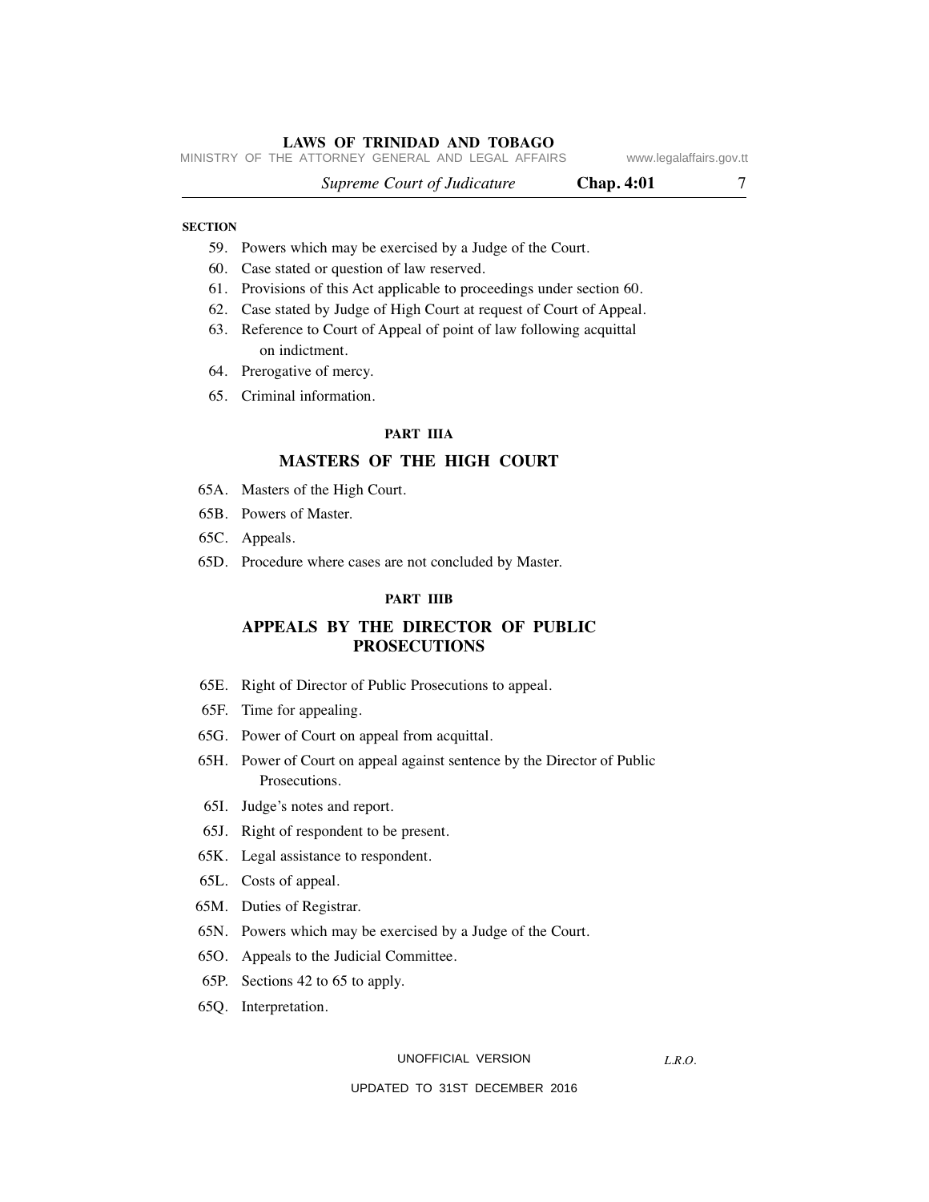SECTION

59. Powers which may be exercised by a Judge of the Court.
60. Case stated or question of law reserved.
61. Provisions of this Act applicable to proceedings under section 60.
62. Case stated by Judge of High Court at request of Court of Appeal.
63. Reference to Court of Appeal of point of law following acquittal on indictment.
64. Prerogative of mercy.
65. Criminal information.

**PART IIIA**

## MASTERS OF THE HIGH COURT

65A. Masters of the High Court.
65B. Powers of Master.
65C. Appeals.
65D. Procedure where cases are not concluded by Master.

**PART IIIB**

## APPEALS BY THE DIRECTOR OF PUBLIC PROSECUTIONS

65E. Right of Director of Public Prosecutions to appeal.
65F. Time for appealing.
65G. Power of Court on appeal from acquittal.
65H. Power of Court on appeal against sentence by the Director of Public Prosecutions.
65I. Judge's notes and report.
65J. Right of respondent to be present.
65K. Legal assistance to respondent.
65L. Costs of appeal.
65M. Duties of Registrar.
65N. Powers which may be exercised by a Judge of the Court.
65O. Appeals to the Judicial Committee.
65P. Sections 42 to 65 to apply.
65Q. Interpretation.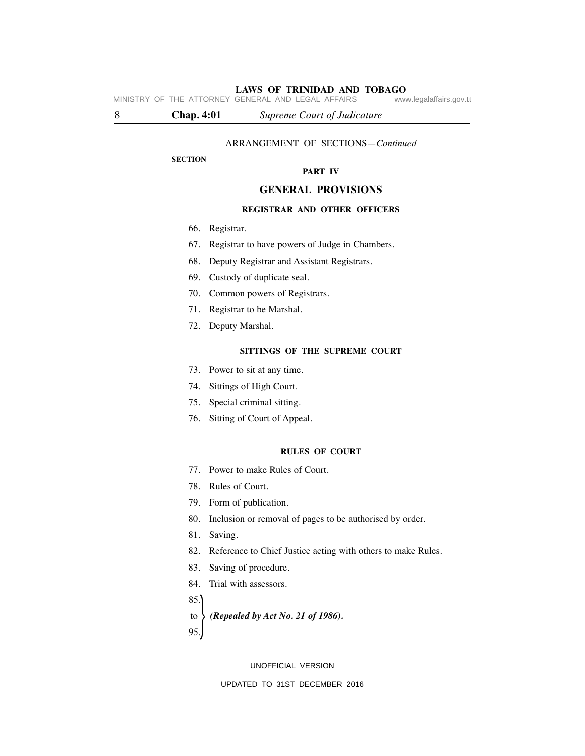ARRANGEMENT OF SECTIONS—*Continued*

**SECTION**

## PART IV

## GENERAL PROVISIONS

### REGISTRAR AND OTHER OFFICERS

66. Registrar.
67. Registrar to have powers of Judge in Chambers.
68. Deputy Registrar and Assistant Registrars.
69. Custody of duplicate seal.
70. Common powers of Registrars.
71. Registrar to be Marshal.
72. Deputy Marshal.

### SITTINGS OF THE SUPREME COURT

73. Power to sit at any time.
74. Sittings of High Court.
75. Special criminal sitting.
76. Sitting of Court of Appeal.

### RULES OF COURT

77. Power to make Rules of Court.
78. Rules of Court.
79. Form of publication.
80. Inclusion or removal of pages to be authorised by order.
81. Saving.
82. Reference to Chief Justice acting with others to make Rules.
83. Saving of procedure.
84. Trial with assessors.

85. to 95. ***(Repealed by Act No. 21 of 1986).***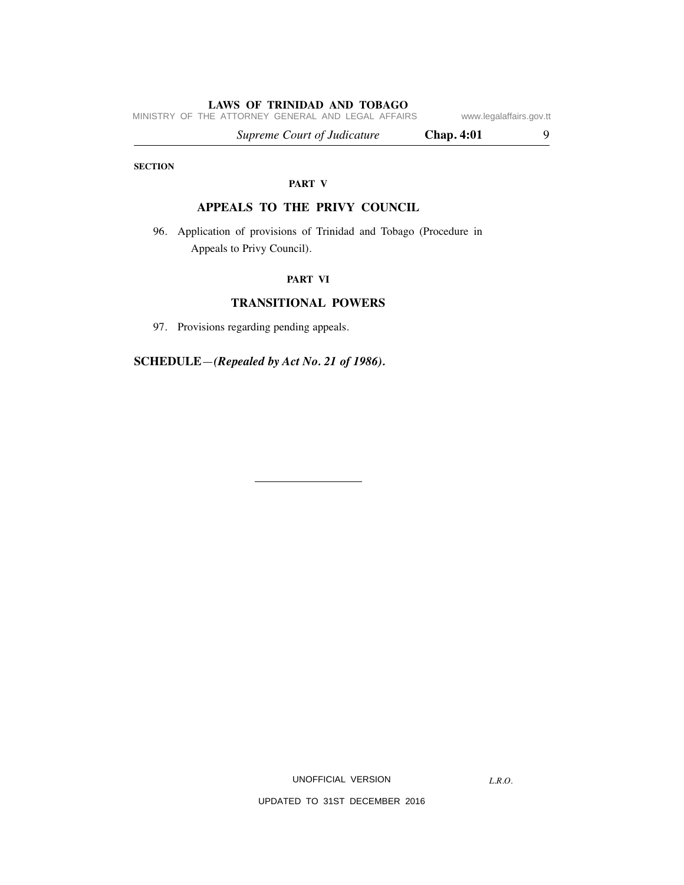SECTION

PART V

## APPEALS TO THE PRIVY COUNCIL

96. Application of provisions of Trinidad and Tobago (Procedure in Appeals to Privy Council).

PART VI

## TRANSITIONAL POWERS

97. Provisions regarding pending appeals.

**SCHEDULE—*(Repealed by Act No. 21 of 1986).***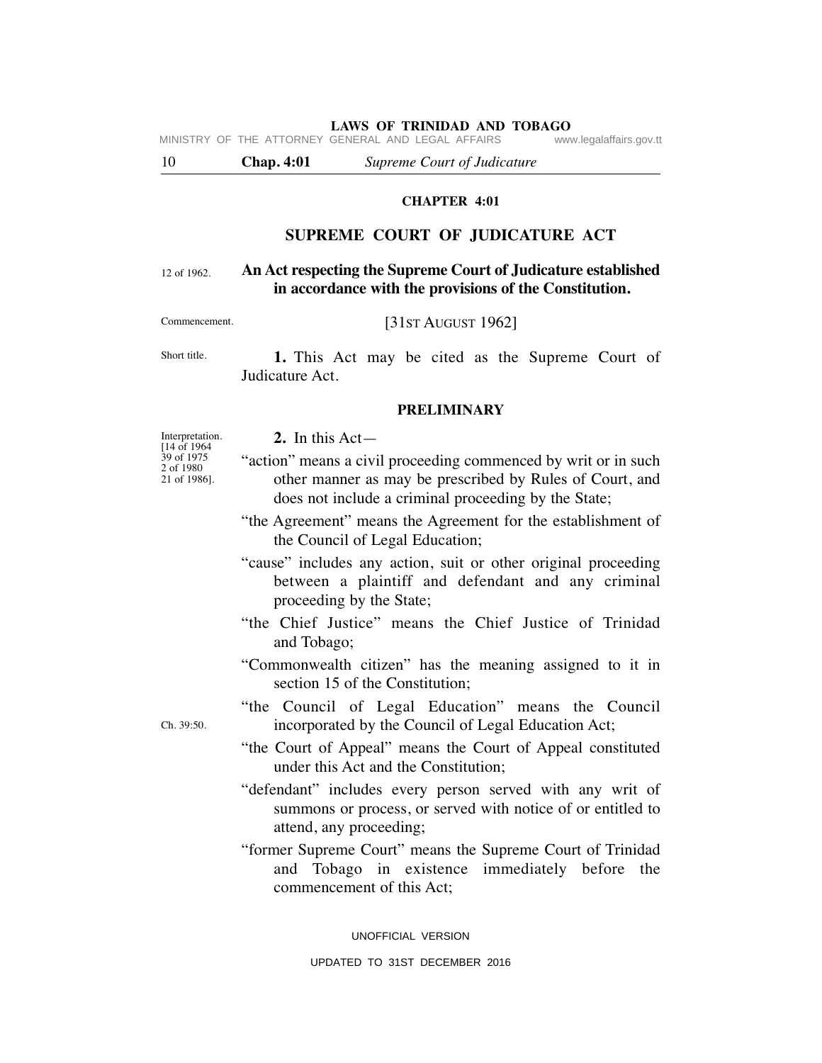## CHAPTER 4:01

# SUPREME COURT OF JUDICATURE ACT

12 of 1962.

**An Act respecting the Supreme Court of Judicature established in accordance with the provisions of the Constitution.**

Commencement.

[31ST AUGUST 1962]

Short title.

**1.** This Act may be cited as the Supreme Court of Judicature Act.

### PRELIMINARY

Interpretation. [14 of 1964 39 of 1975 2 of 1980 21 of 1986].

**2.** In this Act—

"action" means a civil proceeding commenced by writ or in such other manner as may be prescribed by Rules of Court, and does not include a criminal proceeding by the State;

"the Agreement" means the Agreement for the establishment of the Council of Legal Education;

"cause" includes any action, suit or other original proceeding between a plaintiff and defendant and any criminal proceeding by the State;

"the Chief Justice" means the Chief Justice of Trinidad and Tobago;

"Commonwealth citizen" has the meaning assigned to it in section 15 of the Constitution;

Ch. 39:50.

"the Council of Legal Education" means the Council incorporated by the Council of Legal Education Act;

"the Court of Appeal" means the Court of Appeal constituted under this Act and the Constitution;

"defendant" includes every person served with any writ of summons or process, or served with notice of or entitled to attend, any proceeding;

"former Supreme Court" means the Supreme Court of Trinidad and Tobago in existence immediately before the commencement of this Act;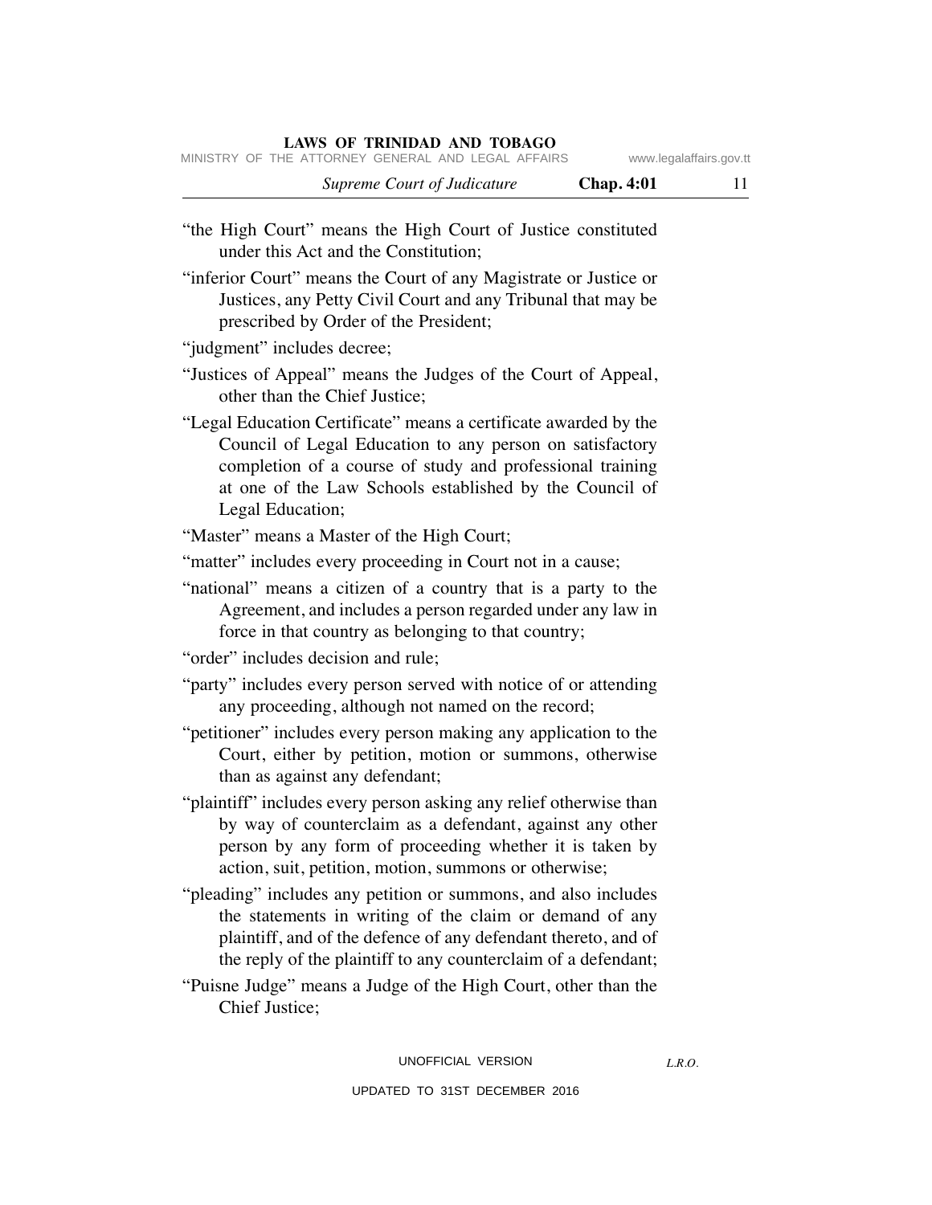"the High Court" means the High Court of Justice constituted under this Act and the Constitution;

"inferior Court" means the Court of any Magistrate or Justice or Justices, any Petty Civil Court and any Tribunal that may be prescribed by Order of the President;

"judgment" includes decree;

"Justices of Appeal" means the Judges of the Court of Appeal, other than the Chief Justice;

"Legal Education Certificate" means a certificate awarded by the Council of Legal Education to any person on satisfactory completion of a course of study and professional training at one of the Law Schools established by the Council of Legal Education;

"Master" means a Master of the High Court;

"matter" includes every proceeding in Court not in a cause;

"national" means a citizen of a country that is a party to the Agreement, and includes a person regarded under any law in force in that country as belonging to that country;

"order" includes decision and rule;

"party" includes every person served with notice of or attending any proceeding, although not named on the record;

"petitioner" includes every person making any application to the Court, either by petition, motion or summons, otherwise than as against any defendant;

"plaintiff" includes every person asking any relief otherwise than by way of counterclaim as a defendant, against any other person by any form of proceeding whether it is taken by action, suit, petition, motion, summons or otherwise;

"pleading" includes any petition or summons, and also includes the statements in writing of the claim or demand of any plaintiff, and of the defence of any defendant thereto, and of the reply of the plaintiff to any counterclaim of a defendant;

"Puisne Judge" means a Judge of the High Court, other than the Chief Justice;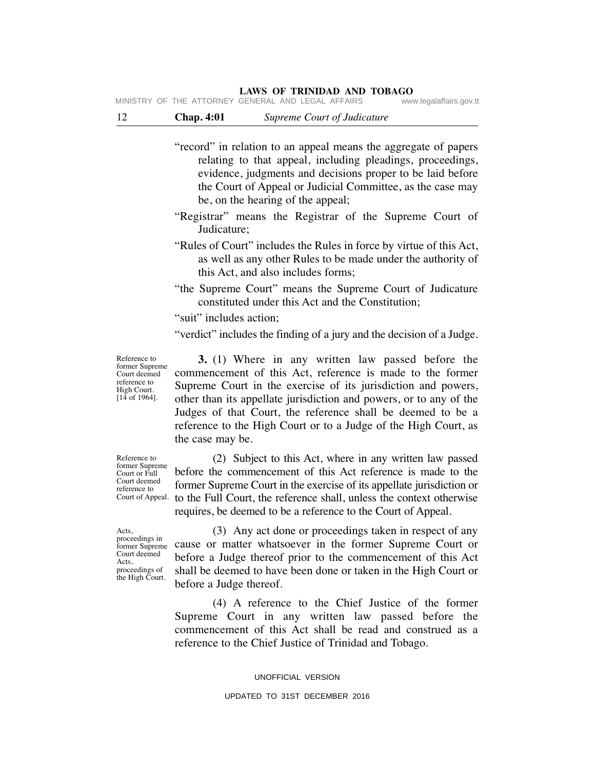"record" in relation to an appeal means the aggregate of papers relating to that appeal, including pleadings, proceedings, evidence, judgments and decisions proper to be laid before the Court of Appeal or Judicial Committee, as the case may be, on the hearing of the appeal;

"Registrar" means the Registrar of the Supreme Court of Judicature;

"Rules of Court" includes the Rules in force by virtue of this Act, as well as any other Rules to be made under the authority of this Act, and also includes forms;

"the Supreme Court" means the Supreme Court of Judicature constituted under this Act and the Constitution;

"suit" includes action;

"verdict" includes the finding of a jury and the decision of a Judge.

*Reference to former Supreme Court deemed reference to High Court. [14 of 1964].*

**3.** (1) Where in any written law passed before the commencement of this Act, reference is made to the former Supreme Court in the exercise of its jurisdiction and powers, other than its appellate jurisdiction and powers, or to any of the Judges of that Court, the reference shall be deemed to be a reference to the High Court or to a Judge of the High Court, as the case may be.

*Reference to former Supreme Court or Full Court deemed reference to Court of Appeal.*

(2) Subject to this Act, where in any written law passed before the commencement of this Act reference is made to the former Supreme Court in the exercise of its appellate jurisdiction or to the Full Court, the reference shall, unless the context otherwise requires, be deemed to be a reference to the Court of Appeal.

*Acts, proceedings in former Supreme Court deemed Acts, proceedings of the High Court.*

(3) Any act done or proceedings taken in respect of any cause or matter whatsoever in the former Supreme Court or before a Judge thereof prior to the commencement of this Act shall be deemed to have been done or taken in the High Court or before a Judge thereof.

(4) A reference to the Chief Justice of the former Supreme Court in any written law passed before the commencement of this Act shall be read and construed as a reference to the Chief Justice of Trinidad and Tobago.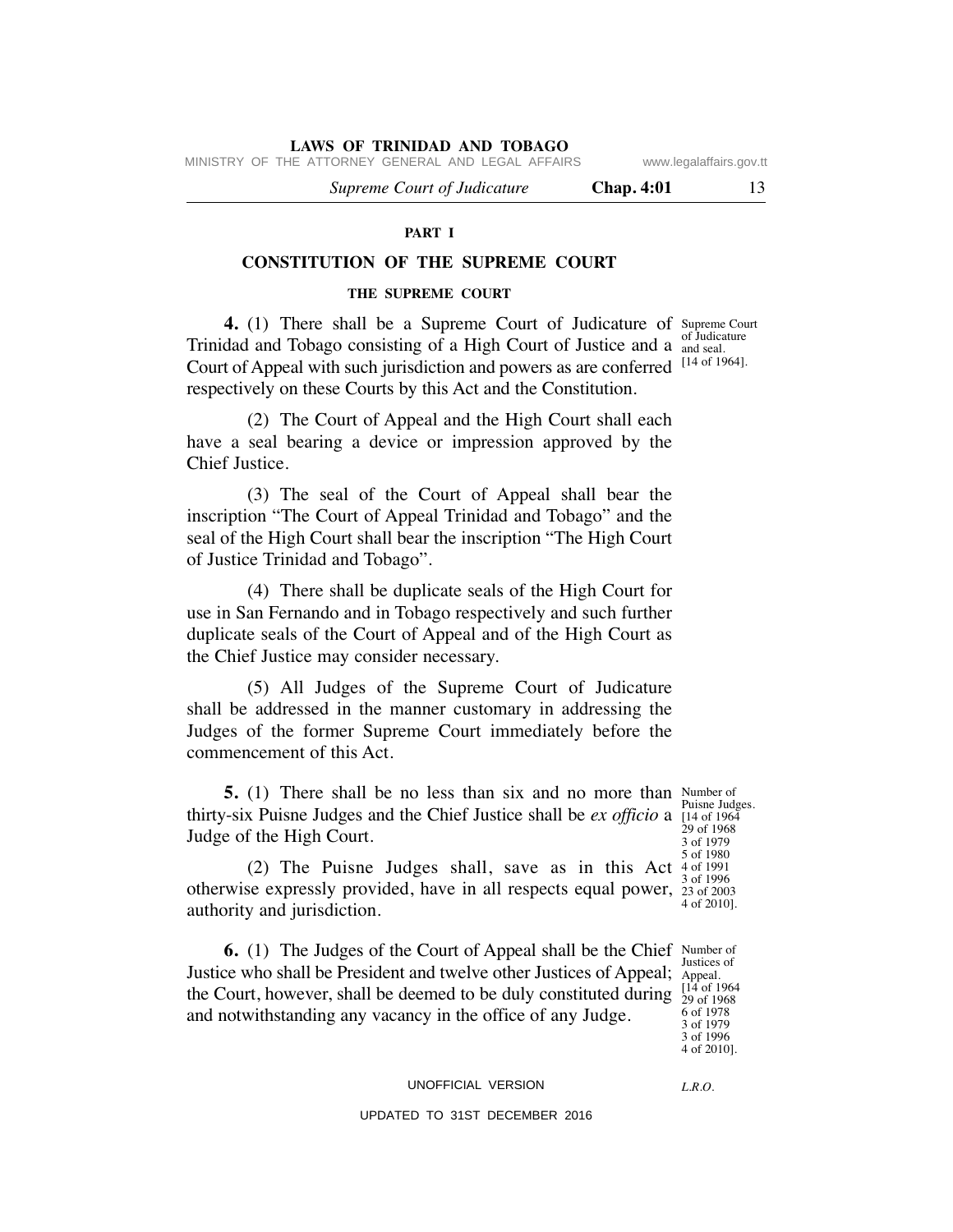## PART I

## CONSTITUTION OF THE SUPREME COURT

### THE SUPREME COURT

Supreme Court of Judicature and seal. [14 of 1964].

**4.** (1) There shall be a Supreme Court of Judicature of Trinidad and Tobago consisting of a High Court of Justice and a Court of Appeal with such jurisdiction and powers as are conferred respectively on these Courts by this Act and the Constitution.

(2) The Court of Appeal and the High Court shall each have a seal bearing a device or impression approved by the Chief Justice.

(3) The seal of the Court of Appeal shall bear the inscription "The Court of Appeal Trinidad and Tobago" and the seal of the High Court shall bear the inscription "The High Court of Justice Trinidad and Tobago".

(4) There shall be duplicate seals of the High Court for use in San Fernando and in Tobago respectively and such further duplicate seals of the Court of Appeal and of the High Court as the Chief Justice may consider necessary.

(5) All Judges of the Supreme Court of Judicature shall be addressed in the manner customary in addressing the Judges of the former Supreme Court immediately before the commencement of this Act.

Number of Puisne Judges. [14 of 1964 29 of 1968 3 of 1979 5 of 1980 4 of 1991 3 of 1996 23 of 2003 4 of 2010].

**5.** (1) There shall be no less than six and no more than thirty-six Puisne Judges and the Chief Justice shall be *ex officio* a Judge of the High Court.

(2) The Puisne Judges shall, save as in this Act otherwise expressly provided, have in all respects equal power, authority and jurisdiction.

Number of Justices of Appeal. [14 of 1964 29 of 1968 6 of 1978 3 of 1979 3 of 1996 4 of 2010].

**6.** (1) The Judges of the Court of Appeal shall be the Chief Justice who shall be President and twelve other Justices of Appeal; the Court, however, shall be deemed to be duly constituted during and notwithstanding any vacancy in the office of any Judge.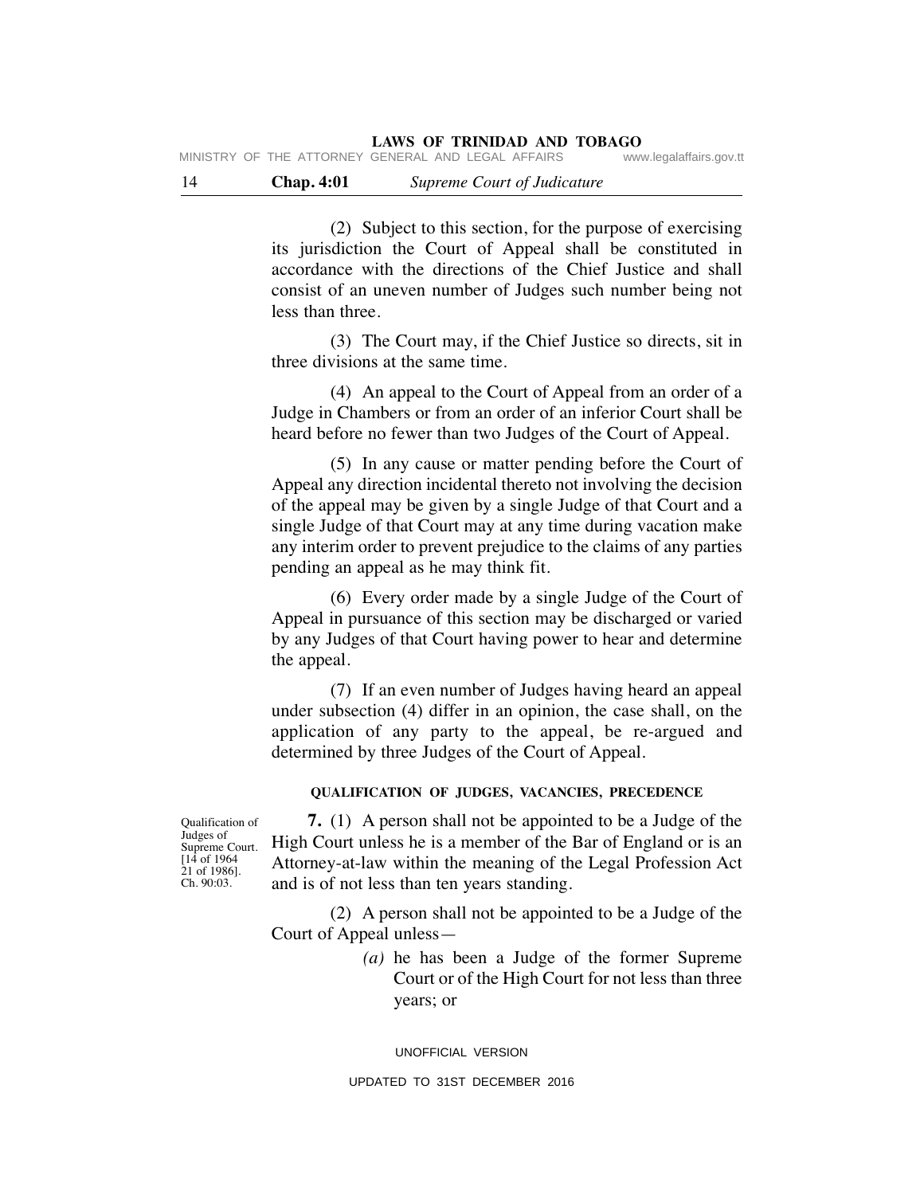(2) Subject to this section, for the purpose of exercising its jurisdiction the Court of Appeal shall be constituted in accordance with the directions of the Chief Justice and shall consist of an uneven number of Judges such number being not less than three.

(3) The Court may, if the Chief Justice so directs, sit in three divisions at the same time.

(4) An appeal to the Court of Appeal from an order of a Judge in Chambers or from an order of an inferior Court shall be heard before no fewer than two Judges of the Court of Appeal.

(5) In any cause or matter pending before the Court of Appeal any direction incidental thereto not involving the decision of the appeal may be given by a single Judge of that Court and a single Judge of that Court may at any time during vacation make any interim order to prevent prejudice to the claims of any parties pending an appeal as he may think fit.

(6) Every order made by a single Judge of the Court of Appeal in pursuance of this section may be discharged or varied by any Judges of that Court having power to hear and determine the appeal.

(7) If an even number of Judges having heard an appeal under subsection (4) differ in an opinion, the case shall, on the application of any party to the appeal, be re-argued and determined by three Judges of the Court of Appeal.

### QUALIFICATION OF JUDGES, VACANCIES, PRECEDENCE

Qualification of Judges of Supreme Court. [14 of 1964 21 of 1986]. Ch. 90:03.

**7.** (1) A person shall not be appointed to be a Judge of the High Court unless he is a member of the Bar of England or is an Attorney-at-law within the meaning of the Legal Profession Act and is of not less than ten years standing.

(2) A person shall not be appointed to be a Judge of the Court of Appeal unless—

*(a)* he has been a Judge of the former Supreme Court or of the High Court for not less than three years; or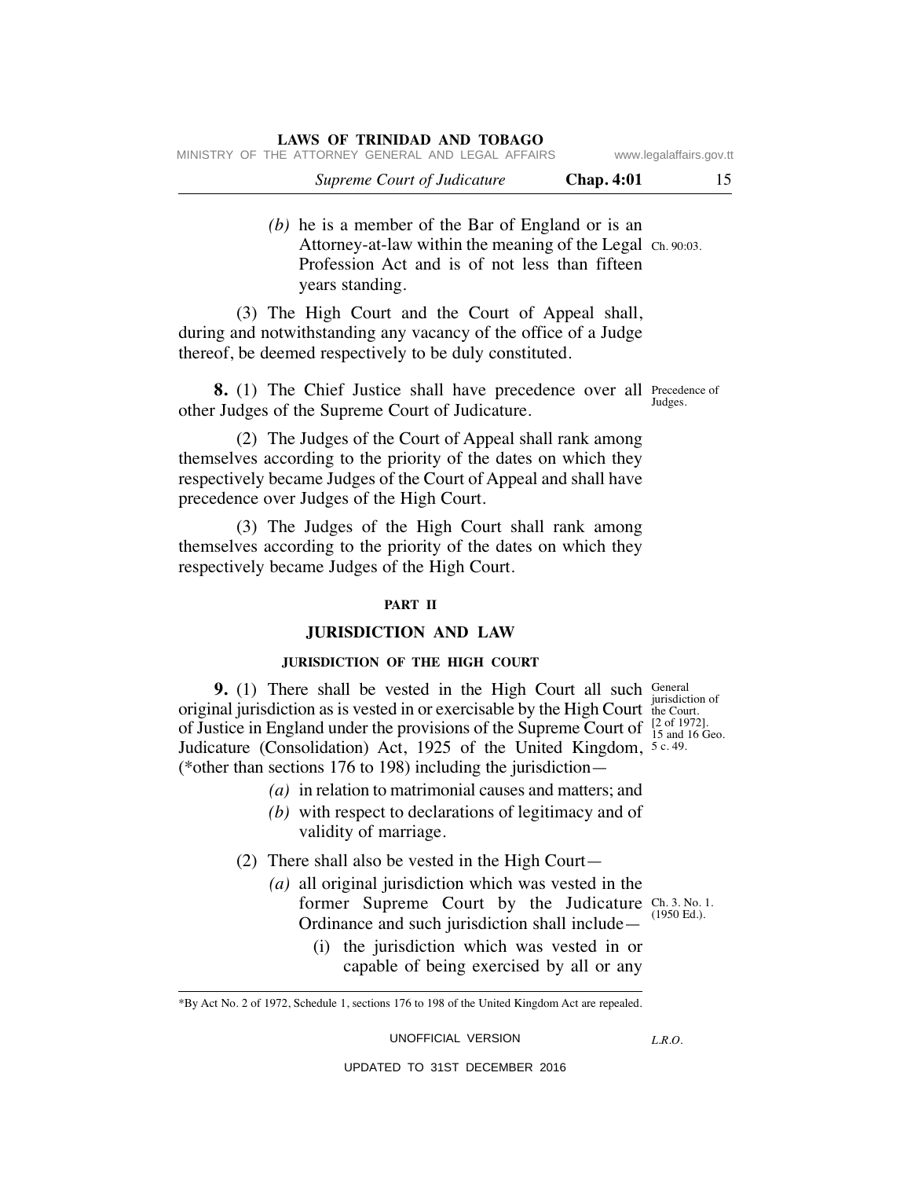*(b)* he is a member of the Bar of England or is an Attorney-at-law within the meaning of the Legal Profession Act and is of not less than fifteen years standing. Ch. 90:03.

(3) The High Court and the Court of Appeal shall, during and notwithstanding any vacancy of the office of a Judge thereof, be deemed respectively to be duly constituted.

Precedence of Judges.

**8.** (1) The Chief Justice shall have precedence over all other Judges of the Supreme Court of Judicature.

(2) The Judges of the Court of Appeal shall rank among themselves according to the priority of the dates on which they respectively became Judges of the Court of Appeal and shall have precedence over Judges of the High Court.

(3) The Judges of the High Court shall rank among themselves according to the priority of the dates on which they respectively became Judges of the High Court.

## PART II

## JURISDICTION AND LAW

### JURISDICTION OF THE HIGH COURT

General jurisdiction of the Court. [2 of 1972]. 15 and 16 Geo. 5 c. 49.

**9.** (1) There shall be vested in the High Court all such original jurisdiction as is vested in or exercisable by the High Court of Justice in England under the provisions of the Supreme Court of Judicature (Consolidation) Act, 1925 of the United Kingdom, (*other than sections 176 to 198) including the jurisdiction—

*(a)* in relation to matrimonial causes and matters; and

*(b)* with respect to declarations of legitimacy and of validity of marriage.

(2) There shall also be vested in the High Court—

*(a)* all original jurisdiction which was vested in the former Supreme Court by the Judicature Ordinance and such jurisdiction shall include— Ch. 3. No. 1. (1950 Ed.).

(i) the jurisdiction which was vested in or capable of being exercised by all or any

*By Act No. 2 of 1972, Schedule 1, sections 176 to 198 of the United Kingdom Act are repealed.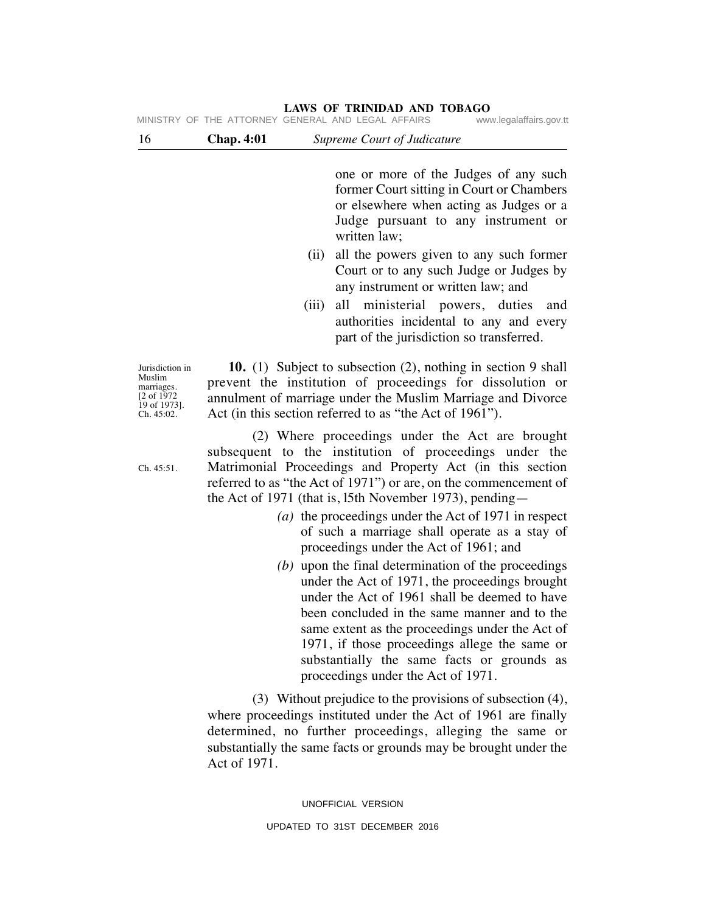one or more of the Judges of any such former Court sitting in Court or Chambers or elsewhere when acting as Judges or a Judge pursuant to any instrument or written law;

(ii) all the powers given to any such former Court or to any such Judge or Judges by any instrument or written law; and

(iii) all ministerial powers, duties and authorities incidental to any and every part of the jurisdiction so transferred.

Jurisdiction in Muslim marriages. [2 of 1972 19 of 1973]. Ch. 45:02.

**10.** (1) Subject to subsection (2), nothing in section 9 shall prevent the institution of proceedings for dissolution or annulment of marriage under the Muslim Marriage and Divorce Act (in this section referred to as "the Act of 1961").

Ch. 45:51.

(2) Where proceedings under the Act are brought subsequent to the institution of proceedings under the Matrimonial Proceedings and Property Act (in this section referred to as "the Act of 1971") or are, on the commencement of the Act of 1971 (that is, l5th November 1973), pending—

*(a)* the proceedings under the Act of 1971 in respect of such a marriage shall operate as a stay of proceedings under the Act of 1961; and

*(b)* upon the final determination of the proceedings under the Act of 1971, the proceedings brought under the Act of 1961 shall be deemed to have been concluded in the same manner and to the same extent as the proceedings under the Act of 1971, if those proceedings allege the same or substantially the same facts or grounds as proceedings under the Act of 1971.

(3) Without prejudice to the provisions of subsection (4), where proceedings instituted under the Act of 1961 are finally determined, no further proceedings, alleging the same or substantially the same facts or grounds may be brought under the Act of 1971.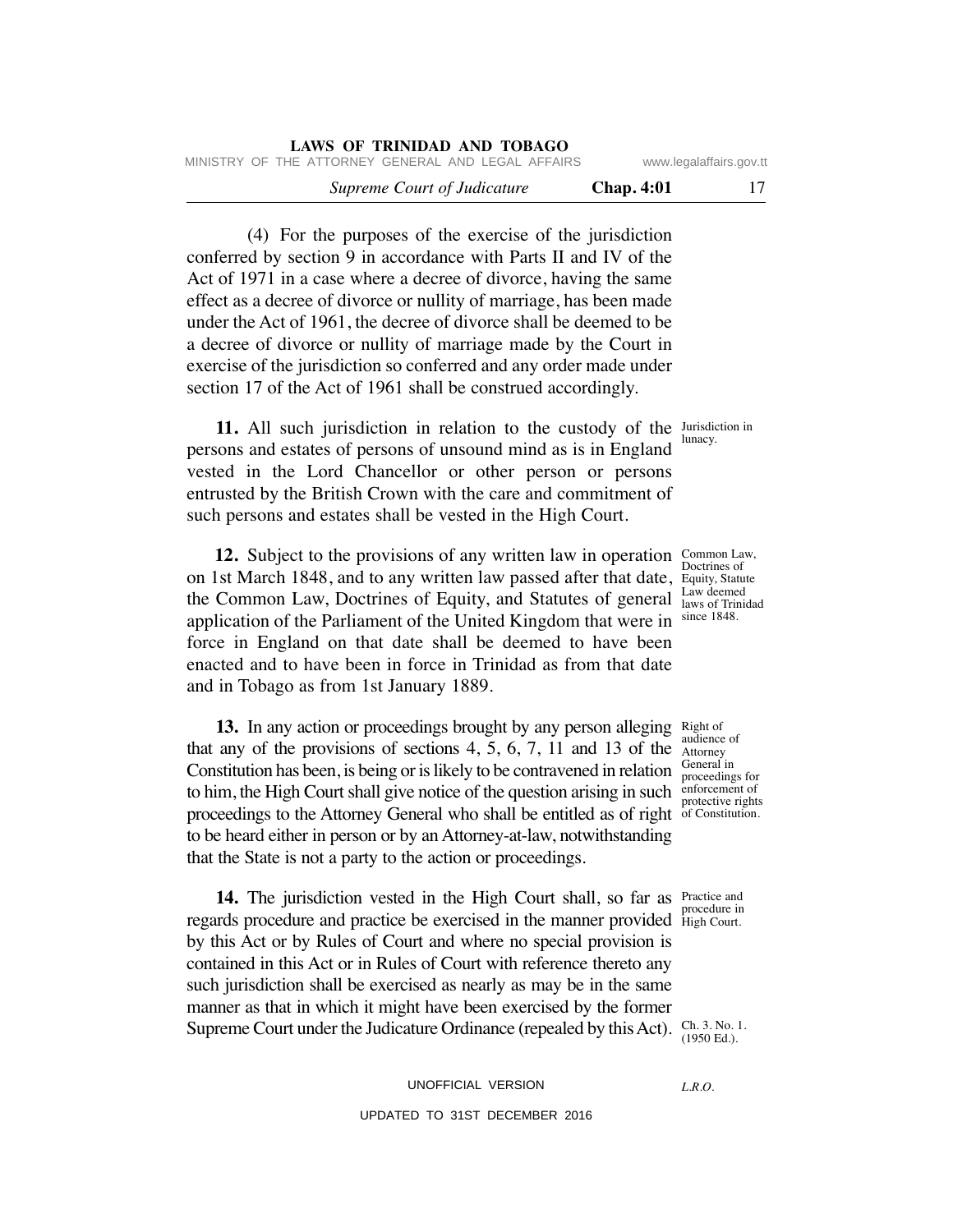(4) For the purposes of the exercise of the jurisdiction conferred by section 9 in accordance with Parts II and IV of the Act of 1971 in a case where a decree of divorce, having the same effect as a decree of divorce or nullity of marriage, has been made under the Act of 1961, the decree of divorce shall be deemed to be a decree of divorce or nullity of marriage made by the Court in exercise of the jurisdiction so conferred and any order made under section 17 of the Act of 1961 shall be construed accordingly.

Jurisdiction in lunacy.

**11.** All such jurisdiction in relation to the custody of the persons and estates of persons of unsound mind as is in England vested in the Lord Chancellor or other person or persons entrusted by the British Crown with the care and commitment of such persons and estates shall be vested in the High Court.

Common Law, Doctrines of Equity, Statute Law deemed laws of Trinidad since 1848.

**12.** Subject to the provisions of any written law in operation on 1st March 1848, and to any written law passed after that date, the Common Law, Doctrines of Equity, and Statutes of general application of the Parliament of the United Kingdom that were in force in England on that date shall be deemed to have been enacted and to have been in force in Trinidad as from that date and in Tobago as from 1st January 1889.

Right of audience of Attorney General in proceedings for enforcement of protective rights of Constitution.

**13.** In any action or proceedings brought by any person alleging that any of the provisions of sections 4, 5, 6, 7, 11 and 13 of the Constitution has been, is being or is likely to be contravened in relation to him, the High Court shall give notice of the question arising in such proceedings to the Attorney General who shall be entitled as of right to be heard either in person or by an Attorney-at-law, notwithstanding that the State is not a party to the action or proceedings.

Practice and procedure in High Court.

**14.** The jurisdiction vested in the High Court shall, so far as regards procedure and practice be exercised in the manner provided by this Act or by Rules of Court and where no special provision is contained in this Act or in Rules of Court with reference thereto any such jurisdiction shall be exercised as nearly as may be in the same manner as that in which it might have been exercised by the former Supreme Court under the Judicature Ordinance (repealed by this Act).

Ch. 3. No. 1. (1950 Ed.).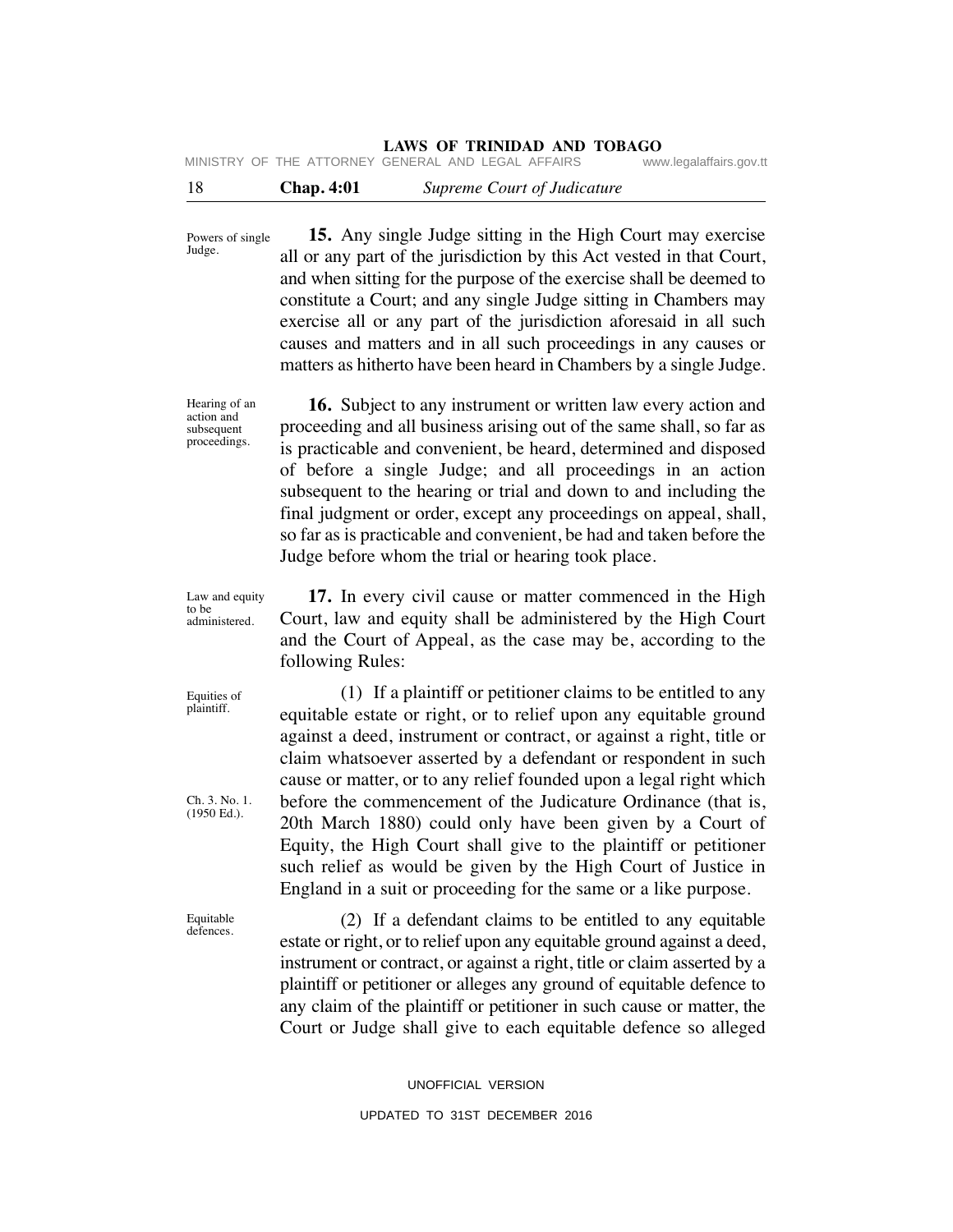Powers of single Judge.

**15.** Any single Judge sitting in the High Court may exercise all or any part of the jurisdiction by this Act vested in that Court, and when sitting for the purpose of the exercise shall be deemed to constitute a Court; and any single Judge sitting in Chambers may exercise all or any part of the jurisdiction aforesaid in all such causes and matters and in all such proceedings in any causes or matters as hitherto have been heard in Chambers by a single Judge.

Hearing of an action and subsequent proceedings.

**16.** Subject to any instrument or written law every action and proceeding and all business arising out of the same shall, so far as is practicable and convenient, be heard, determined and disposed of before a single Judge; and all proceedings in an action subsequent to the hearing or trial and down to and including the final judgment or order, except any proceedings on appeal, shall, so far as is practicable and convenient, be had and taken before the Judge before whom the trial or hearing took place.

Law and equity to be administered.

**17.** In every civil cause or matter commenced in the High Court, law and equity shall be administered by the High Court and the Court of Appeal, as the case may be, according to the following Rules:

Equities of plaintiff.

(1) If a plaintiff or petitioner claims to be entitled to any equitable estate or right, or to relief upon any equitable ground against a deed, instrument or contract, or against a right, title or claim whatsoever asserted by a defendant or respondent in such cause or matter, or to any relief founded upon a legal right which before the commencement of the Judicature Ordinance (that is, 20th March 1880) could only have been given by a Court of Equity, the High Court shall give to the plaintiff or petitioner such relief as would be given by the High Court of Justice in England in a suit or proceeding for the same or a like purpose.

Ch. 3. No. 1. (1950 Ed.).

Equitable defences.

(2) If a defendant claims to be entitled to any equitable estate or right, or to relief upon any equitable ground against a deed, instrument or contract, or against a right, title or claim asserted by a plaintiff or petitioner or alleges any ground of equitable defence to any claim of the plaintiff or petitioner in such cause or matter, the Court or Judge shall give to each equitable defence so alleged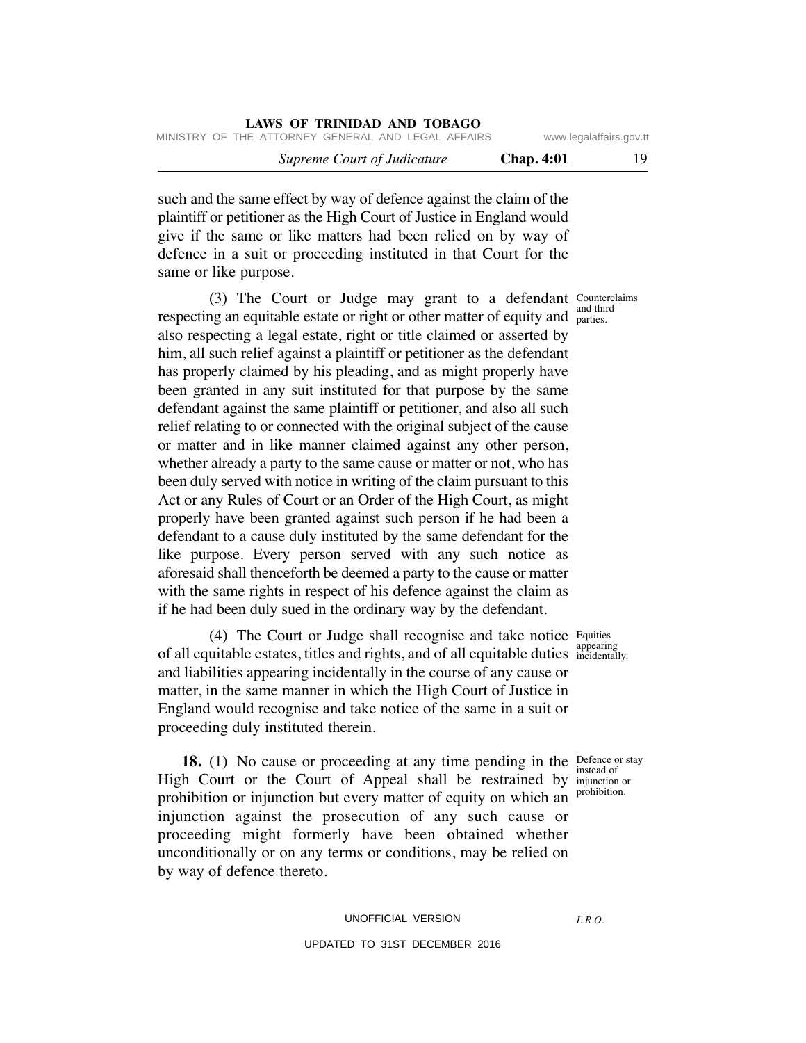such and the same effect by way of defence against the claim of the plaintiff or petitioner as the High Court of Justice in England would give if the same or like matters had been relied on by way of defence in a suit or proceeding instituted in that Court for the same or like purpose.

Counterclaims and third parties.

(3) The Court or Judge may grant to a defendant respecting an equitable estate or right or other matter of equity and also respecting a legal estate, right or title claimed or asserted by him, all such relief against a plaintiff or petitioner as the defendant has properly claimed by his pleading, and as might properly have been granted in any suit instituted for that purpose by the same defendant against the same plaintiff or petitioner, and also all such relief relating to or connected with the original subject of the cause or matter and in like manner claimed against any other person, whether already a party to the same cause or matter or not, who has been duly served with notice in writing of the claim pursuant to this Act or any Rules of Court or an Order of the High Court, as might properly have been granted against such person if he had been a defendant to a cause duly instituted by the same defendant for the like purpose. Every person served with any such notice as aforesaid shall thenceforth be deemed a party to the cause or matter with the same rights in respect of his defence against the claim as if he had been duly sued in the ordinary way by the defendant.

Equities appearing incidentally.

(4) The Court or Judge shall recognise and take notice of all equitable estates, titles and rights, and of all equitable duties and liabilities appearing incidentally in the course of any cause or matter, in the same manner in which the High Court of Justice in England would recognise and take notice of the same in a suit or proceeding duly instituted therein.

Defence or stay instead of injunction or prohibition.

**18.** (1) No cause or proceeding at any time pending in the High Court or the Court of Appeal shall be restrained by prohibition or injunction but every matter of equity on which an injunction against the prosecution of any such cause or proceeding might formerly have been obtained whether unconditionally or on any terms or conditions, may be relied on by way of defence thereto.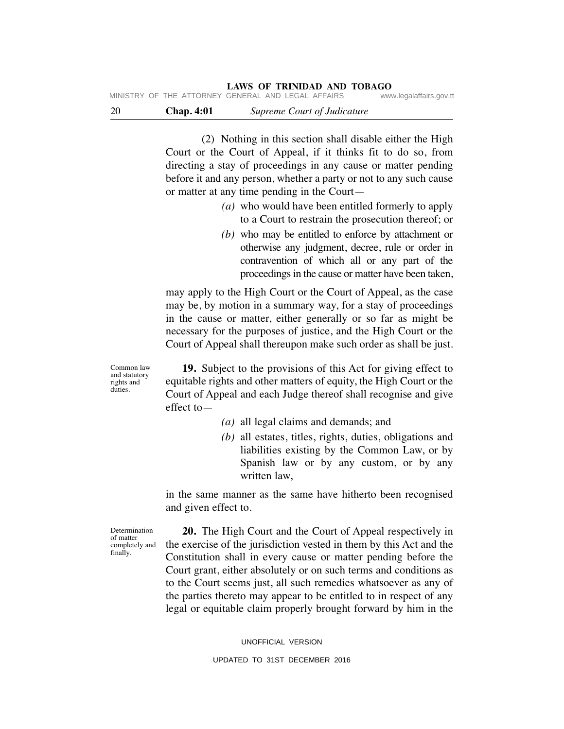(2) Nothing in this section shall disable either the High Court or the Court of Appeal, if it thinks fit to do so, from directing a stay of proceedings in any cause or matter pending before it and any person, whether a party or not to any such cause or matter at any time pending in the Court—

*(a)* who would have been entitled formerly to apply to a Court to restrain the prosecution thereof; or

*(b)* who may be entitled to enforce by attachment or otherwise any judgment, decree, rule or order in contravention of which all or any part of the proceedings in the cause or matter have been taken,

may apply to the High Court or the Court of Appeal, as the case may be, by motion in a summary way, for a stay of proceedings in the cause or matter, either generally or so far as might be necessary for the purposes of justice, and the High Court or the Court of Appeal shall thereupon make such order as shall be just.

Common law and statutory rights and duties.

**19.** Subject to the provisions of this Act for giving effect to equitable rights and other matters of equity, the High Court or the Court of Appeal and each Judge thereof shall recognise and give effect to—

*(a)* all legal claims and demands; and

*(b)* all estates, titles, rights, duties, obligations and liabilities existing by the Common Law, or by Spanish law or by any custom, or by any written law,

in the same manner as the same have hitherto been recognised and given effect to.

Determination of matter completely and finally.

**20.** The High Court and the Court of Appeal respectively in the exercise of the jurisdiction vested in them by this Act and the Constitution shall in every cause or matter pending before the Court grant, either absolutely or on such terms and conditions as to the Court seems just, all such remedies whatsoever as any of the parties thereto may appear to be entitled to in respect of any legal or equitable claim properly brought forward by him in the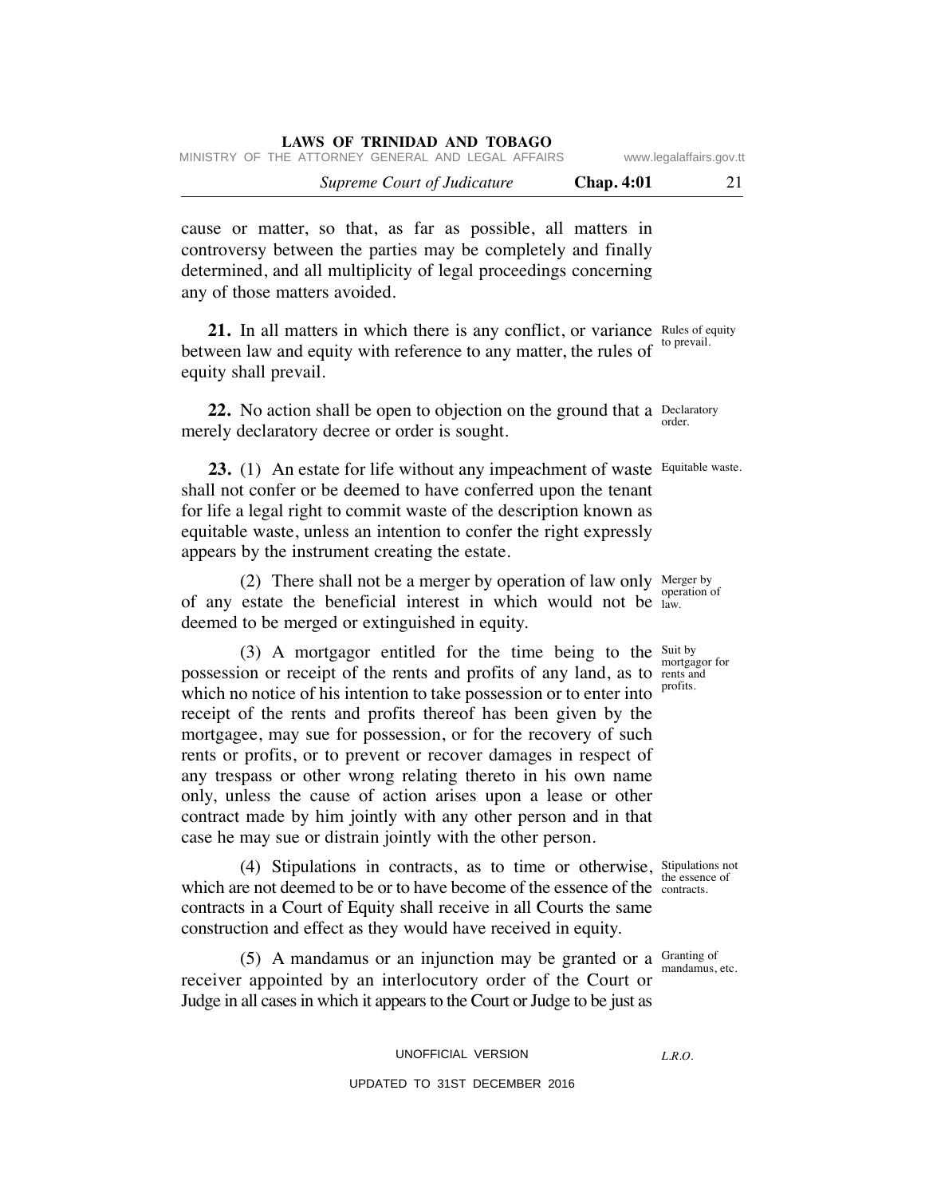cause or matter, so that, as far as possible, all matters in controversy between the parties may be completely and finally determined, and all multiplicity of legal proceedings concerning any of those matters avoided.

Rules of equity to prevail.

**21.** In all matters in which there is any conflict, or variance between law and equity with reference to any matter, the rules of equity shall prevail.

Declaratory order.

**22.** No action shall be open to objection on the ground that a merely declaratory decree or order is sought.

Equitable waste.

**23.** (1) An estate for life without any impeachment of waste shall not confer or be deemed to have conferred upon the tenant for life a legal right to commit waste of the description known as equitable waste, unless an intention to confer the right expressly appears by the instrument creating the estate.

Merger by operation of law.

(2) There shall not be a merger by operation of law only of any estate the beneficial interest in which would not be deemed to be merged or extinguished in equity.

Suit by mortgagor for rents and profits.

(3) A mortgagor entitled for the time being to the possession or receipt of the rents and profits of any land, as to which no notice of his intention to take possession or to enter into receipt of the rents and profits thereof has been given by the mortgagee, may sue for possession, or for the recovery of such rents or profits, or to prevent or recover damages in respect of any trespass or other wrong relating thereto in his own name only, unless the cause of action arises upon a lease or other contract made by him jointly with any other person and in that case he may sue or distrain jointly with the other person.

Stipulations not the essence of contracts.

(4) Stipulations in contracts, as to time or otherwise, which are not deemed to be or to have become of the essence of the contracts in a Court of Equity shall receive in all Courts the same construction and effect as they would have received in equity.

Granting of mandamus, etc.

(5) A mandamus or an injunction may be granted or a receiver appointed by an interlocutory order of the Court or Judge in all cases in which it appears to the Court or Judge to be just as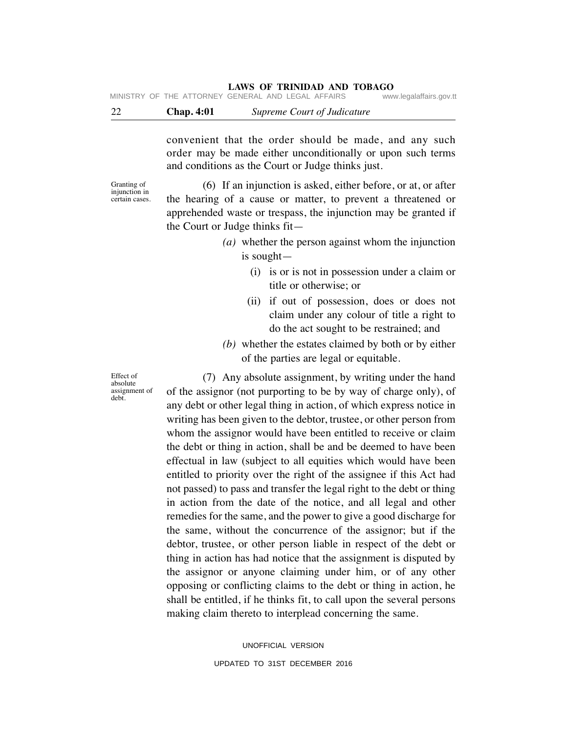convenient that the order should be made, and any such order may be made either unconditionally or upon such terms and conditions as the Court or Judge thinks just.

Granting of injunction in certain cases.

(6) If an injunction is asked, either before, or at, or after the hearing of a cause or matter, to prevent a threatened or apprehended waste or trespass, the injunction may be granted if the Court or Judge thinks fit—

*(a)* whether the person against whom the injunction is sought—

(i) is or is not in possession under a claim or title or otherwise; or

(ii) if out of possession, does or does not claim under any colour of title a right to do the act sought to be restrained; and

*(b)* whether the estates claimed by both or by either of the parties are legal or equitable.

Effect of absolute assignment of debt.

(7) Any absolute assignment, by writing under the hand of the assignor (not purporting to be by way of charge only), of any debt or other legal thing in action, of which express notice in writing has been given to the debtor, trustee, or other person from whom the assignor would have been entitled to receive or claim the debt or thing in action, shall be and be deemed to have been effectual in law (subject to all equities which would have been entitled to priority over the right of the assignee if this Act had not passed) to pass and transfer the legal right to the debt or thing in action from the date of the notice, and all legal and other remedies for the same, and the power to give a good discharge for the same, without the concurrence of the assignor; but if the debtor, trustee, or other person liable in respect of the debt or thing in action has had notice that the assignment is disputed by the assignor or anyone claiming under him, or of any other opposing or conflicting claims to the debt or thing in action, he shall be entitled, if he thinks fit, to call upon the several persons making claim thereto to interplead concerning the same.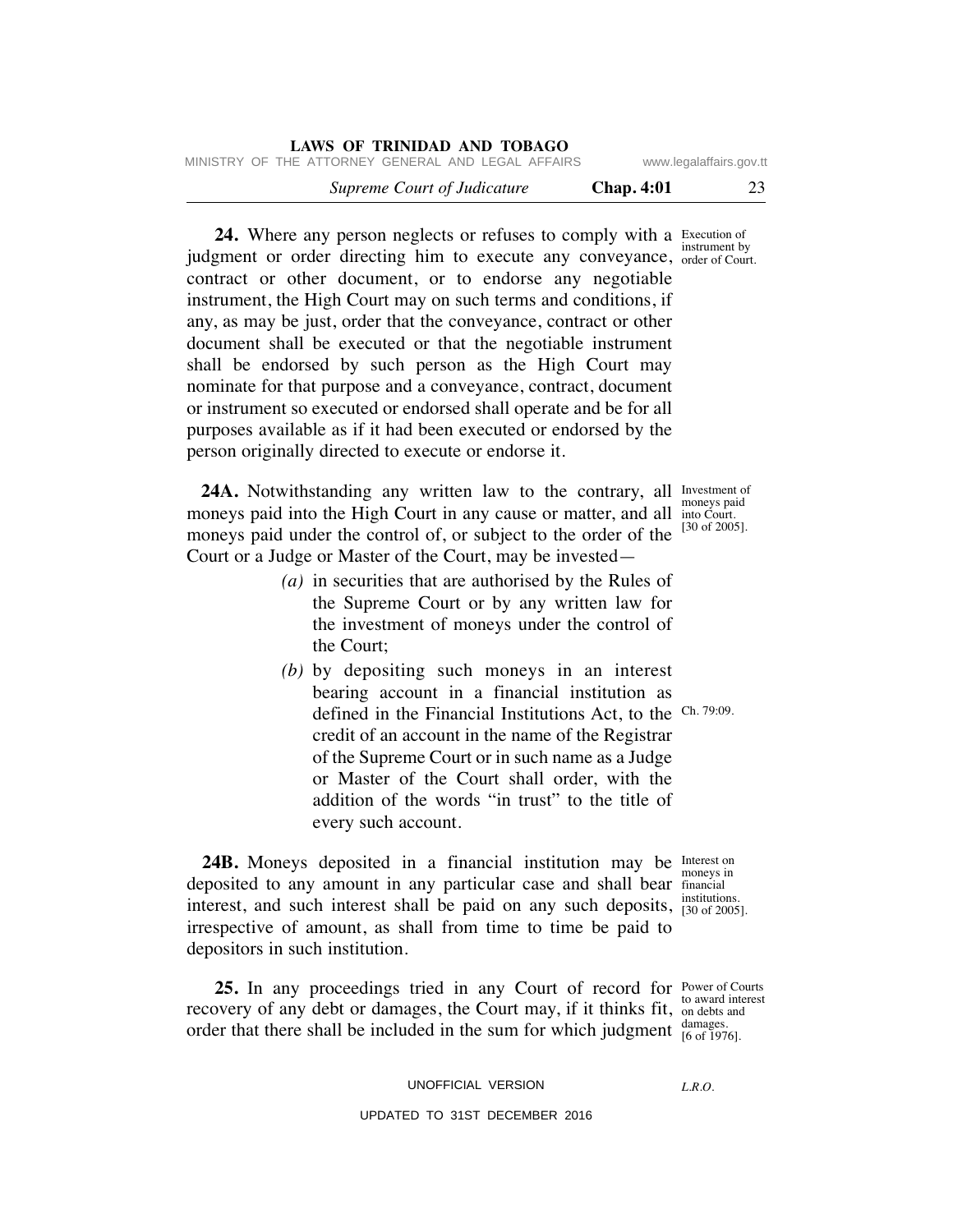**24.** Where any person neglects or refuses to comply with a judgment or order directing him to execute any conveyance, contract or other document, or to endorse any negotiable instrument, the High Court may on such terms and conditions, if any, as may be just, order that the conveyance, contract or other document shall be executed or that the negotiable instrument shall be endorsed by such person as the High Court may nominate for that purpose and a conveyance, contract, document or instrument so executed or endorsed shall operate and be for all purposes available as if it had been executed or endorsed by the person originally directed to execute or endorse it.

Execution of instrument by order of Court.

**24A.** Notwithstanding any written law to the contrary, all moneys paid into the High Court in any cause or matter, and all moneys paid under the control of, or subject to the order of the Court or a Judge or Master of the Court, may be invested—

Investment of moneys paid into Court. [30 of 2005].

*(a)* in securities that are authorised by the Rules of the Supreme Court or by any written law for the investment of moneys under the control of the Court;

*(b)* by depositing such moneys in an interest bearing account in a financial institution as defined in the Financial Institutions Act, to the credit of an account in the name of the Registrar of the Supreme Court or in such name as a Judge or Master of the Court shall order, with the addition of the words "in trust" to the title of every such account.

Ch. 79:09.

**24B.** Moneys deposited in a financial institution may be deposited to any amount in any particular case and shall bear interest, and such interest shall be paid on any such deposits, irrespective of amount, as shall from time to time be paid to depositors in such institution.

Interest on moneys in financial institutions. [30 of 2005].

**25.** In any proceedings tried in any Court of record for recovery of any debt or damages, the Court may, if it thinks fit, order that there shall be included in the sum for which judgment

Power of Courts to award interest on debts and damages. [6 of 1976].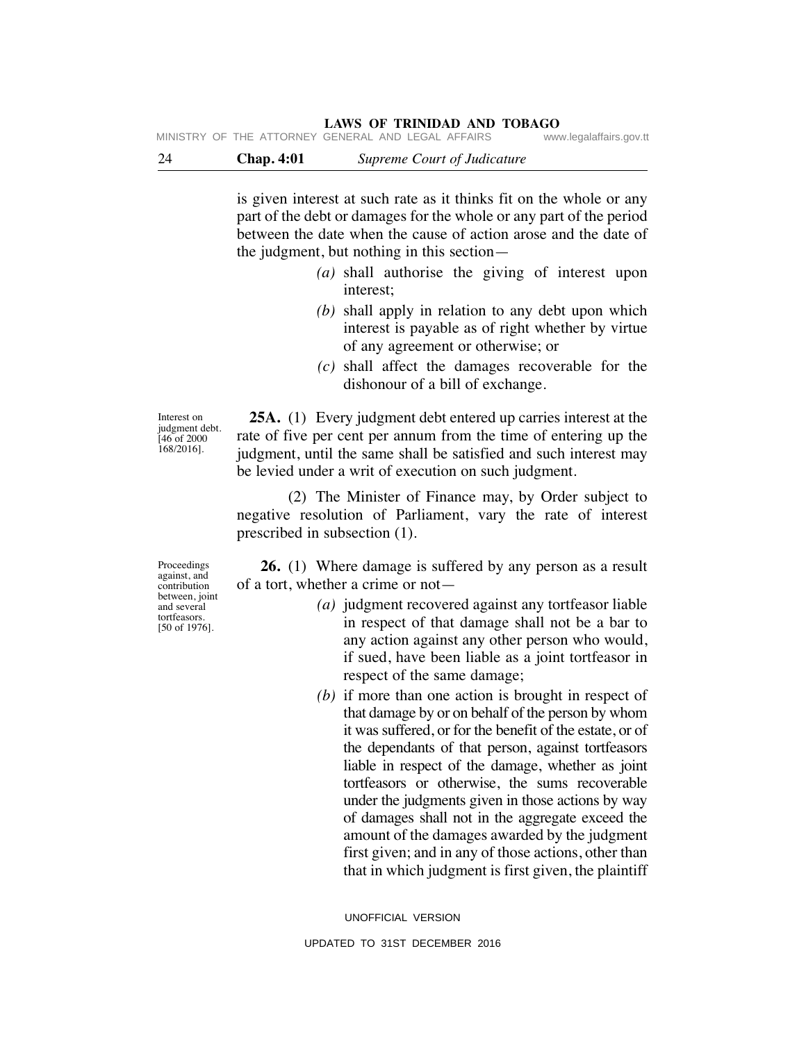is given interest at such rate as it thinks fit on the whole or any part of the debt or damages for the whole or any part of the period between the date when the cause of action arose and the date of the judgment, but nothing in this section—

*(a)* shall authorise the giving of interest upon interest;

*(b)* shall apply in relation to any debt upon which interest is payable as of right whether by virtue of any agreement or otherwise; or

*(c)* shall affect the damages recoverable for the dishonour of a bill of exchange.

Interest on judgment debt. [46 of 2000 168/2016].

**25A.** (1) Every judgment debt entered up carries interest at the rate of five per cent per annum from the time of entering up the judgment, until the same shall be satisfied and such interest may be levied under a writ of execution on such judgment.

(2) The Minister of Finance may, by Order subject to negative resolution of Parliament, vary the rate of interest prescribed in subsection (1).

Proceedings against, and contribution between, joint and several tortfeasors. [50 of 1976].

**26.** (1) Where damage is suffered by any person as a result of a tort, whether a crime or not—

*(a)* judgment recovered against any tortfeasor liable in respect of that damage shall not be a bar to any action against any other person who would, if sued, have been liable as a joint tortfeasor in respect of the same damage;

*(b)* if more than one action is brought in respect of that damage by or on behalf of the person by whom it was suffered, or for the benefit of the estate, or of the dependants of that person, against tortfeasors liable in respect of the damage, whether as joint tortfeasors or otherwise, the sums recoverable under the judgments given in those actions by way of damages shall not in the aggregate exceed the amount of the damages awarded by the judgment first given; and in any of those actions, other than that in which judgment is first given, the plaintiff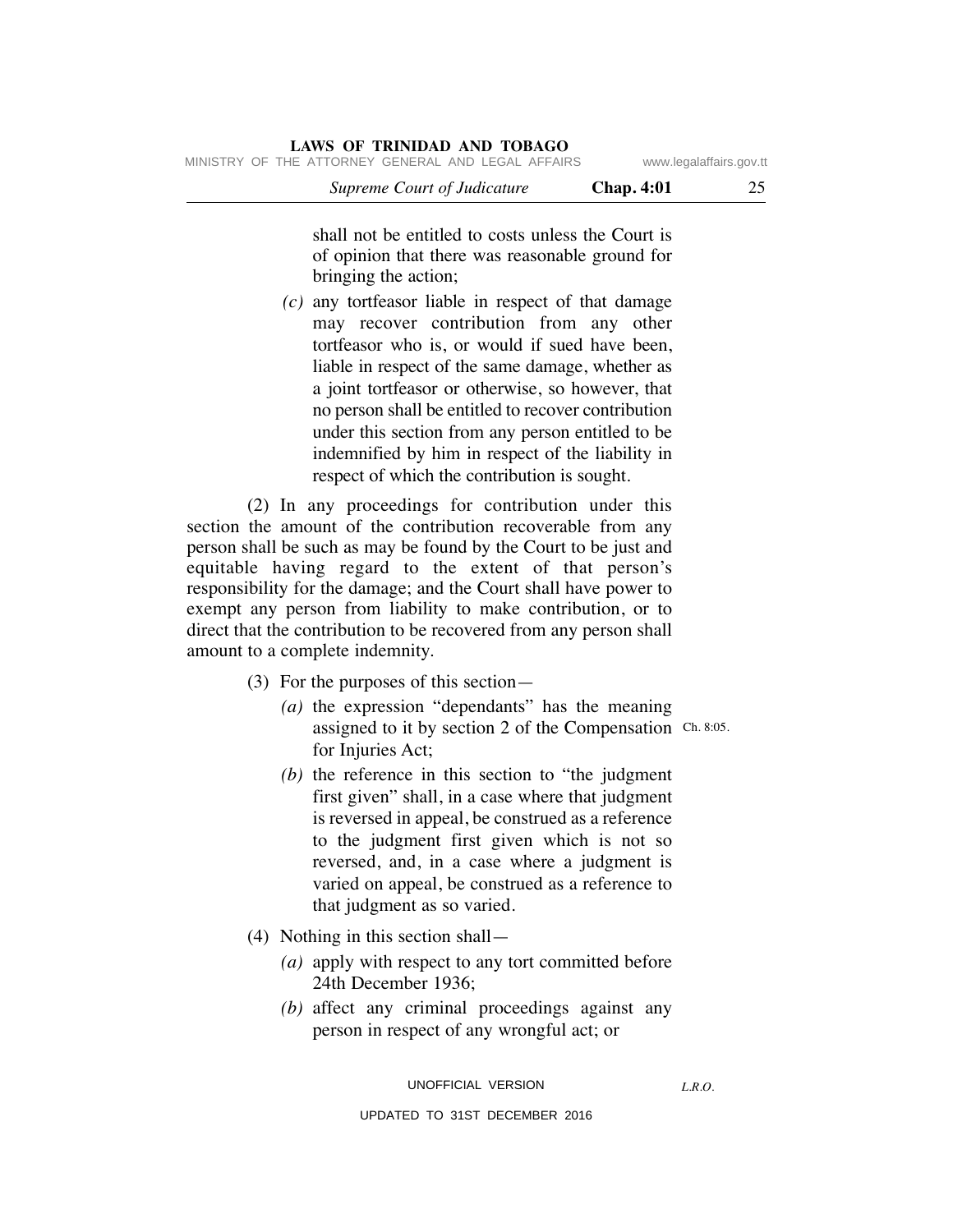shall not be entitled to costs unless the Court is of opinion that there was reasonable ground for bringing the action;

*(c)* any tortfeasor liable in respect of that damage may recover contribution from any other tortfeasor who is, or would if sued have been, liable in respect of the same damage, whether as a joint tortfeasor or otherwise, so however, that no person shall be entitled to recover contribution under this section from any person entitled to be indemnified by him in respect of the liability in respect of which the contribution is sought.

(2) In any proceedings for contribution under this section the amount of the contribution recoverable from any person shall be such as may be found by the Court to be just and equitable having regard to the extent of that person's responsibility for the damage; and the Court shall have power to exempt any person from liability to make contribution, or to direct that the contribution to be recovered from any person shall amount to a complete indemnity.

(3) For the purposes of this section—

*(a)* the expression "dependants" has the meaning assigned to it by section 2 of the Compensation for Injuries Act; Ch. 8:05.

*(b)* the reference in this section to "the judgment first given" shall, in a case where that judgment is reversed in appeal, be construed as a reference to the judgment first given which is not so reversed, and, in a case where a judgment is varied on appeal, be construed as a reference to that judgment as so varied.

(4) Nothing in this section shall—

*(a)* apply with respect to any tort committed before 24th December 1936;

*(b)* affect any criminal proceedings against any person in respect of any wrongful act; or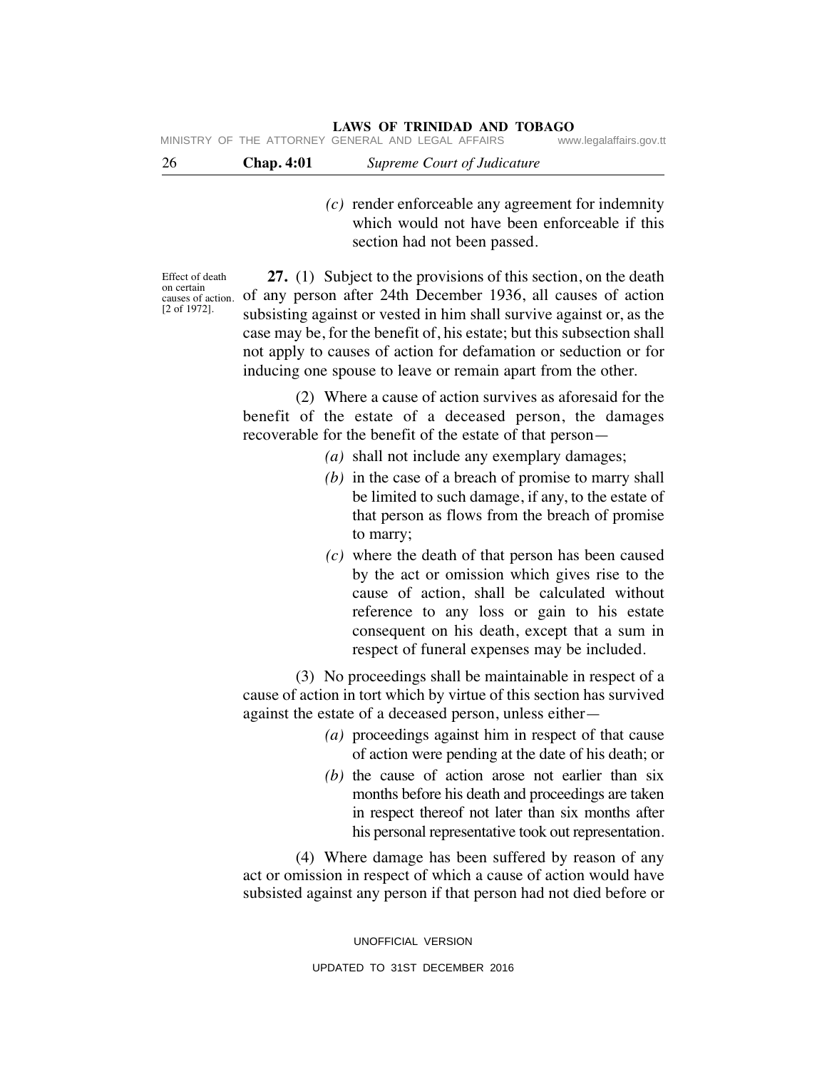(c) render enforceable any agreement for indemnity which would not have been enforceable if this section had not been passed.

Effect of death on certain causes of action. [2 of 1972].

**27.** (1) Subject to the provisions of this section, on the death of any person after 24th December 1936, all causes of action subsisting against or vested in him shall survive against or, as the case may be, for the benefit of, his estate; but this subsection shall not apply to causes of action for defamation or seduction or for inducing one spouse to leave or remain apart from the other.

(2) Where a cause of action survives as aforesaid for the benefit of the estate of a deceased person, the damages recoverable for the benefit of the estate of that person—

*(a)* shall not include any exemplary damages;

*(b)* in the case of a breach of promise to marry shall be limited to such damage, if any, to the estate of that person as flows from the breach of promise to marry;

*(c)* where the death of that person has been caused by the act or omission which gives rise to the cause of action, shall be calculated without reference to any loss or gain to his estate consequent on his death, except that a sum in respect of funeral expenses may be included.

(3) No proceedings shall be maintainable in respect of a cause of action in tort which by virtue of this section has survived against the estate of a deceased person, unless either—

*(a)* proceedings against him in respect of that cause of action were pending at the date of his death; or

*(b)* the cause of action arose not earlier than six months before his death and proceedings are taken in respect thereof not later than six months after his personal representative took out representation.

(4) Where damage has been suffered by reason of any act or omission in respect of which a cause of action would have subsisted against any person if that person had not died before or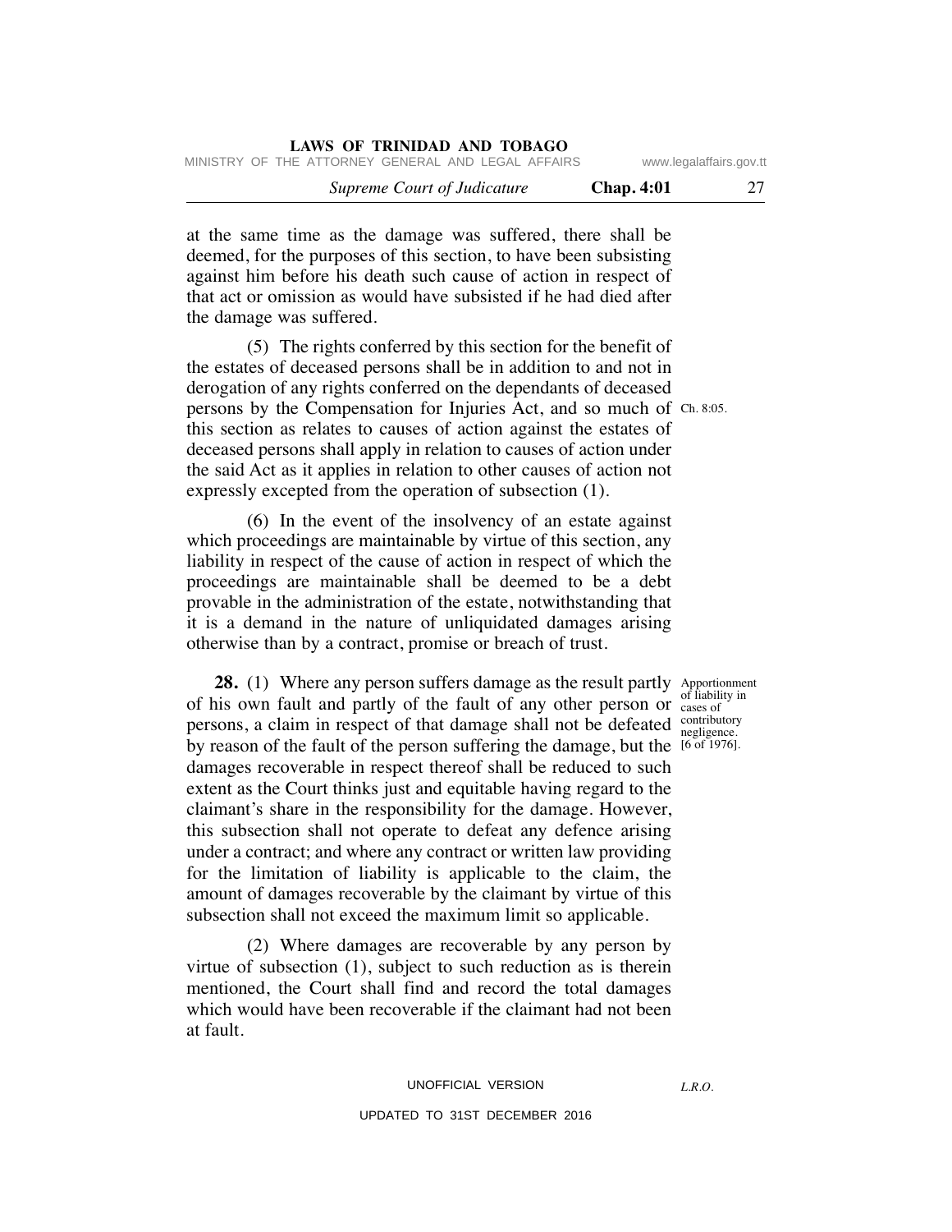at the same time as the damage was suffered, there shall be deemed, for the purposes of this section, to have been subsisting against him before his death such cause of action in respect of that act or omission as would have subsisted if he had died after the damage was suffered.

(5) The rights conferred by this section for the benefit of the estates of deceased persons shall be in addition to and not in derogation of any rights conferred on the dependants of deceased persons by the Compensation for Injuries Act, and so much of this section as relates to causes of action against the estates of deceased persons shall apply in relation to causes of action under the said Act as it applies in relation to other causes of action not expressly excepted from the operation of subsection (1).

Ch. 8:05.

(6) In the event of the insolvency of an estate against which proceedings are maintainable by virtue of this section, any liability in respect of the cause of action in respect of which the proceedings are maintainable shall be deemed to be a debt provable in the administration of the estate, notwithstanding that it is a demand in the nature of unliquidated damages arising otherwise than by a contract, promise or breach of trust.

Apportionment of liability in cases of contributory negligence. [6 of 1976].

**28.** (1) Where any person suffers damage as the result partly of his own fault and partly of the fault of any other person or persons, a claim in respect of that damage shall not be defeated by reason of the fault of the person suffering the damage, but the damages recoverable in respect thereof shall be reduced to such extent as the Court thinks just and equitable having regard to the claimant's share in the responsibility for the damage. However, this subsection shall not operate to defeat any defence arising under a contract; and where any contract or written law providing for the limitation of liability is applicable to the claim, the amount of damages recoverable by the claimant by virtue of this subsection shall not exceed the maximum limit so applicable.

(2) Where damages are recoverable by any person by virtue of subsection (1), subject to such reduction as is therein mentioned, the Court shall find and record the total damages which would have been recoverable if the claimant had not been at fault.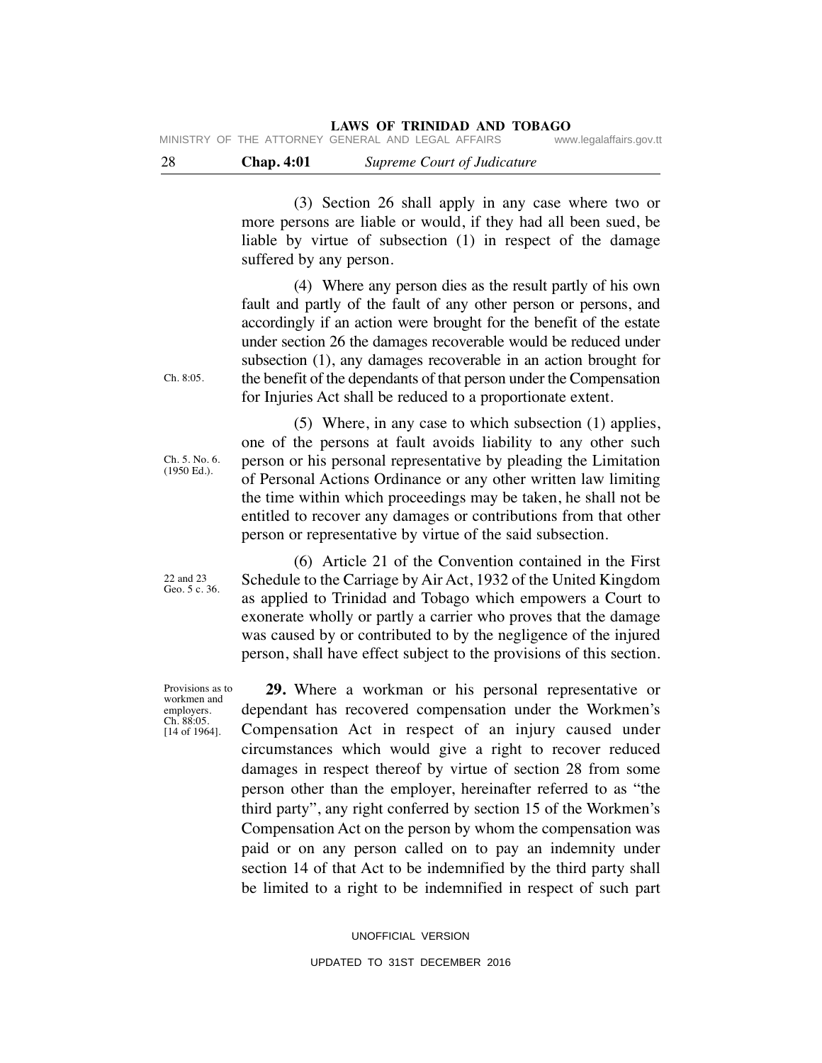(3) Section 26 shall apply in any case where two or more persons are liable or would, if they had all been sued, be liable by virtue of subsection (1) in respect of the damage suffered by any person.

(4) Where any person dies as the result partly of his own fault and partly of the fault of any other person or persons, and accordingly if an action were brought for the benefit of the estate under section 26 the damages recoverable would be reduced under subsection (1), any damages recoverable in an action brought for the benefit of the dependants of that person under the Compensation for Injuries Act shall be reduced to a proportionate extent.

Ch. 8:05.

(5) Where, in any case to which subsection (1) applies, one of the persons at fault avoids liability to any other such person or his personal representative by pleading the Limitation of Personal Actions Ordinance or any other written law limiting the time within which proceedings may be taken, he shall not be entitled to recover any damages or contributions from that other person or representative by virtue of the said subsection.

Ch. 5. No. 6. (1950 Ed.).

(6) Article 21 of the Convention contained in the First Schedule to the Carriage by Air Act, 1932 of the United Kingdom as applied to Trinidad and Tobago which empowers a Court to exonerate wholly or partly a carrier who proves that the damage was caused by or contributed to by the negligence of the injured person, shall have effect subject to the provisions of this section.

22 and 23 Geo. 5 c. 36.

Provisions as to workmen and employers. Ch. 88:05. [14 of 1964].

**29.** Where a workman or his personal representative or dependant has recovered compensation under the Workmen's Compensation Act in respect of an injury caused under circumstances which would give a right to recover reduced damages in respect thereof by virtue of section 28 from some person other than the employer, hereinafter referred to as "the third party", any right conferred by section 15 of the Workmen's Compensation Act on the person by whom the compensation was paid or on any person called on to pay an indemnity under section 14 of that Act to be indemnified by the third party shall be limited to a right to be indemnified in respect of such part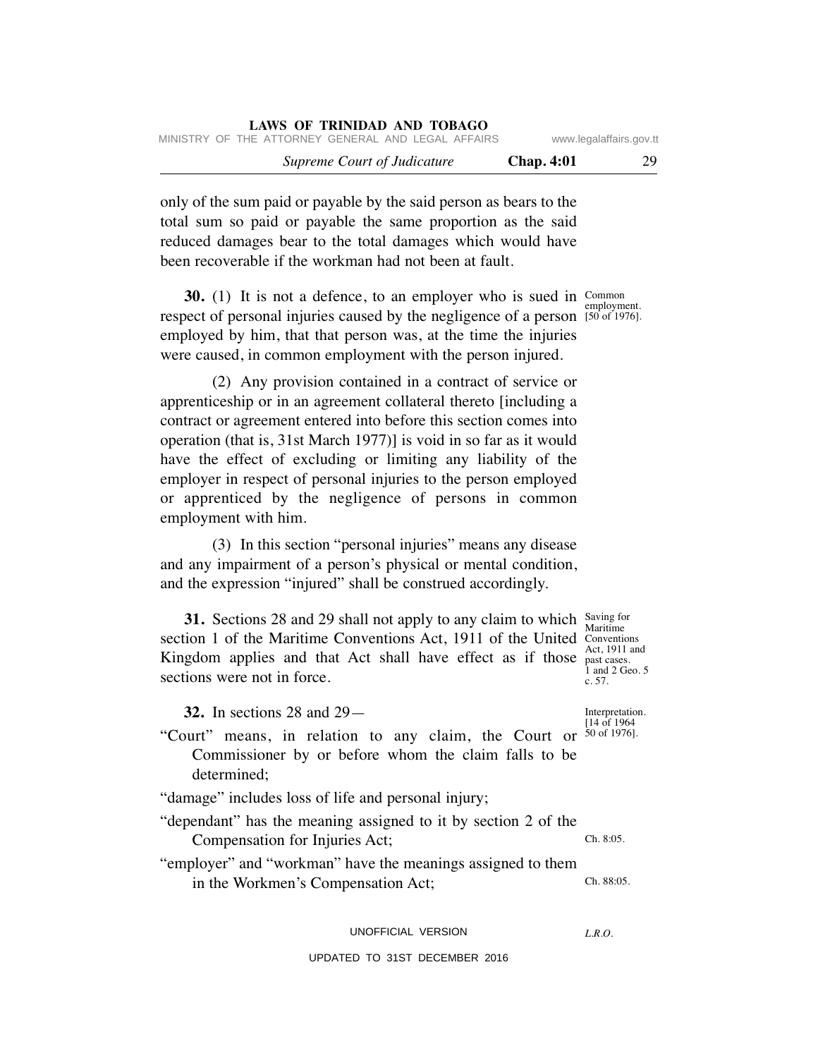only of the sum paid or payable by the said person as bears to the total sum so paid or payable the same proportion as the said reduced damages bear to the total damages which would have been recoverable if the workman had not been at fault.

**30.** (1) It is not a defence, to an employer who is sued in respect of personal injuries caused by the negligence of a person employed by him, that that person was, at the time the injuries were caused, in common employment with the person injured.

Common employment. [50 of 1976].

(2) Any provision contained in a contract of service or apprenticeship or in an agreement collateral thereto [including a contract or agreement entered into before this section comes into operation (that is, 31st March 1977)] is void in so far as it would have the effect of excluding or limiting any liability of the employer in respect of personal injuries to the person employed or apprenticed by the negligence of persons in common employment with him.

(3) In this section "personal injuries" means any disease and any impairment of a person's physical or mental condition, and the expression "injured" shall be construed accordingly.

**31.** Sections 28 and 29 shall not apply to any claim to which section 1 of the Maritime Conventions Act, 1911 of the United Kingdom applies and that Act shall have effect as if those sections were not in force.

Saving for Maritime Conventions Act, 1911 and past cases. 1 and 2 Geo. 5 c. 57.

**32.** In sections 28 and 29—

Interpretation. [14 of 1964 50 of 1976].

"Court" means, in relation to any claim, the Court or Commissioner by or before whom the claim falls to be determined;

"damage" includes loss of life and personal injury;

"dependant" has the meaning assigned to it by section 2 of the Compensation for Injuries Act; Ch. 8:05.

"employer" and "workman" have the meanings assigned to them in the Workmen's Compensation Act; Ch. 88:05.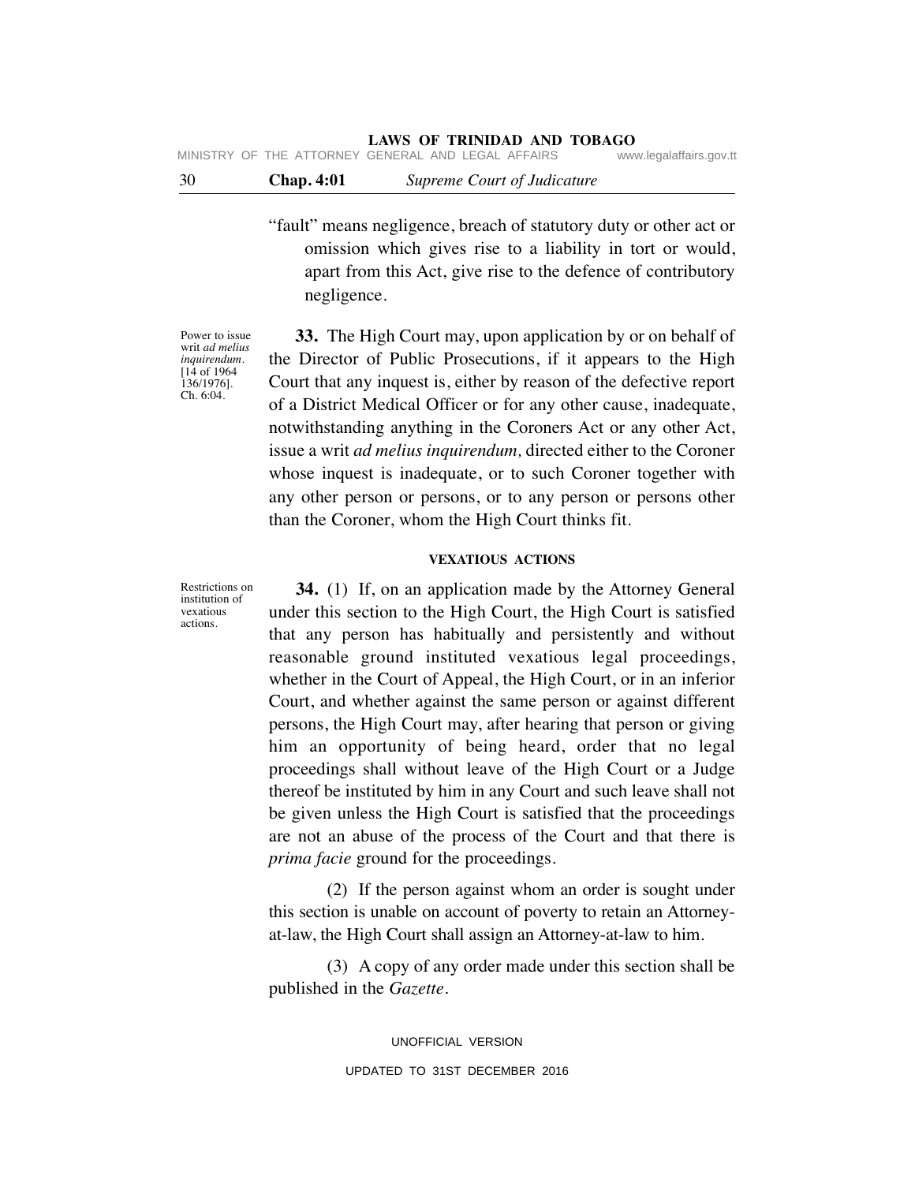"fault" means negligence, breach of statutory duty or other act or omission which gives rise to a liability in tort or would, apart from this Act, give rise to the defence of contributory negligence.

Power to issue writ *ad melius inquirendum*. [14 of 1964 136/1976]. Ch. 6:04.

**33.** The High Court may, upon application by or on behalf of the Director of Public Prosecutions, if it appears to the High Court that any inquest is, either by reason of the defective report of a District Medical Officer or for any other cause, inadequate, notwithstanding anything in the Coroners Act or any other Act, issue a writ *ad melius inquirendum,* directed either to the Coroner whose inquest is inadequate, or to such Coroner together with any other person or persons, or to any person or persons other than the Coroner, whom the High Court thinks fit.

#### VEXATIOUS ACTIONS

Restrictions on institution of vexatious actions.

**34.** (1) If, on an application made by the Attorney General under this section to the High Court, the High Court is satisfied that any person has habitually and persistently and without reasonable ground instituted vexatious legal proceedings, whether in the Court of Appeal, the High Court, or in an inferior Court, and whether against the same person or against different persons, the High Court may, after hearing that person or giving him an opportunity of being heard, order that no legal proceedings shall without leave of the High Court or a Judge thereof be instituted by him in any Court and such leave shall not be given unless the High Court is satisfied that the proceedings are not an abuse of the process of the Court and that there is *prima facie* ground for the proceedings.

(2) If the person against whom an order is sought under this section is unable on account of poverty to retain an Attorney-at-law, the High Court shall assign an Attorney-at-law to him.

(3) A copy of any order made under this section shall be published in the *Gazette*.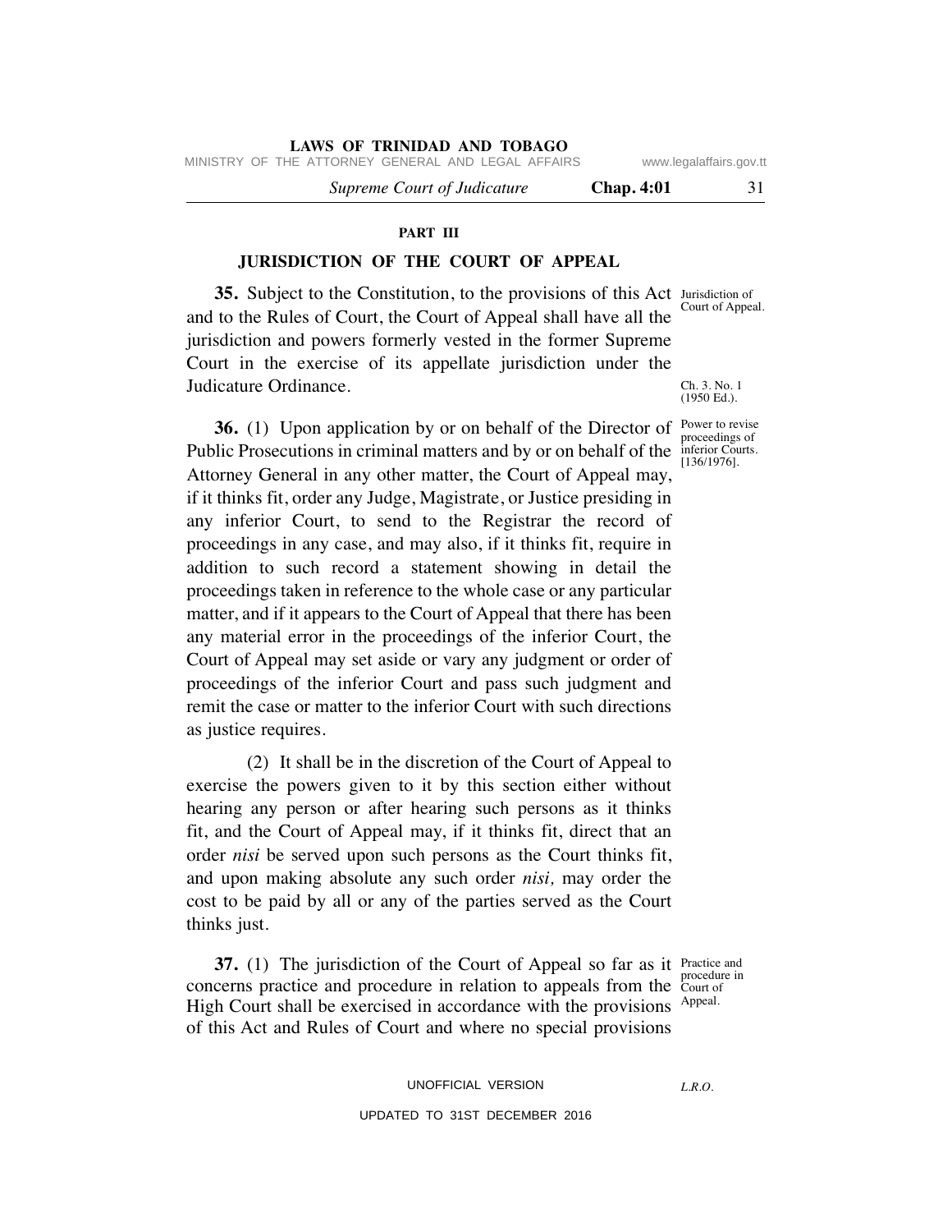## PART III

## JURISDICTION OF THE COURT OF APPEAL

Jurisdiction of Court of Appeal.

**35.** Subject to the Constitution, to the provisions of this Act and to the Rules of Court, the Court of Appeal shall have all the jurisdiction and powers formerly vested in the former Supreme Court in the exercise of its appellate jurisdiction under the Judicature Ordinance.

Ch. 3. No. 1 (1950 Ed.).

Power to revise proceedings of inferior Courts. [136/1976].

**36.** (1) Upon application by or on behalf of the Director of Public Prosecutions in criminal matters and by or on behalf of the Attorney General in any other matter, the Court of Appeal may, if it thinks fit, order any Judge, Magistrate, or Justice presiding in any inferior Court, to send to the Registrar the record of proceedings in any case, and may also, if it thinks fit, require in addition to such record a statement showing in detail the proceedings taken in reference to the whole case or any particular matter, and if it appears to the Court of Appeal that there has been any material error in the proceedings of the inferior Court, the Court of Appeal may set aside or vary any judgment or order of proceedings of the inferior Court and pass such judgment and remit the case or matter to the inferior Court with such directions as justice requires.

(2) It shall be in the discretion of the Court of Appeal to exercise the powers given to it by this section either without hearing any person or after hearing such persons as it thinks fit, and the Court of Appeal may, if it thinks fit, direct that an order *nisi* be served upon such persons as the Court thinks fit, and upon making absolute any such order *nisi,* may order the cost to be paid by all or any of the parties served as the Court thinks just.

Practice and procedure in Court of Appeal.

**37.** (1) The jurisdiction of the Court of Appeal so far as it concerns practice and procedure in relation to appeals from the High Court shall be exercised in accordance with the provisions of this Act and Rules of Court and where no special provisions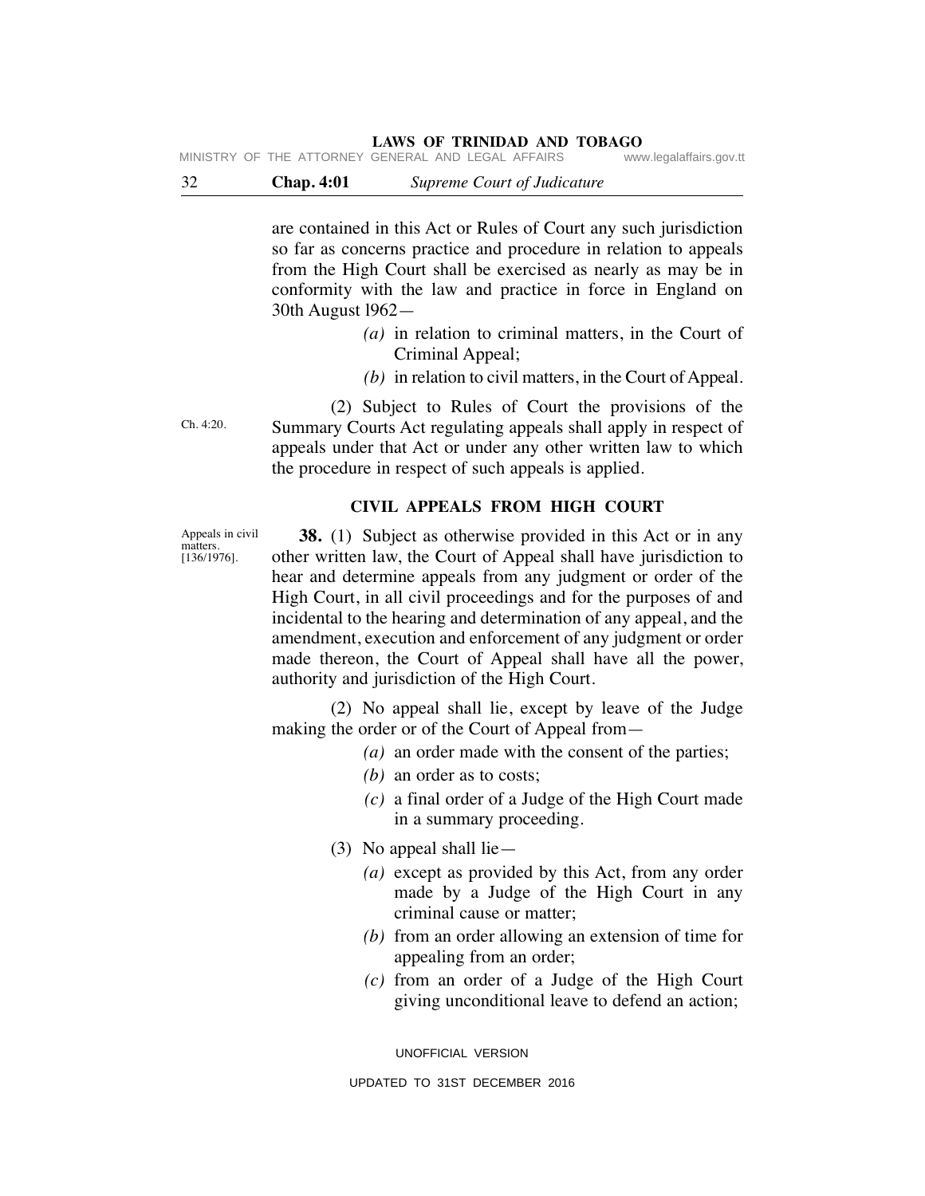are contained in this Act or Rules of Court any such jurisdiction so far as concerns practice and procedure in relation to appeals from the High Court shall be exercised as nearly as may be in conformity with the law and practice in force in England on 30th August l962—

- *(a)* in relation to criminal matters, in the Court of Criminal Appeal;
- *(b)* in relation to civil matters, in the Court of Appeal.

Ch. 4:20.

(2) Subject to Rules of Court the provisions of the Summary Courts Act regulating appeals shall apply in respect of appeals under that Act or under any other written law to which the procedure in respect of such appeals is applied.

## CIVIL APPEALS FROM HIGH COURT

Appeals in civil matters. [136/1976].

**38.** (1) Subject as otherwise provided in this Act or in any other written law, the Court of Appeal shall have jurisdiction to hear and determine appeals from any judgment or order of the High Court, in all civil proceedings and for the purposes of and incidental to the hearing and determination of any appeal, and the amendment, execution and enforcement of any judgment or order made thereon, the Court of Appeal shall have all the power, authority and jurisdiction of the High Court.

(2) No appeal shall lie, except by leave of the Judge making the order or of the Court of Appeal from—

- *(a)* an order made with the consent of the parties;
- *(b)* an order as to costs;
- *(c)* a final order of a Judge of the High Court made in a summary proceeding.

(3) No appeal shall lie—

- *(a)* except as provided by this Act, from any order made by a Judge of the High Court in any criminal cause or matter;
- *(b)* from an order allowing an extension of time for appealing from an order;
- *(c)* from an order of a Judge of the High Court giving unconditional leave to defend an action;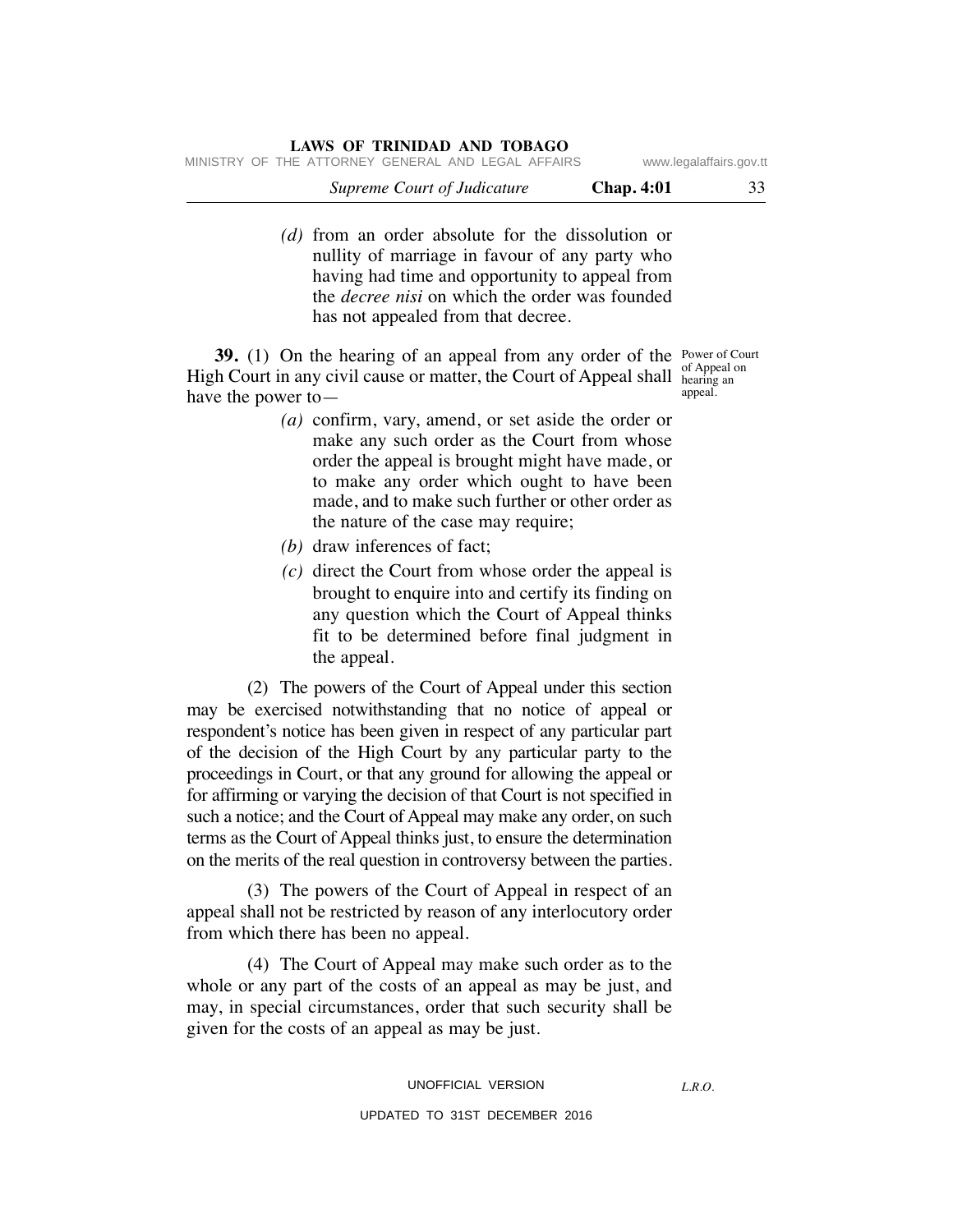*(d)* from an order absolute for the dissolution or nullity of marriage in favour of any party who having had time and opportunity to appeal from the *decree nisi* on which the order was founded has not appealed from that decree.

Power of Court of Appeal on hearing an appeal.

**39.** (1) On the hearing of an appeal from any order of the High Court in any civil cause or matter, the Court of Appeal shall have the power to—

*(a)* confirm, vary, amend, or set aside the order or make any such order as the Court from whose order the appeal is brought might have made, or to make any order which ought to have been made, and to make such further or other order as the nature of the case may require;

*(b)* draw inferences of fact;

*(c)* direct the Court from whose order the appeal is brought to enquire into and certify its finding on any question which the Court of Appeal thinks fit to be determined before final judgment in the appeal.

(2) The powers of the Court of Appeal under this section may be exercised notwithstanding that no notice of appeal or respondent's notice has been given in respect of any particular part of the decision of the High Court by any particular party to the proceedings in Court, or that any ground for allowing the appeal or for affirming or varying the decision of that Court is not specified in such a notice; and the Court of Appeal may make any order, on such terms as the Court of Appeal thinks just, to ensure the determination on the merits of the real question in controversy between the parties.

(3) The powers of the Court of Appeal in respect of an appeal shall not be restricted by reason of any interlocutory order from which there has been no appeal.

(4) The Court of Appeal may make such order as to the whole or any part of the costs of an appeal as may be just, and may, in special circumstances, order that such security shall be given for the costs of an appeal as may be just.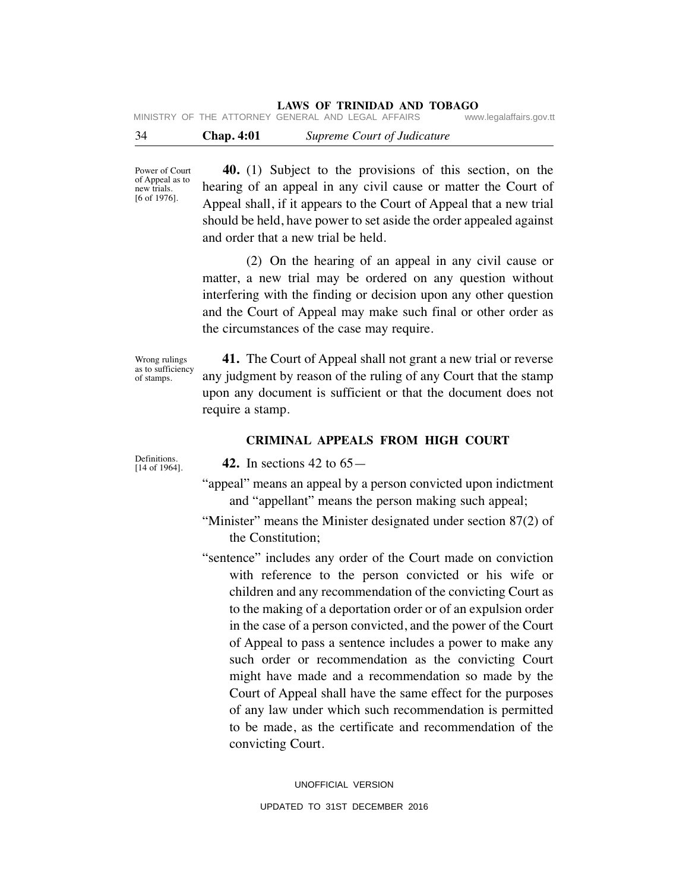Power of Court of Appeal as to new trials. [6 of 1976].

**40.** (1) Subject to the provisions of this section, on the hearing of an appeal in any civil cause or matter the Court of Appeal shall, if it appears to the Court of Appeal that a new trial should be held, have power to set aside the order appealed against and order that a new trial be held.

(2) On the hearing of an appeal in any civil cause or matter, a new trial may be ordered on any question without interfering with the finding or decision upon any other question and the Court of Appeal may make such final or other order as the circumstances of the case may require.

Wrong rulings as to sufficiency of stamps.

**41.** The Court of Appeal shall not grant a new trial or reverse any judgment by reason of the ruling of any Court that the stamp upon any document is sufficient or that the document does not require a stamp.

## CRIMINAL APPEALS FROM HIGH COURT

Definitions. [14 of 1964].

**42.** In sections 42 to 65—

"appeal" means an appeal by a person convicted upon indictment and "appellant" means the person making such appeal;

"Minister" means the Minister designated under section 87(2) of the Constitution;

"sentence" includes any order of the Court made on conviction with reference to the person convicted or his wife or children and any recommendation of the convicting Court as to the making of a deportation order or of an expulsion order in the case of a person convicted, and the power of the Court of Appeal to pass a sentence includes a power to make any such order or recommendation as the convicting Court might have made and a recommendation so made by the Court of Appeal shall have the same effect for the purposes of any law under which such recommendation is permitted to be made, as the certificate and recommendation of the convicting Court.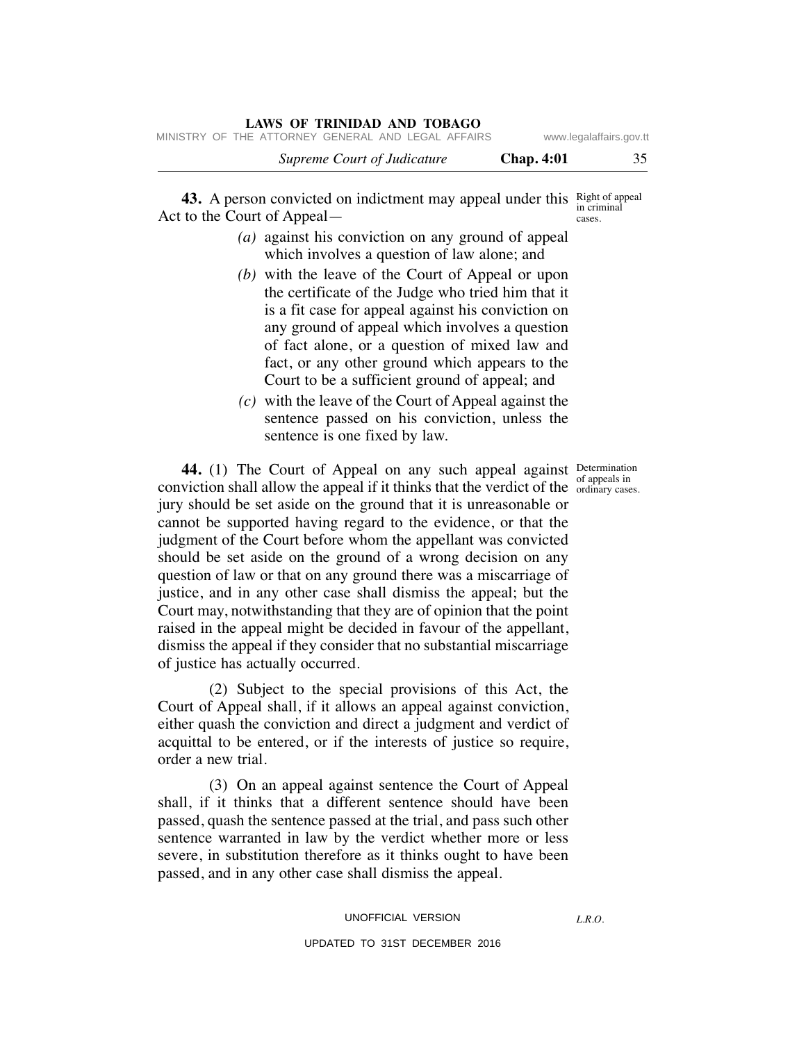**43.** A person convicted on indictment may appeal under this Act to the Court of Appeal—

Right of appeal in criminal cases.

*(a)* against his conviction on any ground of appeal which involves a question of law alone; and

*(b)* with the leave of the Court of Appeal or upon the certificate of the Judge who tried him that it is a fit case for appeal against his conviction on any ground of appeal which involves a question of fact alone, or a question of mixed law and fact, or any other ground which appears to the Court to be a sufficient ground of appeal; and

*(c)* with the leave of the Court of Appeal against the sentence passed on his conviction, unless the sentence is one fixed by law.

**44.** (1) The Court of Appeal on any such appeal against conviction shall allow the appeal if it thinks that the verdict of the jury should be set aside on the ground that it is unreasonable or cannot be supported having regard to the evidence, or that the judgment of the Court before whom the appellant was convicted should be set aside on the ground of a wrong decision on any question of law or that on any ground there was a miscarriage of justice, and in any other case shall dismiss the appeal; but the Court may, notwithstanding that they are of opinion that the point raised in the appeal might be decided in favour of the appellant, dismiss the appeal if they consider that no substantial miscarriage of justice has actually occurred.

Determination of appeals in ordinary cases.

(2) Subject to the special provisions of this Act, the Court of Appeal shall, if it allows an appeal against conviction, either quash the conviction and direct a judgment and verdict of acquittal to be entered, or if the interests of justice so require, order a new trial.

(3) On an appeal against sentence the Court of Appeal shall, if it thinks that a different sentence should have been passed, quash the sentence passed at the trial, and pass such other sentence warranted in law by the verdict whether more or less severe, in substitution therefore as it thinks ought to have been passed, and in any other case shall dismiss the appeal.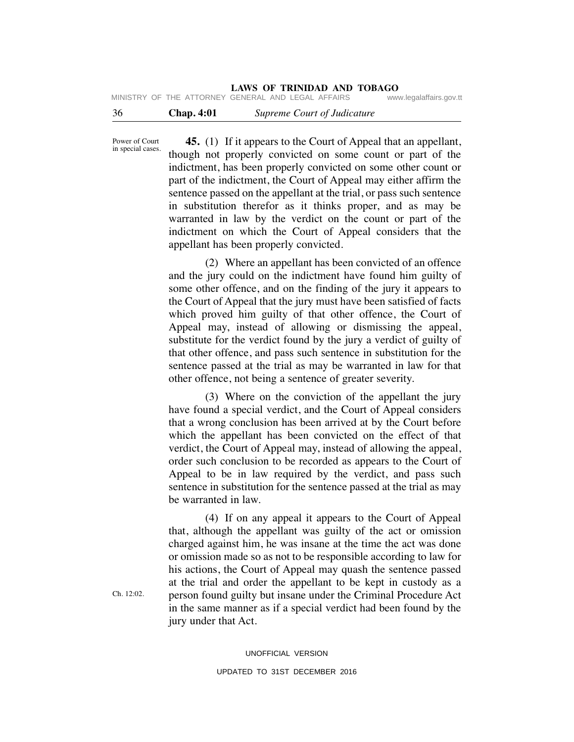Power of Court in special cases.

**45.** (1) If it appears to the Court of Appeal that an appellant, though not properly convicted on some count or part of the indictment, has been properly convicted on some other count or part of the indictment, the Court of Appeal may either affirm the sentence passed on the appellant at the trial, or pass such sentence in substitution therefor as it thinks proper, and as may be warranted in law by the verdict on the count or part of the indictment on which the Court of Appeal considers that the appellant has been properly convicted.

(2) Where an appellant has been convicted of an offence and the jury could on the indictment have found him guilty of some other offence, and on the finding of the jury it appears to the Court of Appeal that the jury must have been satisfied of facts which proved him guilty of that other offence, the Court of Appeal may, instead of allowing or dismissing the appeal, substitute for the verdict found by the jury a verdict of guilty of that other offence, and pass such sentence in substitution for the sentence passed at the trial as may be warranted in law for that other offence, not being a sentence of greater severity.

(3) Where on the conviction of the appellant the jury have found a special verdict, and the Court of Appeal considers that a wrong conclusion has been arrived at by the Court before which the appellant has been convicted on the effect of that verdict, the Court of Appeal may, instead of allowing the appeal, order such conclusion to be recorded as appears to the Court of Appeal to be in law required by the verdict, and pass such sentence in substitution for the sentence passed at the trial as may be warranted in law.

(4) If on any appeal it appears to the Court of Appeal that, although the appellant was guilty of the act or omission charged against him, he was insane at the time the act was done or omission made so as not to be responsible according to law for his actions, the Court of Appeal may quash the sentence passed at the trial and order the appellant to be kept in custody as a person found guilty but insane under the Criminal Procedure Act in the same manner as if a special verdict had been found by the jury under that Act.

Ch. 12:02.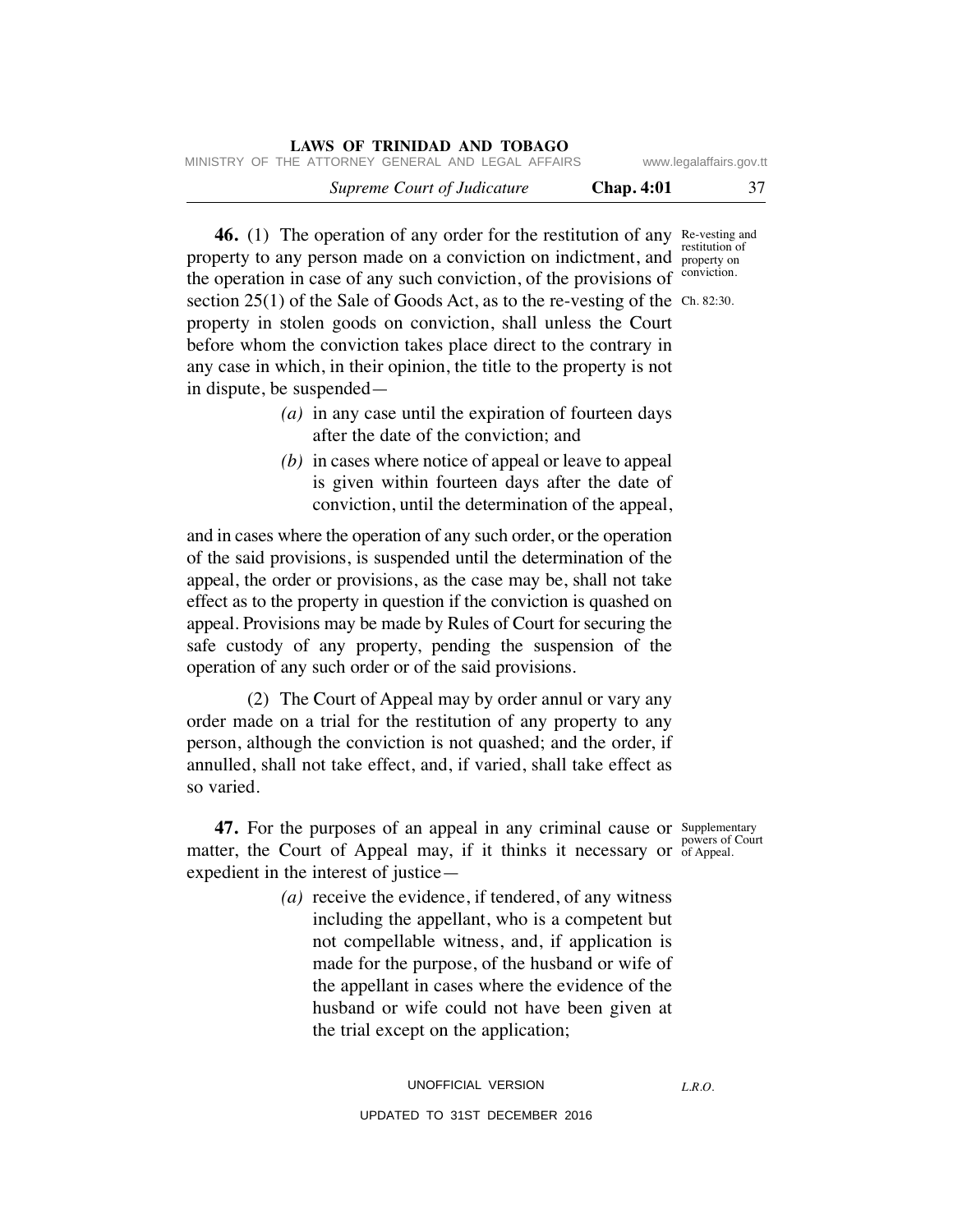**46.** (1) The operation of any order for the restitution of any property to any person made on a conviction on indictment, and the operation in case of any such conviction, of the provisions of section 25(1) of the Sale of Goods Act, as to the re-vesting of the property in stolen goods on conviction, shall unless the Court before whom the conviction takes place direct to the contrary in any case in which, in their opinion, the title to the property is not in dispute, be suspended—

Re-vesting and restitution of property on conviction.

Ch. 82:30.

> *(a)* in any case until the expiration of fourteen days after the date of the conviction; and
>
> *(b)* in cases where notice of appeal or leave to appeal is given within fourteen days after the date of conviction, until the determination of the appeal,

and in cases where the operation of any such order, or the operation of the said provisions, is suspended until the determination of the appeal, the order or provisions, as the case may be, shall not take effect as to the property in question if the conviction is quashed on appeal. Provisions may be made by Rules of Court for securing the safe custody of any property, pending the suspension of the operation of any such order or of the said provisions.

(2) The Court of Appeal may by order annul or vary any order made on a trial for the restitution of any property to any person, although the conviction is not quashed; and the order, if annulled, shall not take effect, and, if varied, shall take effect as so varied.

**47.** For the purposes of an appeal in any criminal cause or matter, the Court of Appeal may, if it thinks it necessary or expedient in the interest of justice—

Supplementary powers of Court of Appeal.

> *(a)* receive the evidence, if tendered, of any witness including the appellant, who is a competent but not compellable witness, and, if application is made for the purpose, of the husband or wife of the appellant in cases where the evidence of the husband or wife could not have been given at the trial except on the application;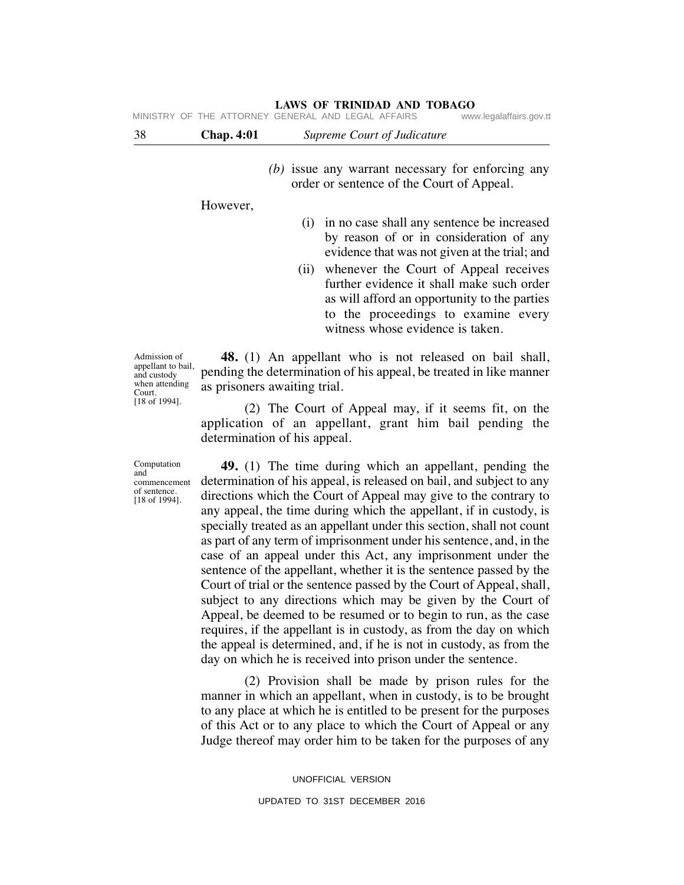(b) issue any warrant necessary for enforcing any order or sentence of the Court of Appeal.

However,

(i) in no case shall any sentence be increased by reason of or in consideration of any evidence that was not given at the trial; and

(ii) whenever the Court of Appeal receives further evidence it shall make such order as will afford an opportunity to the parties to the proceedings to examine every witness whose evidence is taken.

Admission of appellant to bail, and custody when attending Court. [18 of 1994].

**48.** (1) An appellant who is not released on bail shall, pending the determination of his appeal, be treated in like manner as prisoners awaiting trial.

(2) The Court of Appeal may, if it seems fit, on the application of an appellant, grant him bail pending the determination of his appeal.

Computation and commencement of sentence. [18 of 1994].

**49.** (1) The time during which an appellant, pending the determination of his appeal, is released on bail, and subject to any directions which the Court of Appeal may give to the contrary to any appeal, the time during which the appellant, if in custody, is specially treated as an appellant under this section, shall not count as part of any term of imprisonment under his sentence, and, in the case of an appeal under this Act, any imprisonment under the sentence of the appellant, whether it is the sentence passed by the Court of trial or the sentence passed by the Court of Appeal, shall, subject to any directions which may be given by the Court of Appeal, be deemed to be resumed or to begin to run, as the case requires, if the appellant is in custody, as from the day on which the appeal is determined, and, if he is not in custody, as from the day on which he is received into prison under the sentence.

(2) Provision shall be made by prison rules for the manner in which an appellant, when in custody, is to be brought to any place at which he is entitled to be present for the purposes of this Act or to any place to which the Court of Appeal or any Judge thereof may order him to be taken for the purposes of any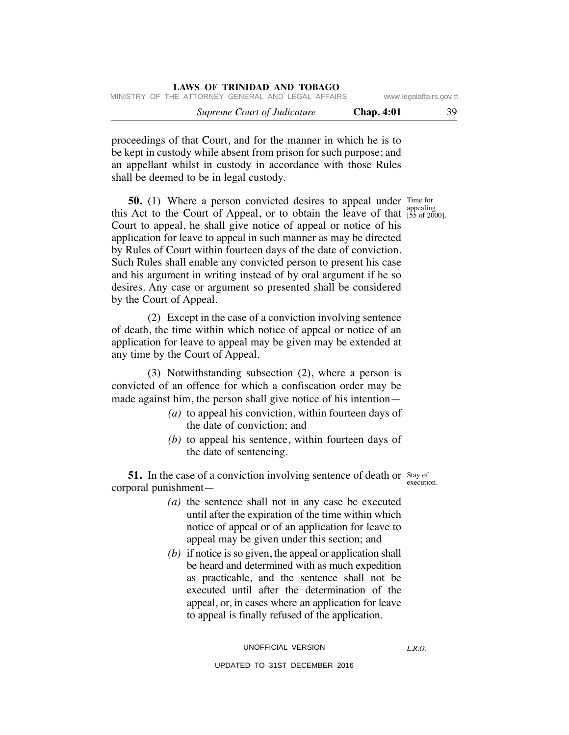proceedings of that Court, and for the manner in which he is to be kept in custody while absent from prison for such purpose; and an appellant whilst in custody in accordance with those Rules shall be deemed to be in legal custody.

Time for appealing. [55 of 2000].

**50.** (1) Where a person convicted desires to appeal under this Act to the Court of Appeal, or to obtain the leave of that Court to appeal, he shall give notice of appeal or notice of his application for leave to appeal in such manner as may be directed by Rules of Court within fourteen days of the date of conviction. Such Rules shall enable any convicted person to present his case and his argument in writing instead of by oral argument if he so desires. Any case or argument so presented shall be considered by the Court of Appeal.

(2) Except in the case of a conviction involving sentence of death, the time within which notice of appeal or notice of an application for leave to appeal may be given may be extended at any time by the Court of Appeal.

(3) Notwithstanding subsection (2), where a person is convicted of an offence for which a confiscation order may be made against him, the person shall give notice of his intention—

- *(a)* to appeal his conviction, within fourteen days of the date of conviction; and
- *(b)* to appeal his sentence, within fourteen days of the date of sentencing.

Stay of execution.

**51.** In the case of a conviction involving sentence of death or corporal punishment—

- *(a)* the sentence shall not in any case be executed until after the expiration of the time within which notice of appeal or of an application for leave to appeal may be given under this section; and
- *(b)* if notice is so given, the appeal or application shall be heard and determined with as much expedition as practicable, and the sentence shall not be executed until after the determination of the appeal, or, in cases where an application for leave to appeal is finally refused of the application.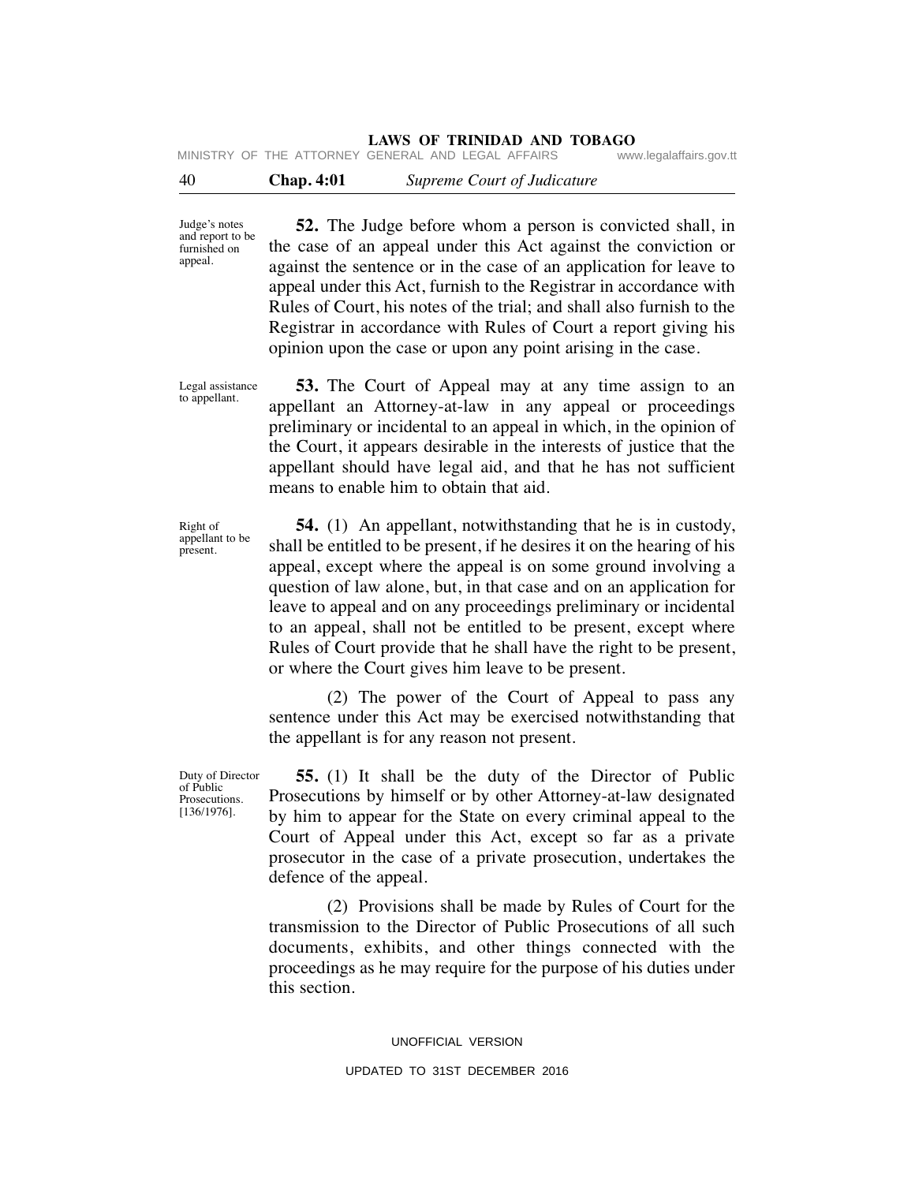Judge's notes and report to be furnished on appeal.

**52.** The Judge before whom a person is convicted shall, in the case of an appeal under this Act against the conviction or against the sentence or in the case of an application for leave to appeal under this Act, furnish to the Registrar in accordance with Rules of Court, his notes of the trial; and shall also furnish to the Registrar in accordance with Rules of Court a report giving his opinion upon the case or upon any point arising in the case.

Legal assistance to appellant.

**53.** The Court of Appeal may at any time assign to an appellant an Attorney-at-law in any appeal or proceedings preliminary or incidental to an appeal in which, in the opinion of the Court, it appears desirable in the interests of justice that the appellant should have legal aid, and that he has not sufficient means to enable him to obtain that aid.

Right of appellant to be present.

**54.** (1) An appellant, notwithstanding that he is in custody, shall be entitled to be present, if he desires it on the hearing of his appeal, except where the appeal is on some ground involving a question of law alone, but, in that case and on an application for leave to appeal and on any proceedings preliminary or incidental to an appeal, shall not be entitled to be present, except where Rules of Court provide that he shall have the right to be present, or where the Court gives him leave to be present.

(2) The power of the Court of Appeal to pass any sentence under this Act may be exercised notwithstanding that the appellant is for any reason not present.

Duty of Director of Public Prosecutions. [136/1976].

**55.** (1) It shall be the duty of the Director of Public Prosecutions by himself or by other Attorney-at-law designated by him to appear for the State on every criminal appeal to the Court of Appeal under this Act, except so far as a private prosecutor in the case of a private prosecution, undertakes the defence of the appeal.

(2) Provisions shall be made by Rules of Court for the transmission to the Director of Public Prosecutions of all such documents, exhibits, and other things connected with the proceedings as he may require for the purpose of his duties under this section.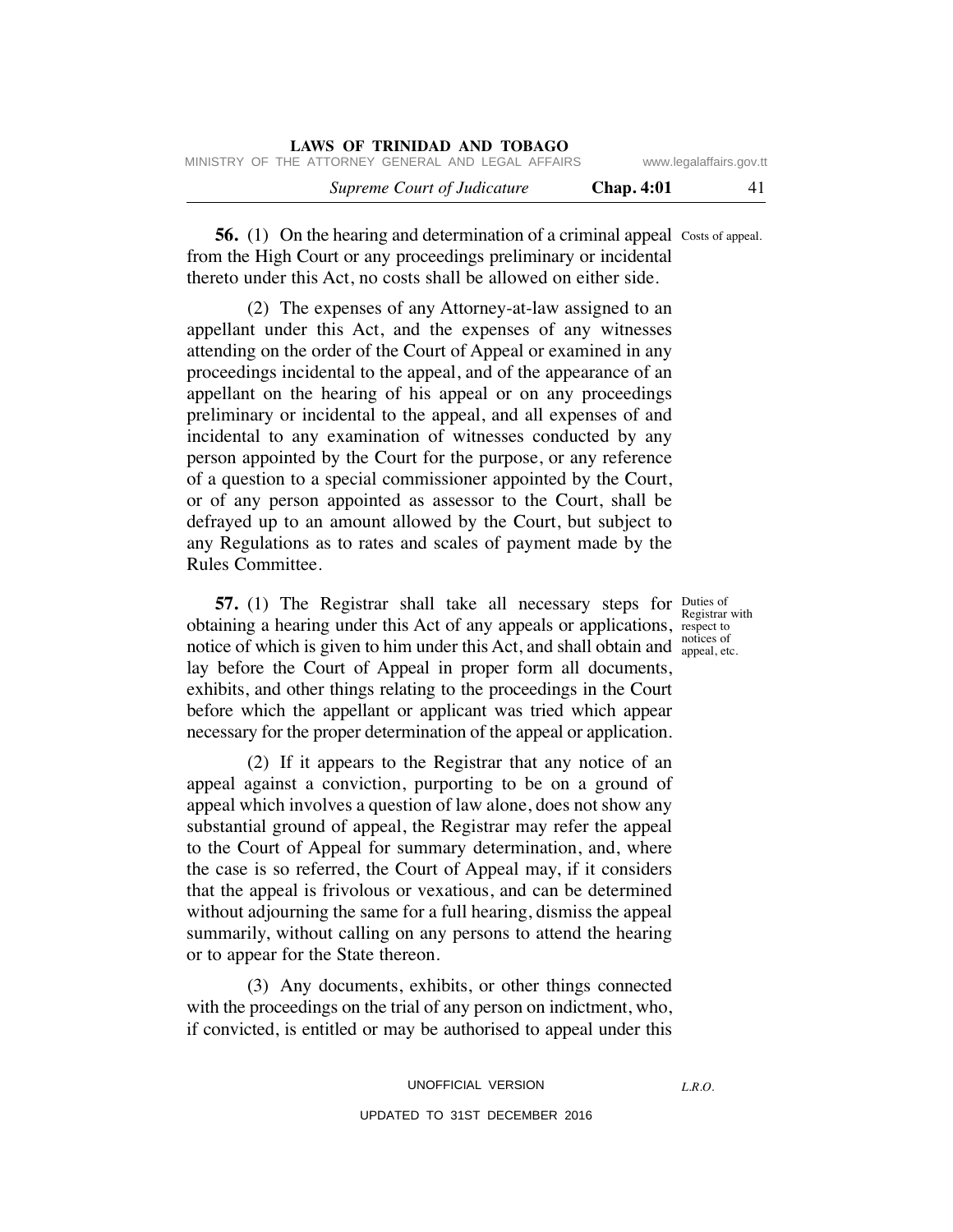**56.** (1) On the hearing and determination of a criminal appeal from the High Court or any proceedings preliminary or incidental thereto under this Act, no costs shall be allowed on either side.

Costs of appeal.

(2) The expenses of any Attorney-at-law assigned to an appellant under this Act, and the expenses of any witnesses attending on the order of the Court of Appeal or examined in any proceedings incidental to the appeal, and of the appearance of an appellant on the hearing of his appeal or on any proceedings preliminary or incidental to the appeal, and all expenses of and incidental to any examination of witnesses conducted by any person appointed by the Court for the purpose, or any reference of a question to a special commissioner appointed by the Court, or of any person appointed as assessor to the Court, shall be defrayed up to an amount allowed by the Court, but subject to any Regulations as to rates and scales of payment made by the Rules Committee.

**57.** (1) The Registrar shall take all necessary steps for obtaining a hearing under this Act of any appeals or applications, notice of which is given to him under this Act, and shall obtain and lay before the Court of Appeal in proper form all documents, exhibits, and other things relating to the proceedings in the Court before which the appellant or applicant was tried which appear necessary for the proper determination of the appeal or application.

Duties of Registrar with respect to notices of appeal, etc.

(2) If it appears to the Registrar that any notice of an appeal against a conviction, purporting to be on a ground of appeal which involves a question of law alone, does not show any substantial ground of appeal, the Registrar may refer the appeal to the Court of Appeal for summary determination, and, where the case is so referred, the Court of Appeal may, if it considers that the appeal is frivolous or vexatious, and can be determined without adjourning the same for a full hearing, dismiss the appeal summarily, without calling on any persons to attend the hearing or to appear for the State thereon.

(3) Any documents, exhibits, or other things connected with the proceedings on the trial of any person on indictment, who, if convicted, is entitled or may be authorised to appeal under this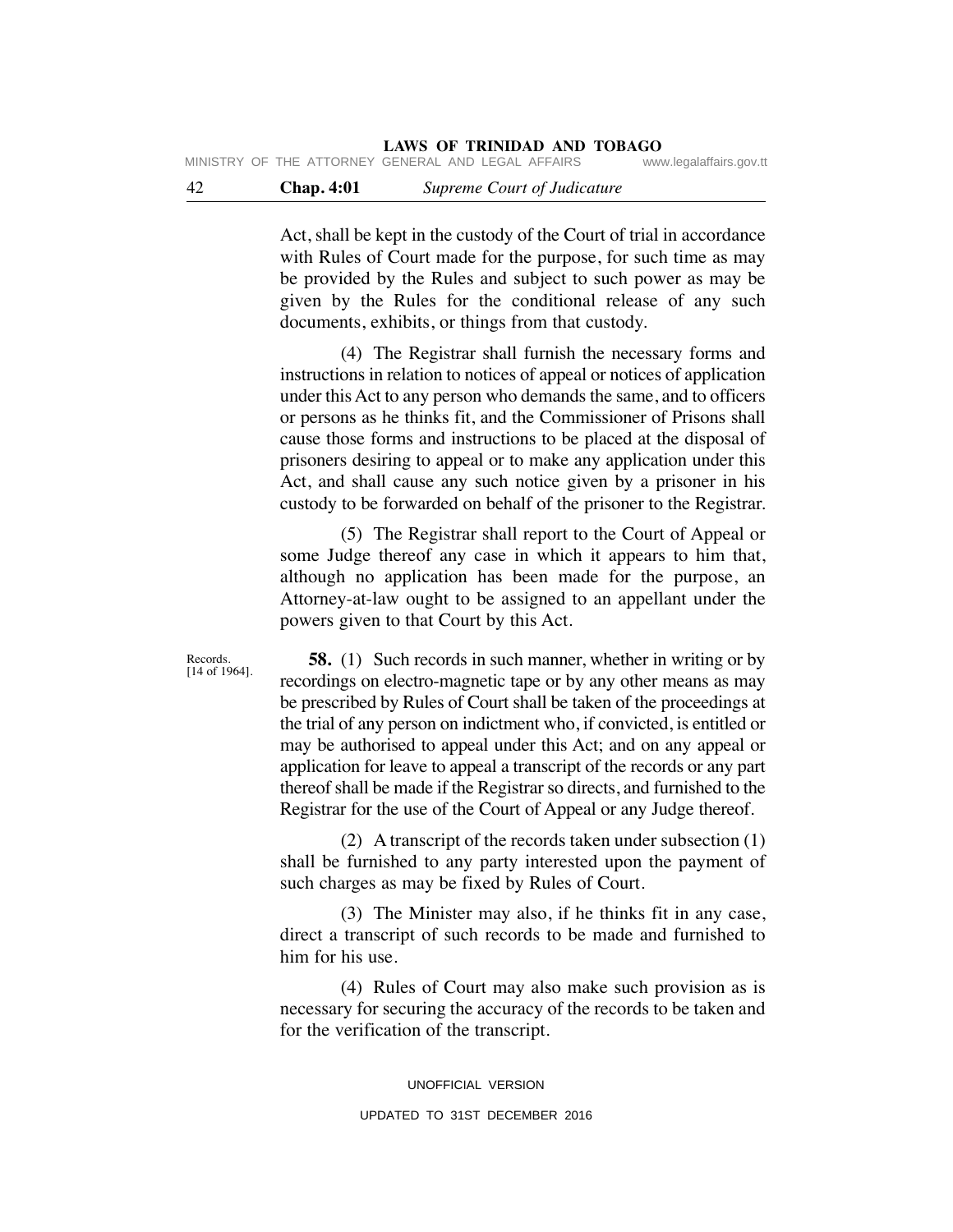Act, shall be kept in the custody of the Court of trial in accordance with Rules of Court made for the purpose, for such time as may be provided by the Rules and subject to such power as may be given by the Rules for the conditional release of any such documents, exhibits, or things from that custody.

(4) The Registrar shall furnish the necessary forms and instructions in relation to notices of appeal or notices of application under this Act to any person who demands the same, and to officers or persons as he thinks fit, and the Commissioner of Prisons shall cause those forms and instructions to be placed at the disposal of prisoners desiring to appeal or to make any application under this Act, and shall cause any such notice given by a prisoner in his custody to be forwarded on behalf of the prisoner to the Registrar.

(5) The Registrar shall report to the Court of Appeal or some Judge thereof any case in which it appears to him that, although no application has been made for the purpose, an Attorney-at-law ought to be assigned to an appellant under the powers given to that Court by this Act.

Records. [14 of 1964].

**58.** (1) Such records in such manner, whether in writing or by recordings on electro-magnetic tape or by any other means as may be prescribed by Rules of Court shall be taken of the proceedings at the trial of any person on indictment who, if convicted, is entitled or may be authorised to appeal under this Act; and on any appeal or application for leave to appeal a transcript of the records or any part thereof shall be made if the Registrar so directs, and furnished to the Registrar for the use of the Court of Appeal or any Judge thereof.

(2) A transcript of the records taken under subsection (1) shall be furnished to any party interested upon the payment of such charges as may be fixed by Rules of Court.

(3) The Minister may also, if he thinks fit in any case, direct a transcript of such records to be made and furnished to him for his use.

(4) Rules of Court may also make such provision as is necessary for securing the accuracy of the records to be taken and for the verification of the transcript.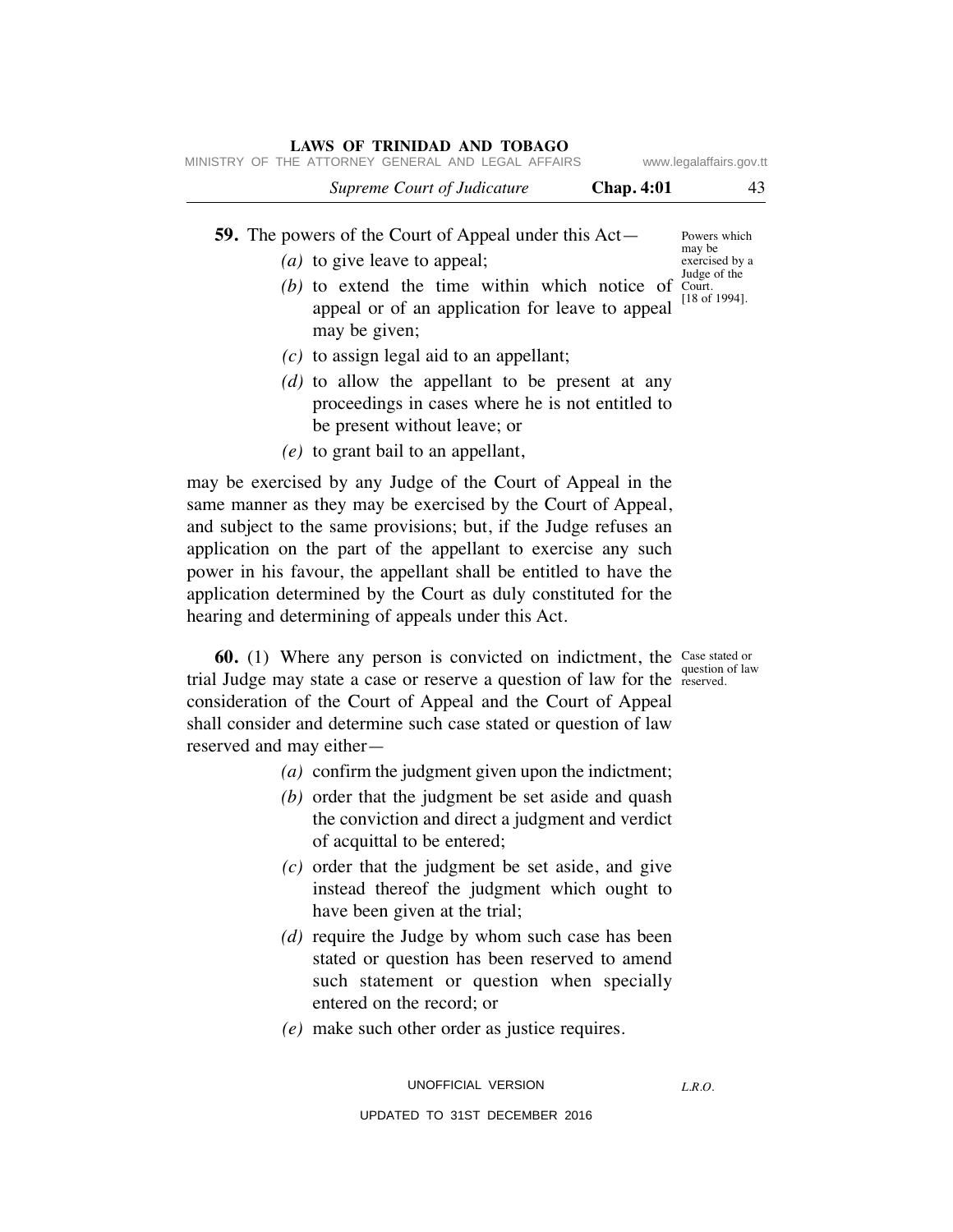**59.** The powers of the Court of Appeal under this Act—

Powers which may be exercised by a Judge of the Court. [18 of 1994].

*(a)* to give leave to appeal;

*(b)* to extend the time within which notice of appeal or of an application for leave to appeal may be given;

*(c)* to assign legal aid to an appellant;

*(d)* to allow the appellant to be present at any proceedings in cases where he is not entitled to be present without leave; or

*(e)* to grant bail to an appellant,

may be exercised by any Judge of the Court of Appeal in the same manner as they may be exercised by the Court of Appeal, and subject to the same provisions; but, if the Judge refuses an application on the part of the appellant to exercise any such power in his favour, the appellant shall be entitled to have the application determined by the Court as duly constituted for the hearing and determining of appeals under this Act.

**60.** (1) Where any person is convicted on indictment, the trial Judge may state a case or reserve a question of law for the consideration of the Court of Appeal and the Court of Appeal shall consider and determine such case stated or question of law reserved and may either—

Case stated or question of law reserved.

*(a)* confirm the judgment given upon the indictment;

*(b)* order that the judgment be set aside and quash the conviction and direct a judgment and verdict of acquittal to be entered;

*(c)* order that the judgment be set aside, and give instead thereof the judgment which ought to have been given at the trial;

*(d)* require the Judge by whom such case has been stated or question has been reserved to amend such statement or question when specially entered on the record; or

*(e)* make such other order as justice requires.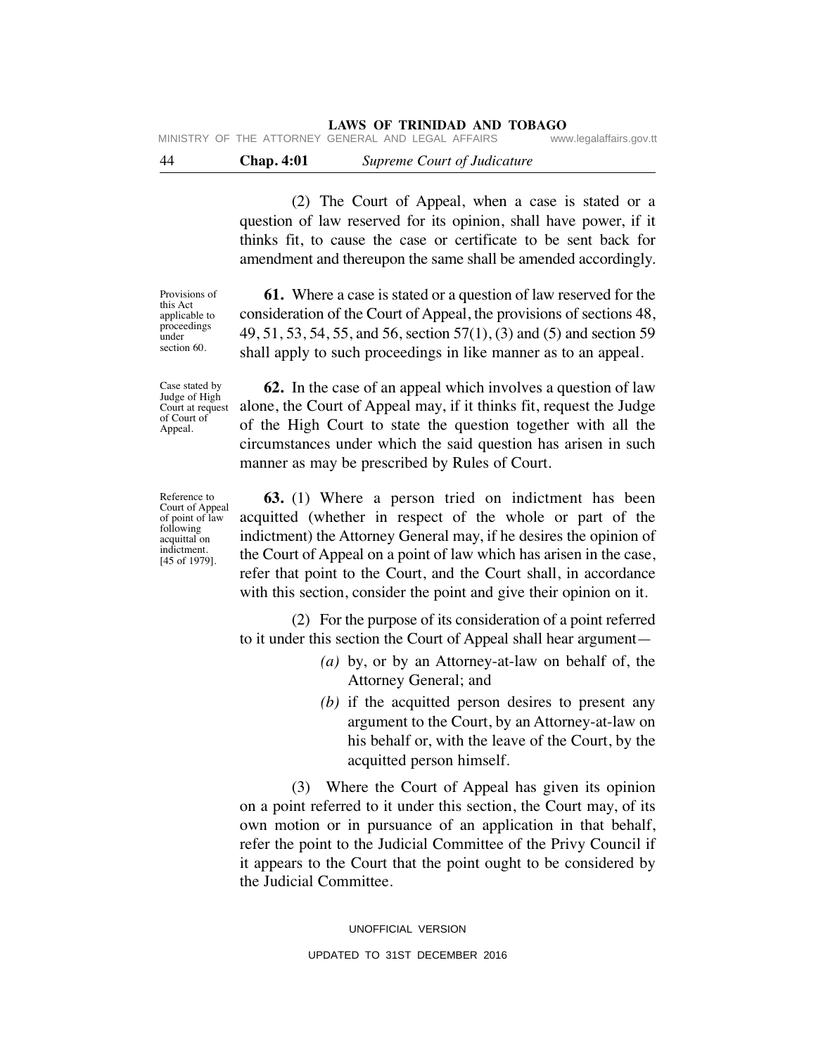(2) The Court of Appeal, when a case is stated or a question of law reserved for its opinion, shall have power, if it thinks fit, to cause the case or certificate to be sent back for amendment and thereupon the same shall be amended accordingly.

Provisions of this Act applicable to proceedings under section 60.

**61.** Where a case is stated or a question of law reserved for the consideration of the Court of Appeal, the provisions of sections 48, 49, 51, 53, 54, 55, and 56, section 57(1), (3) and (5) and section 59 shall apply to such proceedings in like manner as to an appeal.

Case stated by Judge of High Court at request of Court of Appeal.

**62.** In the case of an appeal which involves a question of law alone, the Court of Appeal may, if it thinks fit, request the Judge of the High Court to state the question together with all the circumstances under which the said question has arisen in such manner as may be prescribed by Rules of Court.

Reference to Court of Appeal of point of law following acquittal on indictment. [45 of 1979].

**63.** (1) Where a person tried on indictment has been acquitted (whether in respect of the whole or part of the indictment) the Attorney General may, if he desires the opinion of the Court of Appeal on a point of law which has arisen in the case, refer that point to the Court, and the Court shall, in accordance with this section, consider the point and give their opinion on it.

(2) For the purpose of its consideration of a point referred to it under this section the Court of Appeal shall hear argument—

*(a)* by, or by an Attorney-at-law on behalf of, the Attorney General; and

*(b)* if the acquitted person desires to present any argument to the Court, by an Attorney-at-law on his behalf or, with the leave of the Court, by the acquitted person himself.

(3) Where the Court of Appeal has given its opinion on a point referred to it under this section, the Court may, of its own motion or in pursuance of an application in that behalf, refer the point to the Judicial Committee of the Privy Council if it appears to the Court that the point ought to be considered by the Judicial Committee.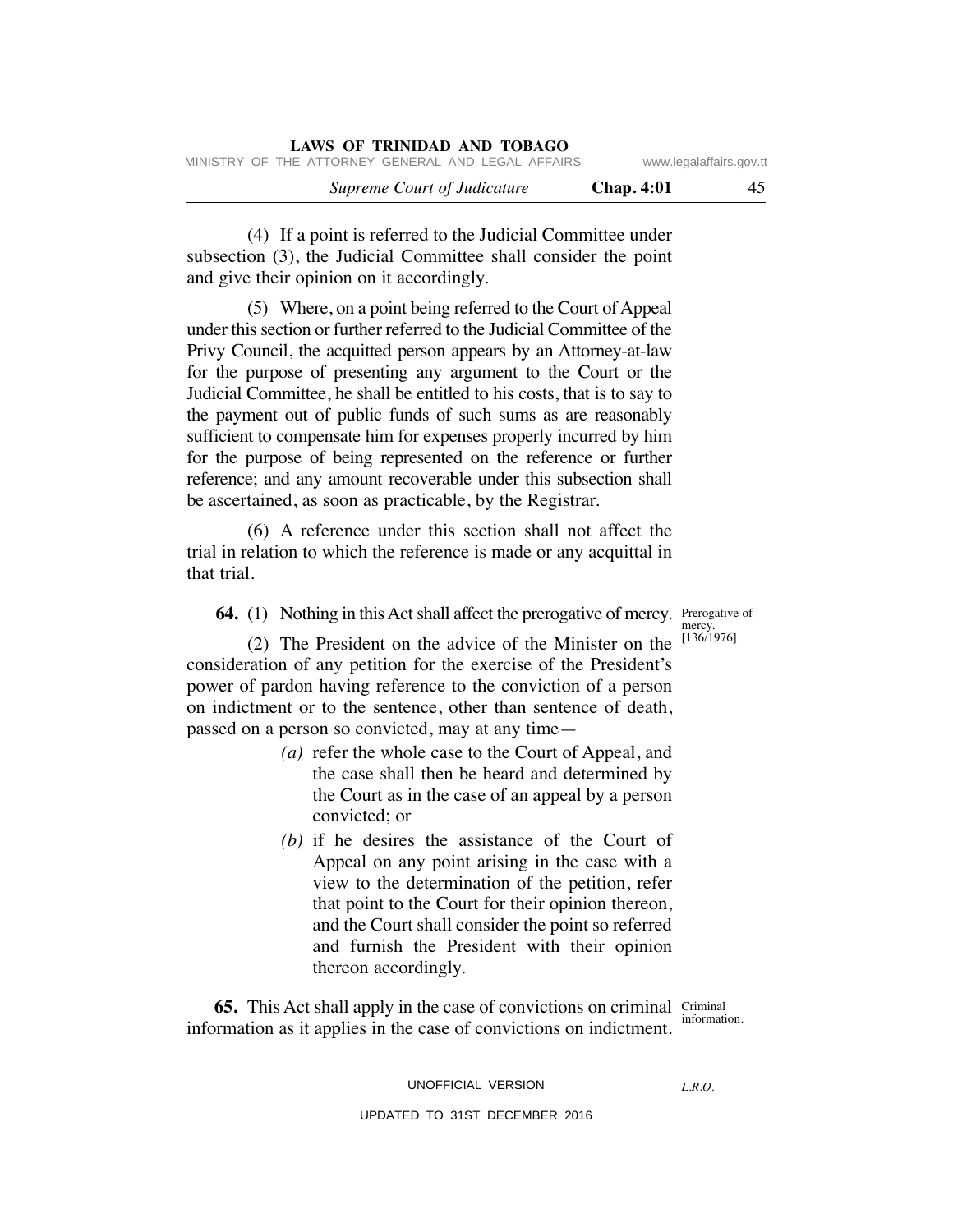(4) If a point is referred to the Judicial Committee under subsection (3), the Judicial Committee shall consider the point and give their opinion on it accordingly.

(5) Where, on a point being referred to the Court of Appeal under this section or further referred to the Judicial Committee of the Privy Council, the acquitted person appears by an Attorney-at-law for the purpose of presenting any argument to the Court or the Judicial Committee, he shall be entitled to his costs, that is to say to the payment out of public funds of such sums as are reasonably sufficient to compensate him for expenses properly incurred by him for the purpose of being represented on the reference or further reference; and any amount recoverable under this subsection shall be ascertained, as soon as practicable, by the Registrar.

(6) A reference under this section shall not affect the trial in relation to which the reference is made or any acquittal in that trial.

Prerogative of mercy. [136/1976].

**64.** (1) Nothing in this Act shall affect the prerogative of mercy.

(2) The President on the advice of the Minister on the consideration of any petition for the exercise of the President's power of pardon having reference to the conviction of a person on indictment or to the sentence, other than sentence of death, passed on a person so convicted, may at any time—

*(a)* refer the whole case to the Court of Appeal, and the case shall then be heard and determined by the Court as in the case of an appeal by a person convicted; or

*(b)* if he desires the assistance of the Court of Appeal on any point arising in the case with a view to the determination of the petition, refer that point to the Court for their opinion thereon, and the Court shall consider the point so referred and furnish the President with their opinion thereon accordingly.

Criminal information.

**65.** This Act shall apply in the case of convictions on criminal information as it applies in the case of convictions on indictment.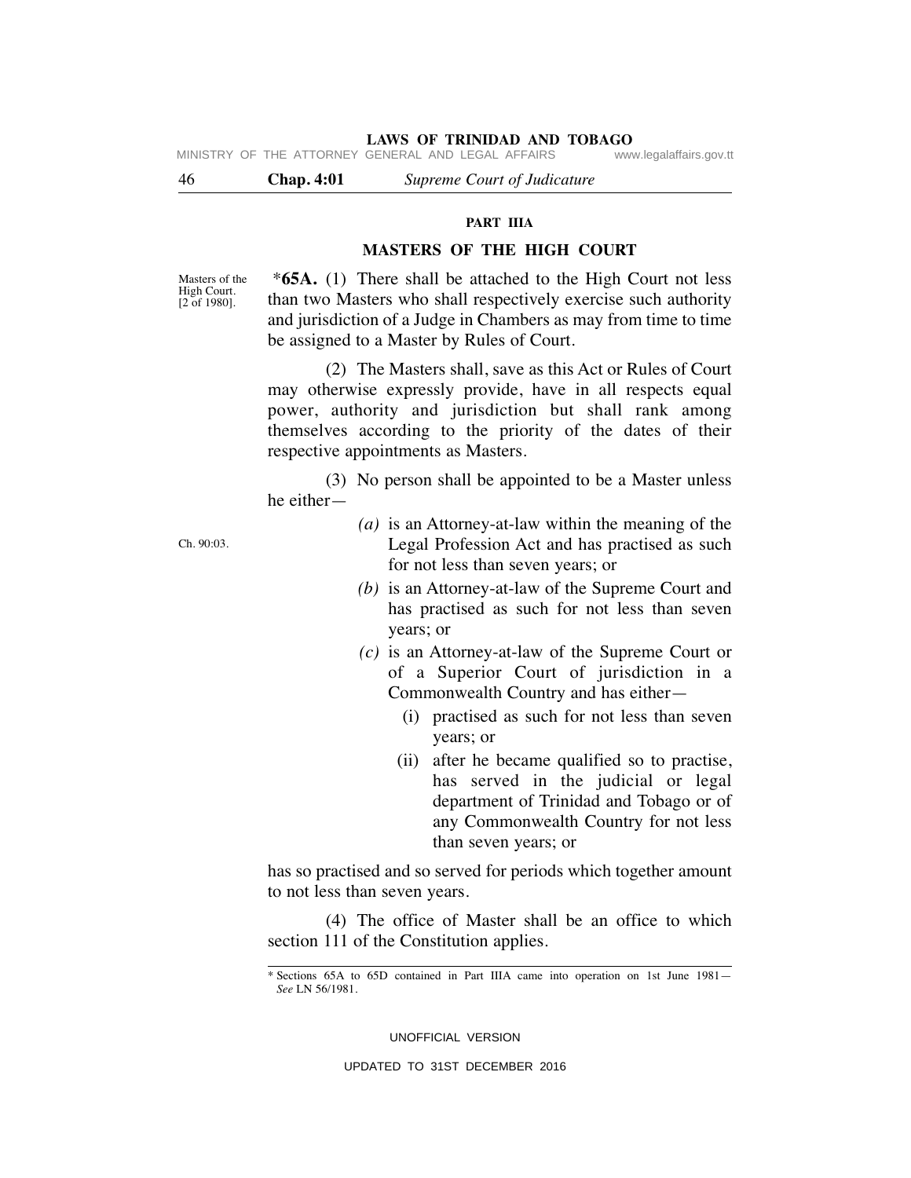## PART IIIA

## MASTERS OF THE HIGH COURT

Masters of the High Court. [2 of 1980].

*__65A.__ (1) There shall be attached to the High Court not less than two Masters who shall respectively exercise such authority and jurisdiction of a Judge in Chambers as may from time to time be assigned to a Master by Rules of Court.

(2) The Masters shall, save as this Act or Rules of Court may otherwise expressly provide, have in all respects equal power, authority and jurisdiction but shall rank among themselves according to the priority of the dates of their respective appointments as Masters.

(3) No person shall be appointed to be a Master unless he either—

*(a)* is an Attorney-at-law within the meaning of the Legal Profession Act and has practised as such for not less than seven years; or

Ch. 90:03.

*(b)* is an Attorney-at-law of the Supreme Court and has practised as such for not less than seven years; or

*(c)* is an Attorney-at-law of the Supreme Court or of a Superior Court of jurisdiction in a Commonwealth Country and has either—

(i) practised as such for not less than seven years; or

(ii) after he became qualified so to practise, has served in the judicial or legal department of Trinidad and Tobago or of any Commonwealth Country for not less than seven years; or

has so practised and so served for periods which together amount to not less than seven years.

(4) The office of Master shall be an office to which section 111 of the Constitution applies.

\* Sections 65A to 65D contained in Part IIIA came into operation on 1st June 1981—*See* LN 56/1981.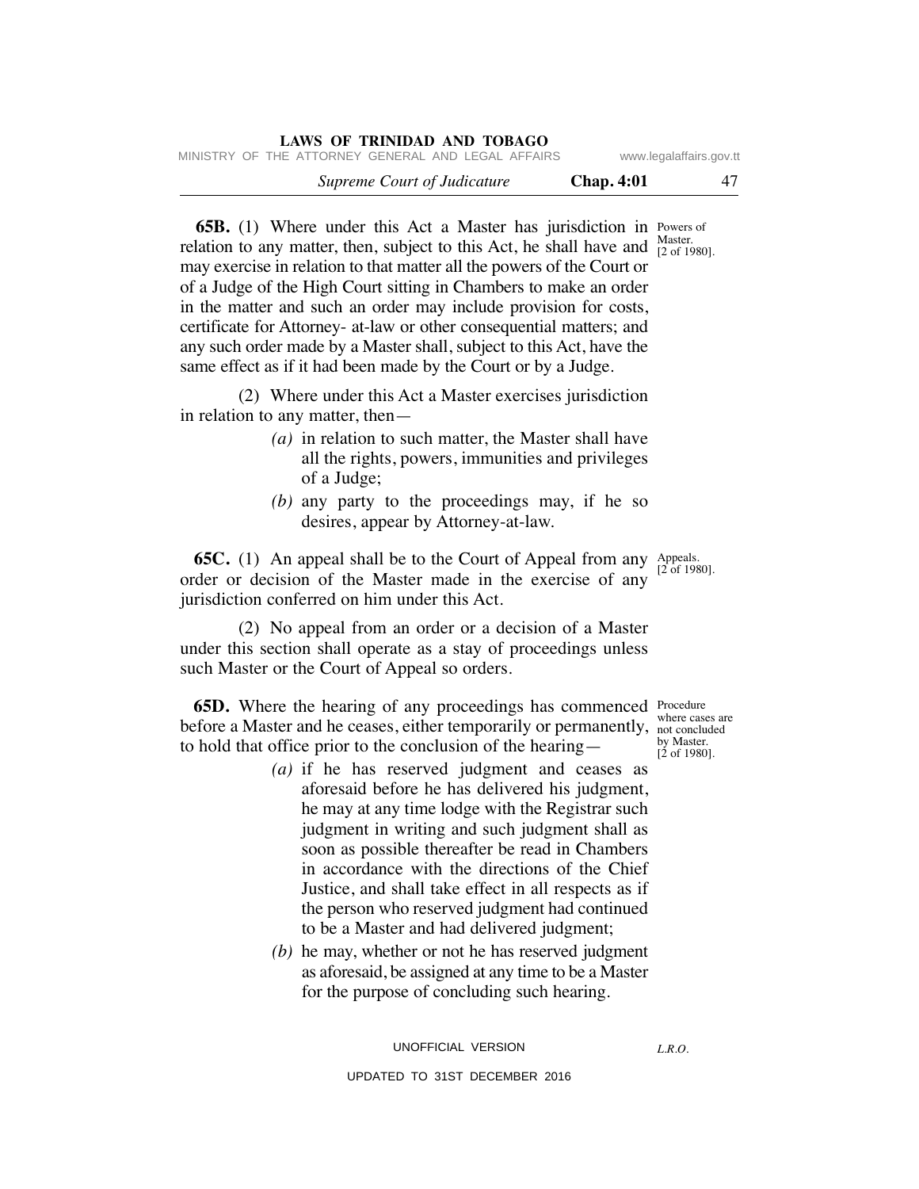**65B.** (1) Where under this Act a Master has jurisdiction in relation to any matter, then, subject to this Act, he shall have and may exercise in relation to that matter all the powers of the Court or of a Judge of the High Court sitting in Chambers to make an order in the matter and such an order may include provision for costs, certificate for Attorney- at-law or other consequential matters; and any such order made by a Master shall, subject to this Act, have the same effect as if it had been made by the Court or by a Judge.

Powers of Master. [2 of 1980].

(2) Where under this Act a Master exercises jurisdiction in relation to any matter, then—

- *(a)* in relation to such matter, the Master shall have all the rights, powers, immunities and privileges of a Judge;
- *(b)* any party to the proceedings may, if he so desires, appear by Attorney-at-law.

**65C.** (1) An appeal shall be to the Court of Appeal from any order or decision of the Master made in the exercise of any jurisdiction conferred on him under this Act.

Appeals. [2 of 1980].

(2) No appeal from an order or a decision of a Master under this section shall operate as a stay of proceedings unless such Master or the Court of Appeal so orders.

**65D.** Where the hearing of any proceedings has commenced before a Master and he ceases, either temporarily or permanently, to hold that office prior to the conclusion of the hearing—

Procedure where cases are not concluded by Master. [2 of 1980].

- *(a)* if he has reserved judgment and ceases as aforesaid before he has delivered his judgment, he may at any time lodge with the Registrar such judgment in writing and such judgment shall as soon as possible thereafter be read in Chambers in accordance with the directions of the Chief Justice, and shall take effect in all respects as if the person who reserved judgment had continued to be a Master and had delivered judgment;
- *(b)* he may, whether or not he has reserved judgment as aforesaid, be assigned at any time to be a Master for the purpose of concluding such hearing.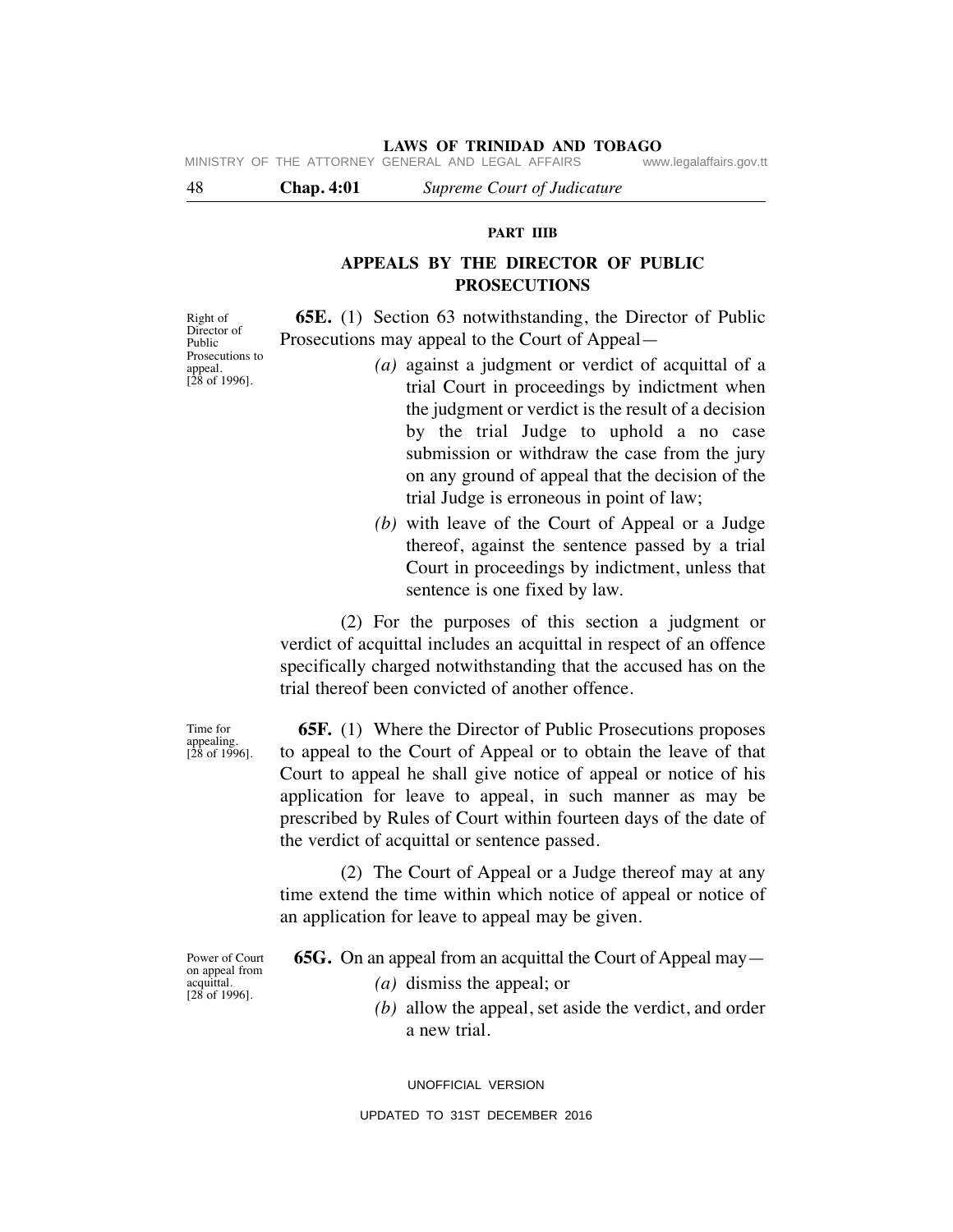**PART IIIB**

**APPEALS BY THE DIRECTOR OF PUBLIC PROSECUTIONS**

Right of Director of Public Prosecutions to appeal. [28 of 1996].

**65E.** (1) Section 63 notwithstanding, the Director of Public Prosecutions may appeal to the Court of Appeal—

*(a)* against a judgment or verdict of acquittal of a trial Court in proceedings by indictment when the judgment or verdict is the result of a decision by the trial Judge to uphold a no case submission or withdraw the case from the jury on any ground of appeal that the decision of the trial Judge is erroneous in point of law;

*(b)* with leave of the Court of Appeal or a Judge thereof, against the sentence passed by a trial Court in proceedings by indictment, unless that sentence is one fixed by law.

(2) For the purposes of this section a judgment or verdict of acquittal includes an acquittal in respect of an offence specifically charged notwithstanding that the accused has on the trial thereof been convicted of another offence.

Time for appealing. [28 of 1996].

**65F.** (1) Where the Director of Public Prosecutions proposes to appeal to the Court of Appeal or to obtain the leave of that Court to appeal he shall give notice of appeal or notice of his application for leave to appeal, in such manner as may be prescribed by Rules of Court within fourteen days of the date of the verdict of acquittal or sentence passed.

(2) The Court of Appeal or a Judge thereof may at any time extend the time within which notice of appeal or notice of an application for leave to appeal may be given.

Power of Court on appeal from acquittal. [28 of 1996].

**65G.** On an appeal from an acquittal the Court of Appeal may—

*(a)* dismiss the appeal; or

*(b)* allow the appeal, set aside the verdict, and order a new trial.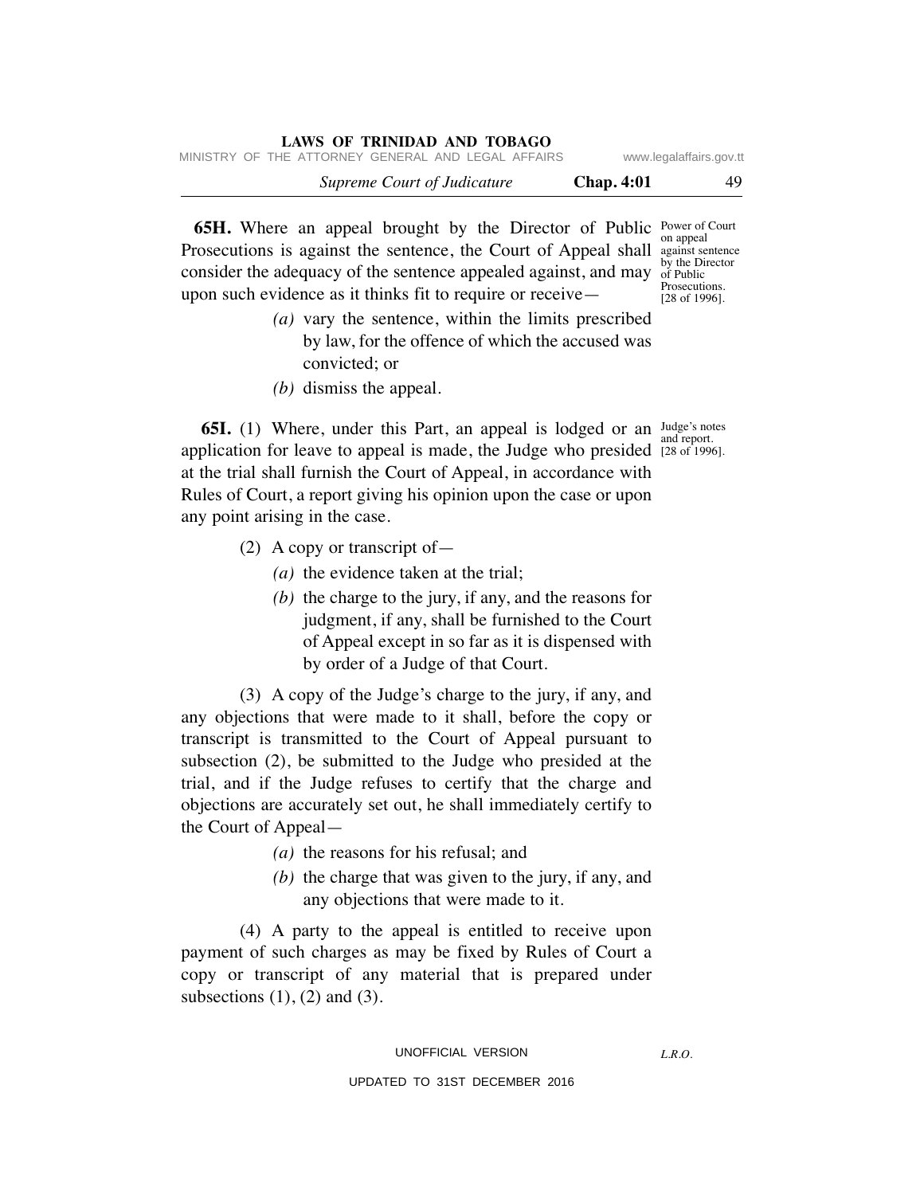**65H.** Where an appeal brought by the Director of Public Prosecutions is against the sentence, the Court of Appeal shall consider the adequacy of the sentence appealed against, and may upon such evidence as it thinks fit to require or receive—

Power of Court on appeal against sentence by the Director of Public Prosecutions. [28 of 1996].

- *(a)* vary the sentence, within the limits prescribed by law, for the offence of which the accused was convicted; or
- *(b)* dismiss the appeal.

**65I.** (1) Where, under this Part, an appeal is lodged or an application for leave to appeal is made, the Judge who presided at the trial shall furnish the Court of Appeal, in accordance with Rules of Court, a report giving his opinion upon the case or upon any point arising in the case.

Judge's notes and report. [28 of 1996].

(2) A copy or transcript of—

- *(a)* the evidence taken at the trial;
- *(b)* the charge to the jury, if any, and the reasons for judgment, if any, shall be furnished to the Court of Appeal except in so far as it is dispensed with by order of a Judge of that Court.

(3) A copy of the Judge's charge to the jury, if any, and any objections that were made to it shall, before the copy or transcript is transmitted to the Court of Appeal pursuant to subsection (2), be submitted to the Judge who presided at the trial, and if the Judge refuses to certify that the charge and objections are accurately set out, he shall immediately certify to the Court of Appeal—

- *(a)* the reasons for his refusal; and
- *(b)* the charge that was given to the jury, if any, and any objections that were made to it.

(4) A party to the appeal is entitled to receive upon payment of such charges as may be fixed by Rules of Court a copy or transcript of any material that is prepared under subsections (1), (2) and (3).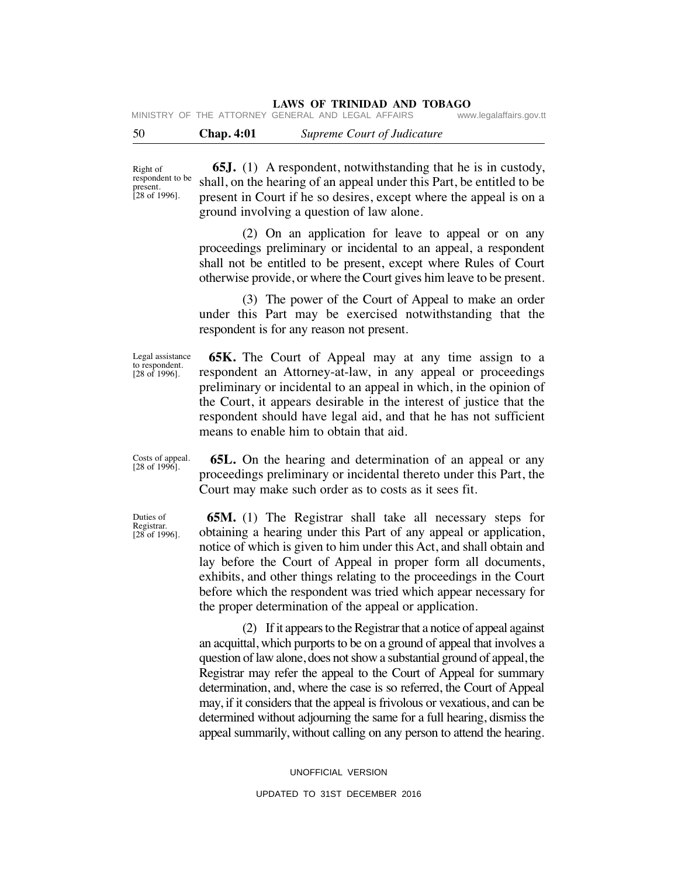Right of respondent to be present. [28 of 1996].

**65J.** (1) A respondent, notwithstanding that he is in custody, shall, on the hearing of an appeal under this Part, be entitled to be present in Court if he so desires, except where the appeal is on a ground involving a question of law alone.

(2) On an application for leave to appeal or on any proceedings preliminary or incidental to an appeal, a respondent shall not be entitled to be present, except where Rules of Court otherwise provide, or where the Court gives him leave to be present.

(3) The power of the Court of Appeal to make an order under this Part may be exercised notwithstanding that the respondent is for any reason not present.

Legal assistance to respondent. [28 of 1996].

**65K.** The Court of Appeal may at any time assign to a respondent an Attorney-at-law, in any appeal or proceedings preliminary or incidental to an appeal in which, in the opinion of the Court, it appears desirable in the interest of justice that the respondent should have legal aid, and that he has not sufficient means to enable him to obtain that aid.

Costs of appeal. [28 of 1996].

**65L.** On the hearing and determination of an appeal or any proceedings preliminary or incidental thereto under this Part, the Court may make such order as to costs as it sees fit.

Duties of Registrar. [28 of 1996].

**65M.** (1) The Registrar shall take all necessary steps for obtaining a hearing under this Part of any appeal or application, notice of which is given to him under this Act, and shall obtain and lay before the Court of Appeal in proper form all documents, exhibits, and other things relating to the proceedings in the Court before which the respondent was tried which appear necessary for the proper determination of the appeal or application.

(2) If it appears to the Registrar that a notice of appeal against an acquittal, which purports to be on a ground of appeal that involves a question of law alone, does not show a substantial ground of appeal, the Registrar may refer the appeal to the Court of Appeal for summary determination, and, where the case is so referred, the Court of Appeal may, if it considers that the appeal is frivolous or vexatious, and can be determined without adjourning the same for a full hearing, dismiss the appeal summarily, without calling on any person to attend the hearing.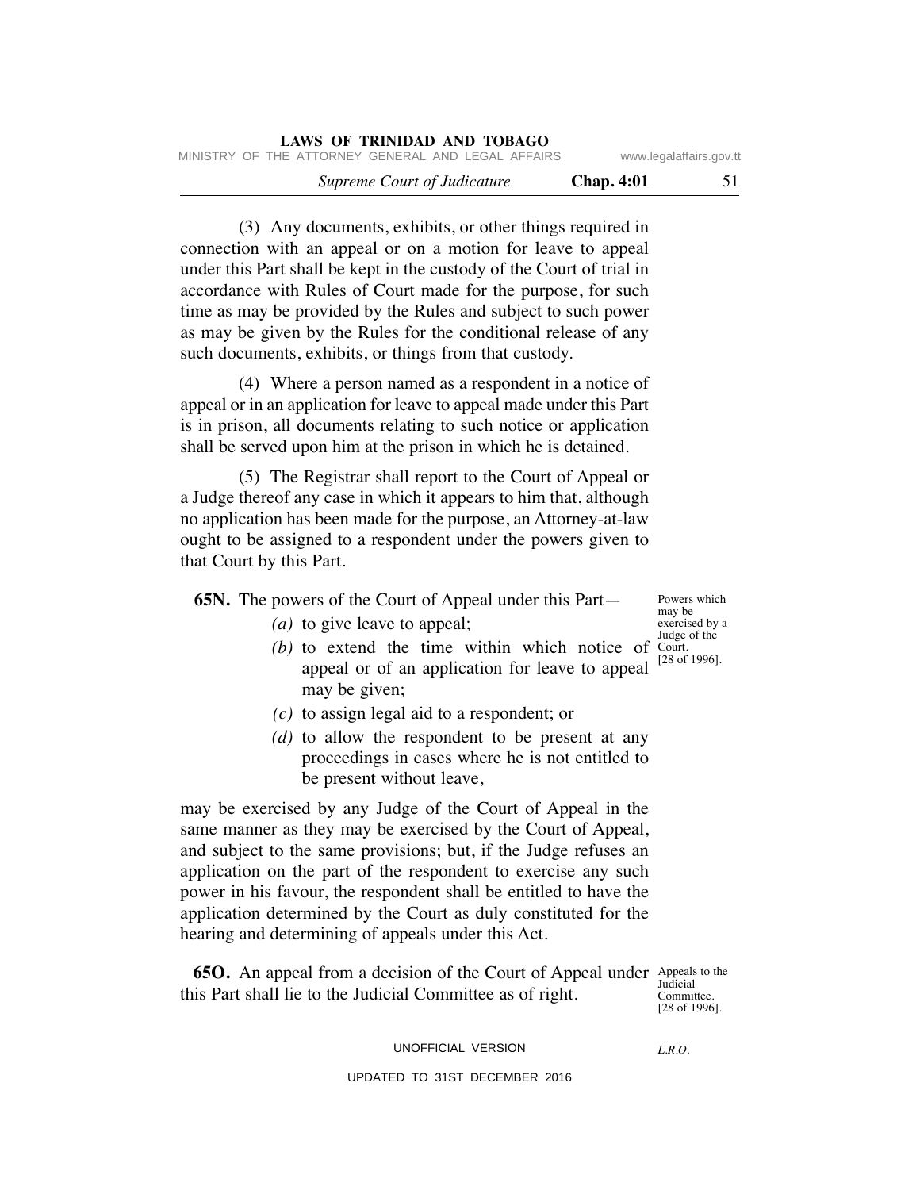(3) Any documents, exhibits, or other things required in connection with an appeal or on a motion for leave to appeal under this Part shall be kept in the custody of the Court of trial in accordance with Rules of Court made for the purpose, for such time as may be provided by the Rules and subject to such power as may be given by the Rules for the conditional release of any such documents, exhibits, or things from that custody.

(4) Where a person named as a respondent in a notice of appeal or in an application for leave to appeal made under this Part is in prison, all documents relating to such notice or application shall be served upon him at the prison in which he is detained.

(5) The Registrar shall report to the Court of Appeal or a Judge thereof any case in which it appears to him that, although no application has been made for the purpose, an Attorney-at-law ought to be assigned to a respondent under the powers given to that Court by this Part.

Powers which may be exercised by a Judge of the Court. [28 of 1996].

**65N.** The powers of the Court of Appeal under this Part—

*(a)* to give leave to appeal;

*(b)* to extend the time within which notice of appeal or of an application for leave to appeal may be given;

*(c)* to assign legal aid to a respondent; or

*(d)* to allow the respondent to be present at any proceedings in cases where he is not entitled to be present without leave,

may be exercised by any Judge of the Court of Appeal in the same manner as they may be exercised by the Court of Appeal, and subject to the same provisions; but, if the Judge refuses an application on the part of the respondent to exercise any such power in his favour, the respondent shall be entitled to have the application determined by the Court as duly constituted for the hearing and determining of appeals under this Act.

Appeals to the Judicial Committee. [28 of 1996].

**65O.** An appeal from a decision of the Court of Appeal under this Part shall lie to the Judicial Committee as of right.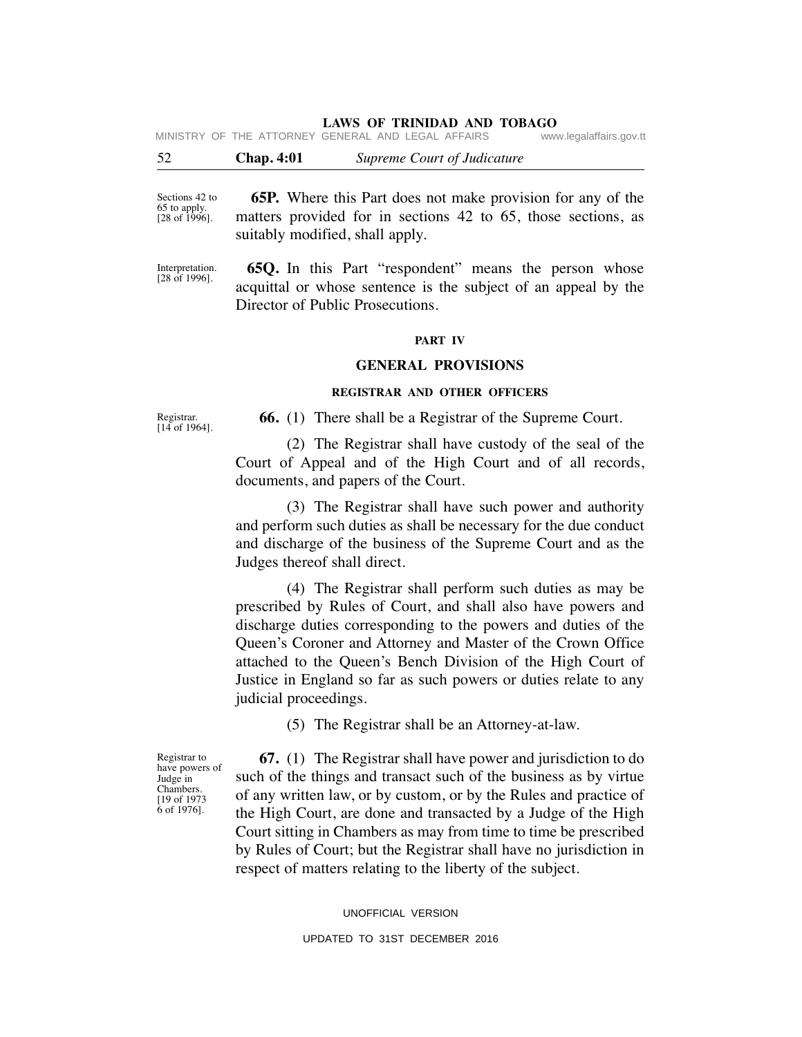Sections 42 to 65 to apply. [28 of 1996].

**65P.** Where this Part does not make provision for any of the matters provided for in sections 42 to 65, those sections, as suitably modified, shall apply.

Interpretation. [28 of 1996].

**65Q.** In this Part "respondent" means the person whose acquittal or whose sentence is the subject of an appeal by the Director of Public Prosecutions.

## PART IV

## GENERAL PROVISIONS

### REGISTRAR AND OTHER OFFICERS

Registrar. [14 of 1964].

**66.** (1) There shall be a Registrar of the Supreme Court.

(2) The Registrar shall have custody of the seal of the Court of Appeal and of the High Court and of all records, documents, and papers of the Court.

(3) The Registrar shall have such power and authority and perform such duties as shall be necessary for the due conduct and discharge of the business of the Supreme Court and as the Judges thereof shall direct.

(4) The Registrar shall perform such duties as may be prescribed by Rules of Court, and shall also have powers and discharge duties corresponding to the powers and duties of the Queen's Coroner and Attorney and Master of the Crown Office attached to the Queen's Bench Division of the High Court of Justice in England so far as such powers or duties relate to any judicial proceedings.

(5) The Registrar shall be an Attorney-at-law.

Registrar to have powers of Judge in Chambers. [19 of 1973 6 of 1976].

**67.** (1) The Registrar shall have power and jurisdiction to do such of the things and transact such of the business as by virtue of any written law, or by custom, or by the Rules and practice of the High Court, are done and transacted by a Judge of the High Court sitting in Chambers as may from time to time be prescribed by Rules of Court; but the Registrar shall have no jurisdiction in respect of matters relating to the liberty of the subject.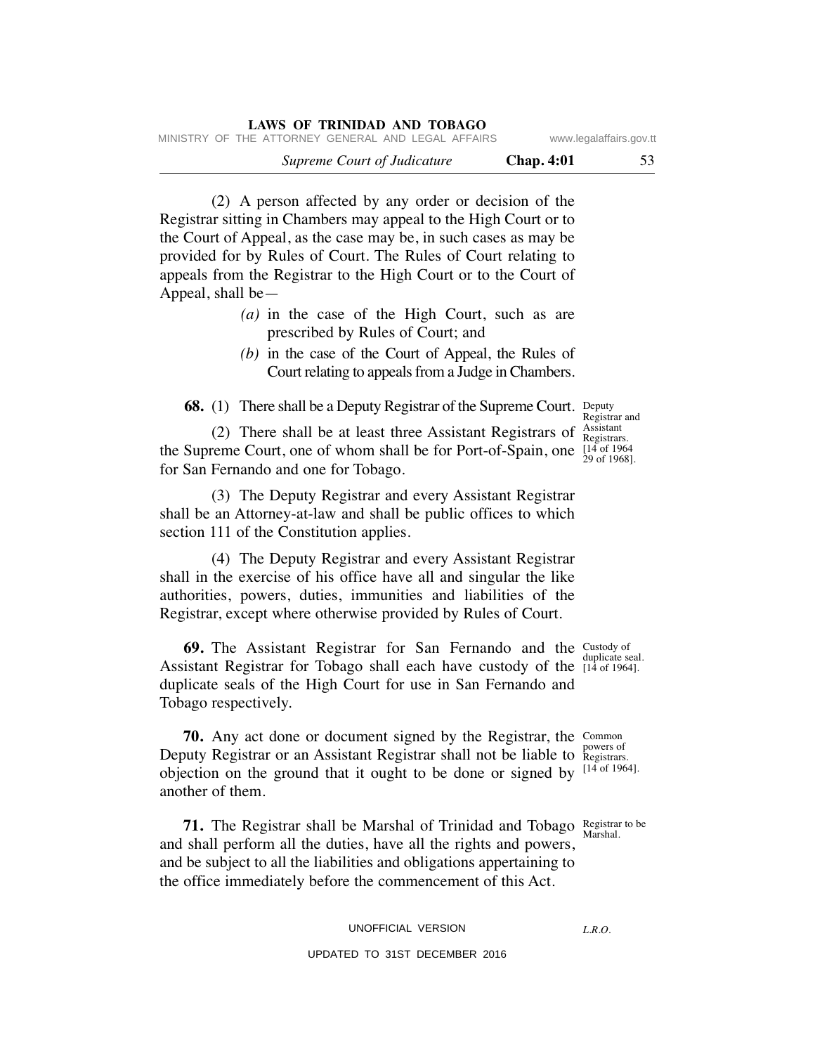(2) A person affected by any order or decision of the Registrar sitting in Chambers may appeal to the High Court or to the Court of Appeal, as the case may be, in such cases as may be provided for by Rules of Court. The Rules of Court relating to appeals from the Registrar to the High Court or to the Court of Appeal, shall be—

*(a)* in the case of the High Court, such as are prescribed by Rules of Court; and

*(b)* in the case of the Court of Appeal, the Rules of Court relating to appeals from a Judge in Chambers.

Deputy Registrar and Assistant Registrars. [14 of 1964 29 of 1968].

**68.** (1) There shall be a Deputy Registrar of the Supreme Court.

(2) There shall be at least three Assistant Registrars of the Supreme Court, one of whom shall be for Port-of-Spain, one for San Fernando and one for Tobago.

(3) The Deputy Registrar and every Assistant Registrar shall be an Attorney-at-law and shall be public offices to which section 111 of the Constitution applies.

(4) The Deputy Registrar and every Assistant Registrar shall in the exercise of his office have all and singular the like authorities, powers, duties, immunities and liabilities of the Registrar, except where otherwise provided by Rules of Court.

Custody of duplicate seal. [14 of 1964].

**69.** The Assistant Registrar for San Fernando and the Assistant Registrar for Tobago shall each have custody of the duplicate seals of the High Court for use in San Fernando and Tobago respectively.

Common powers of Registrars. [14 of 1964].

**70.** Any act done or document signed by the Registrar, the Deputy Registrar or an Assistant Registrar shall not be liable to objection on the ground that it ought to be done or signed by another of them.

Registrar to be Marshal.

**71.** The Registrar shall be Marshal of Trinidad and Tobago and shall perform all the duties, have all the rights and powers, and be subject to all the liabilities and obligations appertaining to the office immediately before the commencement of this Act.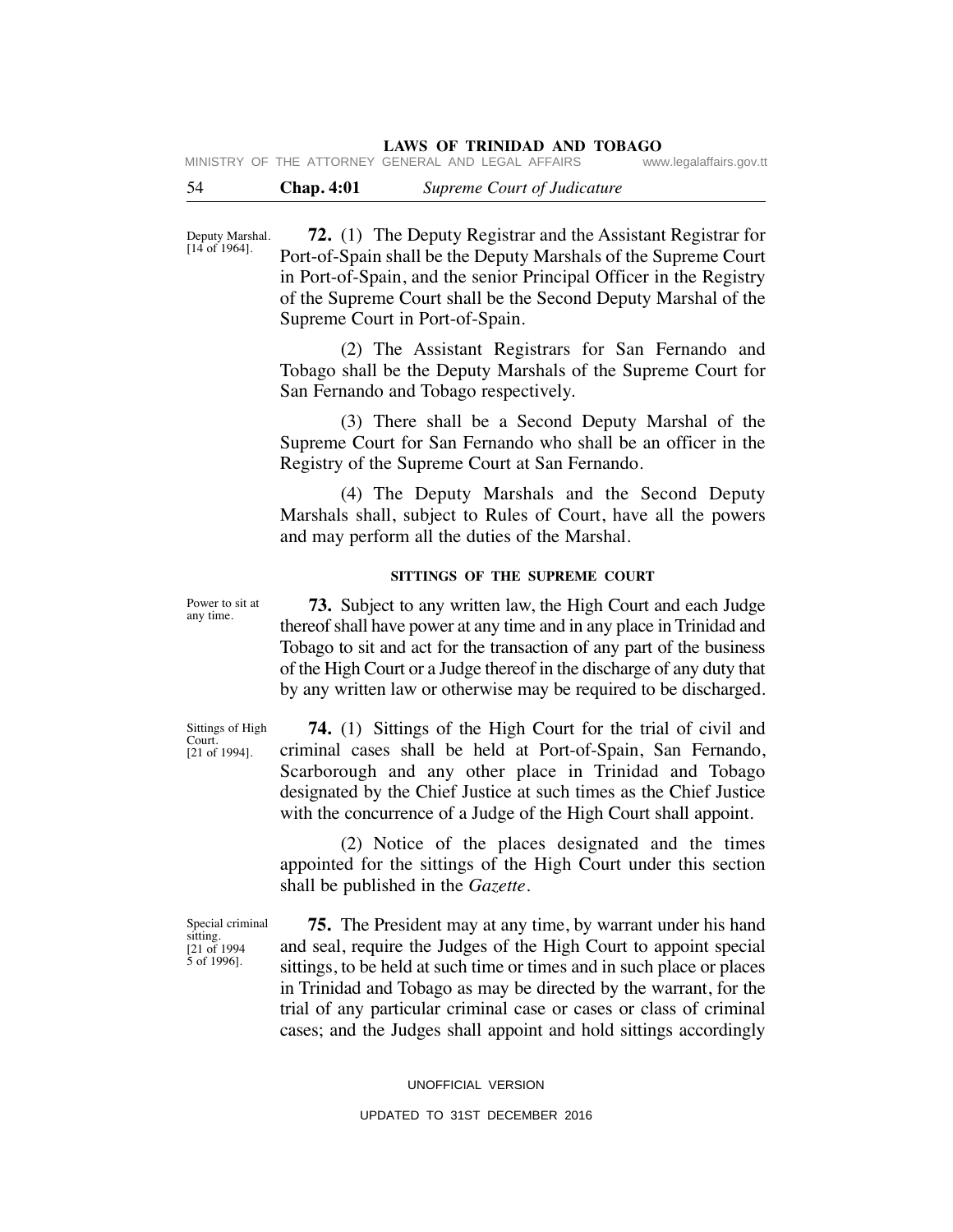Deputy Marshal. [14 of 1964].

**72.** (1) The Deputy Registrar and the Assistant Registrar for Port-of-Spain shall be the Deputy Marshals of the Supreme Court in Port-of-Spain, and the senior Principal Officer in the Registry of the Supreme Court shall be the Second Deputy Marshal of the Supreme Court in Port-of-Spain.

(2) The Assistant Registrars for San Fernando and Tobago shall be the Deputy Marshals of the Supreme Court for San Fernando and Tobago respectively.

(3) There shall be a Second Deputy Marshal of the Supreme Court for San Fernando who shall be an officer in the Registry of the Supreme Court at San Fernando.

(4) The Deputy Marshals and the Second Deputy Marshals shall, subject to Rules of Court, have all the powers and may perform all the duties of the Marshal.

### SITTINGS OF THE SUPREME COURT

Power to sit at any time.

**73.** Subject to any written law, the High Court and each Judge thereof shall have power at any time and in any place in Trinidad and Tobago to sit and act for the transaction of any part of the business of the High Court or a Judge thereof in the discharge of any duty that by any written law or otherwise may be required to be discharged.

Sittings of High Court. [21 of 1994].

**74.** (1) Sittings of the High Court for the trial of civil and criminal cases shall be held at Port-of-Spain, San Fernando, Scarborough and any other place in Trinidad and Tobago designated by the Chief Justice at such times as the Chief Justice with the concurrence of a Judge of the High Court shall appoint.

(2) Notice of the places designated and the times appointed for the sittings of the High Court under this section shall be published in the *Gazette*.

Special criminal sitting. [21 of 1994 5 of 1996].

**75.** The President may at any time, by warrant under his hand and seal, require the Judges of the High Court to appoint special sittings, to be held at such time or times and in such place or places in Trinidad and Tobago as may be directed by the warrant, for the trial of any particular criminal case or cases or class of criminal cases; and the Judges shall appoint and hold sittings accordingly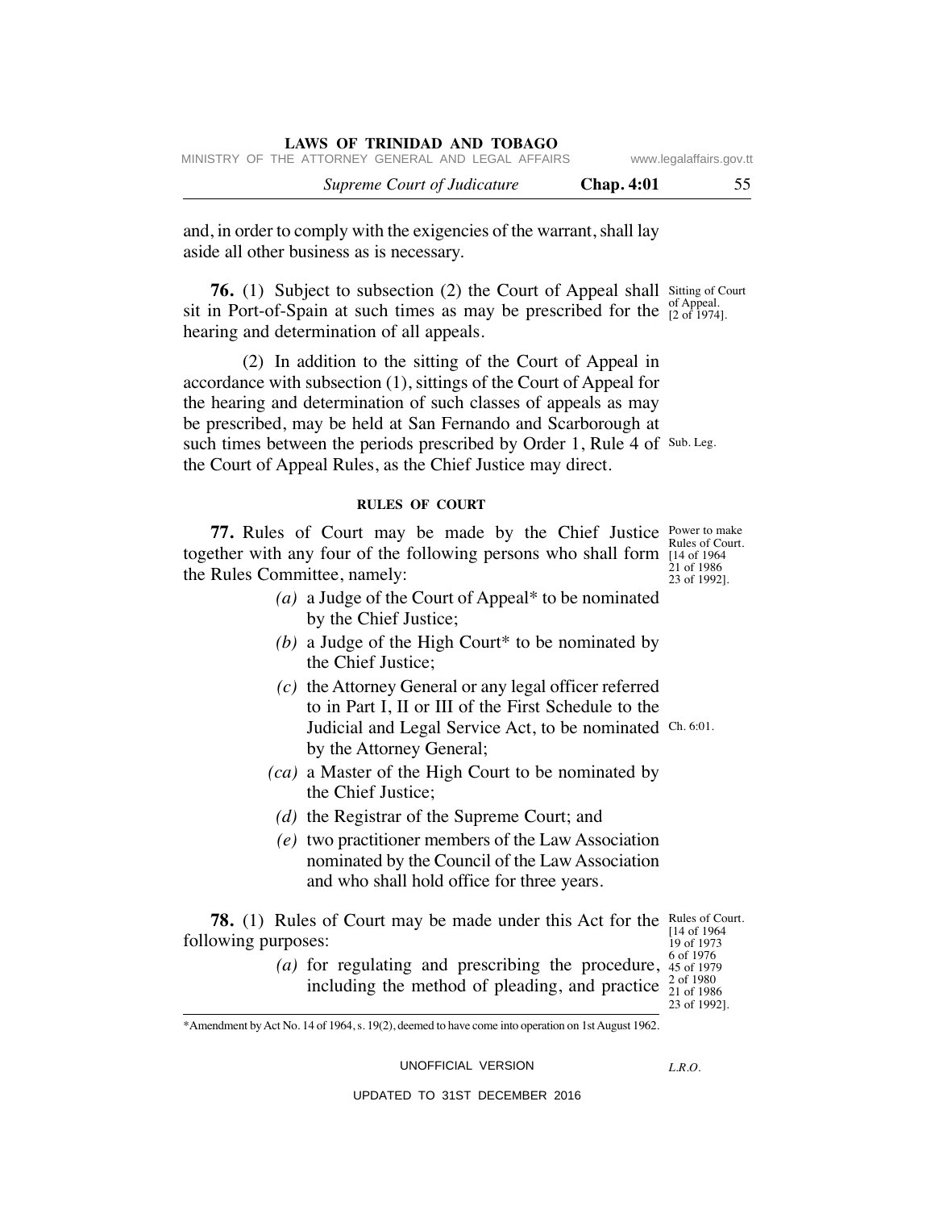and, in order to comply with the exigencies of the warrant, shall lay aside all other business as is necessary.

Sitting of Court of Appeal. [2 of 1974].

**76.** (1) Subject to subsection (2) the Court of Appeal shall sit in Port-of-Spain at such times as may be prescribed for the hearing and determination of all appeals.

(2) In addition to the sitting of the Court of Appeal in accordance with subsection (1), sittings of the Court of Appeal for the hearing and determination of such classes of appeals as may be prescribed, may be held at San Fernando and Scarborough at such times between the periods prescribed by Order 1, Rule 4 of the Court of Appeal Rules, as the Chief Justice may direct.

Sub. Leg.

## RULES OF COURT

Power to make Rules of Court. [14 of 1964 21 of 1986 23 of 1992].

**77.** Rules of Court may be made by the Chief Justice together with any four of the following persons who shall form the Rules Committee, namely:

*(a)* a Judge of the Court of Appeal* to be nominated by the Chief Justice;

*(b)* a Judge of the High Court* to be nominated by the Chief Justice;

*(c)* the Attorney General or any legal officer referred to in Part I, II or III of the First Schedule to the Judicial and Legal Service Act, to be nominated by the Attorney General;

Ch. 6:01.

*(ca)* a Master of the High Court to be nominated by the Chief Justice;

*(d)* the Registrar of the Supreme Court; and

*(e)* two practitioner members of the Law Association nominated by the Council of the Law Association and who shall hold office for three years.

Rules of Court. [14 of 1964 19 of 1973 6 of 1976 45 of 1979 2 of 1980 21 of 1986 23 of 1992].

**78.** (1) Rules of Court may be made under this Act for the following purposes:

*(a)* for regulating and prescribing the procedure, including the method of pleading, and practice

*Amendment by Act No. 14 of 1964, s. 19(2), deemed to have come into operation on 1st August 1962.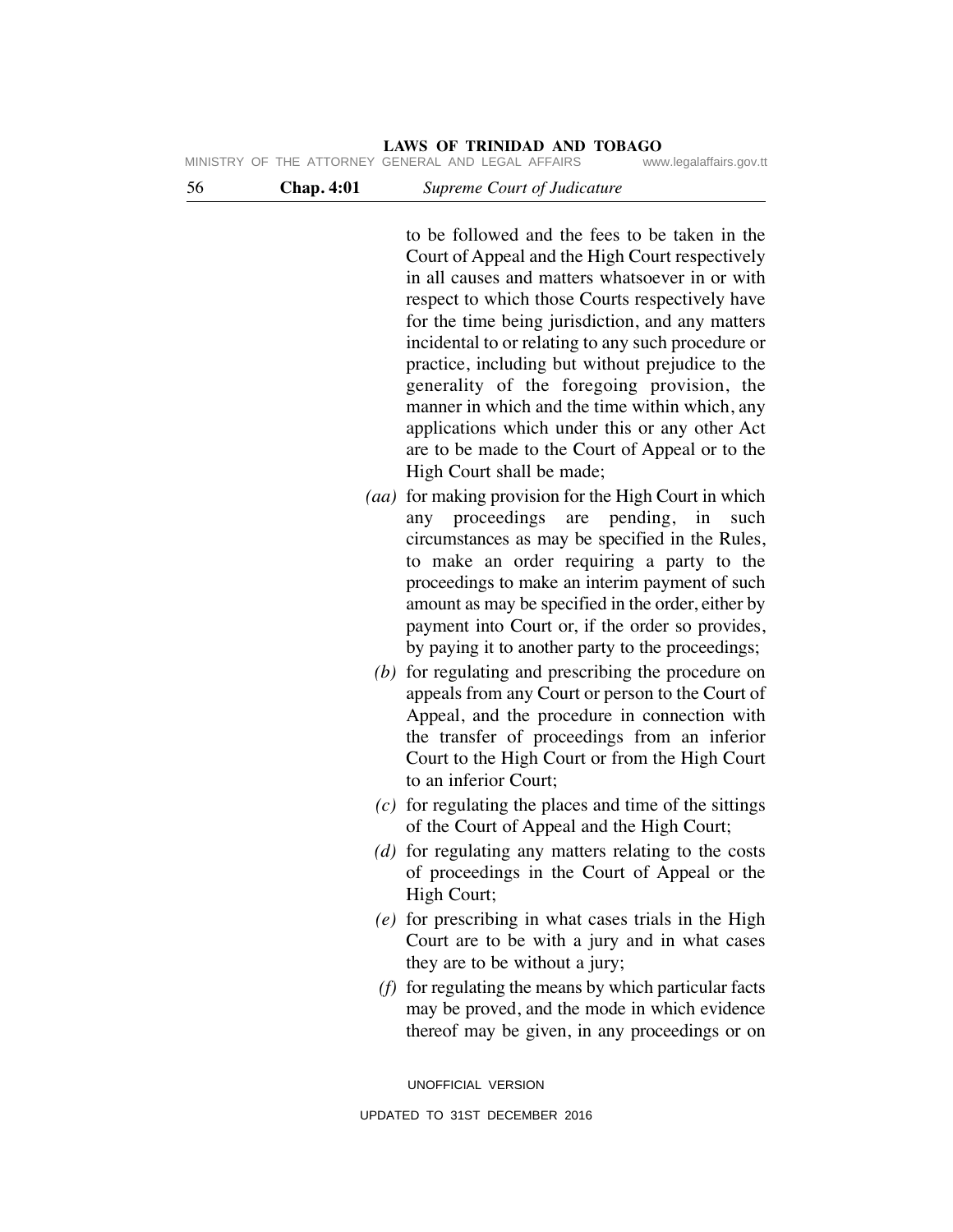to be followed and the fees to be taken in the Court of Appeal and the High Court respectively in all causes and matters whatsoever in or with respect to which those Courts respectively have for the time being jurisdiction, and any matters incidental to or relating to any such procedure or practice, including but without prejudice to the generality of the foregoing provision, the manner in which and the time within which, any applications which under this or any other Act are to be made to the Court of Appeal or to the High Court shall be made;

*(aa)* for making provision for the High Court in which any proceedings are pending, in such circumstances as may be specified in the Rules, to make an order requiring a party to the proceedings to make an interim payment of such amount as may be specified in the order, either by payment into Court or, if the order so provides, by paying it to another party to the proceedings;

*(b)* for regulating and prescribing the procedure on appeals from any Court or person to the Court of Appeal, and the procedure in connection with the transfer of proceedings from an inferior Court to the High Court or from the High Court to an inferior Court;

*(c)* for regulating the places and time of the sittings of the Court of Appeal and the High Court;

*(d)* for regulating any matters relating to the costs of proceedings in the Court of Appeal or the High Court;

*(e)* for prescribing in what cases trials in the High Court are to be with a jury and in what cases they are to be without a jury;

*(f)* for regulating the means by which particular facts may be proved, and the mode in which evidence thereof may be given, in any proceedings or on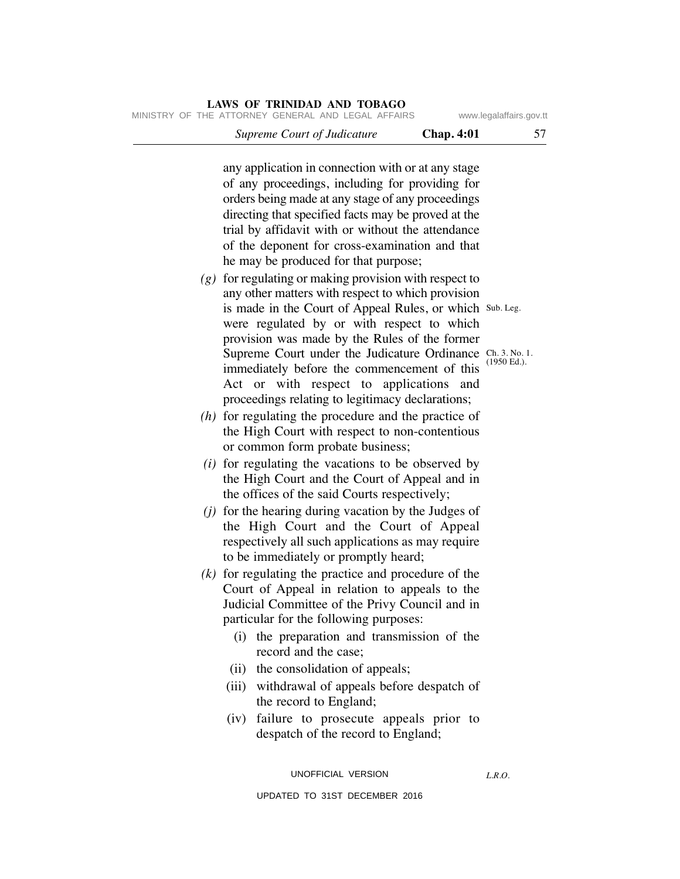any application in connection with or at any stage of any proceedings, including for providing for orders being made at any stage of any proceedings directing that specified facts may be proved at the trial by affidavit with or without the attendance of the deponent for cross-examination and that he may be produced for that purpose;

*(g)* for regulating or making provision with respect to any other matters with respect to which provision is made in the Court of Appeal Rules, or which were regulated by or with respect to which provision was made by the Rules of the former Supreme Court under the Judicature Ordinance immediately before the commencement of this Act or with respect to applications and proceedings relating to legitimacy declarations;

Sub. Leg.

Ch. 3. No. 1. (1950 Ed.).

*(h)* for regulating the procedure and the practice of the High Court with respect to non-contentious or common form probate business;

*(i)* for regulating the vacations to be observed by the High Court and the Court of Appeal and in the offices of the said Courts respectively;

*(j)* for the hearing during vacation by the Judges of the High Court and the Court of Appeal respectively all such applications as may require to be immediately or promptly heard;

*(k)* for regulating the practice and procedure of the Court of Appeal in relation to appeals to the Judicial Committee of the Privy Council and in particular for the following purposes:

(i) the preparation and transmission of the record and the case;

(ii) the consolidation of appeals;

(iii) withdrawal of appeals before despatch of the record to England;

(iv) failure to prosecute appeals prior to despatch of the record to England;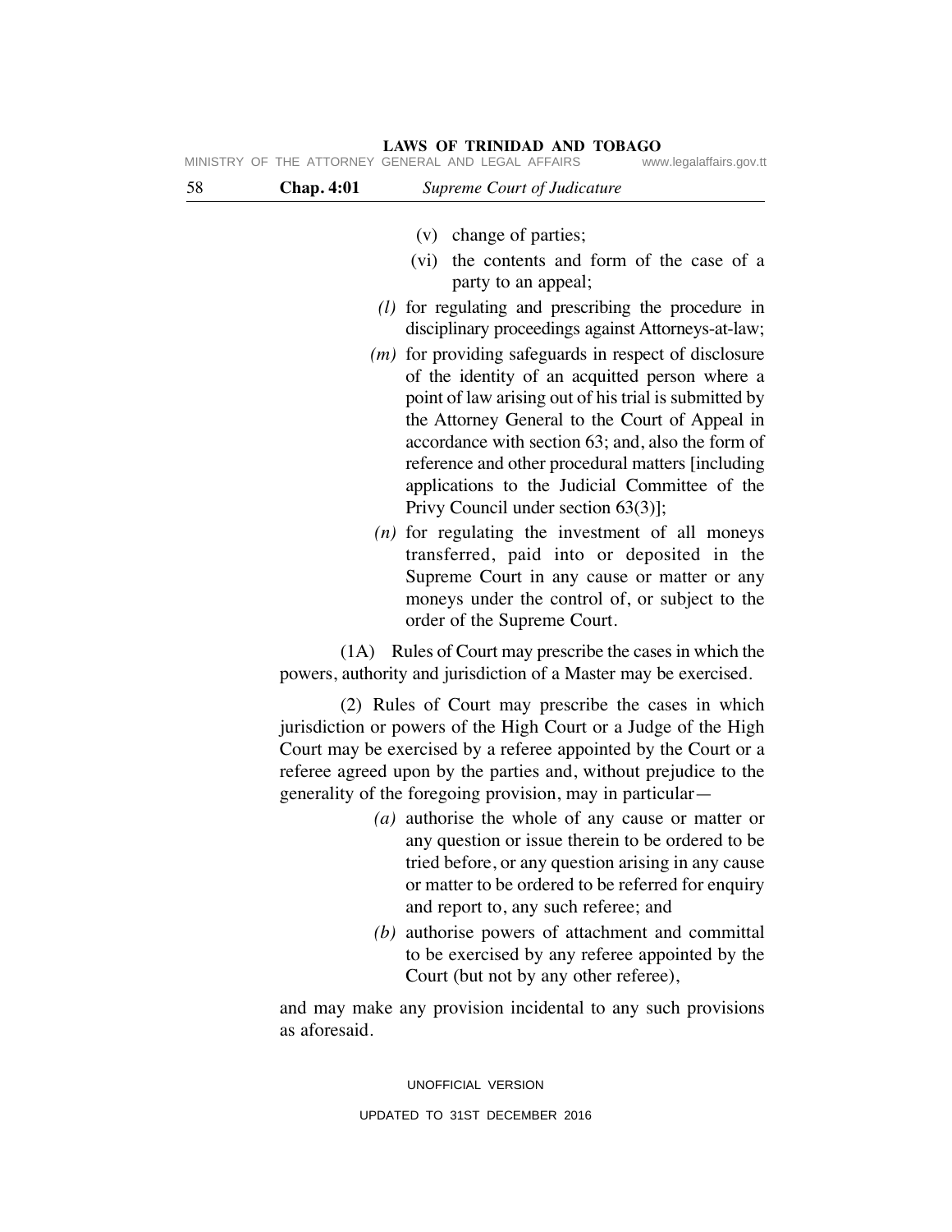(v) change of parties;

(vi) the contents and form of the case of a party to an appeal;

*(l)* for regulating and prescribing the procedure in disciplinary proceedings against Attorneys-at-law;

*(m)* for providing safeguards in respect of disclosure of the identity of an acquitted person where a point of law arising out of his trial is submitted by the Attorney General to the Court of Appeal in accordance with section 63; and, also the form of reference and other procedural matters [including applications to the Judicial Committee of the Privy Council under section 63(3)];

*(n)* for regulating the investment of all moneys transferred, paid into or deposited in the Supreme Court in any cause or matter or any moneys under the control of, or subject to the order of the Supreme Court.

(1A) Rules of Court may prescribe the cases in which the powers, authority and jurisdiction of a Master may be exercised.

(2) Rules of Court may prescribe the cases in which jurisdiction or powers of the High Court or a Judge of the High Court may be exercised by a referee appointed by the Court or a referee agreed upon by the parties and, without prejudice to the generality of the foregoing provision, may in particular—

*(a)* authorise the whole of any cause or matter or any question or issue therein to be ordered to be tried before, or any question arising in any cause or matter to be ordered to be referred for enquiry and report to, any such referee; and

*(b)* authorise powers of attachment and committal to be exercised by any referee appointed by the Court (but not by any other referee),

and may make any provision incidental to any such provisions as aforesaid.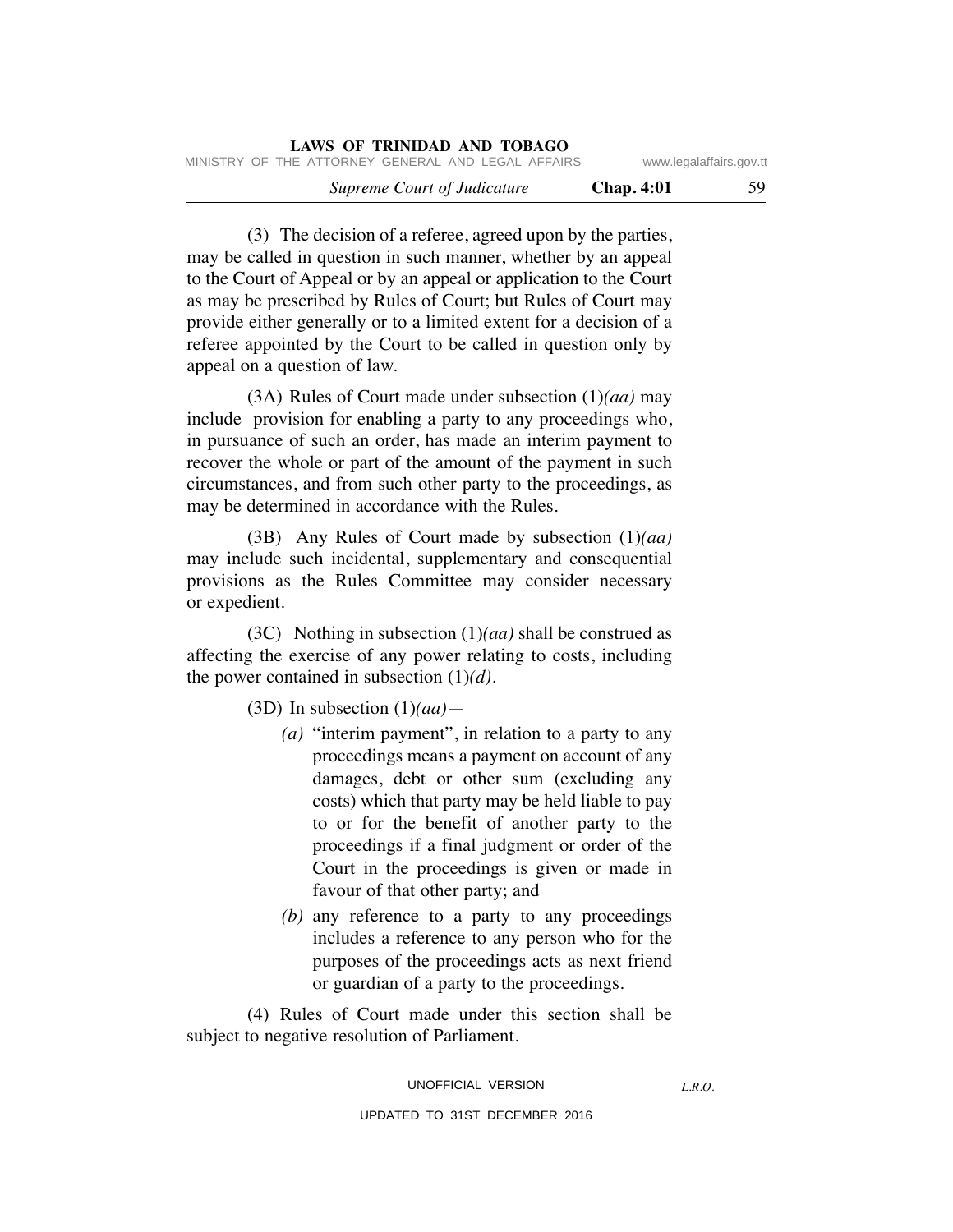(3) The decision of a referee, agreed upon by the parties, may be called in question in such manner, whether by an appeal to the Court of Appeal or by an appeal or application to the Court as may be prescribed by Rules of Court; but Rules of Court may provide either generally or to a limited extent for a decision of a referee appointed by the Court to be called in question only by appeal on a question of law.

(3A) Rules of Court made under subsection (1)*(aa)* may include provision for enabling a party to any proceedings who, in pursuance of such an order, has made an interim payment to recover the whole or part of the amount of the payment in such circumstances, and from such other party to the proceedings, as may be determined in accordance with the Rules.

(3B) Any Rules of Court made by subsection (1)*(aa)* may include such incidental, supplementary and consequential provisions as the Rules Committee may consider necessary or expedient.

(3C) Nothing in subsection (1)*(aa)* shall be construed as affecting the exercise of any power relating to costs, including the power contained in subsection (1)*(d)*.

(3D) In subsection (1)*(aa)*—

*(a)* "interim payment", in relation to a party to any proceedings means a payment on account of any damages, debt or other sum (excluding any costs) which that party may be held liable to pay to or for the benefit of another party to the proceedings if a final judgment or order of the Court in the proceedings is given or made in favour of that other party; and

*(b)* any reference to a party to any proceedings includes a reference to any person who for the purposes of the proceedings acts as next friend or guardian of a party to the proceedings.

(4) Rules of Court made under this section shall be subject to negative resolution of Parliament.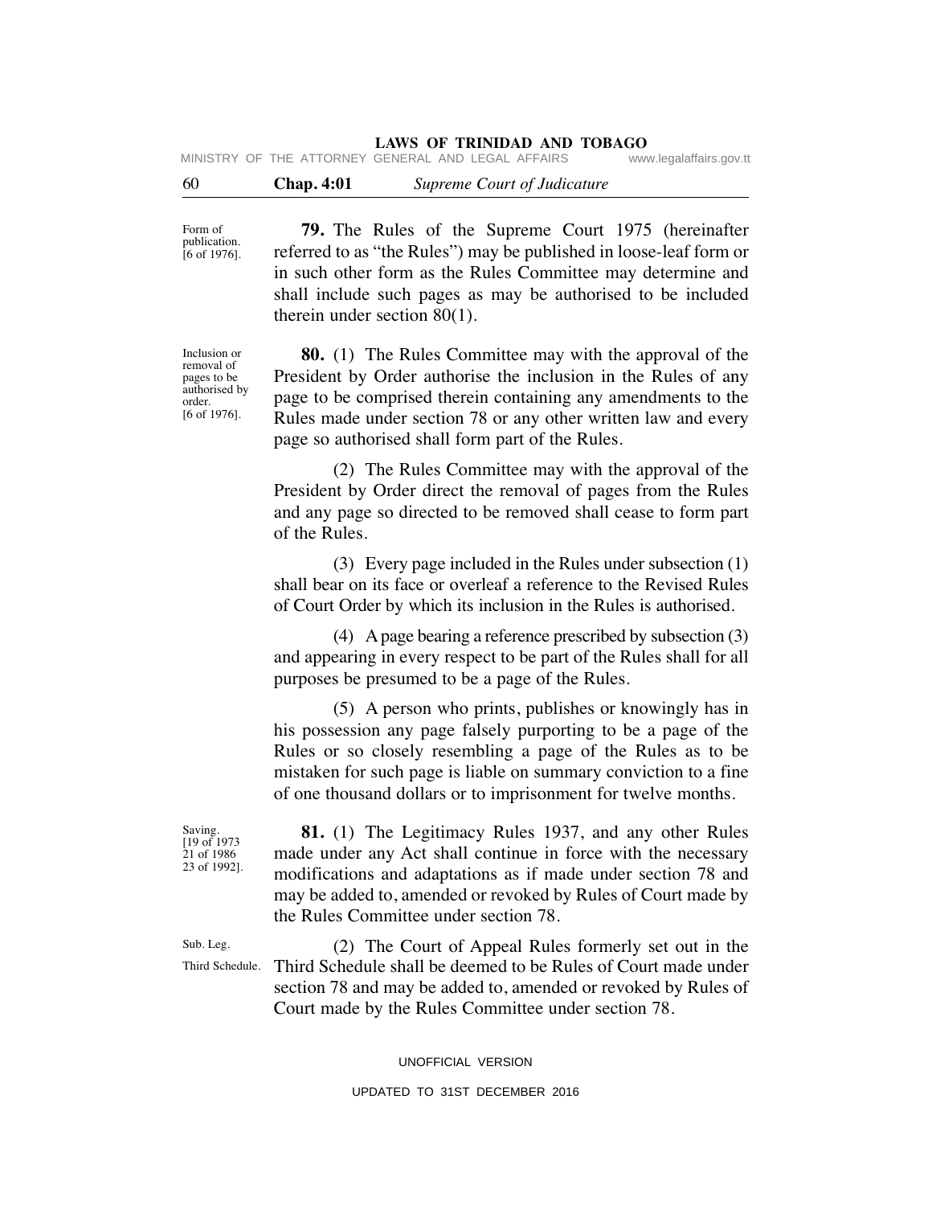Form of publication. [6 of 1976].

**79.** The Rules of the Supreme Court 1975 (hereinafter referred to as "the Rules") may be published in loose-leaf form or in such other form as the Rules Committee may determine and shall include such pages as may be authorised to be included therein under section 80(1).

Inclusion or removal of pages to be authorised by order. [6 of 1976].

**80.** (1) The Rules Committee may with the approval of the President by Order authorise the inclusion in the Rules of any page to be comprised therein containing any amendments to the Rules made under section 78 or any other written law and every page so authorised shall form part of the Rules.

(2) The Rules Committee may with the approval of the President by Order direct the removal of pages from the Rules and any page so directed to be removed shall cease to form part of the Rules.

(3) Every page included in the Rules under subsection (1) shall bear on its face or overleaf a reference to the Revised Rules of Court Order by which its inclusion in the Rules is authorised.

(4) A page bearing a reference prescribed by subsection (3) and appearing in every respect to be part of the Rules shall for all purposes be presumed to be a page of the Rules.

(5) A person who prints, publishes or knowingly has in his possession any page falsely purporting to be a page of the Rules or so closely resembling a page of the Rules as to be mistaken for such page is liable on summary conviction to a fine of one thousand dollars or to imprisonment for twelve months.

Saving. [19 of 1973 21 of 1986 23 of 1992].

**81.** (1) The Legitimacy Rules 1937, and any other Rules made under any Act shall continue in force with the necessary modifications and adaptations as if made under section 78 and may be added to, amended or revoked by Rules of Court made by the Rules Committee under section 78.

Sub. Leg. Third Schedule.

(2) The Court of Appeal Rules formerly set out in the Third Schedule shall be deemed to be Rules of Court made under section 78 and may be added to, amended or revoked by Rules of Court made by the Rules Committee under section 78.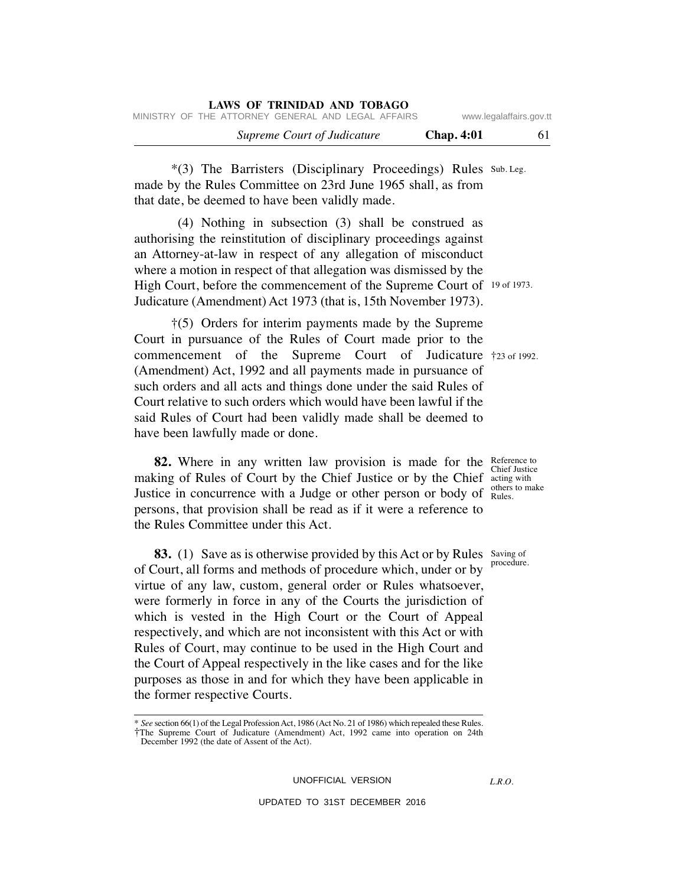*(3) The Barristers (Disciplinary Proceedings) Rules made by the Rules Committee on 23rd June 1965 shall, as from that date, be deemed to have been validly made. Sub. Leg.

(4) Nothing in subsection (3) shall be construed as authorising the reinstitution of disciplinary proceedings against an Attorney-at-law in respect of any allegation of misconduct where a motion in respect of that allegation was dismissed by the High Court, before the commencement of the Supreme Court of Judicature (Amendment) Act 1973 (that is, 15th November 1973). 19 of 1973.

†(5) Orders for interim payments made by the Supreme Court in pursuance of the Rules of Court made prior to the commencement of the Supreme Court of Judicature (Amendment) Act, 1992 and all payments made in pursuance of such orders and all acts and things done under the said Rules of Court relative to such orders which would have been lawful if the said Rules of Court had been validly made shall be deemed to have been lawfully made or done. †23 of 1992.

Reference to Chief Justice acting with others to make Rules.

**82.** Where in any written law provision is made for the making of Rules of Court by the Chief Justice or by the Chief Justice in concurrence with a Judge or other person or body of persons, that provision shall be read as if it were a reference to the Rules Committee under this Act.

Saving of procedure.

**83.** (1) Save as is otherwise provided by this Act or by Rules of Court, all forms and methods of procedure which, under or by virtue of any law, custom, general order or Rules whatsoever, were formerly in force in any of the Courts the jurisdiction of which is vested in the High Court or the Court of Appeal respectively, and which are not inconsistent with this Act or with Rules of Court, may continue to be used in the High Court and the Court of Appeal respectively in the like cases and for the like purposes as those in and for which they have been applicable in the former respective Courts.

---

\* *See* section 66(1) of the Legal Profession Act, 1986 (Act No. 21 of 1986) which repealed these Rules.
†The Supreme Court of Judicature (Amendment) Act, 1992 came into operation on 24th December 1992 (the date of Assent of the Act).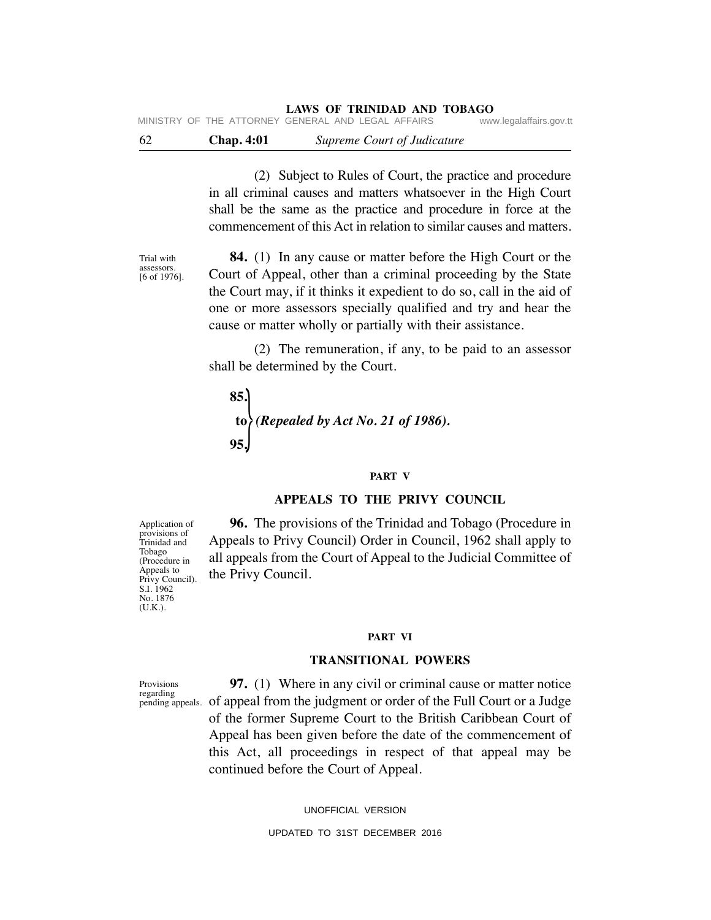(2) Subject to Rules of Court, the practice and procedure in all criminal causes and matters whatsoever in the High Court shall be the same as the practice and procedure in force at the commencement of this Act in relation to similar causes and matters.

Trial with assessors. [6 of 1976].

**84.** (1) In any cause or matter before the High Court or the Court of Appeal, other than a criminal proceeding by the State the Court may, if it thinks it expedient to do so, call in the aid of one or more assessors specially qualified and try and hear the cause or matter wholly or partially with their assistance.

(2) The remuneration, if any, to be paid to an assessor shall be determined by the Court.

**85. to 95.** ***(Repealed by Act No. 21 of 1986).***

## PART V

## APPEALS TO THE PRIVY COUNCIL

Application of provisions of Trinidad and Tobago (Procedure in Appeals to Privy Council). S.I. 1962 No. 1876 (U.K.).

**96.** The provisions of the Trinidad and Tobago (Procedure in Appeals to Privy Council) Order in Council, 1962 shall apply to all appeals from the Court of Appeal to the Judicial Committee of the Privy Council.

## PART VI

## TRANSITIONAL POWERS

Provisions regarding pending appeals.

**97.** (1) Where in any civil or criminal cause or matter notice of appeal from the judgment or order of the Full Court or a Judge of the former Supreme Court to the British Caribbean Court of Appeal has been given before the date of the commencement of this Act, all proceedings in respect of that appeal may be continued before the Court of Appeal.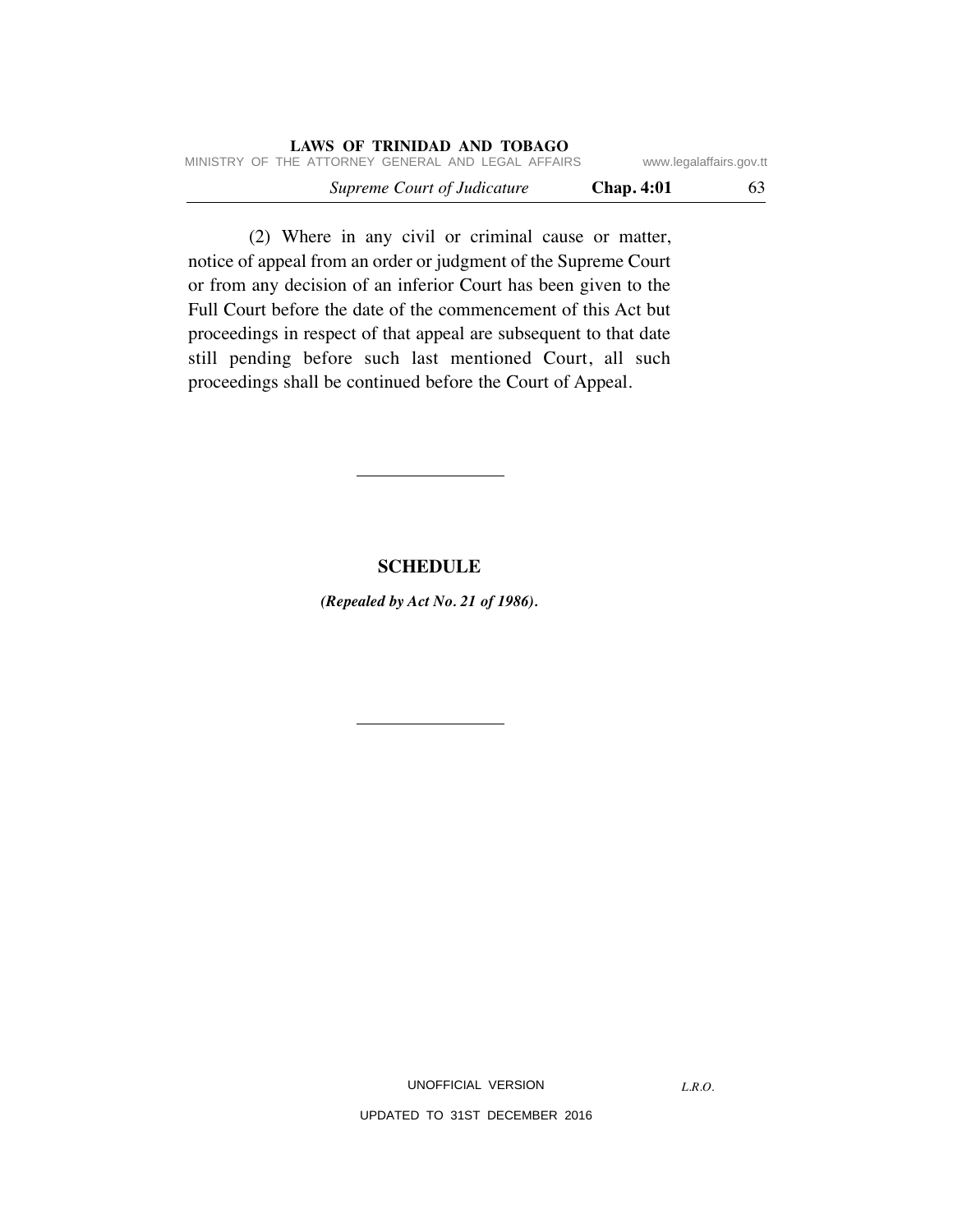(2) Where in any civil or criminal cause or matter, notice of appeal from an order or judgment of the Supreme Court or from any decision of an inferior Court has been given to the Full Court before the date of the commencement of this Act but proceedings in respect of that appeal are subsequent to that date still pending before such last mentioned Court, all such proceedings shall be continued before the Court of Appeal.

---

## SCHEDULE

***(Repealed by Act No. 21 of 1986).***

---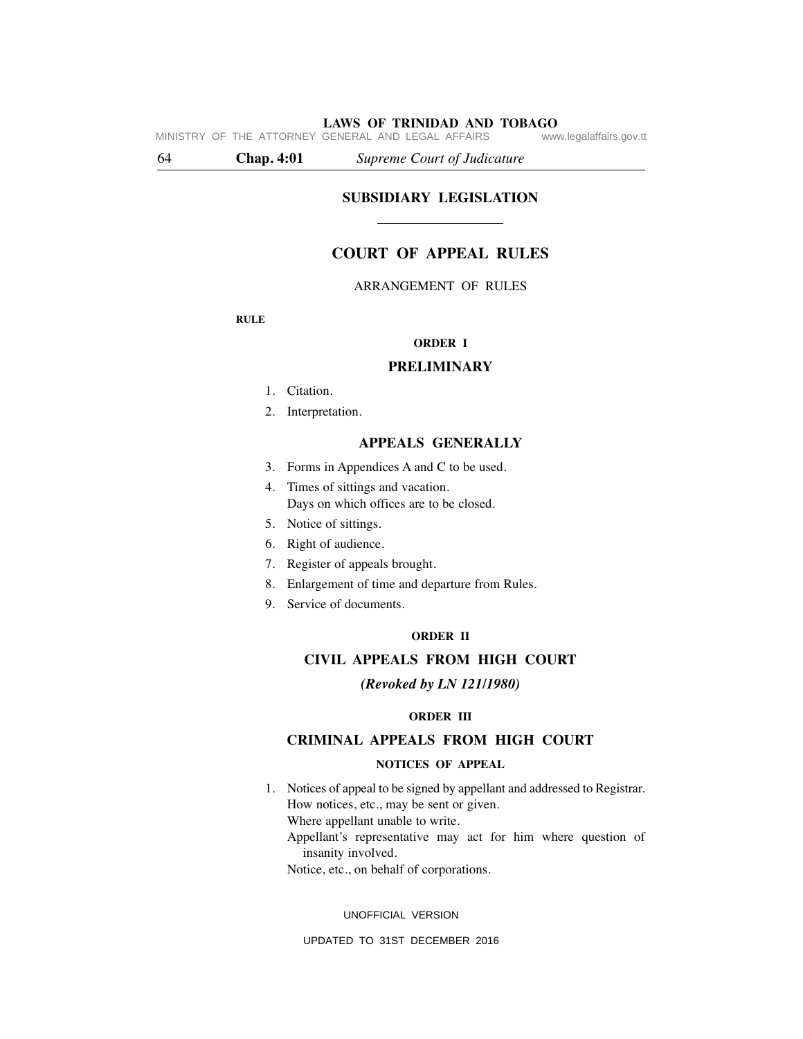# SUBSIDIARY LEGISLATION

## COURT OF APPEAL RULES

ARRANGEMENT OF RULES

**RULE**

### ORDER I

### PRELIMINARY

1. Citation.
2. Interpretation.

### APPEALS GENERALLY

3. Forms in Appendices A and C to be used.
4. Times of sittings and vacation.
   Days on which offices are to be closed.
5. Notice of sittings.
6. Right of audience.
7. Register of appeals brought.
8. Enlargement of time and departure from Rules.
9. Service of documents.

### ORDER II

### CIVIL APPEALS FROM HIGH COURT

***(Revoked by LN 121/1980)***

### ORDER III

### CRIMINAL APPEALS FROM HIGH COURT

**NOTICES OF APPEAL**

1. Notices of appeal to be signed by appellant and addressed to Registrar.
   How notices, etc., may be sent or given.
   Where appellant unable to write.
   Appellant's representative may act for him where question of insanity involved.
   Notice, etc., on behalf of corporations.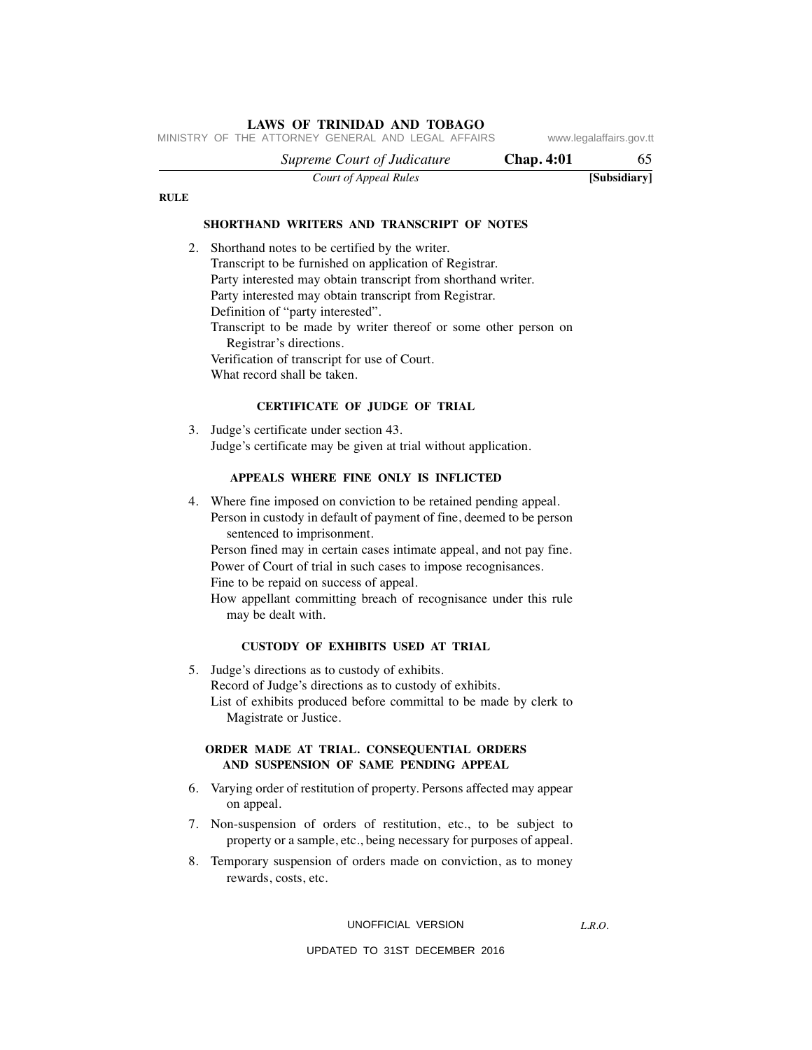RULE

### SHORTHAND WRITERS AND TRANSCRIPT OF NOTES

2. Shorthand notes to be certified by the writer.
   Transcript to be furnished on application of Registrar.
   Party interested may obtain transcript from shorthand writer.
   Party interested may obtain transcript from Registrar.
   Definition of "party interested".
   Transcript to be made by writer thereof or some other person on Registrar's directions.
   Verification of transcript for use of Court.
   What record shall be taken.

### CERTIFICATE OF JUDGE OF TRIAL

3. Judge's certificate under section 43.
   Judge's certificate may be given at trial without application.

### APPEALS WHERE FINE ONLY IS INFLICTED

4. Where fine imposed on conviction to be retained pending appeal.
   Person in custody in default of payment of fine, deemed to be person sentenced to imprisonment.
   Person fined may in certain cases intimate appeal, and not pay fine.
   Power of Court of trial in such cases to impose recognisances.
   Fine to be repaid on success of appeal.
   How appellant committing breach of recognisance under this rule may be dealt with.

### CUSTODY OF EXHIBITS USED AT TRIAL

5. Judge's directions as to custody of exhibits.
   Record of Judge's directions as to custody of exhibits.
   List of exhibits produced before committal to be made by clerk to Magistrate or Justice.

### ORDER MADE AT TRIAL. CONSEQUENTIAL ORDERS AND SUSPENSION OF SAME PENDING APPEAL

6. Varying order of restitution of property. Persons affected may appear on appeal.
7. Non-suspension of orders of restitution, etc., to be subject to property or a sample, etc., being necessary for purposes of appeal.
8. Temporary suspension of orders made on conviction, as to money rewards, costs, etc.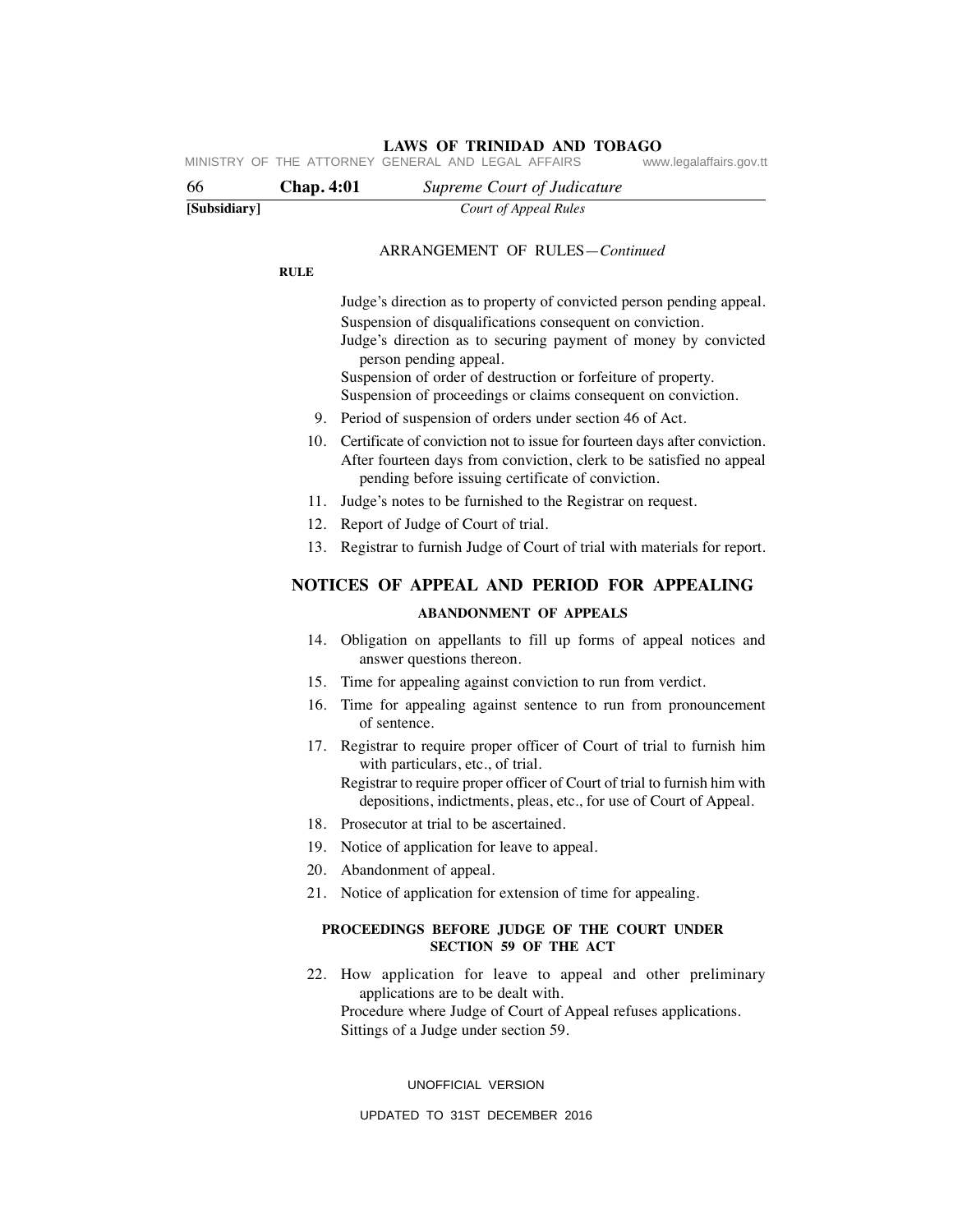ARRANGEMENT OF RULES—*Continued*

**RULE**

Judge's direction as to property of convicted person pending appeal.
Suspension of disqualifications consequent on conviction.
Judge's direction as to securing payment of money by convicted person pending appeal.
Suspension of order of destruction or forfeiture of property.
Suspension of proceedings or claims consequent on conviction.

9. Period of suspension of orders under section 46 of Act.
10. Certificate of conviction not to issue for fourteen days after conviction. After fourteen days from conviction, clerk to be satisfied no appeal pending before issuing certificate of conviction.
11. Judge's notes to be furnished to the Registrar on request.
12. Report of Judge of Court of trial.
13. Registrar to furnish Judge of Court of trial with materials for report.

## NOTICES OF APPEAL AND PERIOD FOR APPEALING

### ABANDONMENT OF APPEALS

14. Obligation on appellants to fill up forms of appeal notices and answer questions thereon.
15. Time for appealing against conviction to run from verdict.
16. Time for appealing against sentence to run from pronouncement of sentence.
17. Registrar to require proper officer of Court of trial to furnish him with particulars, etc., of trial.
    Registrar to require proper officer of Court of trial to furnish him with depositions, indictments, pleas, etc., for use of Court of Appeal.
18. Prosecutor at trial to be ascertained.
19. Notice of application for leave to appeal.
20. Abandonment of appeal.
21. Notice of application for extension of time for appealing.

### PROCEEDINGS BEFORE JUDGE OF THE COURT UNDER SECTION 59 OF THE ACT

22. How application for leave to appeal and other preliminary applications are to be dealt with.
    Procedure where Judge of Court of Appeal refuses applications.
    Sittings of a Judge under section 59.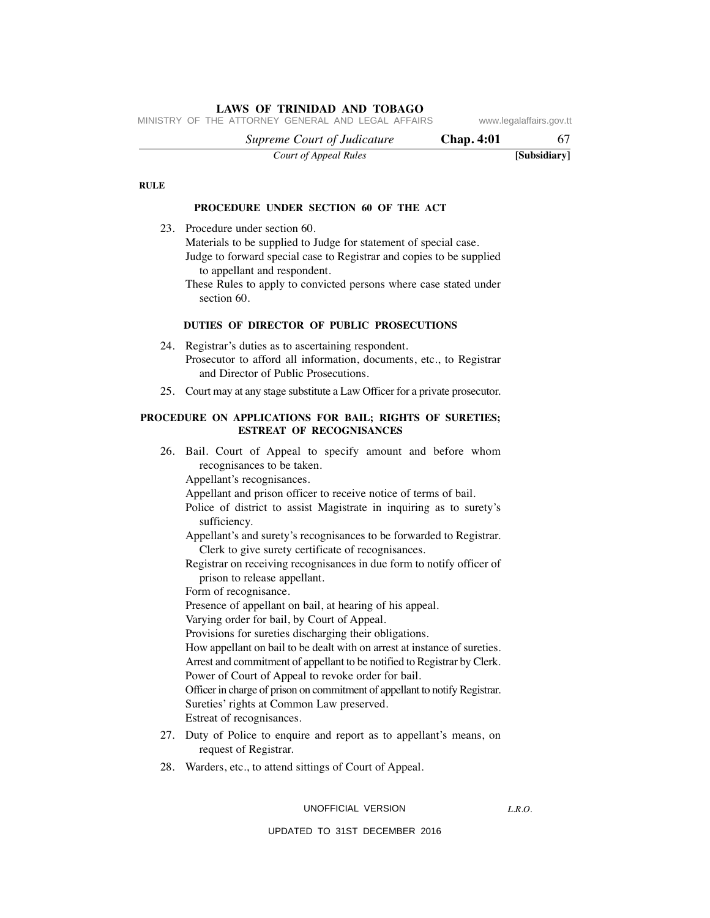RULE

## PROCEDURE UNDER SECTION 60 OF THE ACT

23. Procedure under section 60.
    Materials to be supplied to Judge for statement of special case.
    Judge to forward special case to Registrar and copies to be supplied to appellant and respondent.
    These Rules to apply to convicted persons where case stated under section 60.

## DUTIES OF DIRECTOR OF PUBLIC PROSECUTIONS

24. Registrar's duties as to ascertaining respondent.
    Prosecutor to afford all information, documents, etc., to Registrar and Director of Public Prosecutions.
25. Court may at any stage substitute a Law Officer for a private prosecutor.

## PROCEDURE ON APPLICATIONS FOR BAIL; RIGHTS OF SURETIES; ESTREAT OF RECOGNISANCES

26. Bail. Court of Appeal to specify amount and before whom recognisances to be taken.
    Appellant's recognisances.
    Appellant and prison officer to receive notice of terms of bail.
    Police of district to assist Magistrate in inquiring as to surety's sufficiency.
    Appellant's and surety's recognisances to be forwarded to Registrar. Clerk to give surety certificate of recognisances.
    Registrar on receiving recognisances in due form to notify officer of prison to release appellant.
    Form of recognisance.
    Presence of appellant on bail, at hearing of his appeal.
    Varying order for bail, by Court of Appeal.
    Provisions for sureties discharging their obligations.
    How appellant on bail to be dealt with on arrest at instance of sureties.
    Arrest and commitment of appellant to be notified to Registrar by Clerk.
    Power of Court of Appeal to revoke order for bail.
    Officer in charge of prison on commitment of appellant to notify Registrar.
    Sureties' rights at Common Law preserved.
    Estreat of recognisances.
27. Duty of Police to enquire and report as to appellant's means, on request of Registrar.
28. Warders, etc., to attend sittings of Court of Appeal.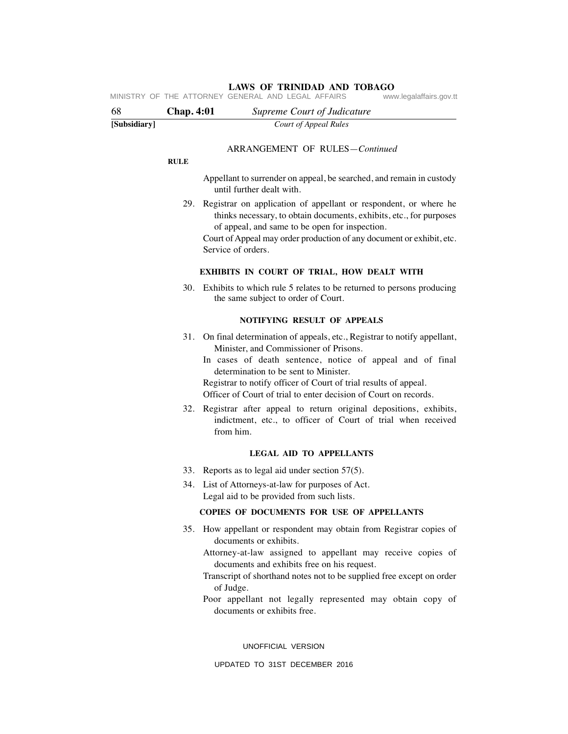ARRANGEMENT OF RULES—*Continued*

**RULE**

Appellant to surrender on appeal, be searched, and remain in custody until further dealt with.

29. Registrar on application of appellant or respondent, or where he thinks necessary, to obtain documents, exhibits, etc., for purposes of appeal, and same to be open for inspection.
    Court of Appeal may order production of any document or exhibit, etc.
    Service of orders.

### EXHIBITS IN COURT OF TRIAL, HOW DEALT WITH

30. Exhibits to which rule 5 relates to be returned to persons producing the same subject to order of Court.

### NOTIFYING RESULT OF APPEALS

31. On final determination of appeals, etc., Registrar to notify appellant, Minister, and Commissioner of Prisons.
    In cases of death sentence, notice of appeal and of final determination to be sent to Minister.
    Registrar to notify officer of Court of trial results of appeal.
    Officer of Court of trial to enter decision of Court on records.
32. Registrar after appeal to return original depositions, exhibits, indictment, etc., to officer of Court of trial when received from him.

### LEGAL AID TO APPELLANTS

33. Reports as to legal aid under section 57(5).
34. List of Attorneys-at-law for purposes of Act.
    Legal aid to be provided from such lists.

### COPIES OF DOCUMENTS FOR USE OF APPELLANTS

35. How appellant or respondent may obtain from Registrar copies of documents or exhibits.
    Attorney-at-law assigned to appellant may receive copies of documents and exhibits free on his request.
    Transcript of shorthand notes not to be supplied free except on order of Judge.
    Poor appellant not legally represented may obtain copy of documents or exhibits free.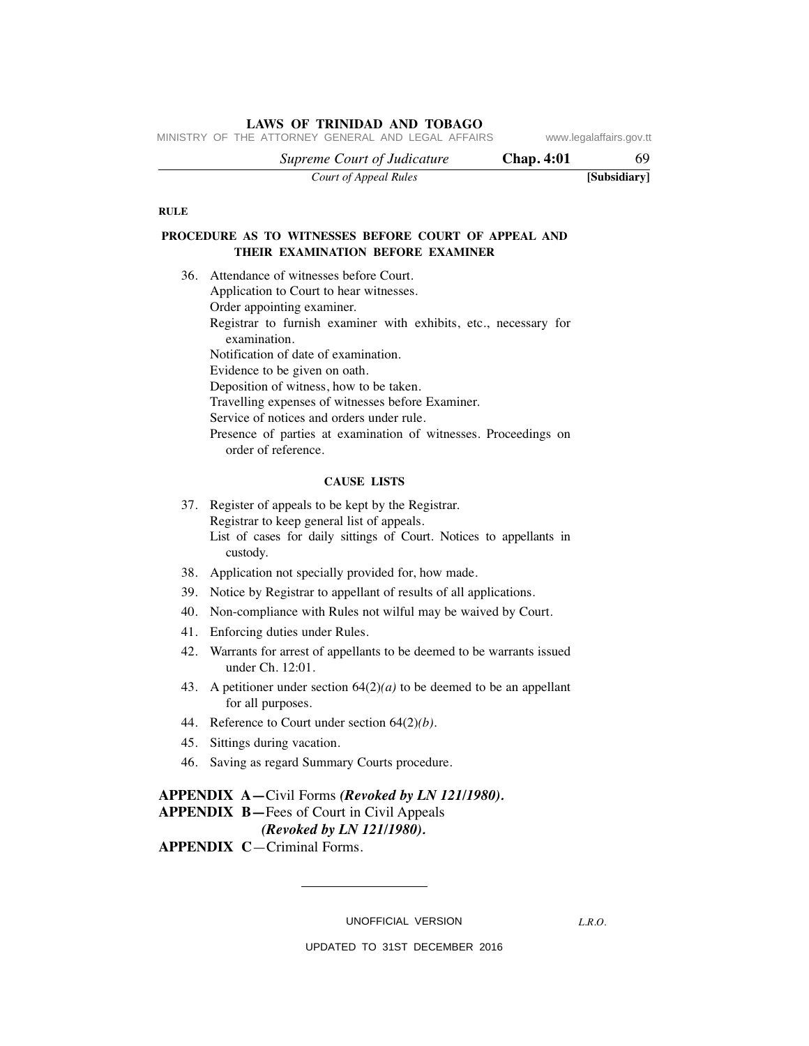**RULE**

**PROCEDURE AS TO WITNESSES BEFORE COURT OF APPEAL AND THEIR EXAMINATION BEFORE EXAMINER**

36. Attendance of witnesses before Court.
    Application to Court to hear witnesses.
    Order appointing examiner.
    Registrar to furnish examiner with exhibits, etc., necessary for examination.
    Notification of date of examination.
    Evidence to be given on oath.
    Deposition of witness, how to be taken.
    Travelling expenses of witnesses before Examiner.
    Service of notices and orders under rule.
    Presence of parties at examination of witnesses. Proceedings on order of reference.

**CAUSE LISTS**

37. Register of appeals to be kept by the Registrar.
    Registrar to keep general list of appeals.
    List of cases for daily sittings of Court. Notices to appellants in custody.
38. Application not specially provided for, how made.
39. Notice by Registrar to appellant of results of all applications.
40. Non-compliance with Rules not wilful may be waived by Court.
41. Enforcing duties under Rules.
42. Warrants for arrest of appellants to be deemed to be warrants issued under Ch. 12:01.
43. A petitioner under section 64(2)*(a)* to be deemed to be an appellant for all purposes.
44. Reference to Court under section 64(2)*(b)*.
45. Sittings during vacation.
46. Saving as regard Summary Courts procedure.

**APPENDIX A—**Civil Forms ***(Revoked by LN 121/1980).***
**APPENDIX B—**Fees of Court in Civil Appeals ***(Revoked by LN 121/1980).***
**APPENDIX C**—Criminal Forms.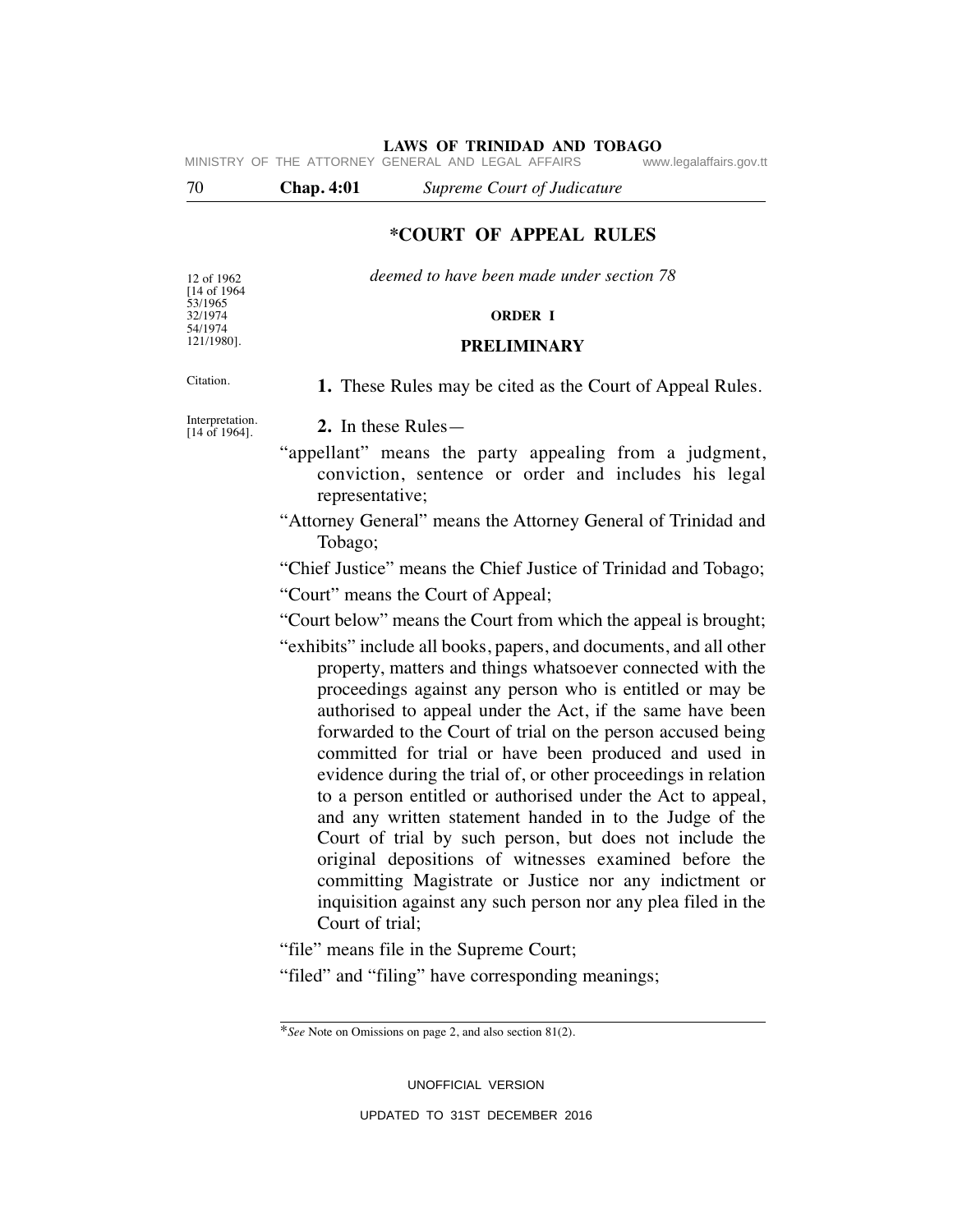# *COURT OF APPEAL RULES

12 of 1962
[14 of 1964
53/1965
32/1974
54/1974
121/1980].

*deemed to have been made under section 78*

## ORDER I

## PRELIMINARY

Citation.

**1.** These Rules may be cited as the Court of Appeal Rules.

Interpretation.
[14 of 1964].

**2.** In these Rules—

"appellant" means the party appealing from a judgment, conviction, sentence or order and includes his legal representative;

"Attorney General" means the Attorney General of Trinidad and Tobago;

"Chief Justice" means the Chief Justice of Trinidad and Tobago;

"Court" means the Court of Appeal;

"Court below" means the Court from which the appeal is brought;

"exhibits" include all books, papers, and documents, and all other property, matters and things whatsoever connected with the proceedings against any person who is entitled or may be authorised to appeal under the Act, if the same have been forwarded to the Court of trial on the person accused being committed for trial or have been produced and used in evidence during the trial of, or other proceedings in relation to a person entitled or authorised under the Act to appeal, and any written statement handed in to the Judge of the Court of trial by such person, but does not include the original depositions of witnesses examined before the committing Magistrate or Justice nor any indictment or inquisition against any such person nor any plea filed in the Court of trial;

"file" means file in the Supreme Court;

"filed" and "filing" have corresponding meanings;

---

*\*See* Note on Omissions on page 2, and also section 81(2).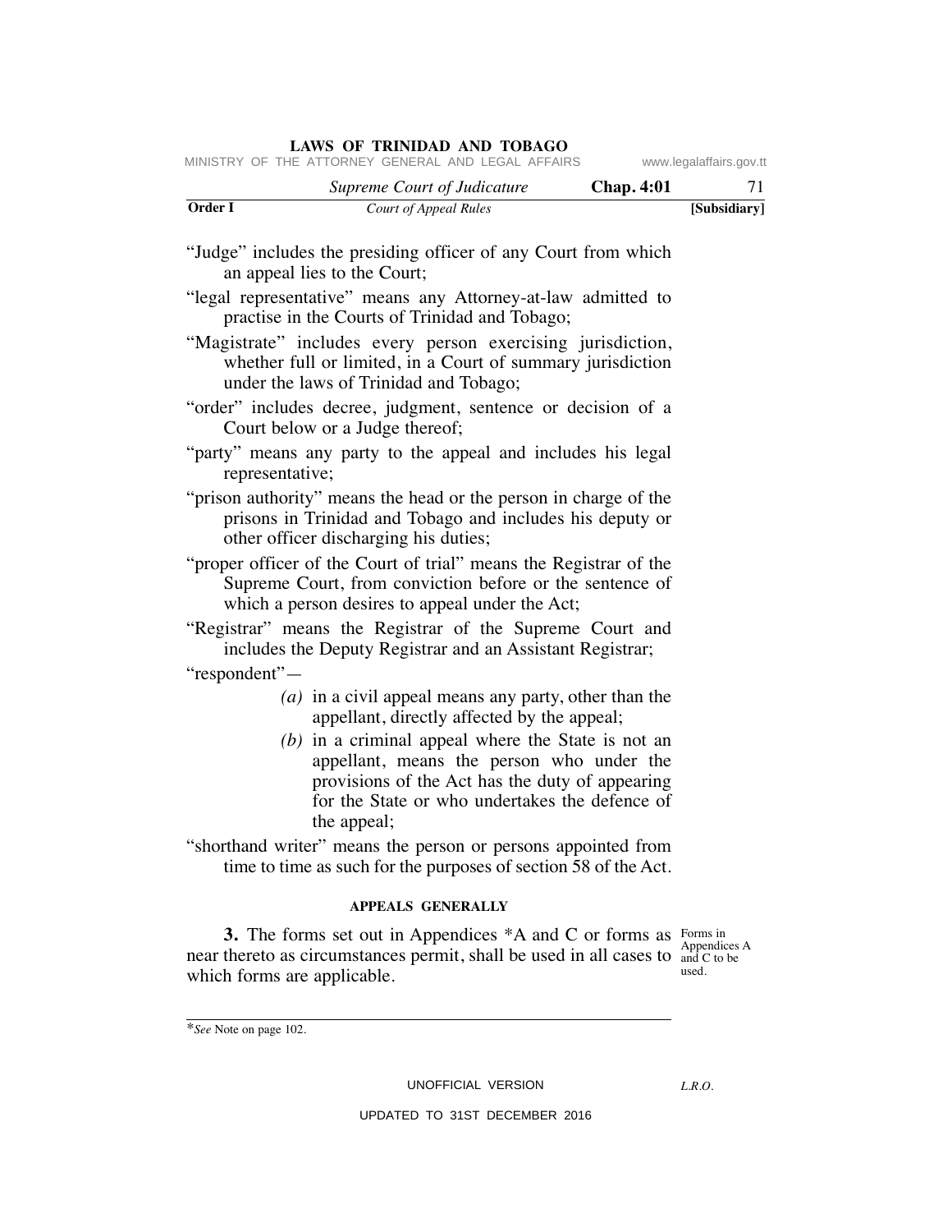"Judge" includes the presiding officer of any Court from which an appeal lies to the Court;

"legal representative" means any Attorney-at-law admitted to practise in the Courts of Trinidad and Tobago;

"Magistrate" includes every person exercising jurisdiction, whether full or limited, in a Court of summary jurisdiction under the laws of Trinidad and Tobago;

"order" includes decree, judgment, sentence or decision of a Court below or a Judge thereof;

"party" means any party to the appeal and includes his legal representative;

"prison authority" means the head or the person in charge of the prisons in Trinidad and Tobago and includes his deputy or other officer discharging his duties;

"proper officer of the Court of trial" means the Registrar of the Supreme Court, from conviction before or the sentence of which a person desires to appeal under the Act;

"Registrar" means the Registrar of the Supreme Court and includes the Deputy Registrar and an Assistant Registrar;

"respondent"—

*(a)* in a civil appeal means any party, other than the appellant, directly affected by the appeal;

*(b)* in a criminal appeal where the State is not an appellant, means the person who under the provisions of the Act has the duty of appearing for the State or who undertakes the defence of the appeal;

"shorthand writer" means the person or persons appointed from time to time as such for the purposes of section 58 of the Act.

## APPEALS GENERALLY

Forms in Appendices A and C to be used.

**3.** The forms set out in Appendices *A and C or forms as near thereto as circumstances permit, shall be used in all cases to which forms are applicable.

*\*See* Note on page 102.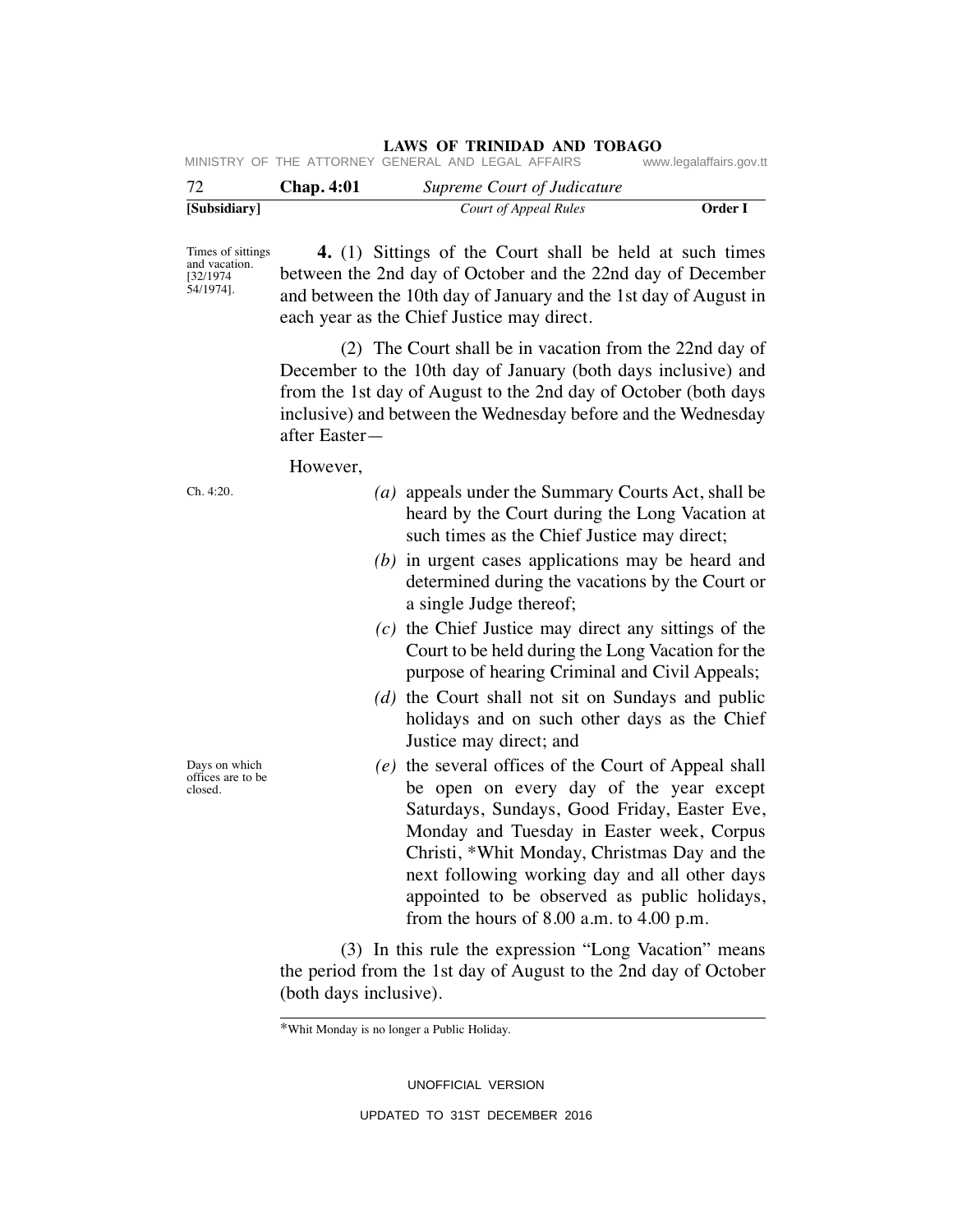Times of sittings and vacation. [32/1974 54/1974].

**4.** (1) Sittings of the Court shall be held at such times between the 2nd day of October and the 22nd day of December and between the 10th day of January and the 1st day of August in each year as the Chief Justice may direct.

(2) The Court shall be in vacation from the 22nd day of December to the 10th day of January (both days inclusive) and from the 1st day of August to the 2nd day of October (both days inclusive) and between the Wednesday before and the Wednesday after Easter—

However,

Ch. 4:20.

*(a)* appeals under the Summary Courts Act, shall be heard by the Court during the Long Vacation at such times as the Chief Justice may direct;

*(b)* in urgent cases applications may be heard and determined during the vacations by the Court or a single Judge thereof;

*(c)* the Chief Justice may direct any sittings of the Court to be held during the Long Vacation for the purpose of hearing Criminal and Civil Appeals;

*(d)* the Court shall not sit on Sundays and public holidays and on such other days as the Chief Justice may direct; and

Days on which offices are to be closed.

*(e)* the several offices of the Court of Appeal shall be open on every day of the year except Saturdays, Sundays, Good Friday, Easter Eve, Monday and Tuesday in Easter week, Corpus Christi, *Whit Monday, Christmas Day and the next following working day and all other days appointed to be observed as public holidays, from the hours of 8.00 a.m. to 4.00 p.m.

(3) In this rule the expression "Long Vacation" means the period from the 1st day of August to the 2nd day of October (both days inclusive).

*Whit Monday is no longer a Public Holiday.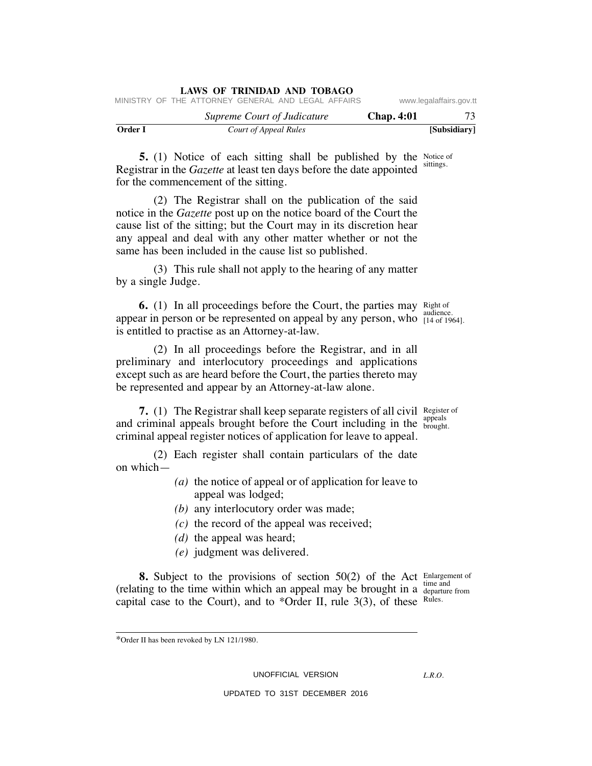**5.** (1) Notice of each sitting shall be published by the Registrar in the *Gazette* at least ten days before the date appointed for the commencement of the sitting.

Notice of sittings.

(2) The Registrar shall on the publication of the said notice in the *Gazette* post up on the notice board of the Court the cause list of the sitting; but the Court may in its discretion hear any appeal and deal with any other matter whether or not the same has been included in the cause list so published.

(3) This rule shall not apply to the hearing of any matter by a single Judge.

**6.** (1) In all proceedings before the Court, the parties may appear in person or be represented on appeal by any person, who is entitled to practise as an Attorney-at-law.

Right of audience. [14 of 1964].

(2) In all proceedings before the Registrar, and in all preliminary and interlocutory proceedings and applications except such as are heard before the Court, the parties thereto may be represented and appear by an Attorney-at-law alone.

**7.** (1) The Registrar shall keep separate registers of all civil and criminal appeals brought before the Court including in the criminal appeal register notices of application for leave to appeal.

Register of appeals brought.

(2) Each register shall contain particulars of the date on which—

*(a)* the notice of appeal or of application for leave to appeal was lodged;

*(b)* any interlocutory order was made;

*(c)* the record of the appeal was received;

*(d)* the appeal was heard;

*(e)* judgment was delivered.

**8.** Subject to the provisions of section 50(2) of the Act (relating to the time within which an appeal may be brought in a capital case to the Court), and to *Order II, rule 3(3), of these

Enlargement of time and departure from Rules.

*Order II has been revoked by LN 121/1980.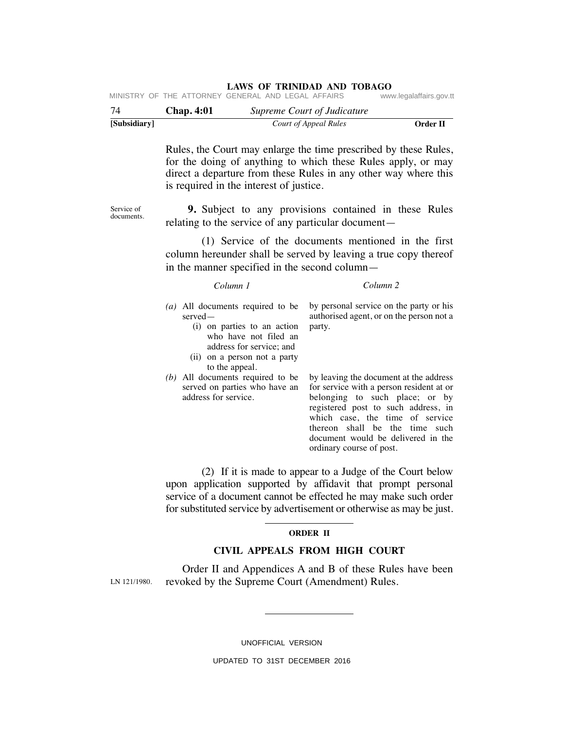Rules, the Court may enlarge the time prescribed by these Rules, for the doing of anything to which these Rules apply, or may direct a departure from these Rules in any other way where this is required in the interest of justice.

Service of documents.

**9.** Subject to any provisions contained in these Rules relating to the service of any particular document—

(1) Service of the documents mentioned in the first column hereunder shall be served by leaving a true copy thereof in the manner specified in the second column—

| *Column 1* | *Column 2* |
|---|---|
| *(a)* All documents required to be served— (i) on parties to an action who have not filed an address for service; and (ii) on a person not a party to the appeal. | by personal service on the party or his authorised agent, or on the person not a party. |
| *(b)* All documents required to be served on parties who have an address for service. | by leaving the document at the address for service with a person resident at or belonging to such place; or by registered post to such address, in which case, the time of service thereon shall be the time such document would be delivered in the ordinary course of post. |

(2) If it is made to appear to a Judge of the Court below upon application supported by affidavit that prompt personal service of a document cannot be effected he may make such order for substituted service by advertisement or otherwise as may be just.

## ORDER II

## CIVIL APPEALS FROM HIGH COURT

LN 121/1980.

Order II and Appendices A and B of these Rules have been revoked by the Supreme Court (Amendment) Rules.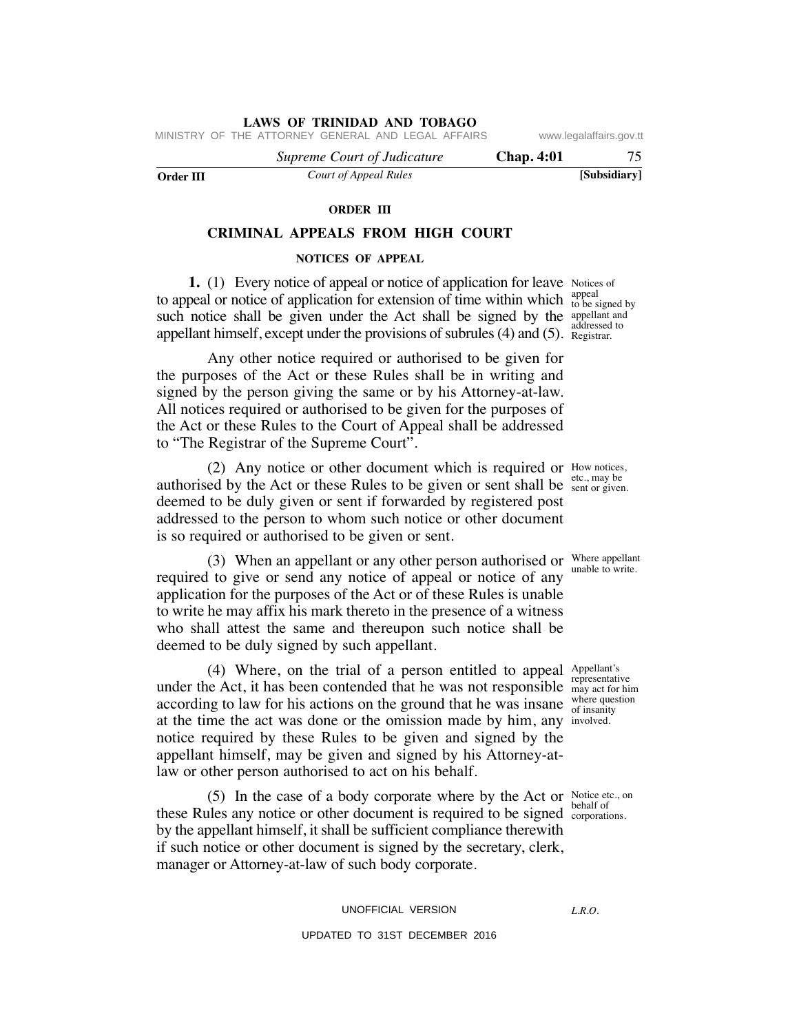## ORDER III

## CRIMINAL APPEALS FROM HIGH COURT

### NOTICES OF APPEAL

Notices of appeal to be signed by appellant and addressed to Registrar.

**1.** (1) Every notice of appeal or notice of application for leave to appeal or notice of application for extension of time within which such notice shall be given under the Act shall be signed by the appellant himself, except under the provisions of subrules (4) and (5).

Any other notice required or authorised to be given for the purposes of the Act or these Rules shall be in writing and signed by the person giving the same or by his Attorney-at-law. All notices required or authorised to be given for the purposes of the Act or these Rules to the Court of Appeal shall be addressed to "The Registrar of the Supreme Court".

How notices, etc., may be sent or given.

(2) Any notice or other document which is required or authorised by the Act or these Rules to be given or sent shall be deemed to be duly given or sent if forwarded by registered post addressed to the person to whom such notice or other document is so required or authorised to be given or sent.

Where appellant unable to write.

(3) When an appellant or any other person authorised or required to give or send any notice of appeal or notice of any application for the purposes of the Act or of these Rules is unable to write he may affix his mark thereto in the presence of a witness who shall attest the same and thereupon such notice shall be deemed to be duly signed by such appellant.

Appellant's representative may act for him where question of insanity involved.

(4) Where, on the trial of a person entitled to appeal under the Act, it has been contended that he was not responsible according to law for his actions on the ground that he was insane at the time the act was done or the omission made by him, any notice required by these Rules to be given and signed by the appellant himself, may be given and signed by his Attorney-at-law or other person authorised to act on his behalf.

Notice etc., on behalf of corporations.

(5) In the case of a body corporate where by the Act or these Rules any notice or other document is required to be signed by the appellant himself, it shall be sufficient compliance therewith if such notice or other document is signed by the secretary, clerk, manager or Attorney-at-law of such body corporate.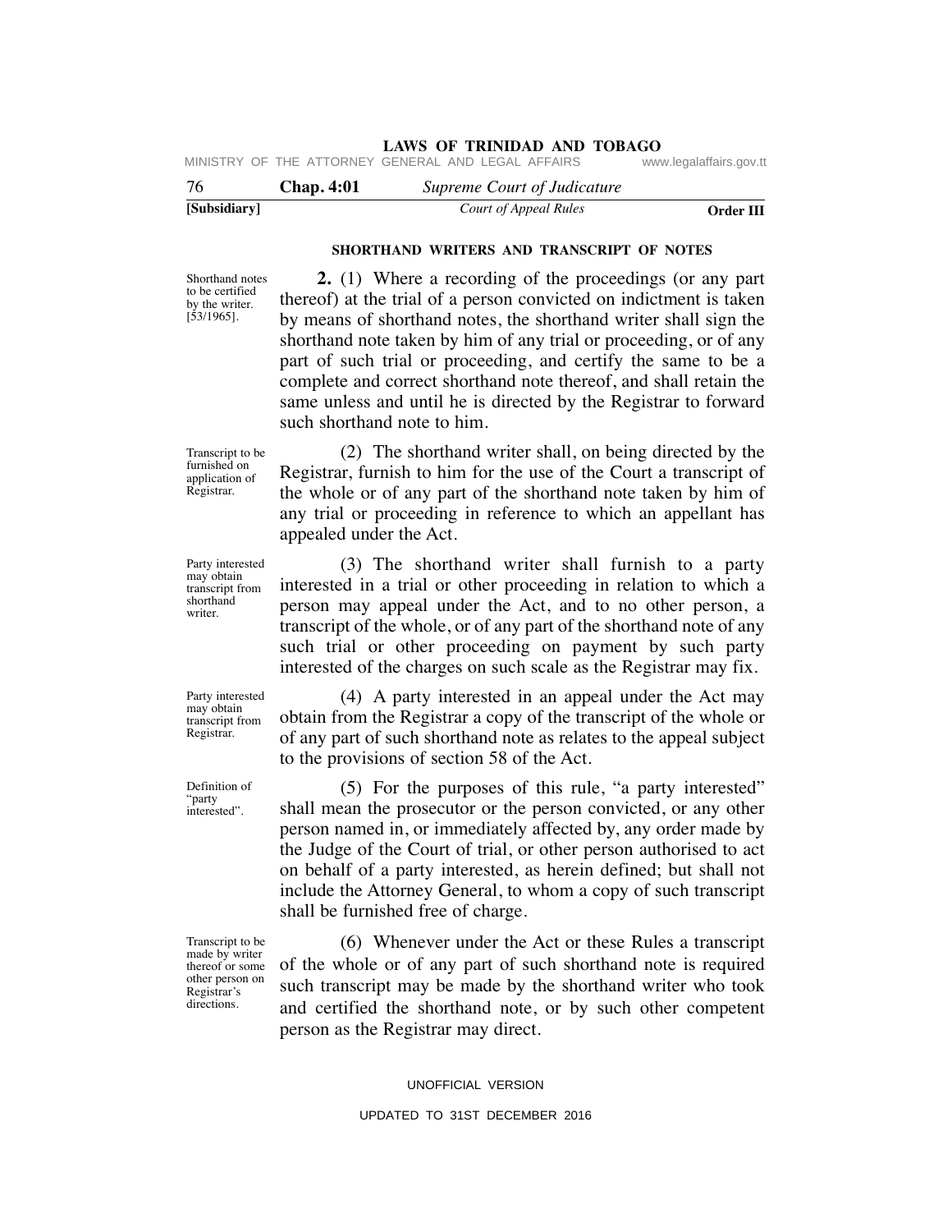### SHORTHAND WRITERS AND TRANSCRIPT OF NOTES

Shorthand notes to be certified by the writer. [53/1965].

**2.** (1) Where a recording of the proceedings (or any part thereof) at the trial of a person convicted on indictment is taken by means of shorthand notes, the shorthand writer shall sign the shorthand note taken by him of any trial or proceeding, or of any part of such trial or proceeding, and certify the same to be a complete and correct shorthand note thereof, and shall retain the same unless and until he is directed by the Registrar to forward such shorthand note to him.

Transcript to be furnished on application of Registrar.

(2) The shorthand writer shall, on being directed by the Registrar, furnish to him for the use of the Court a transcript of the whole or of any part of the shorthand note taken by him of any trial or proceeding in reference to which an appellant has appealed under the Act.

Party interested may obtain transcript from shorthand writer.

(3) The shorthand writer shall furnish to a party interested in a trial or other proceeding in relation to which a person may appeal under the Act, and to no other person, a transcript of the whole, or of any part of the shorthand note of any such trial or other proceeding on payment by such party interested of the charges on such scale as the Registrar may fix.

Party interested may obtain transcript from Registrar.

(4) A party interested in an appeal under the Act may obtain from the Registrar a copy of the transcript of the whole or of any part of such shorthand note as relates to the appeal subject to the provisions of section 58 of the Act.

Definition of "party interested".

(5) For the purposes of this rule, "a party interested" shall mean the prosecutor or the person convicted, or any other person named in, or immediately affected by, any order made by the Judge of the Court of trial, or other person authorised to act on behalf of a party interested, as herein defined; but shall not include the Attorney General, to whom a copy of such transcript shall be furnished free of charge.

Transcript to be made by writer thereof or some other person on Registrar's directions.

(6) Whenever under the Act or these Rules a transcript of the whole or of any part of such shorthand note is required such transcript may be made by the shorthand writer who took and certified the shorthand note, or by such other competent person as the Registrar may direct.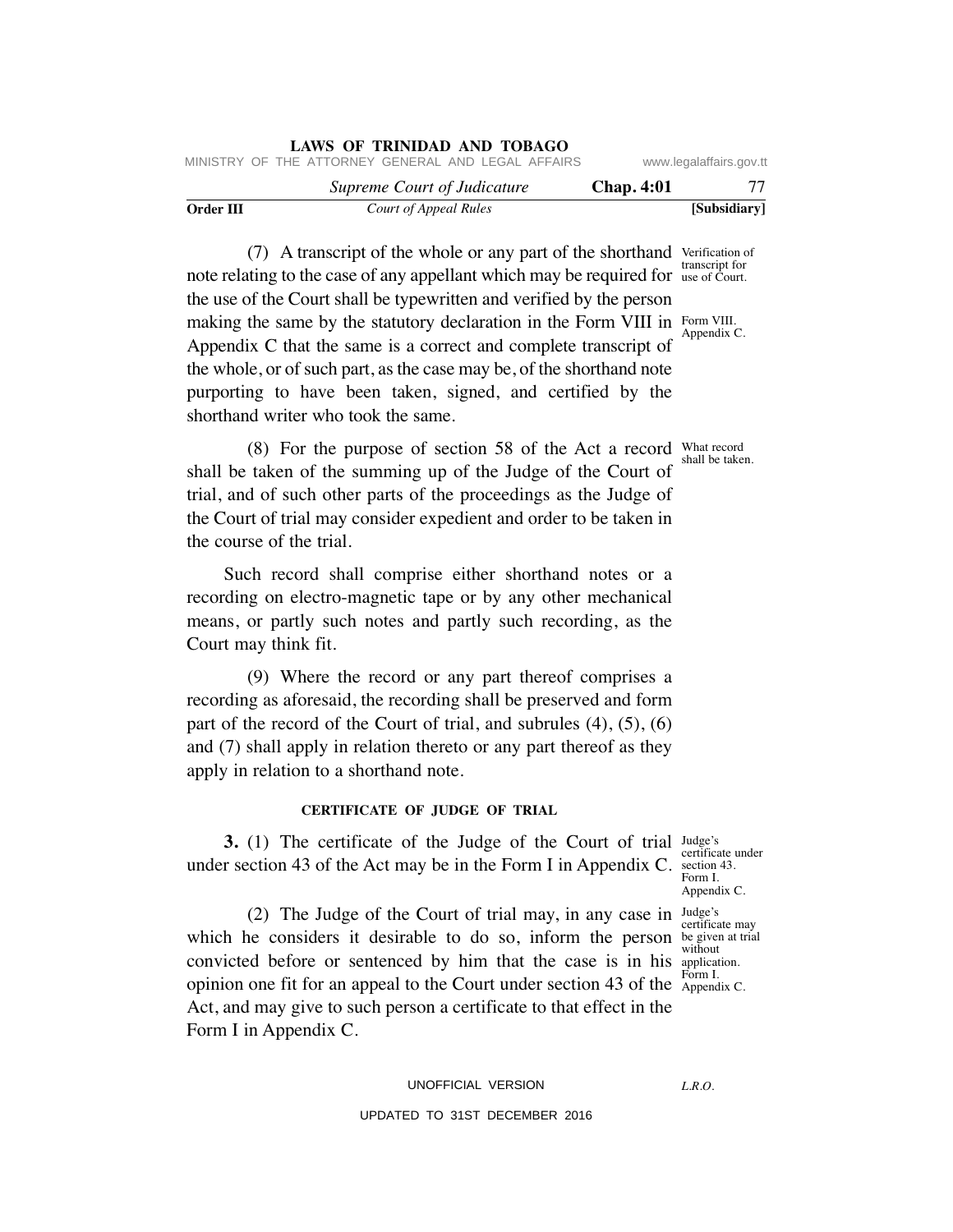(7) A transcript of the whole or any part of the shorthand note relating to the case of any appellant which may be required for the use of the Court shall be typewritten and verified by the person making the same by the statutory declaration in the Form VIII in Appendix C that the same is a correct and complete transcript of the whole, or of such part, as the case may be, of the shorthand note purporting to have been taken, signed, and certified by the shorthand writer who took the same.

Verification of transcript for use of Court. Form VIII. Appendix C.

(8) For the purpose of section 58 of the Act a record shall be taken of the summing up of the Judge of the Court of trial, and of such other parts of the proceedings as the Judge of the Court of trial may consider expedient and order to be taken in the course of the trial.

What record shall be taken.

Such record shall comprise either shorthand notes or a recording on electro-magnetic tape or by any other mechanical means, or partly such notes and partly such recording, as the Court may think fit.

(9) Where the record or any part thereof comprises a recording as aforesaid, the recording shall be preserved and form part of the record of the Court of trial, and subrules (4), (5), (6) and (7) shall apply in relation thereto or any part thereof as they apply in relation to a shorthand note.

### CERTIFICATE OF JUDGE OF TRIAL

**3.** (1) The certificate of the Judge of the Court of trial under section 43 of the Act may be in the Form I in Appendix C.

Judge's certificate under section 43. Form I. Appendix C.

(2) The Judge of the Court of trial may, in any case in which he considers it desirable to do so, inform the person convicted before or sentenced by him that the case is in his opinion one fit for an appeal to the Court under section 43 of the Act, and may give to such person a certificate to that effect in the Form I in Appendix C.

Judge's certificate may be given at trial without application. Form I. Appendix C.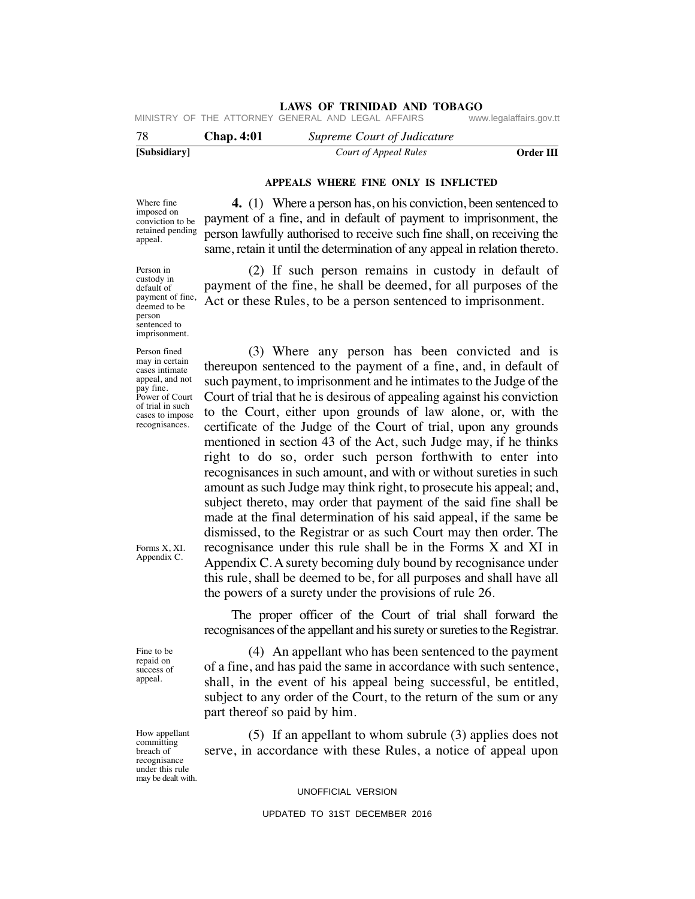## APPEALS WHERE FINE ONLY IS INFLICTED

Where fine imposed on conviction to be retained pending appeal.

**4.** (1) Where a person has, on his conviction, been sentenced to payment of a fine, and in default of payment to imprisonment, the person lawfully authorised to receive such fine shall, on receiving the same, retain it until the determination of any appeal in relation thereto.

Person in custody in default of payment of fine, deemed to be person sentenced to imprisonment.

(2) If such person remains in custody in default of payment of the fine, he shall be deemed, for all purposes of the Act or these Rules, to be a person sentenced to imprisonment.

Person fined may in certain cases intimate appeal, and not pay fine. Power of Court of trial in such cases to impose recognisances.

(3) Where any person has been convicted and is thereupon sentenced to the payment of a fine, and, in default of such payment, to imprisonment and he intimates to the Judge of the Court of trial that he is desirous of appealing against his conviction to the Court, either upon grounds of law alone, or, with the certificate of the Judge of the Court of trial, upon any grounds mentioned in section 43 of the Act, such Judge may, if he thinks right to do so, order such person forthwith to enter into recognisances in such amount, and with or without sureties in such amount as such Judge may think right, to prosecute his appeal; and, subject thereto, may order that payment of the said fine shall be made at the final determination of his said appeal, if the same be dismissed, to the Registrar or as such Court may then order. The recognisance under this rule shall be in the Forms X and XI in Appendix C. A surety becoming duly bound by recognisance under this rule, shall be deemed to be, for all purposes and shall have all the powers of a surety under the provisions of rule 26.

Forms X, XI. Appendix C.

The proper officer of the Court of trial shall forward the recognisances of the appellant and his surety or sureties to the Registrar.

Fine to be repaid on success of appeal.

(4) An appellant who has been sentenced to the payment of a fine, and has paid the same in accordance with such sentence, shall, in the event of his appeal being successful, be entitled, subject to any order of the Court, to the return of the sum or any part thereof so paid by him.

How appellant committing breach of recognisance under this rule may be dealt with.

(5) If an appellant to whom subrule (3) applies does not serve, in accordance with these Rules, a notice of appeal upon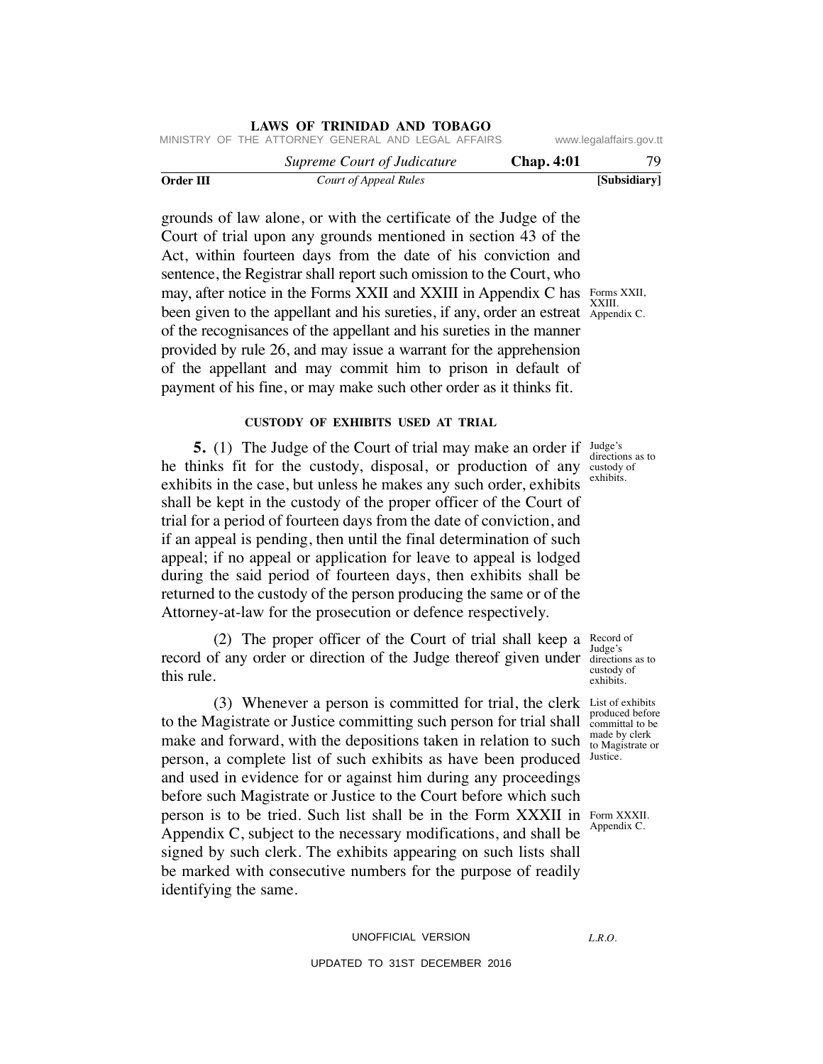grounds of law alone, or with the certificate of the Judge of the Court of trial upon any grounds mentioned in section 43 of the Act, within fourteen days from the date of his conviction and sentence, the Registrar shall report such omission to the Court, who may, after notice in the Forms XXII and XXIII in Appendix C has been given to the appellant and his sureties, if any, order an estreat of the recognisances of the appellant and his sureties in the manner provided by rule 26, and may issue a warrant for the apprehension of the appellant and may commit him to prison in default of payment of his fine, or may make such other order as it thinks fit.

Forms XXII, XXIII. Appendix C.

#### CUSTODY OF EXHIBITS USED AT TRIAL

Judge's directions as to custody of exhibits.

**5.** (1) The Judge of the Court of trial may make an order if he thinks fit for the custody, disposal, or production of any exhibits in the case, but unless he makes any such order, exhibits shall be kept in the custody of the proper officer of the Court of trial for a period of fourteen days from the date of conviction, and if an appeal is pending, then until the final determination of such appeal; if no appeal or application for leave to appeal is lodged during the said period of fourteen days, then exhibits shall be returned to the custody of the person producing the same or of the Attorney-at-law for the prosecution or defence respectively.

Record of Judge's directions as to custody of exhibits.

(2) The proper officer of the Court of trial shall keep a record of any order or direction of the Judge thereof given under this rule.

List of exhibits produced before committal to be made by clerk to Magistrate or Justice.

(3) Whenever a person is committed for trial, the clerk to the Magistrate or Justice committing such person for trial shall make and forward, with the depositions taken in relation to such person, a complete list of such exhibits as have been produced and used in evidence for or against him during any proceedings before such Magistrate or Justice to the Court before which such person is to be tried. Such list shall be in the Form XXXII in Appendix C, subject to the necessary modifications, and shall be signed by such clerk. The exhibits appearing on such lists shall be marked with consecutive numbers for the purpose of readily identifying the same.

Form XXXII. Appendix C.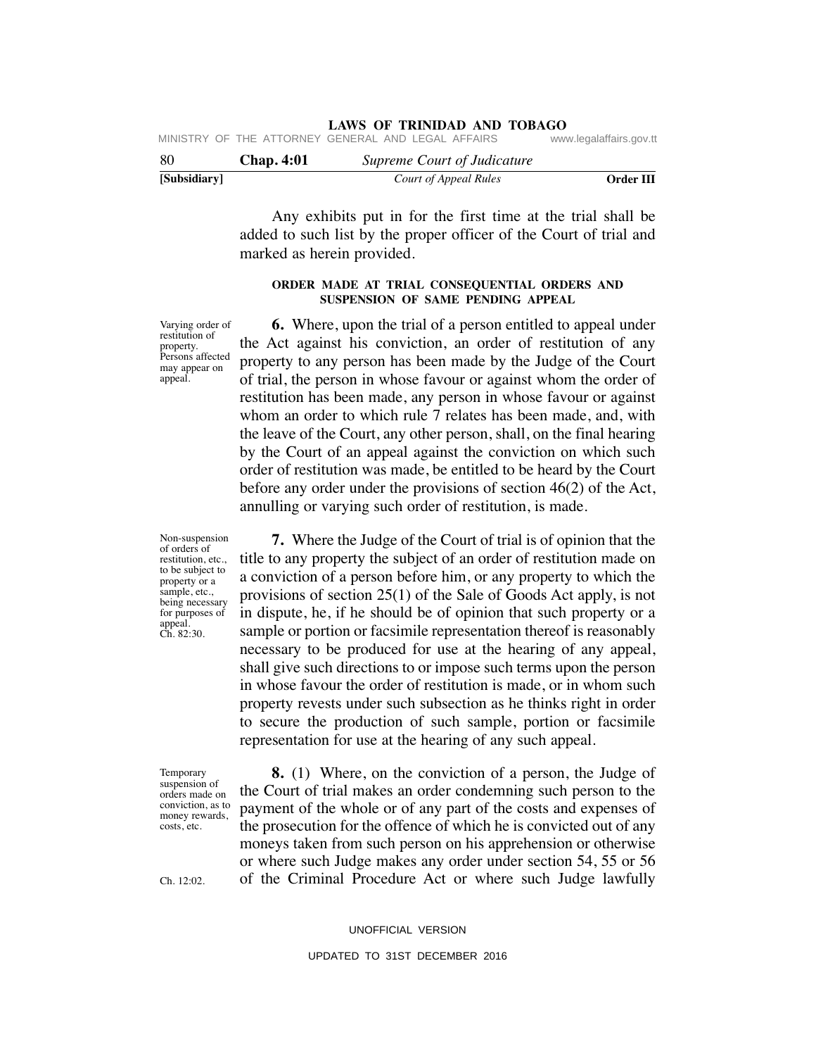Any exhibits put in for the first time at the trial shall be added to such list by the proper officer of the Court of trial and marked as herein provided.

**ORDER MADE AT TRIAL CONSEQUENTIAL ORDERS AND SUSPENSION OF SAME PENDING APPEAL**

Varying order of restitution of property. Persons affected may appear on appeal.

**6.** Where, upon the trial of a person entitled to appeal under the Act against his conviction, an order of restitution of any property to any person has been made by the Judge of the Court of trial, the person in whose favour or against whom the order of restitution has been made, any person in whose favour or against whom an order to which rule 7 relates has been made, and, with the leave of the Court, any other person, shall, on the final hearing by the Court of an appeal against the conviction on which such order of restitution was made, be entitled to be heard by the Court before any order under the provisions of section 46(2) of the Act, annulling or varying such order of restitution, is made.

Non-suspension of orders of restitution, etc., to be subject to property or a sample, etc., being necessary for purposes of appeal. Ch. 82:30.

**7.** Where the Judge of the Court of trial is of opinion that the title to any property the subject of an order of restitution made on a conviction of a person before him, or any property to which the provisions of section 25(1) of the Sale of Goods Act apply, is not in dispute, he, if he should be of opinion that such property or a sample or portion or facsimile representation thereof is reasonably necessary to be produced for use at the hearing of any appeal, shall give such directions to or impose such terms upon the person in whose favour the order of restitution is made, or in whom such property revests under such subsection as he thinks right in order to secure the production of such sample, portion or facsimile representation for use at the hearing of any such appeal.

Temporary suspension of orders made on conviction, as to money rewards, costs, etc.

**8.** (1) Where, on the conviction of a person, the Judge of the Court of trial makes an order condemning such person to the payment of the whole or of any part of the costs and expenses of the prosecution for the offence of which he is convicted out of any moneys taken from such person on his apprehension or otherwise or where such Judge makes any order under section 54, 55 or 56 of the Criminal Procedure Act or where such Judge lawfully

Ch. 12:02.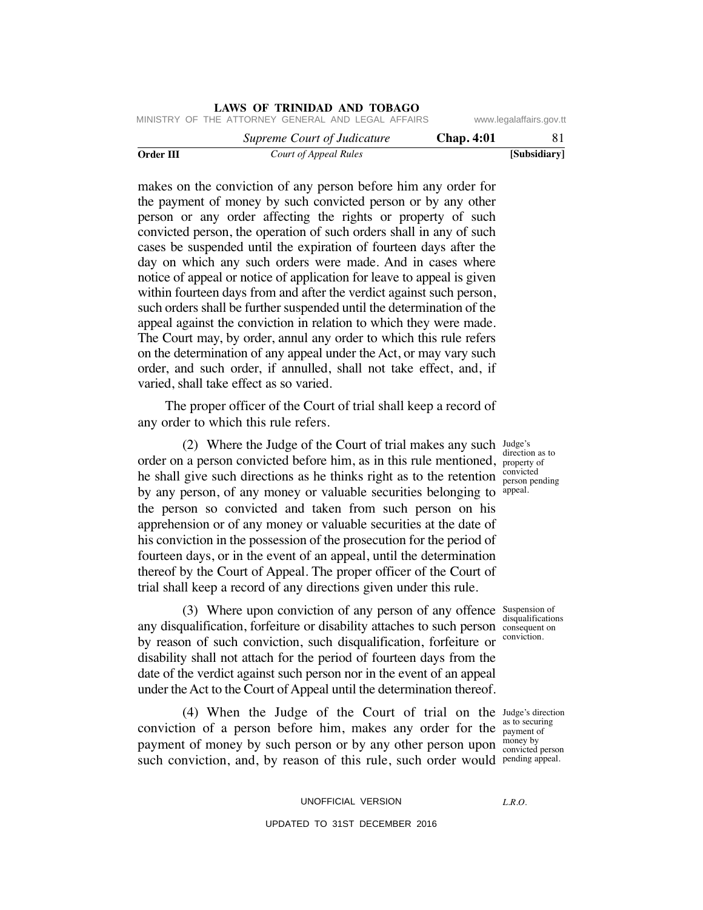makes on the conviction of any person before him any order for the payment of money by such convicted person or by any other person or any order affecting the rights or property of such convicted person, the operation of such orders shall in any of such cases be suspended until the expiration of fourteen days after the day on which any such orders were made. And in cases where notice of appeal or notice of application for leave to appeal is given within fourteen days from and after the verdict against such person, such orders shall be further suspended until the determination of the appeal against the conviction in relation to which they were made. The Court may, by order, annul any order to which this rule refers on the determination of any appeal under the Act, or may vary such order, and such order, if annulled, shall not take effect, and, if varied, shall take effect as so varied.

The proper officer of the Court of trial shall keep a record of any order to which this rule refers.

Judge's direction as to property of convicted person pending appeal.

(2) Where the Judge of the Court of trial makes any such order on a person convicted before him, as in this rule mentioned, he shall give such directions as he thinks right as to the retention by any person, of any money or valuable securities belonging to the person so convicted and taken from such person on his apprehension or of any money or valuable securities at the date of his conviction in the possession of the prosecution for the period of fourteen days, or in the event of an appeal, until the determination thereof by the Court of Appeal. The proper officer of the Court of trial shall keep a record of any directions given under this rule.

Suspension of disqualifications consequent on conviction.

(3) Where upon conviction of any person of any offence any disqualification, forfeiture or disability attaches to such person by reason of such conviction, such disqualification, forfeiture or disability shall not attach for the period of fourteen days from the date of the verdict against such person nor in the event of an appeal under the Act to the Court of Appeal until the determination thereof.

Judge's direction as to securing payment of money by convicted person pending appeal.

(4) When the Judge of the Court of trial on the conviction of a person before him, makes any order for the payment of money by such person or by any other person upon such conviction, and, by reason of this rule, such order would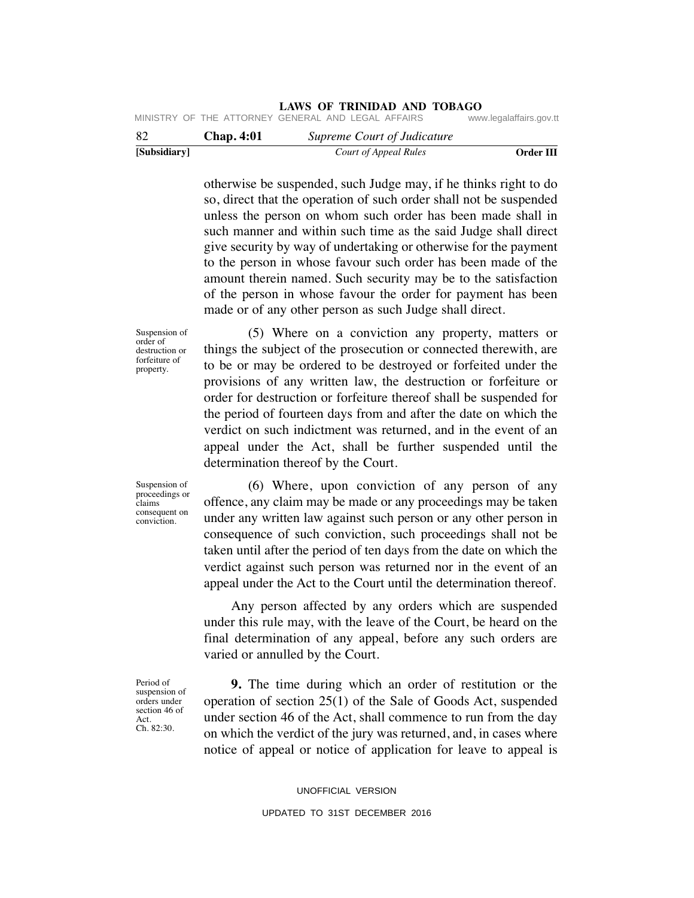otherwise be suspended, such Judge may, if he thinks right to do so, direct that the operation of such order shall not be suspended unless the person on whom such order has been made shall in such manner and within such time as the said Judge shall direct give security by way of undertaking or otherwise for the payment to the person in whose favour such order has been made of the amount therein named. Such security may be to the satisfaction of the person in whose favour the order for payment has been made or of any other person as such Judge shall direct.

Suspension of order of destruction or forfeiture of property.

(5) Where on a conviction any property, matters or things the subject of the prosecution or connected therewith, are to be or may be ordered to be destroyed or forfeited under the provisions of any written law, the destruction or forfeiture or order for destruction or forfeiture thereof shall be suspended for the period of fourteen days from and after the date on which the verdict on such indictment was returned, and in the event of an appeal under the Act, shall be further suspended until the determination thereof by the Court.

Suspension of proceedings or claims consequent on conviction.

(6) Where, upon conviction of any person of any offence, any claim may be made or any proceedings may be taken under any written law against such person or any other person in consequence of such conviction, such proceedings shall not be taken until after the period of ten days from the date on which the verdict against such person was returned nor in the event of an appeal under the Act to the Court until the determination thereof.

Any person affected by any orders which are suspended under this rule may, with the leave of the Court, be heard on the final determination of any appeal, before any such orders are varied or annulled by the Court.

Period of suspension of orders under section 46 of Act. Ch. 82:30.

**9.** The time during which an order of restitution or the operation of section 25(1) of the Sale of Goods Act, suspended under section 46 of the Act, shall commence to run from the day on which the verdict of the jury was returned, and, in cases where notice of appeal or notice of application for leave to appeal is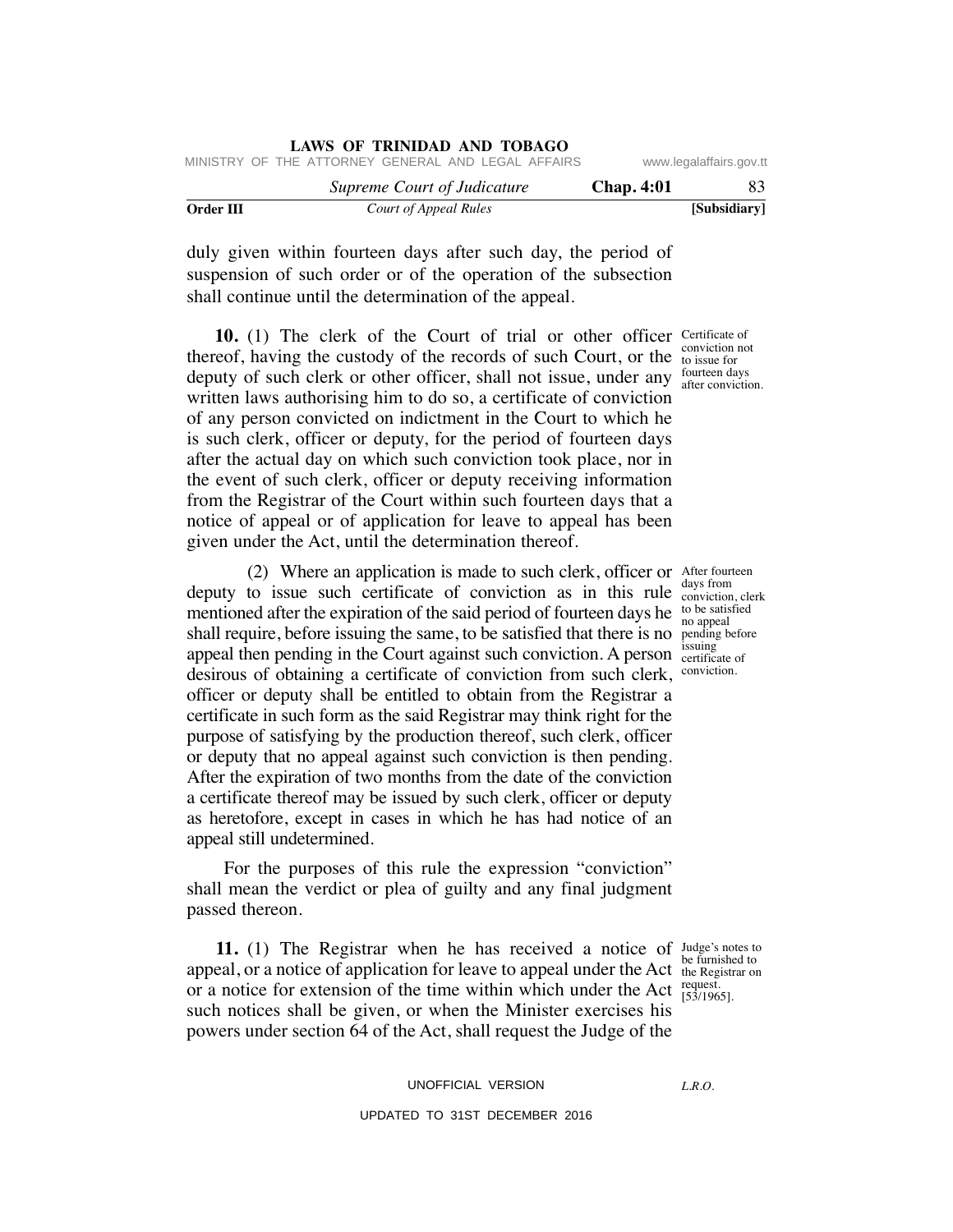duly given within fourteen days after such day, the period of suspension of such order or of the operation of the subsection shall continue until the determination of the appeal.

Certificate of conviction not to issue for fourteen days after conviction.

**10.** (1) The clerk of the Court of trial or other officer thereof, having the custody of the records of such Court, or the deputy of such clerk or other officer, shall not issue, under any written laws authorising him to do so, a certificate of conviction of any person convicted on indictment in the Court to which he is such clerk, officer or deputy, for the period of fourteen days after the actual day on which such conviction took place, nor in the event of such clerk, officer or deputy receiving information from the Registrar of the Court within such fourteen days that a notice of appeal or of application for leave to appeal has been given under the Act, until the determination thereof.

After fourteen days from conviction, clerk to be satisfied no appeal pending before issuing certificate of conviction.

(2) Where an application is made to such clerk, officer or deputy to issue such certificate of conviction as in this rule mentioned after the expiration of the said period of fourteen days he shall require, before issuing the same, to be satisfied that there is no appeal then pending in the Court against such conviction. A person desirous of obtaining a certificate of conviction from such clerk, officer or deputy shall be entitled to obtain from the Registrar a certificate in such form as the said Registrar may think right for the purpose of satisfying by the production thereof, such clerk, officer or deputy that no appeal against such conviction is then pending. After the expiration of two months from the date of the conviction a certificate thereof may be issued by such clerk, officer or deputy as heretofore, except in cases in which he has had notice of an appeal still undetermined.

For the purposes of this rule the expression "conviction" shall mean the verdict or plea of guilty and any final judgment passed thereon.

Judge's notes to be furnished to the Registrar on request. [53/1965].

**11.** (1) The Registrar when he has received a notice of appeal, or a notice of application for leave to appeal under the Act or a notice for extension of the time within which under the Act such notices shall be given, or when the Minister exercises his powers under section 64 of the Act, shall request the Judge of the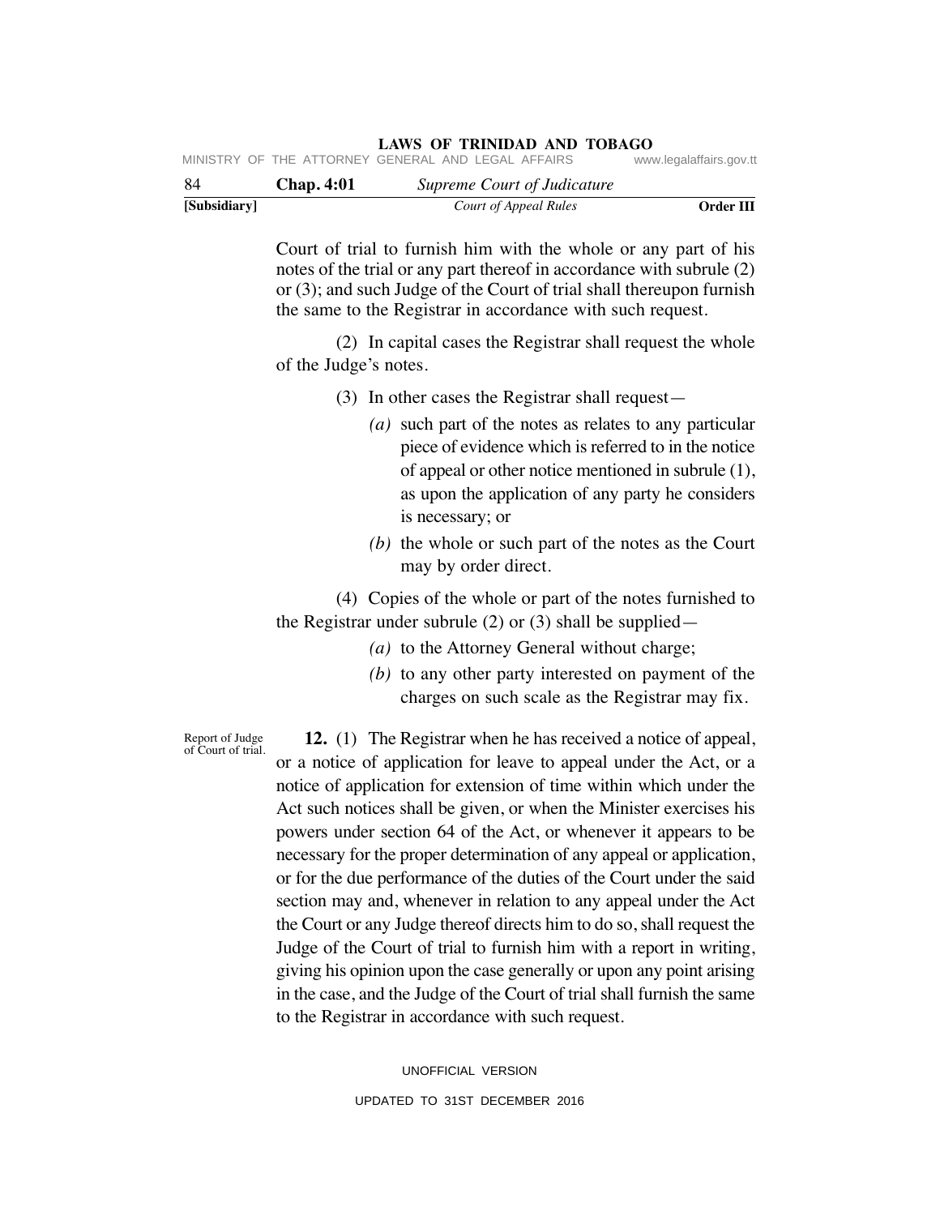Court of trial to furnish him with the whole or any part of his notes of the trial or any part thereof in accordance with subrule (2) or (3); and such Judge of the Court of trial shall thereupon furnish the same to the Registrar in accordance with such request.

(2) In capital cases the Registrar shall request the whole of the Judge's notes.

(3) In other cases the Registrar shall request—

*(a)* such part of the notes as relates to any particular piece of evidence which is referred to in the notice of appeal or other notice mentioned in subrule (1), as upon the application of any party he considers is necessary; or

*(b)* the whole or such part of the notes as the Court may by order direct.

(4) Copies of the whole or part of the notes furnished to the Registrar under subrule (2) or (3) shall be supplied—

*(a)* to the Attorney General without charge;

*(b)* to any other party interested on payment of the charges on such scale as the Registrar may fix.

Report of Judge of Court of trial.

**12.** (1) The Registrar when he has received a notice of appeal, or a notice of application for leave to appeal under the Act, or a notice of application for extension of time within which under the Act such notices shall be given, or when the Minister exercises his powers under section 64 of the Act, or whenever it appears to be necessary for the proper determination of any appeal or application, or for the due performance of the duties of the Court under the said section may and, whenever in relation to any appeal under the Act the Court or any Judge thereof directs him to do so, shall request the Judge of the Court of trial to furnish him with a report in writing, giving his opinion upon the case generally or upon any point arising in the case, and the Judge of the Court of trial shall furnish the same to the Registrar in accordance with such request.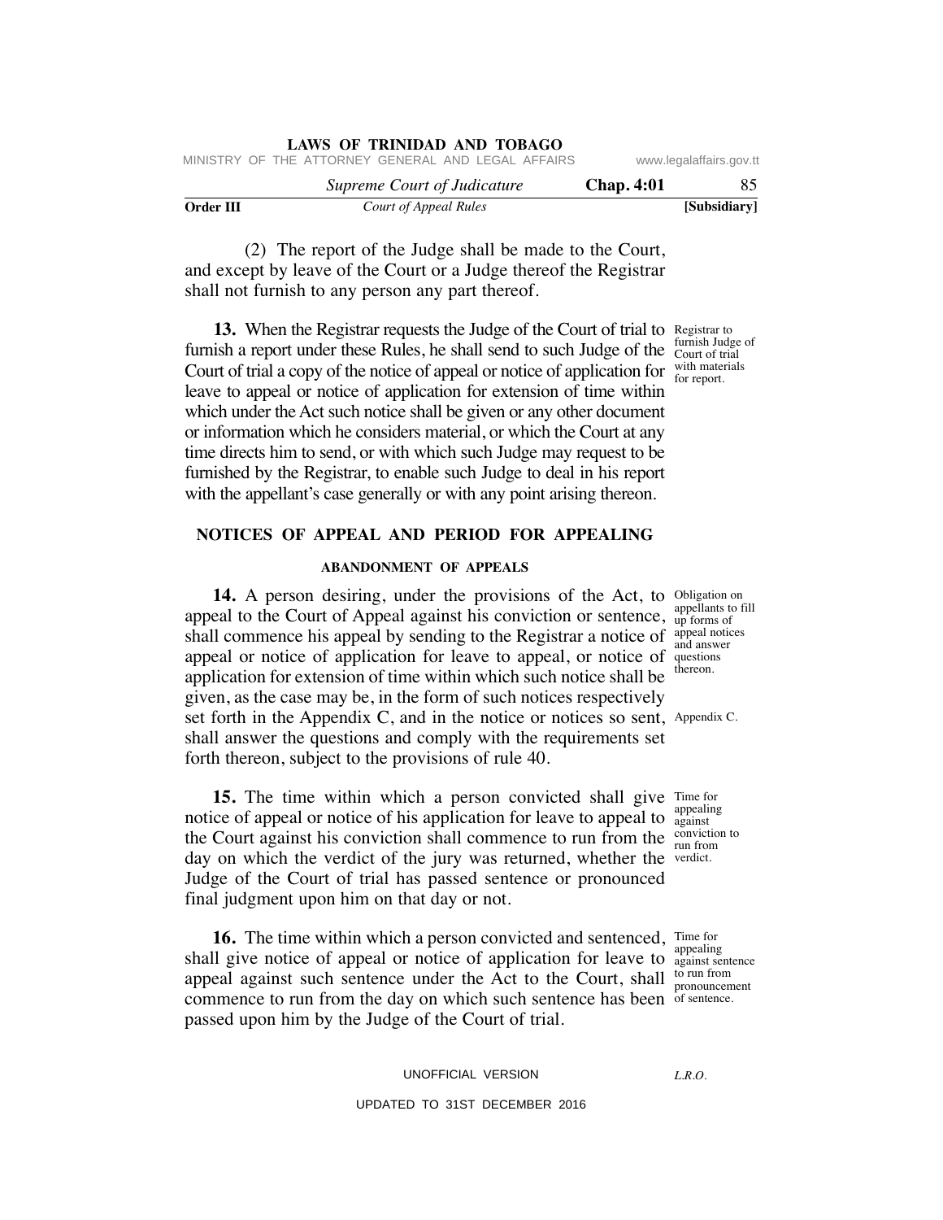(2) The report of the Judge shall be made to the Court, and except by leave of the Court or a Judge thereof the Registrar shall not furnish to any person any part thereof.

**13.** When the Registrar requests the Judge of the Court of trial to furnish a report under these Rules, he shall send to such Judge of the Court of trial a copy of the notice of appeal or notice of application for leave to appeal or notice of application for extension of time within which under the Act such notice shall be given or any other document or information which he considers material, or which the Court at any time directs him to send, or with which such Judge may request to be furnished by the Registrar, to enable such Judge to deal in his report with the appellant's case generally or with any point arising thereon.

Registrar to furnish Judge of Court of trial with materials for report.

## NOTICES OF APPEAL AND PERIOD FOR APPEALING

### ABANDONMENT OF APPEALS

**14.** A person desiring, under the provisions of the Act, to appeal to the Court of Appeal against his conviction or sentence, shall commence his appeal by sending to the Registrar a notice of appeal or notice of application for leave to appeal, or notice of application for extension of time within which such notice shall be given, as the case may be, in the form of such notices respectively set forth in the Appendix C, and in the notice or notices so sent, shall answer the questions and comply with the requirements set forth thereon, subject to the provisions of rule 40.

Obligation on appellants to fill up forms of appeal notices and answer questions thereon.

Appendix C.

**15.** The time within which a person convicted shall give notice of appeal or notice of his application for leave to appeal to the Court against his conviction shall commence to run from the day on which the verdict of the jury was returned, whether the Judge of the Court of trial has passed sentence or pronounced final judgment upon him on that day or not.

Time for appealing against conviction to run from verdict.

**16.** The time within which a person convicted and sentenced, shall give notice of appeal or notice of application for leave to appeal against such sentence under the Act to the Court, shall commence to run from the day on which such sentence has been passed upon him by the Judge of the Court of trial.

Time for appealing against sentence to run from pronouncement of sentence.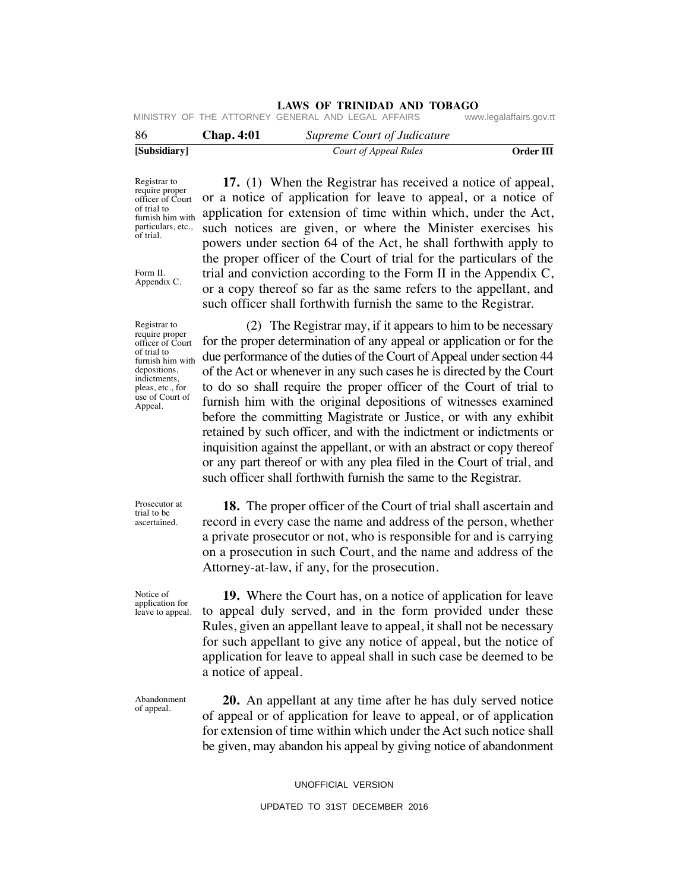Registrar to require proper officer of Court of trial to furnish him with particulars, etc., of trial.

Form II. Appendix C.

**17.** (1) When the Registrar has received a notice of appeal, or a notice of application for leave to appeal, or a notice of application for extension of time within which, under the Act, such notices are given, or where the Minister exercises his powers under section 64 of the Act, he shall forthwith apply to the proper officer of the Court of trial for the particulars of the trial and conviction according to the Form II in the Appendix C, or a copy thereof so far as the same refers to the appellant, and such officer shall forthwith furnish the same to the Registrar.

Registrar to require proper officer of Court of trial to furnish him with depositions, indictments, pleas, etc., for use of Court of Appeal.

(2) The Registrar may, if it appears to him to be necessary for the proper determination of any appeal or application or for the due performance of the duties of the Court of Appeal under section 44 of the Act or whenever in any such cases he is directed by the Court to do so shall require the proper officer of the Court of trial to furnish him with the original depositions of witnesses examined before the committing Magistrate or Justice, or with any exhibit retained by such officer, and with the indictment or indictments or inquisition against the appellant, or with an abstract or copy thereof or any part thereof or with any plea filed in the Court of trial, and such officer shall forthwith furnish the same to the Registrar.

Prosecutor at trial to be ascertained.

**18.** The proper officer of the Court of trial shall ascertain and record in every case the name and address of the person, whether a private prosecutor or not, who is responsible for and is carrying on a prosecution in such Court, and the name and address of the Attorney-at-law, if any, for the prosecution.

Notice of application for leave to appeal.

**19.** Where the Court has, on a notice of application for leave to appeal duly served, and in the form provided under these Rules, given an appellant leave to appeal, it shall not be necessary for such appellant to give any notice of appeal, but the notice of application for leave to appeal shall in such case be deemed to be a notice of appeal.

Abandonment of appeal.

**20.** An appellant at any time after he has duly served notice of appeal or of application for leave to appeal, or of application for extension of time within which under the Act such notice shall be given, may abandon his appeal by giving notice of abandonment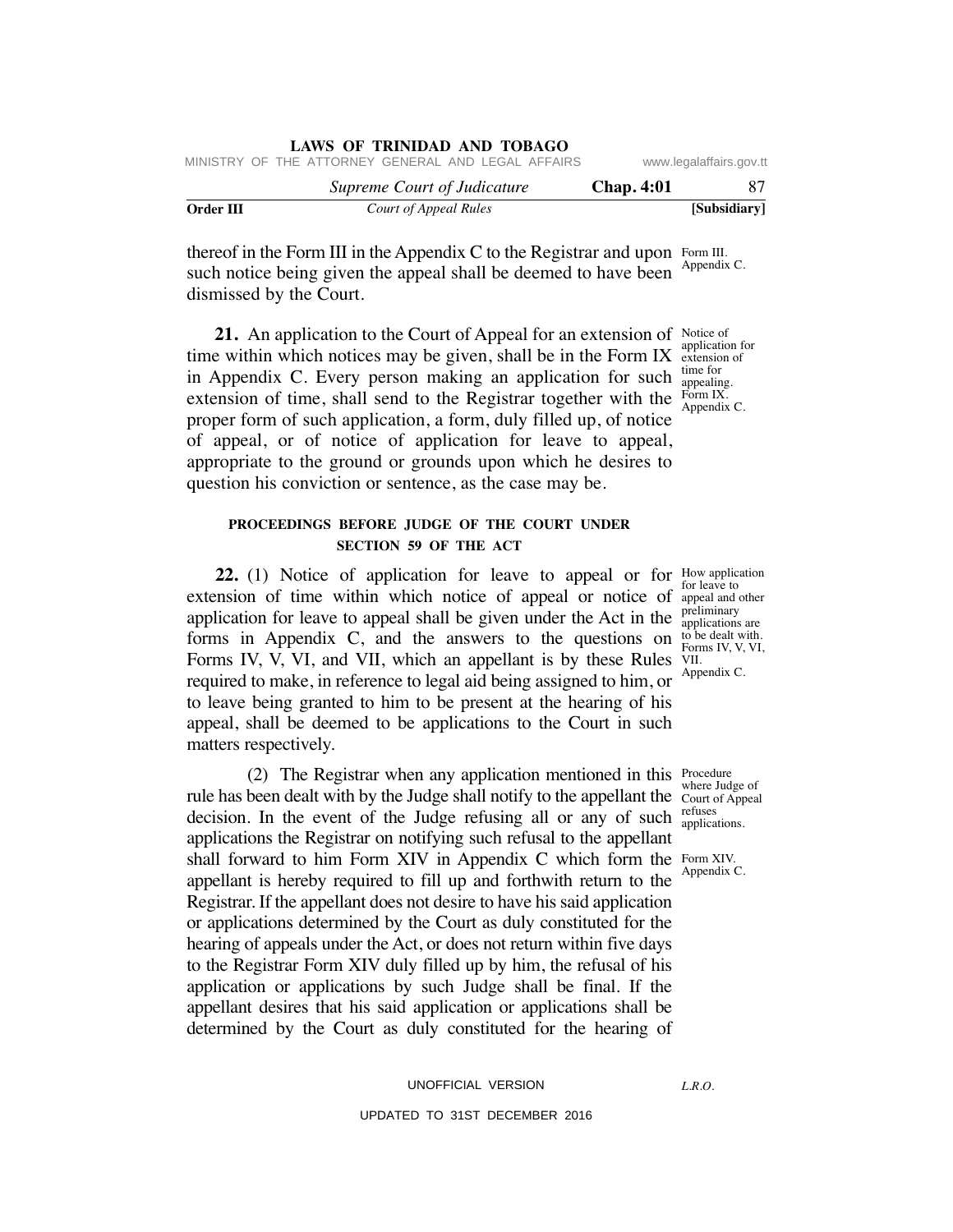thereof in the Form III in the Appendix C to the Registrar and upon such notice being given the appeal shall be deemed to have been dismissed by the Court.

Form III. Appendix C.

**21.** An application to the Court of Appeal for an extension of time within which notices may be given, shall be in the Form IX in Appendix C. Every person making an application for such extension of time, shall send to the Registrar together with the proper form of such application, a form, duly filled up, of notice of appeal, or of notice of application for leave to appeal, appropriate to the ground or grounds upon which he desires to question his conviction or sentence, as the case may be.

Notice of application for extension of time for appealing. Form IX. Appendix C.

#### PROCEEDINGS BEFORE JUDGE OF THE COURT UNDER SECTION 59 OF THE ACT

**22.** (1) Notice of application for leave to appeal or for extension of time within which notice of appeal or notice of application for leave to appeal shall be given under the Act in the forms in Appendix C, and the answers to the questions on Forms IV, V, VI, and VII, which an appellant is by these Rules required to make, in reference to legal aid being assigned to him, or to leave being granted to him to be present at the hearing of his appeal, shall be deemed to be applications to the Court in such matters respectively.

How application for leave to appeal and other preliminary applications are to be dealt with. Forms IV, V, VI, VII. Appendix C.

(2) The Registrar when any application mentioned in this rule has been dealt with by the Judge shall notify to the appellant the decision. In the event of the Judge refusing all or any of such applications the Registrar on notifying such refusal to the appellant shall forward to him Form XIV in Appendix C which form the appellant is hereby required to fill up and forthwith return to the Registrar. If the appellant does not desire to have his said application or applications determined by the Court as duly constituted for the hearing of appeals under the Act, or does not return within five days to the Registrar Form XIV duly filled up by him, the refusal of his application or applications by such Judge shall be final. If the appellant desires that his said application or applications shall be determined by the Court as duly constituted for the hearing of

Procedure where Judge of Court of Appeal refuses applications.

Form XIV. Appendix C.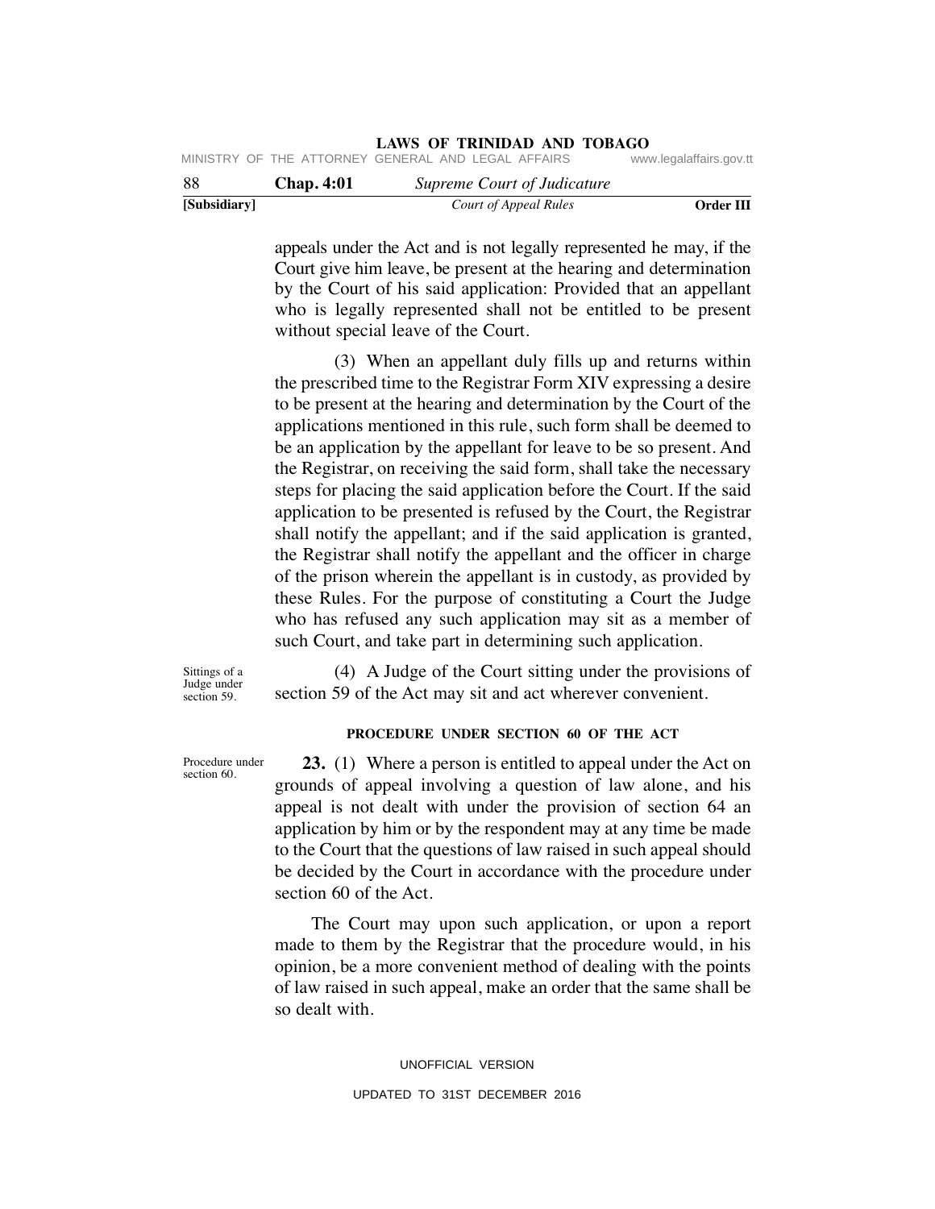appeals under the Act and is not legally represented he may, if the Court give him leave, be present at the hearing and determination by the Court of his said application: Provided that an appellant who is legally represented shall not be entitled to be present without special leave of the Court.

(3) When an appellant duly fills up and returns within the prescribed time to the Registrar Form XIV expressing a desire to be present at the hearing and determination by the Court of the applications mentioned in this rule, such form shall be deemed to be an application by the appellant for leave to be so present. And the Registrar, on receiving the said form, shall take the necessary steps for placing the said application before the Court. If the said application to be presented is refused by the Court, the Registrar shall notify the appellant; and if the said application is granted, the Registrar shall notify the appellant and the officer in charge of the prison wherein the appellant is in custody, as provided by these Rules. For the purpose of constituting a Court the Judge who has refused any such application may sit as a member of such Court, and take part in determining such application.

Sittings of a Judge under section 59.

(4) A Judge of the Court sitting under the provisions of section 59 of the Act may sit and act wherever convenient.

### PROCEDURE UNDER SECTION 60 OF THE ACT

Procedure under section 60.

**23.** (1) Where a person is entitled to appeal under the Act on grounds of appeal involving a question of law alone, and his appeal is not dealt with under the provision of section 64 an application by him or by the respondent may at any time be made to the Court that the questions of law raised in such appeal should be decided by the Court in accordance with the procedure under section 60 of the Act.

The Court may upon such application, or upon a report made to them by the Registrar that the procedure would, in his opinion, be a more convenient method of dealing with the points of law raised in such appeal, make an order that the same shall be so dealt with.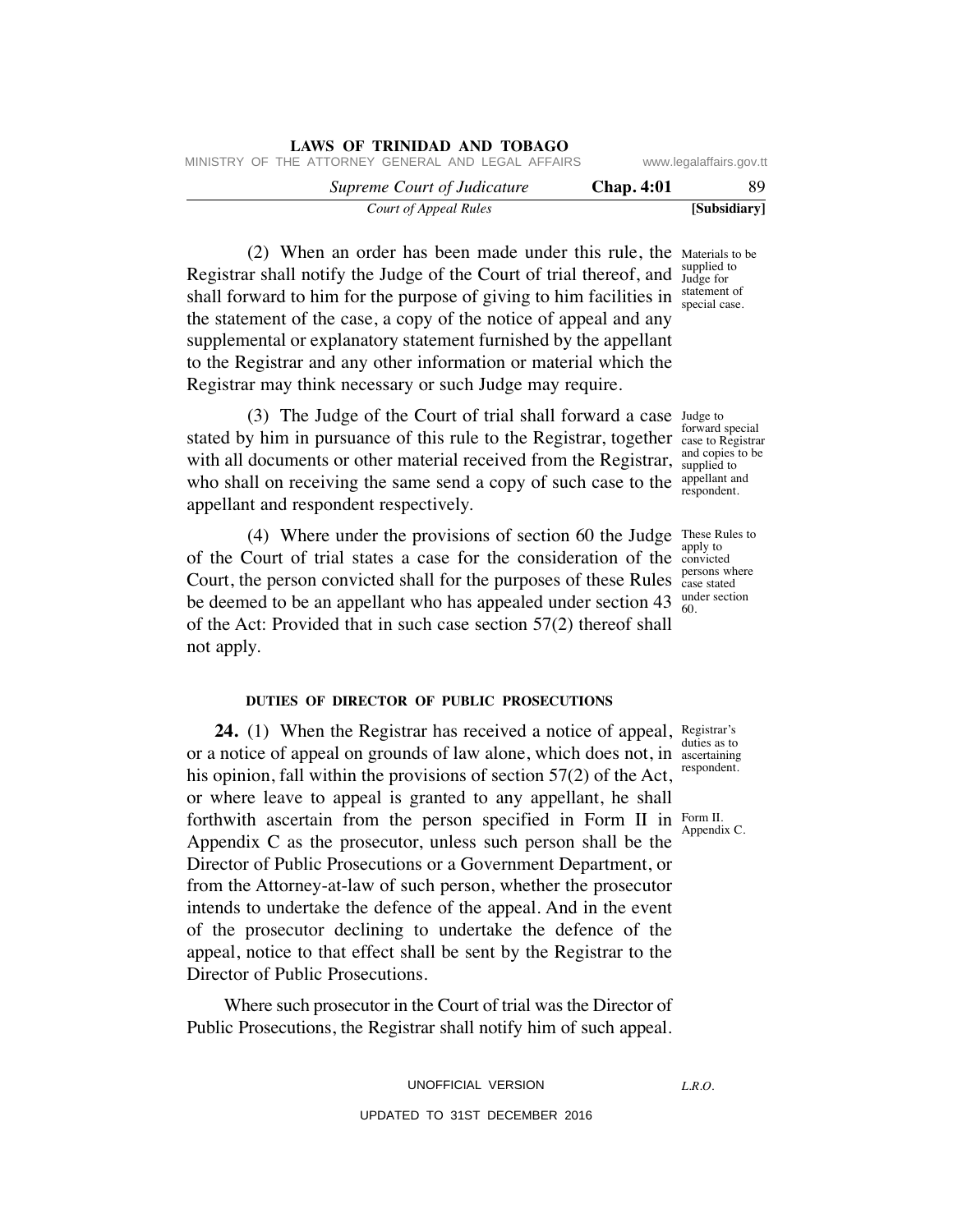(2) When an order has been made under this rule, the Registrar shall notify the Judge of the Court of trial thereof, and shall forward to him for the purpose of giving to him facilities in the statement of the case, a copy of the notice of appeal and any supplemental or explanatory statement furnished by the appellant to the Registrar and any other information or material which the Registrar may think necessary or such Judge may require.

*Materials to be supplied to Judge for statement of special case.*

(3) The Judge of the Court of trial shall forward a case stated by him in pursuance of this rule to the Registrar, together with all documents or other material received from the Registrar, who shall on receiving the same send a copy of such case to the appellant and respondent respectively.

*Judge to forward special case to Registrar and copies to be supplied to appellant and respondent.*

(4) Where under the provisions of section 60 the Judge of the Court of trial states a case for the consideration of the Court, the person convicted shall for the purposes of these Rules be deemed to be an appellant who has appealed under section 43 of the Act: Provided that in such case section 57(2) thereof shall not apply.

*These Rules to apply to convicted persons where case stated under section 60.*

### DUTIES OF DIRECTOR OF PUBLIC PROSECUTIONS

**24.** (1) When the Registrar has received a notice of appeal, or a notice of appeal on grounds of law alone, which does not, in his opinion, fall within the provisions of section 57(2) of the Act, or where leave to appeal is granted to any appellant, he shall forthwith ascertain from the person specified in Form II in Appendix C as the prosecutor, unless such person shall be the Director of Public Prosecutions or a Government Department, or from the Attorney-at-law of such person, whether the prosecutor intends to undertake the defence of the appeal. And in the event of the prosecutor declining to undertake the defence of the appeal, notice to that effect shall be sent by the Registrar to the Director of Public Prosecutions.

*Registrar's duties as to ascertaining respondent.*

*Form II. Appendix C.*

Where such prosecutor in the Court of trial was the Director of Public Prosecutions, the Registrar shall notify him of such appeal.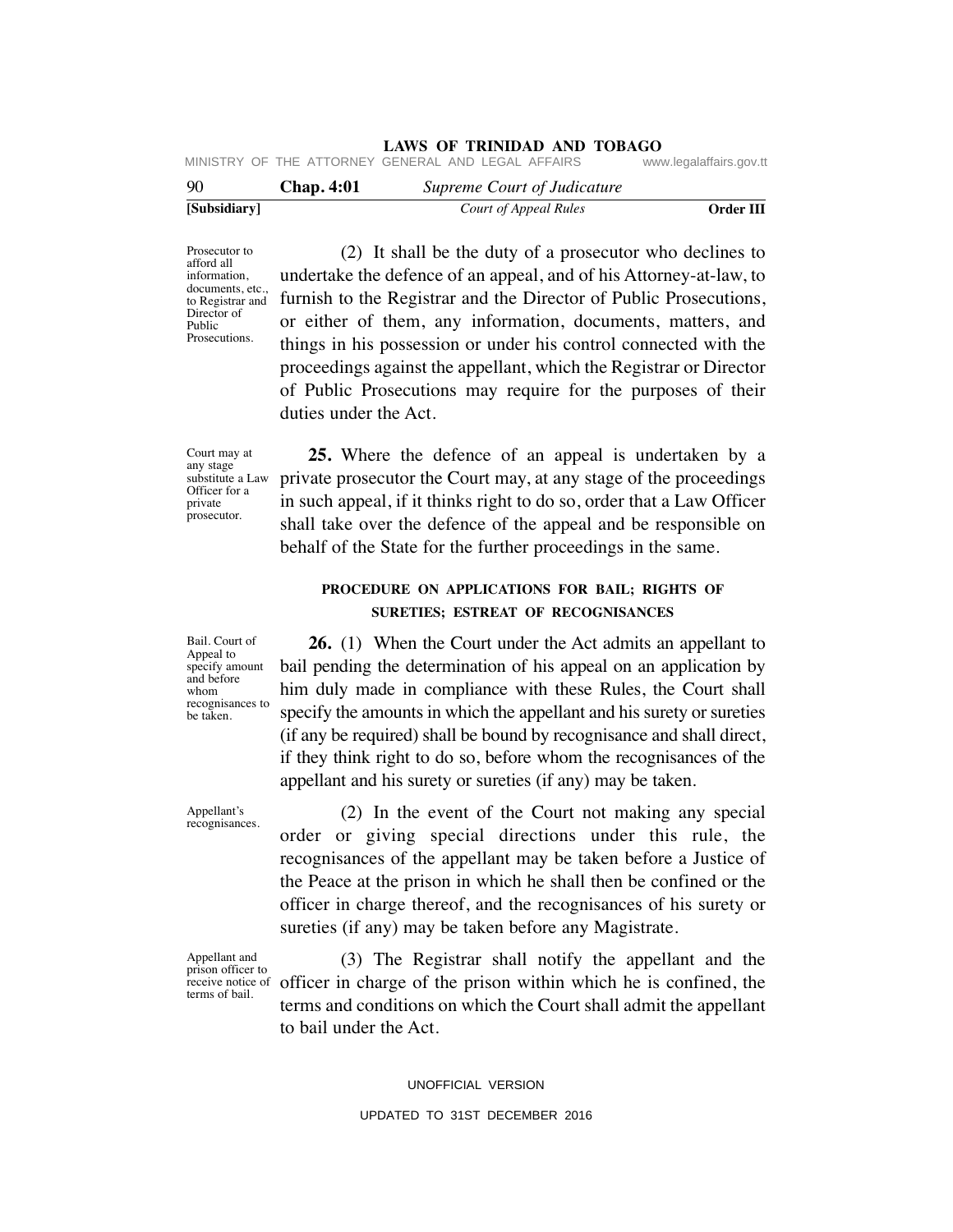Prosecutor to afford all information, documents, etc., to Registrar and Director of Public Prosecutions.

(2) It shall be the duty of a prosecutor who declines to undertake the defence of an appeal, and of his Attorney-at-law, to furnish to the Registrar and the Director of Public Prosecutions, or either of them, any information, documents, matters, and things in his possession or under his control connected with the proceedings against the appellant, which the Registrar or Director of Public Prosecutions may require for the purposes of their duties under the Act.

Court may at any stage substitute a Law Officer for a private prosecutor.

**25.** Where the defence of an appeal is undertaken by a private prosecutor the Court may, at any stage of the proceedings in such appeal, if it thinks right to do so, order that a Law Officer shall take over the defence of the appeal and be responsible on behalf of the State for the further proceedings in the same.

## PROCEDURE ON APPLICATIONS FOR BAIL; RIGHTS OF SURETIES; ESTREAT OF RECOGNISANCES

Bail. Court of Appeal to specify amount and before whom recognisances to be taken.

**26.** (1) When the Court under the Act admits an appellant to bail pending the determination of his appeal on an application by him duly made in compliance with these Rules, the Court shall specify the amounts in which the appellant and his surety or sureties (if any be required) shall be bound by recognisance and shall direct, if they think right to do so, before whom the recognisances of the appellant and his surety or sureties (if any) may be taken.

Appellant's recognisances.

(2) In the event of the Court not making any special order or giving special directions under this rule, the recognisances of the appellant may be taken before a Justice of the Peace at the prison in which he shall then be confined or the officer in charge thereof, and the recognisances of his surety or sureties (if any) may be taken before any Magistrate.

Appellant and prison officer to receive notice of terms of bail.

(3) The Registrar shall notify the appellant and the officer in charge of the prison within which he is confined, the terms and conditions on which the Court shall admit the appellant to bail under the Act.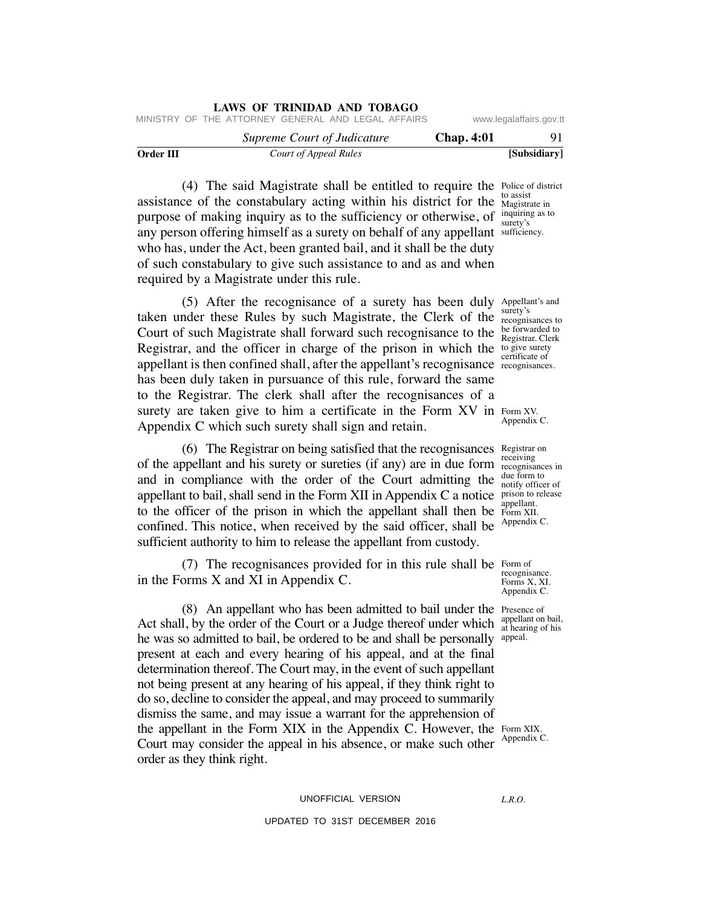(4) The said Magistrate shall be entitled to require the assistance of the constabulary acting within his district for the purpose of making inquiry as to the sufficiency or otherwise, of any person offering himself as a surety on behalf of any appellant who has, under the Act, been granted bail, and it shall be the duty of such constabulary to give such assistance to and as and when required by a Magistrate under this rule.

*Police of district to assist Magistrate in inquiring as to surety's sufficiency.*

(5) After the recognisance of a surety has been duly taken under these Rules by such Magistrate, the Clerk of the Court of such Magistrate shall forward such recognisance to the Registrar, and the officer in charge of the prison in which the appellant is then confined shall, after the appellant's recognisance has been duly taken in pursuance of this rule, forward the same to the Registrar. The clerk shall after the recognisances of a surety are taken give to him a certificate in the Form XV in Appendix C which such surety shall sign and retain.

*Appellant's and surety's recognisances to be forwarded to Registrar. Clerk to give surety certificate of recognisances.*

*Form XV. Appendix C.*

(6) The Registrar on being satisfied that the recognisances of the appellant and his surety or sureties (if any) are in due form and in compliance with the order of the Court admitting the appellant to bail, shall send in the Form XII in Appendix C a notice to the officer of the prison in which the appellant shall then be confined. This notice, when received by the said officer, shall be sufficient authority to him to release the appellant from custody.

*Registrar on receiving recognisances in due form to notify officer of prison to release appellant. Form XII. Appendix C.*

(7) The recognisances provided for in this rule shall be in the Forms X and XI in Appendix C.

*Form of recognisance. Forms X, XI. Appendix C.*

(8) An appellant who has been admitted to bail under the Act shall, by the order of the Court or a Judge thereof under which he was so admitted to bail, be ordered to be and shall be personally present at each and every hearing of his appeal, and at the final determination thereof. The Court may, in the event of such appellant not being present at any hearing of his appeal, if they think right to do so, decline to consider the appeal, and may proceed to summarily dismiss the same, and may issue a warrant for the apprehension of the appellant in the Form XIX in the Appendix C. However, the Court may consider the appeal in his absence, or make such other order as they think right.

*Presence of appellant on bail, at hearing of his appeal.*

*Form XIX. Appendix C.*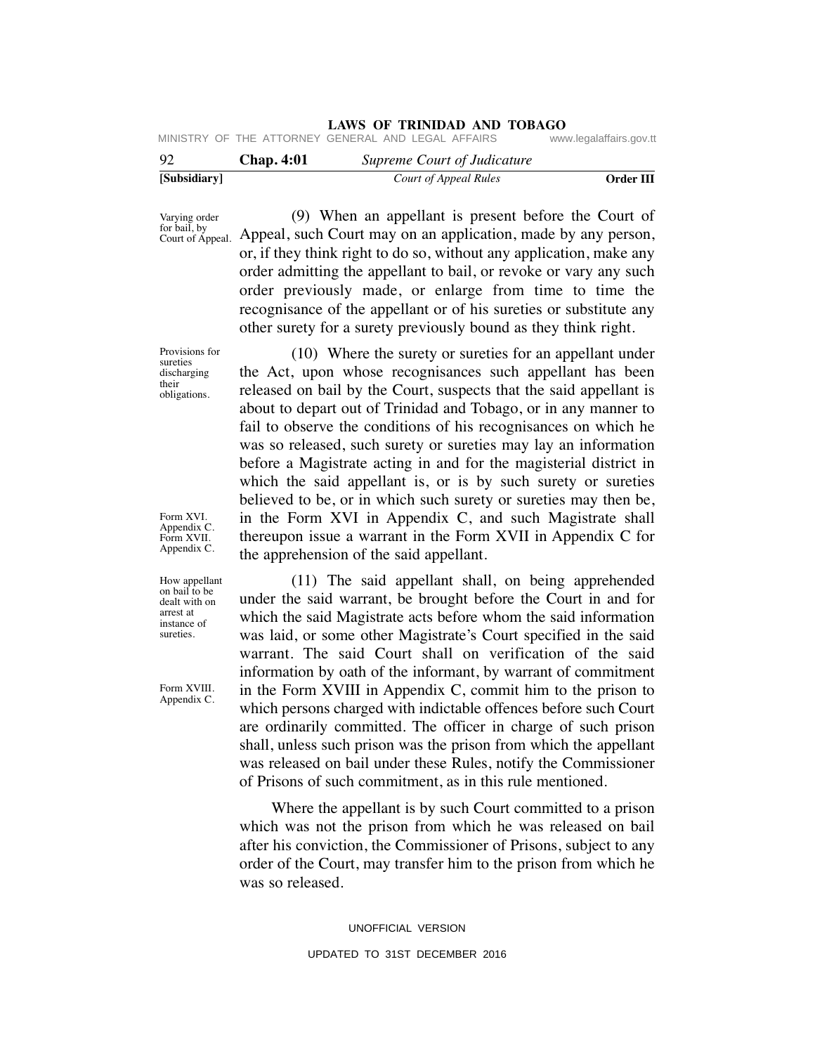Varying order for bail, by Court of Appeal.

(9) When an appellant is present before the Court of Appeal, such Court may on an application, made by any person, or, if they think right to do so, without any application, make any order admitting the appellant to bail, or revoke or vary any such order previously made, or enlarge from time to time the recognisance of the appellant or of his sureties or substitute any other surety for a surety previously bound as they think right.

Provisions for sureties discharging their obligations.

(10) Where the surety or sureties for an appellant under the Act, upon whose recognisances such appellant has been released on bail by the Court, suspects that the said appellant is about to depart out of Trinidad and Tobago, or in any manner to fail to observe the conditions of his recognisances on which he was so released, such surety or sureties may lay an information before a Magistrate acting in and for the magisterial district in which the said appellant is, or is by such surety or sureties believed to be, or in which such surety or sureties may then be, in the Form XVI in Appendix C, and such Magistrate shall thereupon issue a warrant in the Form XVII in Appendix C for the apprehension of the said appellant.

Form XVI. Appendix C. Form XVII. Appendix C.

How appellant on bail to be dealt with on arrest at instance of sureties.

(11) The said appellant shall, on being apprehended under the said warrant, be brought before the Court in and for which the said Magistrate acts before whom the said information was laid, or some other Magistrate's Court specified in the said warrant. The said Court shall on verification of the said information by oath of the informant, by warrant of commitment in the Form XVIII in Appendix C, commit him to the prison to which persons charged with indictable offences before such Court are ordinarily committed. The officer in charge of such prison shall, unless such prison was the prison from which the appellant was released on bail under these Rules, notify the Commissioner of Prisons of such commitment, as in this rule mentioned.

Form XVIII. Appendix C.

Where the appellant is by such Court committed to a prison which was not the prison from which he was released on bail after his conviction, the Commissioner of Prisons, subject to any order of the Court, may transfer him to the prison from which he was so released.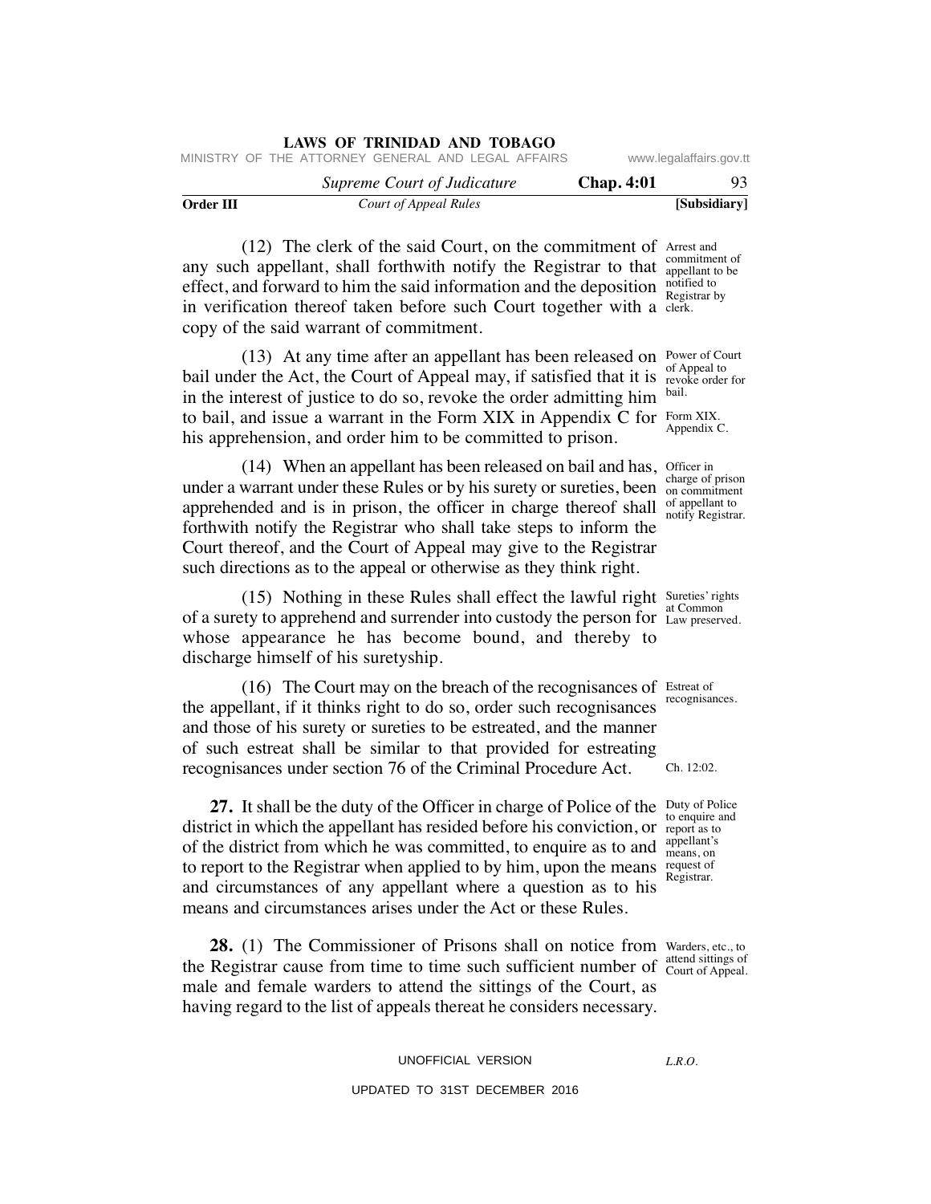(12) The clerk of the said Court, on the commitment of any such appellant, shall forthwith notify the Registrar to that effect, and forward to him the said information and the deposition in verification thereof taken before such Court together with a copy of the said warrant of commitment.

Arrest and commitment of appellant to be notified to Registrar by clerk.

(13) At any time after an appellant has been released on bail under the Act, the Court of Appeal may, if satisfied that it is in the interest of justice to do so, revoke the order admitting him to bail, and issue a warrant in the Form XIX in Appendix C for his apprehension, and order him to be committed to prison.

Power of Court of Appeal to revoke order for bail.

Form XIX. Appendix C.

(14) When an appellant has been released on bail and has, under a warrant under these Rules or by his surety or sureties, been apprehended and is in prison, the officer in charge thereof shall forthwith notify the Registrar who shall take steps to inform the Court thereof, and the Court of Appeal may give to the Registrar such directions as to the appeal or otherwise as they think right.

Officer in charge of prison on commitment of appellant to notify Registrar.

(15) Nothing in these Rules shall effect the lawful right of a surety to apprehend and surrender into custody the person for whose appearance he has become bound, and thereby to discharge himself of his suretyship.

Sureties' rights at Common Law preserved.

(16) The Court may on the breach of the recognisances of the appellant, if it thinks right to do so, order such recognisances and those of his surety or sureties to be estreated, and the manner of such estreat shall be similar to that provided for estreating recognisances under section 76 of the Criminal Procedure Act.

Estreat of recognisances.

Ch. 12:02.

**27.** It shall be the duty of the Officer in charge of Police of the district in which the appellant has resided before his conviction, or of the district from which he was committed, to enquire as to and to report to the Registrar when applied to by him, upon the means and circumstances of any appellant where a question as to his means and circumstances arises under the Act or these Rules.

Duty of Police to enquire and report as to appellant's means, on request of Registrar.

**28.** (1) The Commissioner of Prisons shall on notice from the Registrar cause from time to time such sufficient number of male and female warders to attend the sittings of the Court, as having regard to the list of appeals thereat he considers necessary.

Warders, etc., to attend sittings of Court of Appeal.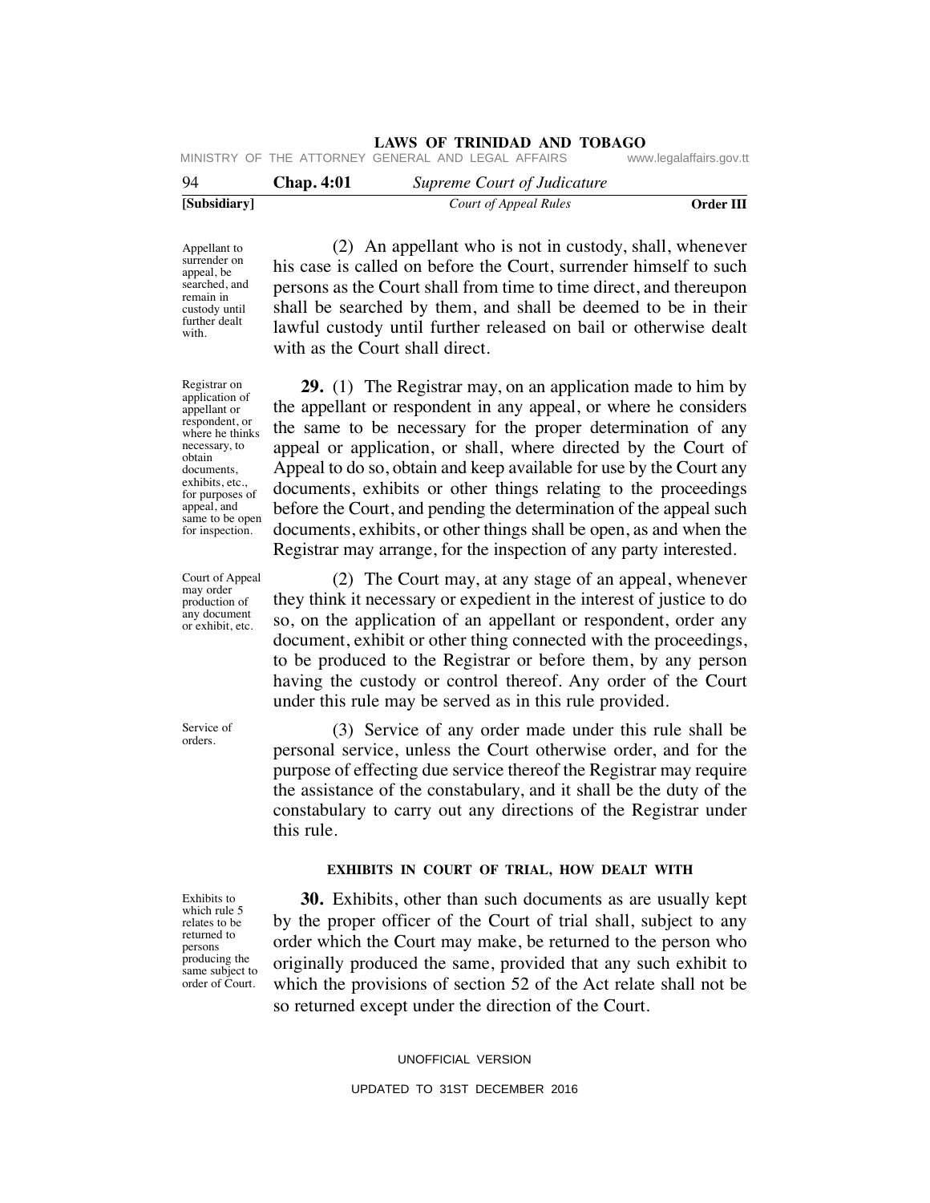Appellant to surrender on appeal, be searched, and remain in custody until further dealt with.

(2) An appellant who is not in custody, shall, whenever his case is called on before the Court, surrender himself to such persons as the Court shall from time to time direct, and thereupon shall be searched by them, and shall be deemed to be in their lawful custody until further released on bail or otherwise dealt with as the Court shall direct.

Registrar on application of appellant or respondent, or where he thinks necessary, to obtain documents, exhibits, etc., for purposes of appeal, and same to be open for inspection.

**29.** (1) The Registrar may, on an application made to him by the appellant or respondent in any appeal, or where he considers the same to be necessary for the proper determination of any appeal or application, or shall, where directed by the Court of Appeal to do so, obtain and keep available for use by the Court any documents, exhibits or other things relating to the proceedings before the Court, and pending the determination of the appeal such documents, exhibits, or other things shall be open, as and when the Registrar may arrange, for the inspection of any party interested.

Court of Appeal may order production of any document or exhibit, etc.

(2) The Court may, at any stage of an appeal, whenever they think it necessary or expedient in the interest of justice to do so, on the application of an appellant or respondent, order any document, exhibit or other thing connected with the proceedings, to be produced to the Registrar or before them, by any person having the custody or control thereof. Any order of the Court under this rule may be served as in this rule provided.

Service of orders.

(3) Service of any order made under this rule shall be personal service, unless the Court otherwise order, and for the purpose of effecting due service thereof the Registrar may require the assistance of the constabulary, and it shall be the duty of the constabulary to carry out any directions of the Registrar under this rule.

### EXHIBITS IN COURT OF TRIAL, HOW DEALT WITH

Exhibits to which rule 5 relates to be returned to persons producing the same subject to order of Court.

**30.** Exhibits, other than such documents as are usually kept by the proper officer of the Court of trial shall, subject to any order which the Court may make, be returned to the person who originally produced the same, provided that any such exhibit to which the provisions of section 52 of the Act relate shall not be so returned except under the direction of the Court.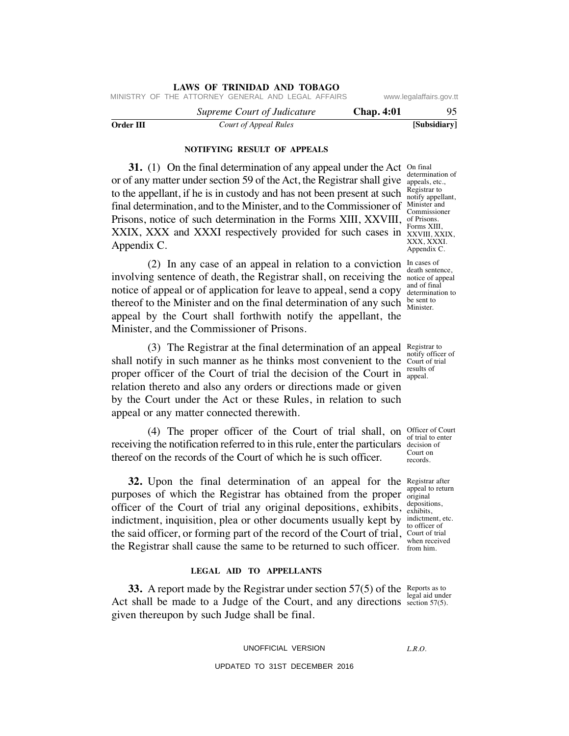#### NOTIFYING RESULT OF APPEALS

**31.** (1) On the final determination of any appeal under the Act or of any matter under section 59 of the Act, the Registrar shall give to the appellant, if he is in custody and has not been present at such final determination, and to the Minister, and to the Commissioner of Prisons, notice of such determination in the Forms XIII, XXVIII, XXIX, XXX and XXXI respectively provided for such cases in Appendix C.

*On final determination of appeals, etc., Registrar to notify appellant, Minister and Commissioner of Prisons. Forms XIII, XXVIII, XXIX, XXX, XXXI. Appendix C.*

(2) In any case of an appeal in relation to a conviction involving sentence of death, the Registrar shall, on receiving the notice of appeal or of application for leave to appeal, send a copy thereof to the Minister and on the final determination of any such appeal by the Court shall forthwith notify the appellant, the Minister, and the Commissioner of Prisons.

*In cases of death sentence, notice of appeal and of final determination to be sent to Minister.*

(3) The Registrar at the final determination of an appeal shall notify in such manner as he thinks most convenient to the proper officer of the Court of trial the decision of the Court in relation thereto and also any orders or directions made or given by the Court under the Act or these Rules, in relation to such appeal or any matter connected therewith.

*Registrar to notify officer of Court of trial results of appeal.*

(4) The proper officer of the Court of trial shall, on receiving the notification referred to in this rule, enter the particulars thereof on the records of the Court of which he is such officer.

*Officer of Court of trial to enter decision of Court on records.*

**32.** Upon the final determination of an appeal for the purposes of which the Registrar has obtained from the proper officer of the Court of trial any original depositions, exhibits, indictment, inquisition, plea or other documents usually kept by the said officer, or forming part of the record of the Court of trial, the Registrar shall cause the same to be returned to such officer.

*Registrar after appeal to return original depositions, exhibits, indictment, etc. to officer of Court of trial when received from him.*

#### LEGAL AID TO APPELLANTS

**33.** A report made by the Registrar under section 57(5) of the Act shall be made to a Judge of the Court, and any directions given thereupon by such Judge shall be final.

*Reports as to legal aid under section 57(5).*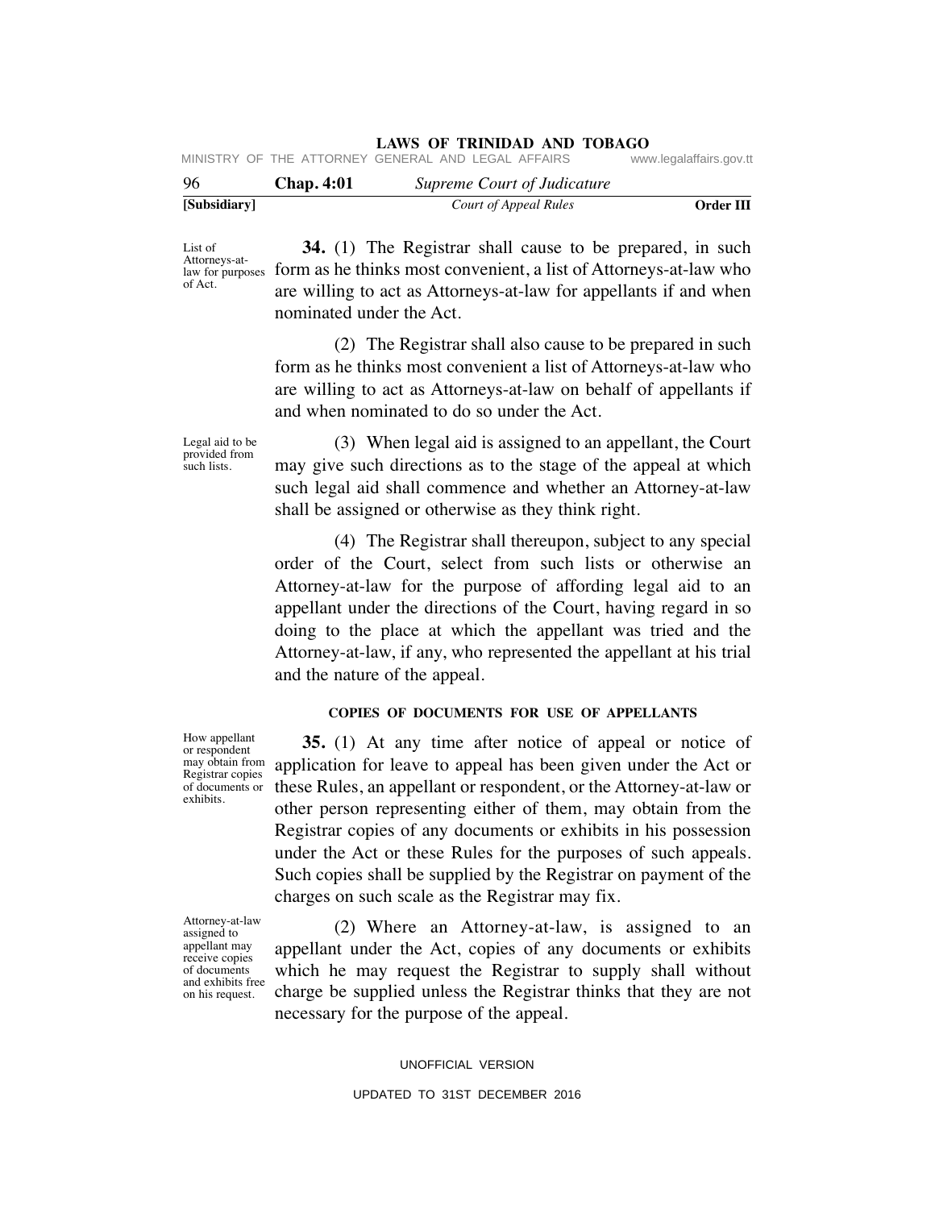List of Attorneys-at-law for purposes of Act.

**34.** (1) The Registrar shall cause to be prepared, in such form as he thinks most convenient, a list of Attorneys-at-law who are willing to act as Attorneys-at-law for appellants if and when nominated under the Act.

(2) The Registrar shall also cause to be prepared in such form as he thinks most convenient a list of Attorneys-at-law who are willing to act as Attorneys-at-law on behalf of appellants if and when nominated to do so under the Act.

Legal aid to be provided from such lists.

(3) When legal aid is assigned to an appellant, the Court may give such directions as to the stage of the appeal at which such legal aid shall commence and whether an Attorney-at-law shall be assigned or otherwise as they think right.

(4) The Registrar shall thereupon, subject to any special order of the Court, select from such lists or otherwise an Attorney-at-law for the purpose of affording legal aid to an appellant under the directions of the Court, having regard in so doing to the place at which the appellant was tried and the Attorney-at-law, if any, who represented the appellant at his trial and the nature of the appeal.

## COPIES OF DOCUMENTS FOR USE OF APPELLANTS

How appellant or respondent may obtain from Registrar copies of documents or exhibits.

**35.** (1) At any time after notice of appeal or notice of application for leave to appeal has been given under the Act or these Rules, an appellant or respondent, or the Attorney-at-law or other person representing either of them, may obtain from the Registrar copies of any documents or exhibits in his possession under the Act or these Rules for the purposes of such appeals. Such copies shall be supplied by the Registrar on payment of the charges on such scale as the Registrar may fix.

Attorney-at-law assigned to appellant may receive copies of documents and exhibits free on his request.

(2) Where an Attorney-at-law, is assigned to an appellant under the Act, copies of any documents or exhibits which he may request the Registrar to supply shall without charge be supplied unless the Registrar thinks that they are not necessary for the purpose of the appeal.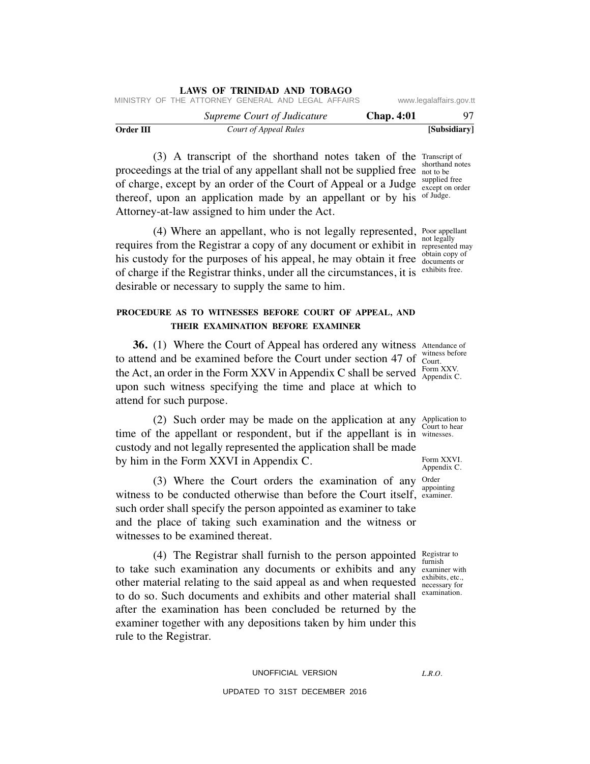(3) A transcript of the shorthand notes taken of the proceedings at the trial of any appellant shall not be supplied free of charge, except by an order of the Court of Appeal or a Judge thereof, upon an application made by an appellant or by his Attorney-at-law assigned to him under the Act.

Transcript of shorthand notes not to be supplied free except on order of Judge.

(4) Where an appellant, who is not legally represented, requires from the Registrar a copy of any document or exhibit in his custody for the purposes of his appeal, he may obtain it free of charge if the Registrar thinks, under all the circumstances, it is desirable or necessary to supply the same to him.

Poor appellant not legally represented may obtain copy of documents or exhibits free.

**PROCEDURE AS TO WITNESSES BEFORE COURT OF APPEAL, AND THEIR EXAMINATION BEFORE EXAMINER**

**36.** (1) Where the Court of Appeal has ordered any witness to attend and be examined before the Court under section 47 of the Act, an order in the Form XXV in Appendix C shall be served upon such witness specifying the time and place at which to attend for such purpose.

Attendance of witness before Court. Form XXV. Appendix C.

(2) Such order may be made on the application at any time of the appellant or respondent, but if the appellant is in custody and not legally represented the application shall be made by him in the Form XXVI in Appendix C.

Application to Court to hear witnesses.

Form XXVI. Appendix C.

(3) Where the Court orders the examination of any witness to be conducted otherwise than before the Court itself, such order shall specify the person appointed as examiner to take and the place of taking such examination and the witness or witnesses to be examined thereat.

Order appointing examiner.

(4) The Registrar shall furnish to the person appointed to take such examination any documents or exhibits and any other material relating to the said appeal as and when requested to do so. Such documents and exhibits and other material shall after the examination has been concluded be returned by the examiner together with any depositions taken by him under this rule to the Registrar.

Registrar to furnish examiner with exhibits, etc., necessary for examination.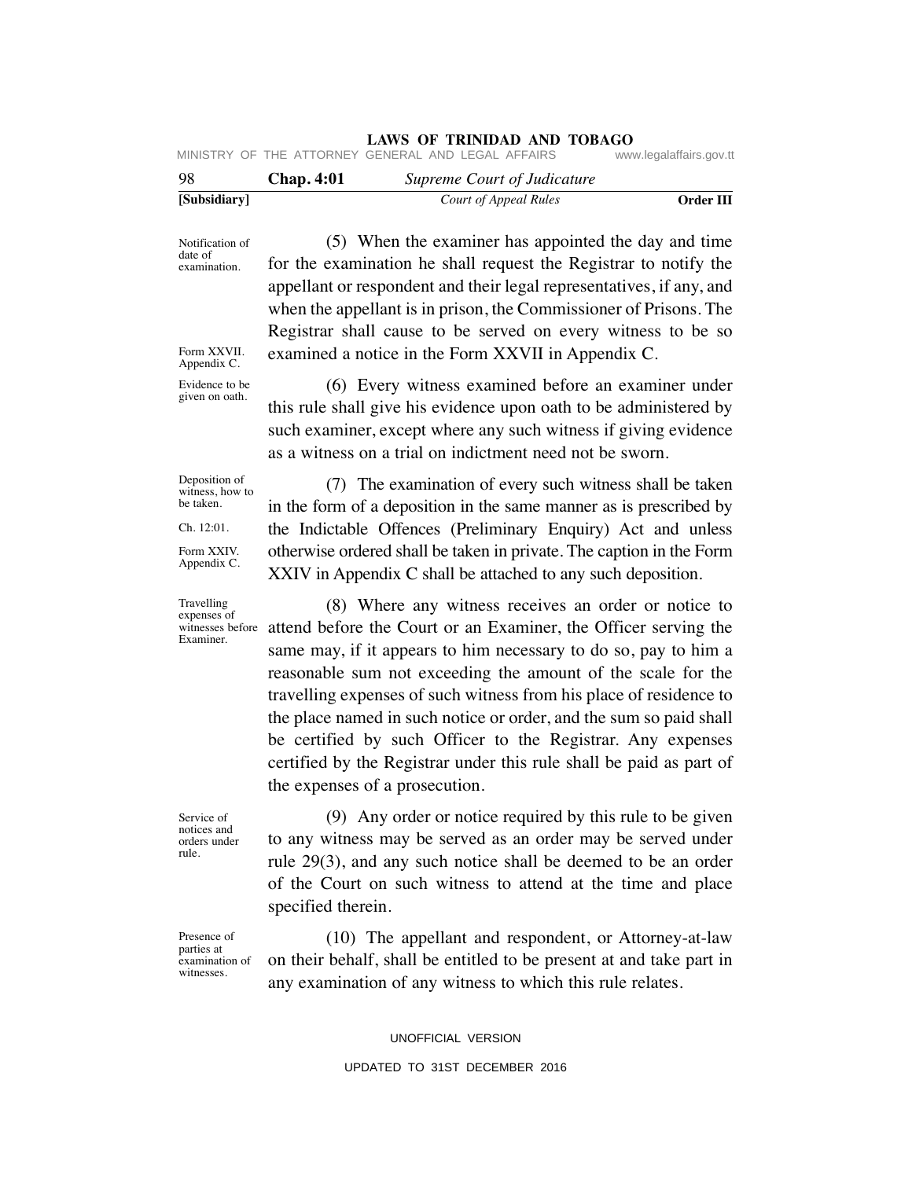(5) When the examiner has appointed the day and time for the examination he shall request the Registrar to notify the appellant or respondent and their legal representatives, if any, and when the appellant is in prison, the Commissioner of Prisons. The Registrar shall cause to be served on every witness to be so examined a notice in the Form XXVII in Appendix C.

*Notification of date of examination.*

*Form XXVII. Appendix C.*

(6) Every witness examined before an examiner under this rule shall give his evidence upon oath to be administered by such examiner, except where any such witness if giving evidence as a witness on a trial on indictment need not be sworn.

*Evidence to be given on oath.*

(7) The examination of every such witness shall be taken in the form of a deposition in the same manner as is prescribed by the Indictable Offences (Preliminary Enquiry) Act and unless otherwise ordered shall be taken in private. The caption in the Form XXIV in Appendix C shall be attached to any such deposition.

*Deposition of witness, how to be taken.*

*Ch. 12:01.*

*Form XXIV. Appendix C.*

(8) Where any witness receives an order or notice to attend before the Court or an Examiner, the Officer serving the same may, if it appears to him necessary to do so, pay to him a reasonable sum not exceeding the amount of the scale for the travelling expenses of such witness from his place of residence to the place named in such notice or order, and the sum so paid shall be certified by such Officer to the Registrar. Any expenses certified by the Registrar under this rule shall be paid as part of the expenses of a prosecution.

*Travelling expenses of witnesses before Examiner.*

(9) Any order or notice required by this rule to be given to any witness may be served as an order may be served under rule 29(3), and any such notice shall be deemed to be an order of the Court on such witness to attend at the time and place specified therein.

*Service of notices and orders under rule.*

(10) The appellant and respondent, or Attorney-at-law on their behalf, shall be entitled to be present at and take part in any examination of any witness to which this rule relates.

*Presence of parties at examination of witnesses.*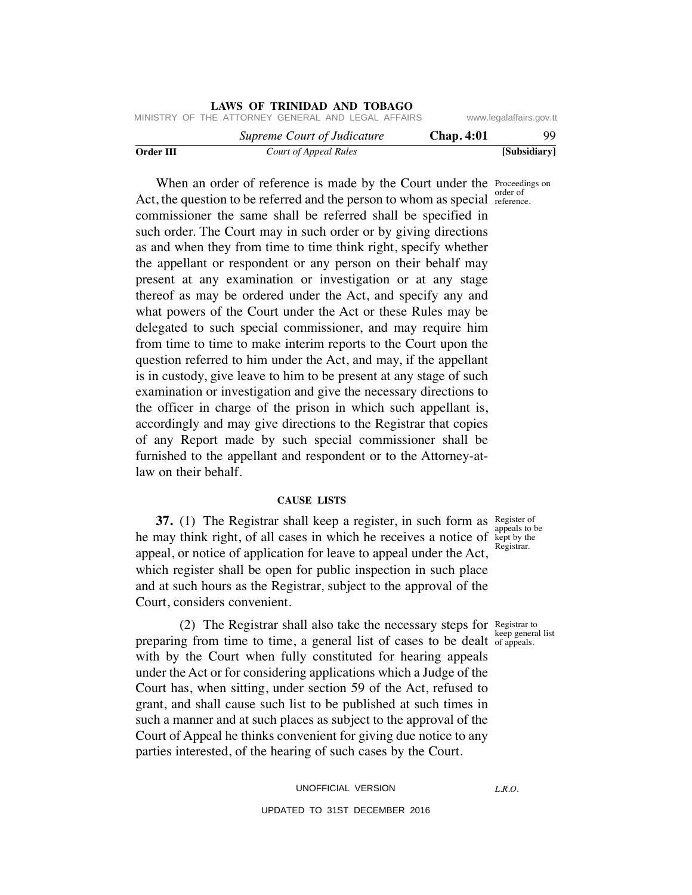When an order of reference is made by the Court under the Act, the question to be referred and the person to whom as special commissioner the same shall be referred shall be specified in such order. The Court may in such order or by giving directions as and when they from time to time think right, specify whether the appellant or respondent or any person on their behalf may present at any examination or investigation or at any stage thereof as may be ordered under the Act, and specify any and what powers of the Court under the Act or these Rules may be delegated to such special commissioner, and may require him from time to time to make interim reports to the Court upon the question referred to him under the Act, and may, if the appellant is in custody, give leave to him to be present at any stage of such examination or investigation and give the necessary directions to the officer in charge of the prison in which such appellant is, accordingly and may give directions to the Registrar that copies of any Report made by such special commissioner shall be furnished to the appellant and respondent or to the Attorney-at-law on their behalf.

Proceedings on order of reference.

### CAUSE LISTS

**37.** (1) The Registrar shall keep a register, in such form as he may think right, of all cases in which he receives a notice of appeal, or notice of application for leave to appeal under the Act, which register shall be open for public inspection in such place and at such hours as the Registrar, subject to the approval of the Court, considers convenient.

Register of appeals to be kept by the Registrar.

(2) The Registrar shall also take the necessary steps for preparing from time to time, a general list of cases to be dealt with by the Court when fully constituted for hearing appeals under the Act or for considering applications which a Judge of the Court has, when sitting, under section 59 of the Act, refused to grant, and shall cause such list to be published at such times in such a manner and at such places as subject to the approval of the Court of Appeal he thinks convenient for giving due notice to any parties interested, of the hearing of such cases by the Court.

Registrar to keep general list of appeals.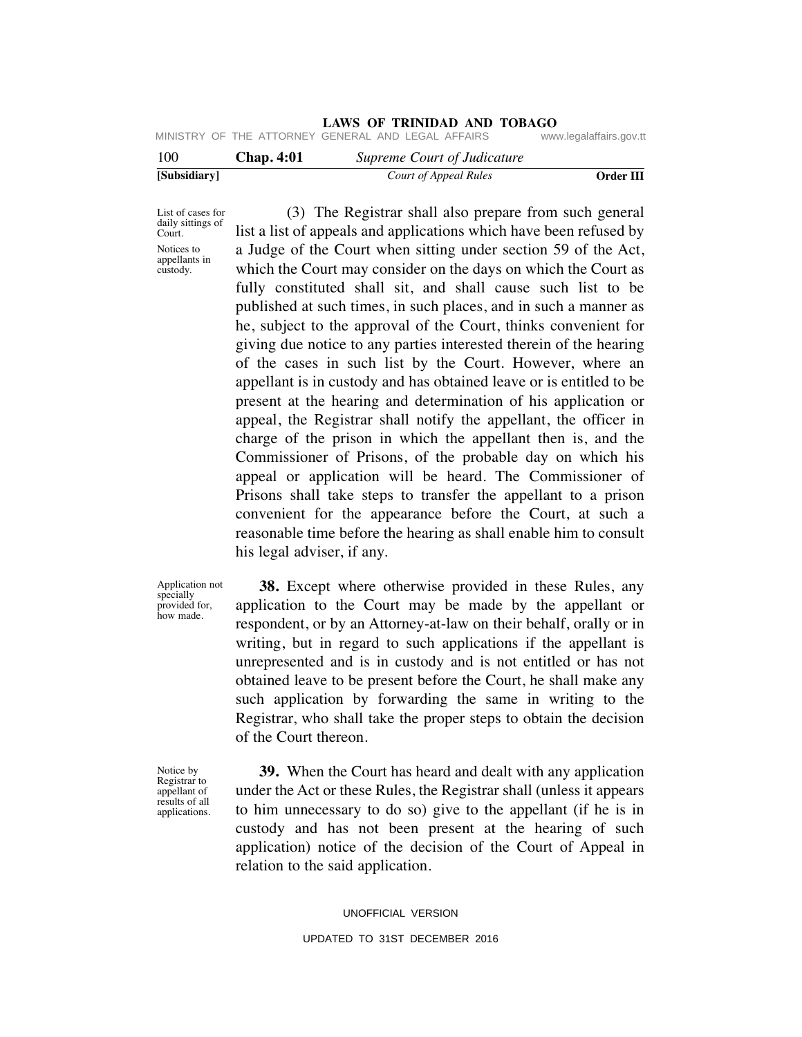(3) The Registrar shall also prepare from such general list a list of appeals and applications which have been refused by a Judge of the Court when sitting under section 59 of the Act, which the Court may consider on the days on which the Court as fully constituted shall sit, and shall cause such list to be published at such times, in such places, and in such a manner as he, subject to the approval of the Court, thinks convenient for giving due notice to any parties interested therein of the hearing of the cases in such list by the Court. However, where an appellant is in custody and has obtained leave or is entitled to be present at the hearing and determination of his application or appeal, the Registrar shall notify the appellant, the officer in charge of the prison in which the appellant then is, and the Commissioner of Prisons, of the probable day on which his appeal or application will be heard. The Commissioner of Prisons shall take steps to transfer the appellant to a prison convenient for the appearance before the Court, at such a reasonable time before the hearing as shall enable him to consult his legal adviser, if any.

*List of cases for daily sittings of Court.*

*Notices to appellants in custody.*

*Application not specially provided for, how made.*

**38.** Except where otherwise provided in these Rules, any application to the Court may be made by the appellant or respondent, or by an Attorney-at-law on their behalf, orally or in writing, but in regard to such applications if the appellant is unrepresented and is in custody and is not entitled or has not obtained leave to be present before the Court, he shall make any such application by forwarding the same in writing to the Registrar, who shall take the proper steps to obtain the decision of the Court thereon.

*Notice by Registrar to appellant of results of all applications.*

**39.** When the Court has heard and dealt with any application under the Act or these Rules, the Registrar shall (unless it appears to him unnecessary to do so) give to the appellant (if he is in custody and has not been present at the hearing of such application) notice of the decision of the Court of Appeal in relation to the said application.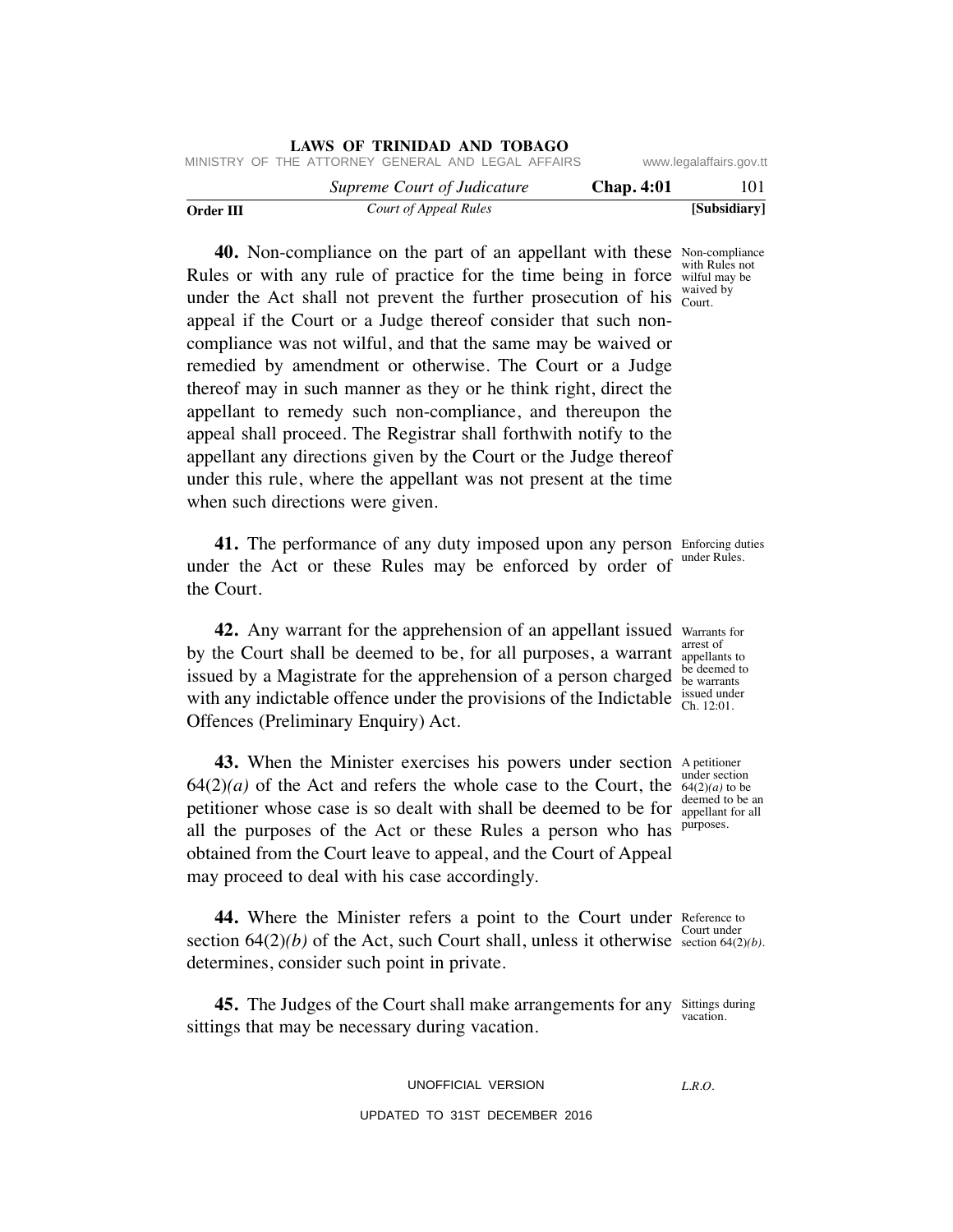**40.** Non-compliance on the part of an appellant with these Rules or with any rule of practice for the time being in force under the Act shall not prevent the further prosecution of his appeal if the Court or a Judge thereof consider that such non-compliance was not wilful, and that the same may be waived or remedied by amendment or otherwise. The Court or a Judge thereof may in such manner as they or he think right, direct the appellant to remedy such non-compliance, and thereupon the appeal shall proceed. The Registrar shall forthwith notify to the appellant any directions given by the Court or the Judge thereof under this rule, where the appellant was not present at the time when such directions were given.

Non-compliance with Rules not wilful may be waived by Court.

**41.** The performance of any duty imposed upon any person under the Act or these Rules may be enforced by order of the Court.

Enforcing duties under Rules.

**42.** Any warrant for the apprehension of an appellant issued by the Court shall be deemed to be, for all purposes, a warrant issued by a Magistrate for the apprehension of a person charged with any indictable offence under the provisions of the Indictable Offences (Preliminary Enquiry) Act.

Warrants for arrest of appellants to be deemed to be warrants issued under Ch. 12:01.

**43.** When the Minister exercises his powers under section 64(2)*(a)* of the Act and refers the whole case to the Court, the petitioner whose case is so dealt with shall be deemed to be for all the purposes of the Act or these Rules a person who has obtained from the Court leave to appeal, and the Court of Appeal may proceed to deal with his case accordingly.

A petitioner under section 64(2)*(a)* to be deemed to be an appellant for all purposes.

**44.** Where the Minister refers a point to the Court under section 64(2)*(b)* of the Act, such Court shall, unless it otherwise determines, consider such point in private.

Reference to Court under section 64(2)*(b)*.

**45.** The Judges of the Court shall make arrangements for any sittings that may be necessary during vacation.

Sittings during vacation.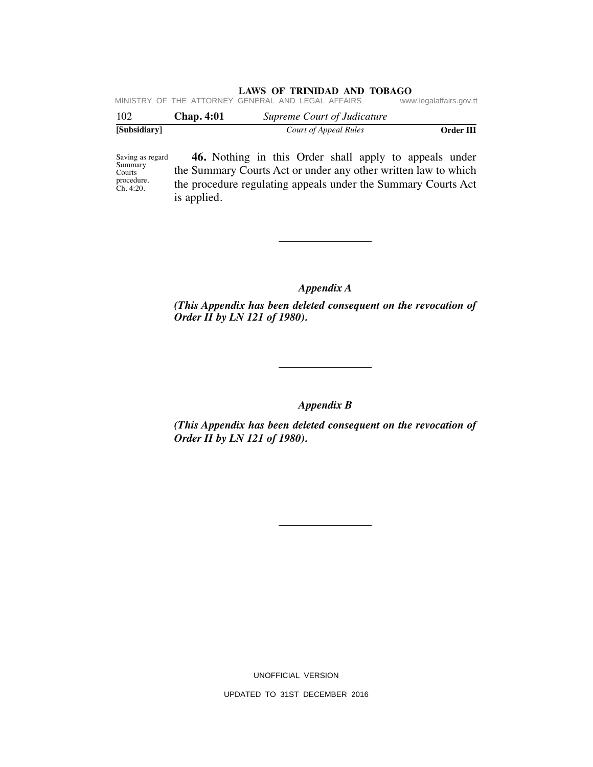Saving as regard Summary Courts procedure. Ch. 4:20.

**46.** Nothing in this Order shall apply to appeals under the Summary Courts Act or under any other written law to which the procedure regulating appeals under the Summary Courts Act is applied.

---

## *Appendix A*

***(This Appendix has been deleted consequent on the revocation of Order II by LN 121 of 1980).***

---

## *Appendix B*

***(This Appendix has been deleted consequent on the revocation of Order II by LN 121 of 1980).***

---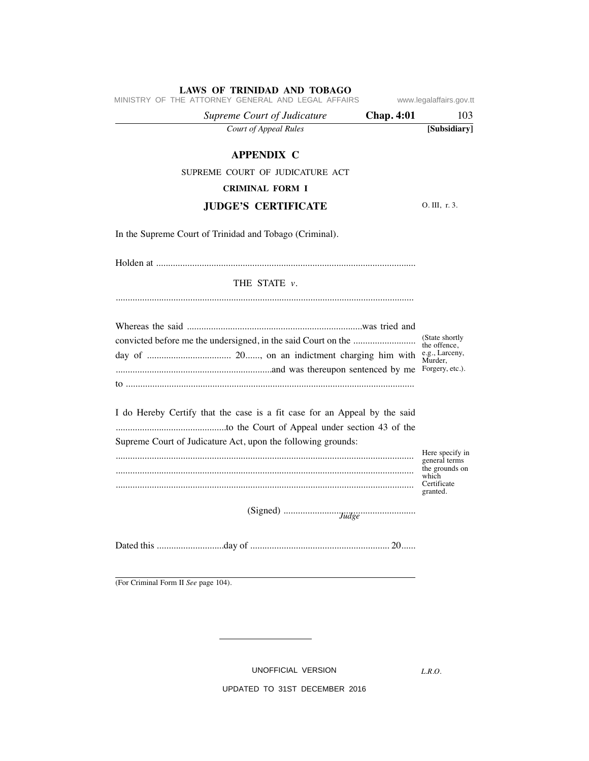## APPENDIX C

SUPREME COURT OF JUDICATURE ACT

**CRIMINAL FORM I**

### JUDGE'S CERTIFICATE

O. III, r. 3.

In the Supreme Court of Trinidad and Tobago (Criminal).

Holden at ...........................................................................................................

THE STATE *v*.

...........................................................................................................................

Whereas the said .........................................................................was tried and convicted before me the undersigned, in the said Court on the .......................... day of .................................. 20......, on an indictment charging him with ................................................................and was thereupon sentenced by me to .......................................................................................................................

(State shortly the offence, e.g., Larceny, Murder, Forgery, etc.).

I do Hereby Certify that the case is a fit case for an Appeal by the said .............................................to the Court of Appeal under section 43 of the Supreme Court of Judicature Act, upon the following grounds:

...........................................................................................................................
...........................................................................................................................
...........................................................................................................................

Here specify in general terms the grounds on which Certificate granted.

(Signed) .......................................................
*Judge*

Dated this ............................day of .......................................................... 20......

(For Criminal Form II *See* page 104).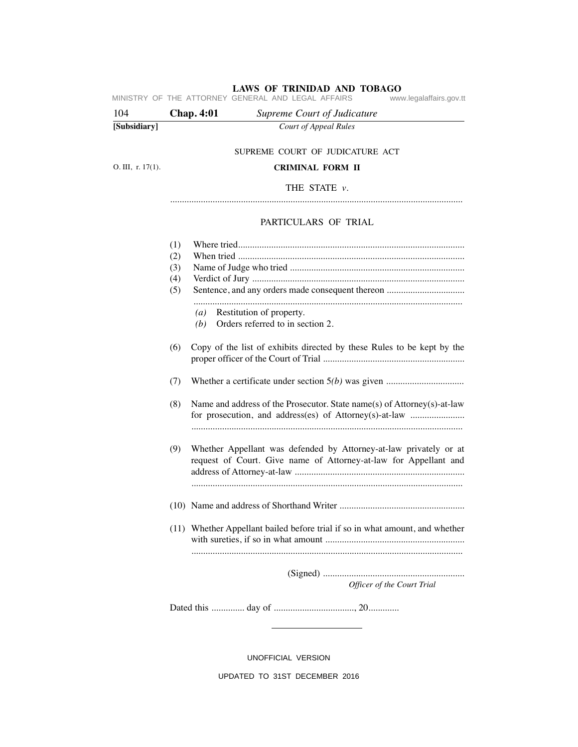SUPREME COURT OF JUDICATURE ACT

O. III, r. 17(1).

**CRITICAL FORM II**

THE STATE *v*.

.............................................................................................................................

PARTICULARS OF TRIAL

(1) Where tried...............................................................................................

(2) When tried ...............................................................................................

(3) Name of Judge who tried .........................................................................

(4) Verdict of Jury .........................................................................................

(5) Sentence, and any orders made consequent thereon .................................

.................................................................................................................

*(a)* Restitution of property.

*(b)* Orders referred to in section 2.

(6) Copy of the list of exhibits directed by these Rules to be kept by the proper officer of the Court of Trial ............................................................

(7) Whether a certificate under section 5*(b)* was given .................................

(8) Name and address of the Prosecutor. State name(s) of Attorney(s)-at-law for prosecution, and address(es) of Attorney(s)-at-law .......................

.................................................................................................................

(9) Whether Appellant was defended by Attorney-at-law privately or at request of Court. Give name of Attorney-at-law for Appellant and address of Attorney-at-law .......................................................................

.................................................................................................................

(10) Name and address of Shorthand Writer .....................................................

(11) Whether Appellant bailed before trial if so in what amount, and whether with sureties, if so in what amount ...........................................................

.................................................................................................................

(Signed) ............................................................

*Officer of the Court Trial*

Dated this ............. day of .................................., 20.............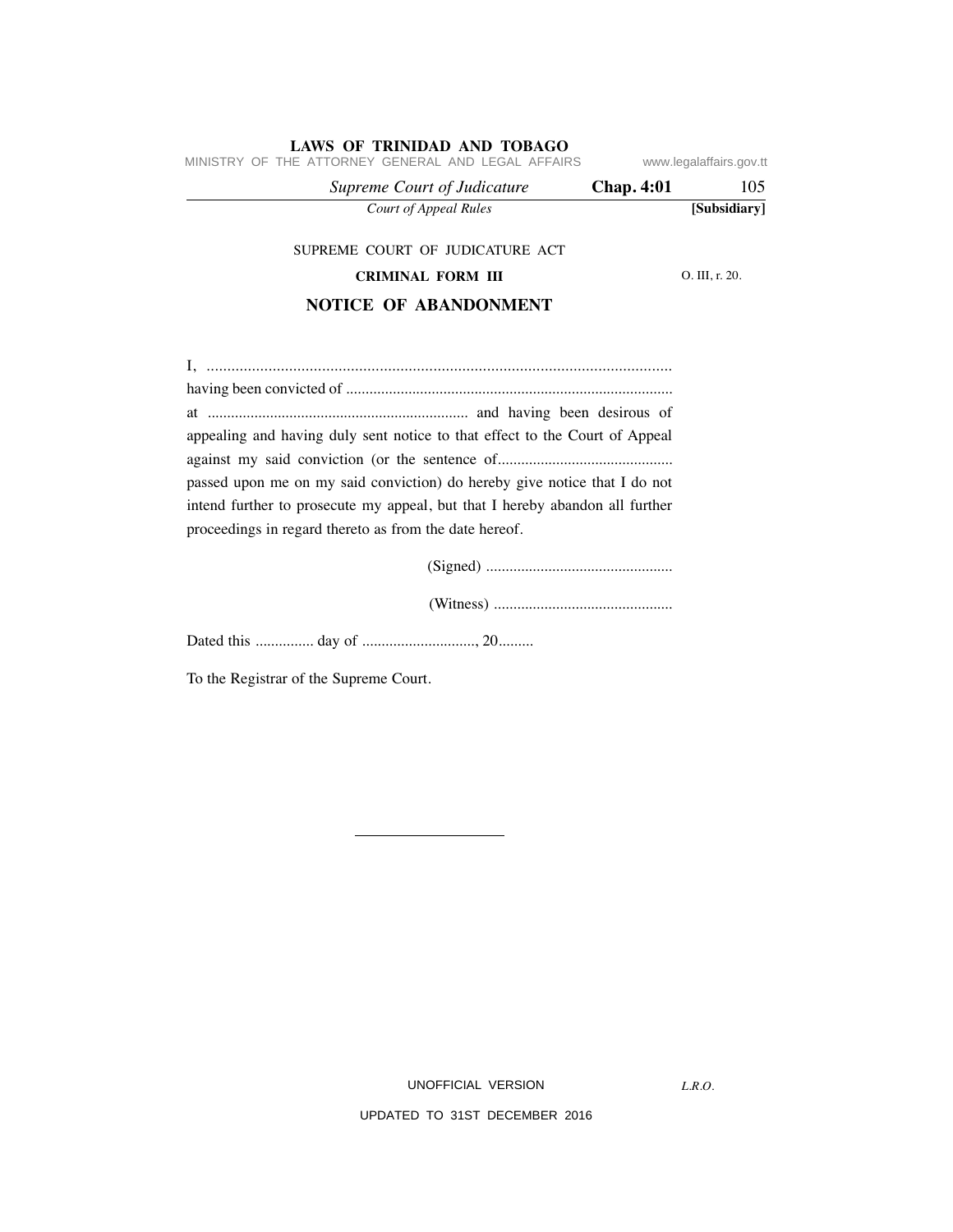SUPREME COURT OF JUDICATURE ACT

**CRIMINAL FORM III**

O. III, r. 20.

## NOTICE OF ABANDONMENT

I, ..................................................................................................................
having been convicted of ..................................................................................
at .................................................................. and having been desirous of appealing and having duly sent notice to that effect to the Court of Appeal against my said conviction (or the sentence of............................................ passed upon me on my said conviction) do hereby give notice that I do not intend further to prosecute my appeal, but that I hereby abandon all further proceedings in regard thereto as from the date hereof.

(Signed) ................................................

(Witness) .............................................

Dated this ............... day of ............................., 20.........

To the Registrar of the Supreme Court.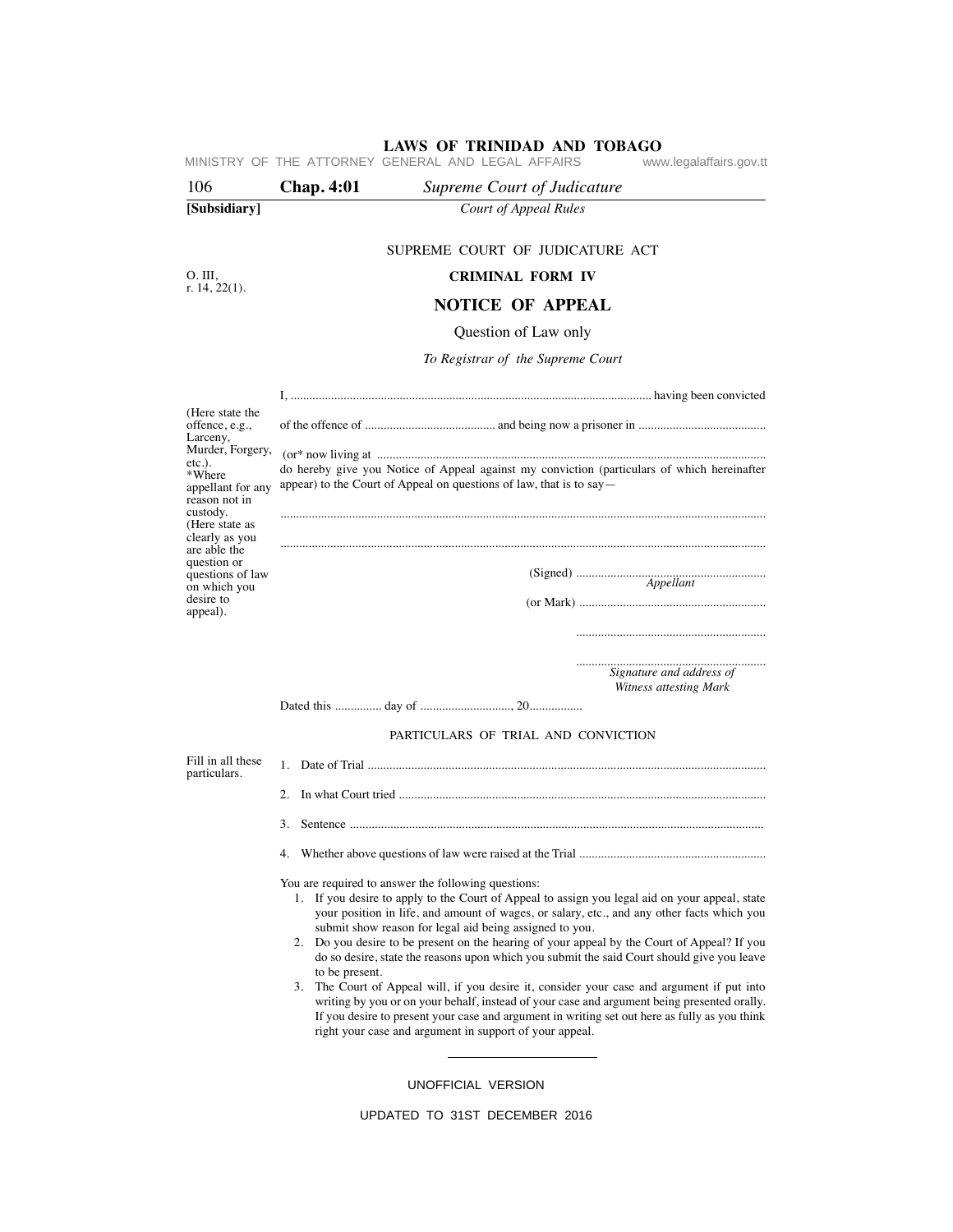SUPREME COURT OF JUDICATURE ACT

O. III, r. 14, 22(1).

## CRIMINAL FORM IV

## NOTICE OF APPEAL

Question of Law only

*To Registrar of the Supreme Court*

I, .................................................................................................................. having been convicted

(Here state the offence, e.g., Larceny, Murder, Forgery, etc.).

of the offence of .......................................... and being now a prisoner in .........................................

\*Where appellant for any reason not in custody.

(or\* now living at ............................................................................................................................

do hereby give you Notice of Appeal against my conviction (particulars of which hereinafter appear) to the Court of Appeal on questions of law, that is to say—

(Here state as clearly as you are able the question or questions of law on which you desire to appeal).

..........................................................................................................................................................

..........................................................................................................................................................

(Signed) .............................................................
*Appellant*

(or Mark) ............................................................

.............................................................

.............................................................
*Signature and address of Witness attesting Mark*

Dated this ............... day of .............................., 20.................

PARTICULARS OF TRIAL AND CONVICTION

Fill in all these particulars.

1. Date of Trial ...............................................................................................................................
2. In what Court tried ......................................................................................................................
3. Sentence ....................................................................................................................................
4. Whether above questions of law were raised at the Trial ............................................................

You are required to answer the following questions:

1. If you desire to apply to the Court of Appeal to assign you legal aid on your appeal, state your position in life, and amount of wages, or salary, etc., and any other facts which you submit show reason for legal aid being assigned to you.
2. Do you desire to be present on the hearing of your appeal by the Court of Appeal? If you do so desire, state the reasons upon which you submit the said Court should give you leave to be present.
3. The Court of Appeal will, if you desire it, consider your case and argument if put into writing by you or on your behalf, instead of your case and argument being presented orally. If you desire to present your case and argument in writing set out here as fully as you think right your case and argument in support of your appeal.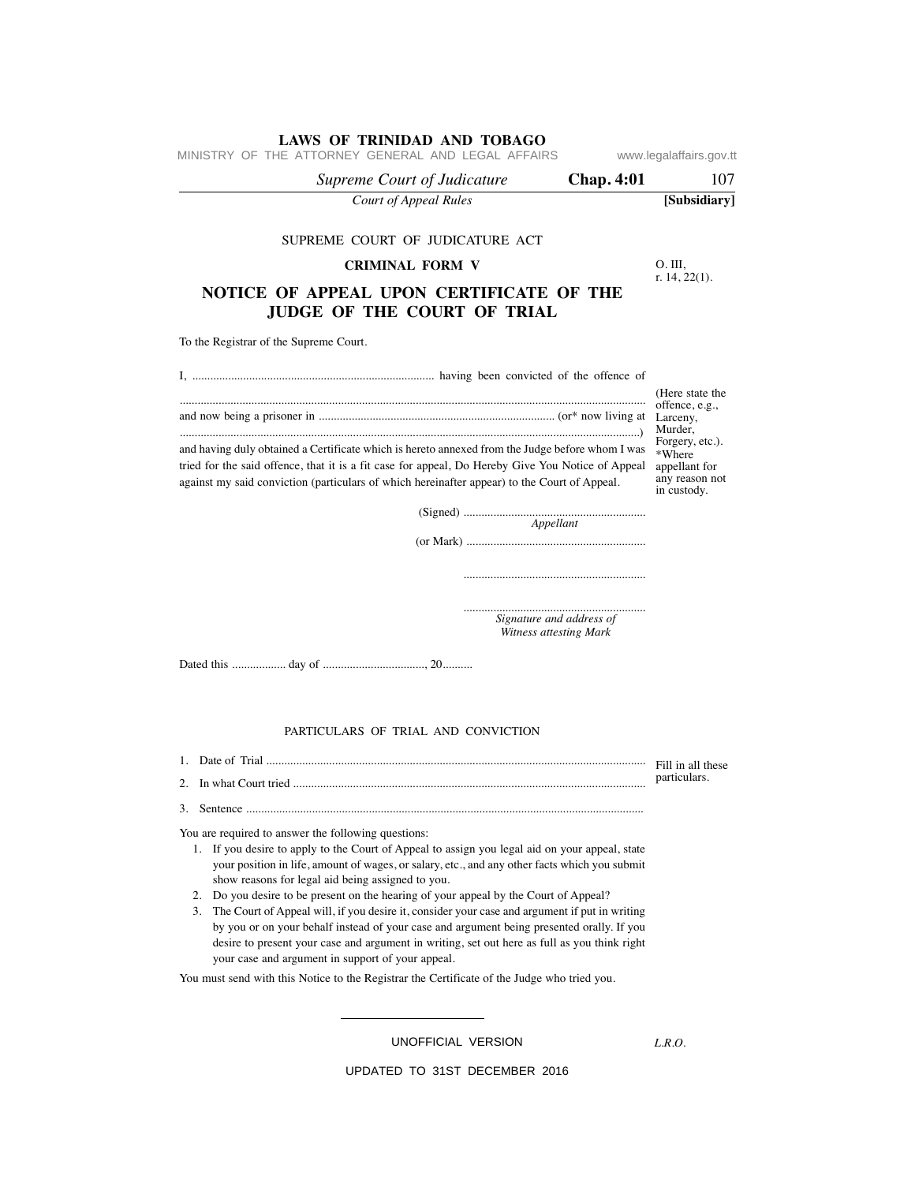SUPREME COURT OF JUDICATURE ACT

**CRIMINAL FORM V**

O. III, r. 14, 22(1).

## NOTICE OF APPEAL UPON CERTIFICATE OF THE JUDGE OF THE COURT OF TRIAL

To the Registrar of the Supreme Court.

I, ................................................................................ having been convicted of the offence of ........................................................................................................................................... and now being a prisoner in .............................................................................. (or* now living at .......................................................................................................................................) and having duly obtained a Certificate which is hereto annexed from the Judge before whom I was tried for the said offence, that it is a fit case for appeal, Do Hereby Give You Notice of Appeal against my said conviction (particulars of which hereinafter appear) to the Court of Appeal.

(Here state the offence, e.g., Larceny, Murder, Forgery, etc.).

*Where appellant for any reason not in custody.

(Signed) ............................................................
*Appellant*

(or Mark) ............................................................

............................................................

............................................................
*Signature and address of Witness attesting Mark*

Dated this ................. day of .................................., 20..........

PARTICULARS OF TRIAL AND CONVICTION

1. Date of Trial .............................................................................................................................
2. In what Court tried .....................................................................................................................
3. Sentence ...................................................................................................................................

Fill in all these particulars.

You are required to answer the following questions:

1. If you desire to apply to the Court of Appeal to assign you legal aid on your appeal, state your position in life, amount of wages, or salary, etc., and any other facts which you submit show reasons for legal aid being assigned to you.
2. Do you desire to be present on the hearing of your appeal by the Court of Appeal?
3. The Court of Appeal will, if you desire it, consider your case and argument if put in writing by you or on your behalf instead of your case and argument being presented orally. If you desire to present your case and argument in writing, set out here as full as you think right your case and argument in support of your appeal.

You must send with this Notice to the Registrar the Certificate of the Judge who tried you.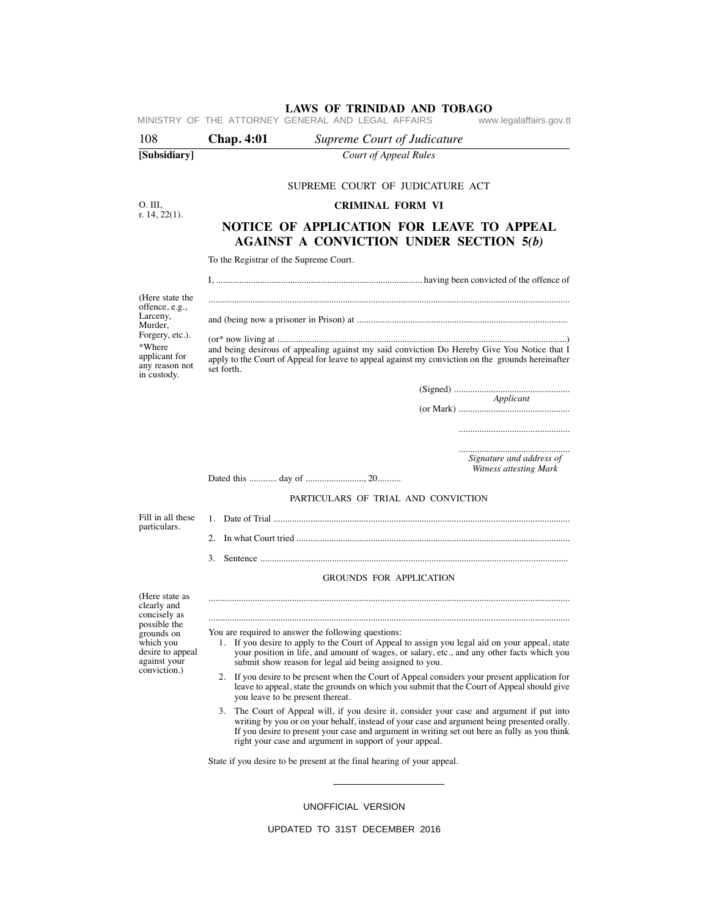SUPREME COURT OF JUDICATURE ACT

O. III, r. 14, 22(1).

**CRIMINAL FORM VI**

## NOTICE OF APPLICATION FOR LEAVE TO APPEAL AGAINST A CONVICTION UNDER SECTION 5*(b)*

To the Registrar of the Supreme Court.

I, ........................................................................................ having been convicted of the offence of

(Here state the offence, e.g., Larceny, Murder, Forgery, etc.).

...........................................................................................................................................

and (being now a prisoner in Prison) at ..........................................................................................

(or* now living at ...........................................................................................................................)

*Where applicant for any reason not in custody.

and being desirous of appealing against my said conviction Do Hereby Give You Notice that I apply to the Court of Appeal for leave to appeal against my conviction on the grounds hereinafter set forth.

(Signed) ..................................................
*Applicant*

(or Mark) ................................................

................................................

................................................
*Signature and address of Witness attesting Mark*

Dated this ............ day of ........................., 20..........

PARTICULARS OF TRIAL AND CONVICTION

Fill in all these particulars.

1. Date of Trial ...............................................................................................................
2. In what Court tried .....................................................................................................
3. Sentence ....................................................................................................................

GROUNDS FOR APPLICATION

(Here state as clearly and concisely as possible the grounds on which you desire to appeal against your conviction.)

...........................................................................................................................................

...........................................................................................................................................

You are required to answer the following questions:

1. If you desire to apply to the Court of Appeal to assign you legal aid on your appeal, state your position in life, and amount of wages, or salary, etc., and any other facts which you submit show reason for legal aid being assigned to you.
2. If you desire to be present when the Court of Appeal considers your present application for leave to appeal, state the grounds on which you submit that the Court of Appeal should give you leave to be present thereat.
3. The Court of Appeal will, if you desire it, consider your case and argument if put into writing by you or on your behalf, instead of your case and argument being presented orally. If you desire to present your case and argument in writing set out here as fully as you think right your case and argument in support of your appeal.

State if you desire to be present at the final hearing of your appeal.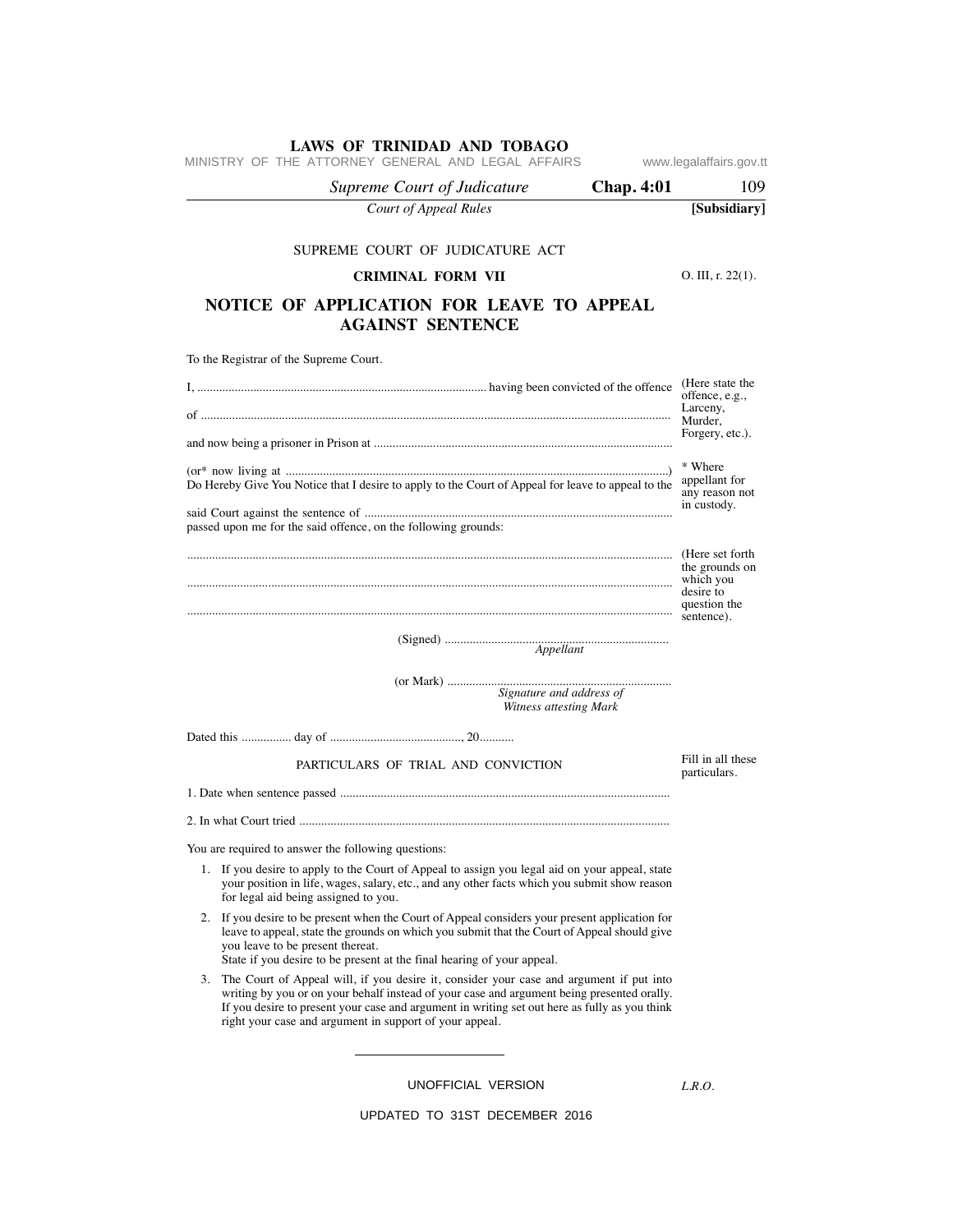SUPREME COURT OF JUDICATURE ACT

**CRIMINAL FORM VII**

O. III, r. 22(1).

## NOTICE OF APPLICATION FOR LEAVE TO APPEAL AGAINST SENTENCE

To the Registrar of the Supreme Court.

I, ............................................................................................ having been convicted of the offence of ...................................................................................................................................... (Here state the offence, e.g., Larceny, Murder, Forgery, etc.).

and now being a prisoner in Prison at ..............................................................................................

(or* now living at ..........................................................................................................................)
Do Hereby Give You Notice that I desire to apply to the Court of Appeal for leave to appeal to the said Court against the sentence of .................................................................................................
passed upon me for the said offence, on the following grounds:

\* Where appellant for any reason not in custody.

..........................................................................................................................................................

..........................................................................................................................................................

..........................................................................................................................................................

(Here set forth the grounds on which you desire to question the sentence).

(Signed) .......................................................................
*Appellant*

(or Mark) .......................................................................
*Signature and address of Witness attesting Mark*

Dated this ................ day of .........................................., 20...........

PARTICULARS OF TRIAL AND CONVICTION

Fill in all these particulars.

1. Date when sentence passed ..........................................................................................................

2. In what Court tried .......................................................................................................................

You are required to answer the following questions:

1. If you desire to apply to the Court of Appeal to assign you legal aid on your appeal, state your position in life, wages, salary, etc., and any other facts which you submit show reason for legal aid being assigned to you.
2. If you desire to be present when the Court of Appeal considers your present application for leave to appeal, state the grounds on which you submit that the Court of Appeal should give you leave to be present thereat.
   State if you desire to be present at the final hearing of your appeal.
3. The Court of Appeal will, if you desire it, consider your case and argument if put into writing by you or on your behalf instead of your case and argument being presented orally. If you desire to present your case and argument in writing set out here as fully as you think right your case and argument in support of your appeal.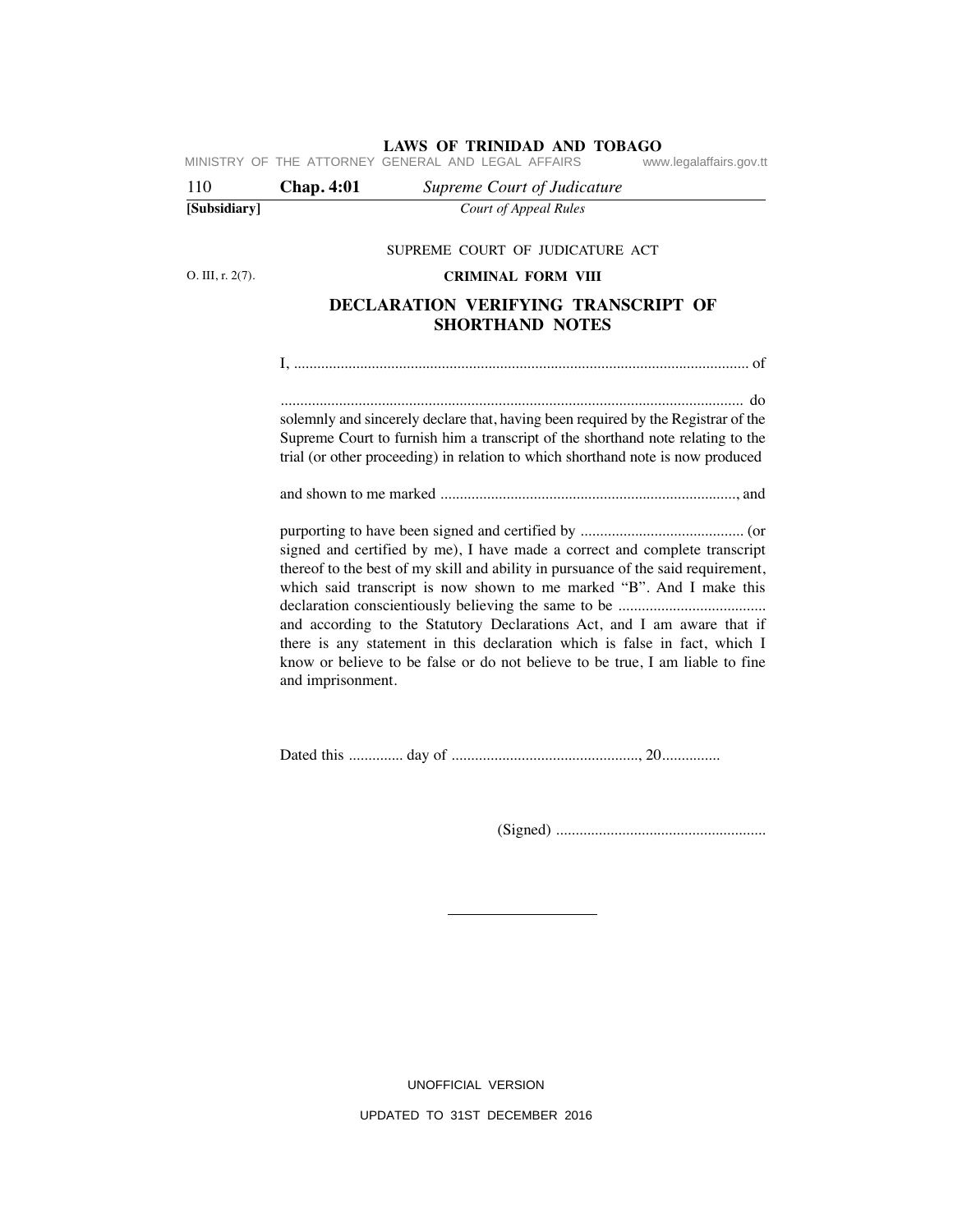SUPREME COURT OF JUDICATURE ACT

O. III, r. 2(7).

**CRIMINAL FORM VIII**

## DECLARATION VERIFYING TRANSCRIPT OF SHORTHAND NOTES

I, ...................................................................................................................... of

...................................................................................................................... do solemnly and sincerely declare that, having been required by the Registrar of the Supreme Court to furnish him a transcript of the shorthand note relating to the trial (or other proceeding) in relation to which shorthand note is now produced

and shown to me marked ............................................................................, and

purporting to have been signed and certified by .......................................... (or signed and certified by me), I have made a correct and complete transcript thereof to the best of my skill and ability in pursuance of the said requirement, which said transcript is now shown to me marked "B". And I make this declaration conscientiously believing the same to be ...................................... and according to the Statutory Declarations Act, and I am aware that if there is any statement in this declaration which is false in fact, which I know or believe to be false or do not believe to be true, I am liable to fine and imprisonment.

Dated this .............. day of ................................................, 20...............

(Signed) ......................................................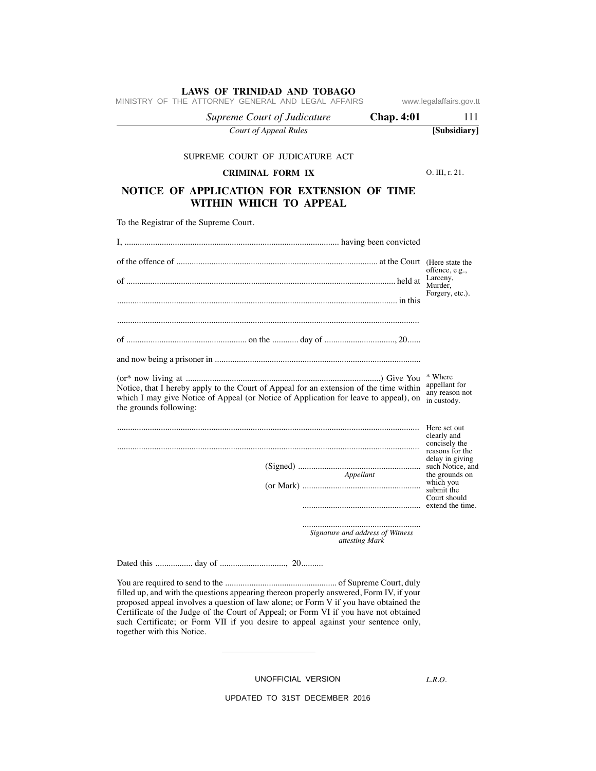SUPREME COURT OF JUDICATURE ACT

**CRIMINAL FORM IX**

O. III, r. 21.

## NOTICE OF APPLICATION FOR EXTENSION OF TIME WITHIN WHICH TO APPEAL

To the Registrar of the Supreme Court.

I, ................................................................................................ having been convicted

of the offence of ........................................................................................... at the Court

of .......................................................................................................................... held at

............................................................................................................................... in this

.........................................................................................................................................

of ...................................................... on the ........... day of ................................, 20......

and now being a prisoner in ............................................................................................

(or* now living at ........................................................................................) Give You Notice, that I hereby apply to the Court of Appeal for an extension of the time within which I may give Notice of Appeal (or Notice of Application for leave to appeal), on the grounds following:

.........................................................................................................................................

.........................................................................................................................................

(Here state the offence, e.g., Larceny, Murder, Forgery, etc.).

* Where appellant for any reason not in custody.

Here set out clearly and concisely the reasons for the delay in giving such Notice, and the grounds on which you submit the Court should extend the time.

(Signed) .......................................................
*Appellant*

(or Mark) .....................................................

.....................................................

.....................................................
*Signature and address of Witness attesting Mark*

Dated this ................ day of .............................., 20..........

You are required to send to the .................................................. of Supreme Court, duly filled up, and with the questions appearing thereon properly answered, Form IV, if your proposed appeal involves a question of law alone; or Form V if you have obtained the Certificate of the Judge of the Court of Appeal; or Form VI if you have not obtained such Certificate; or Form VII if you desire to appeal against your sentence only, together with this Notice.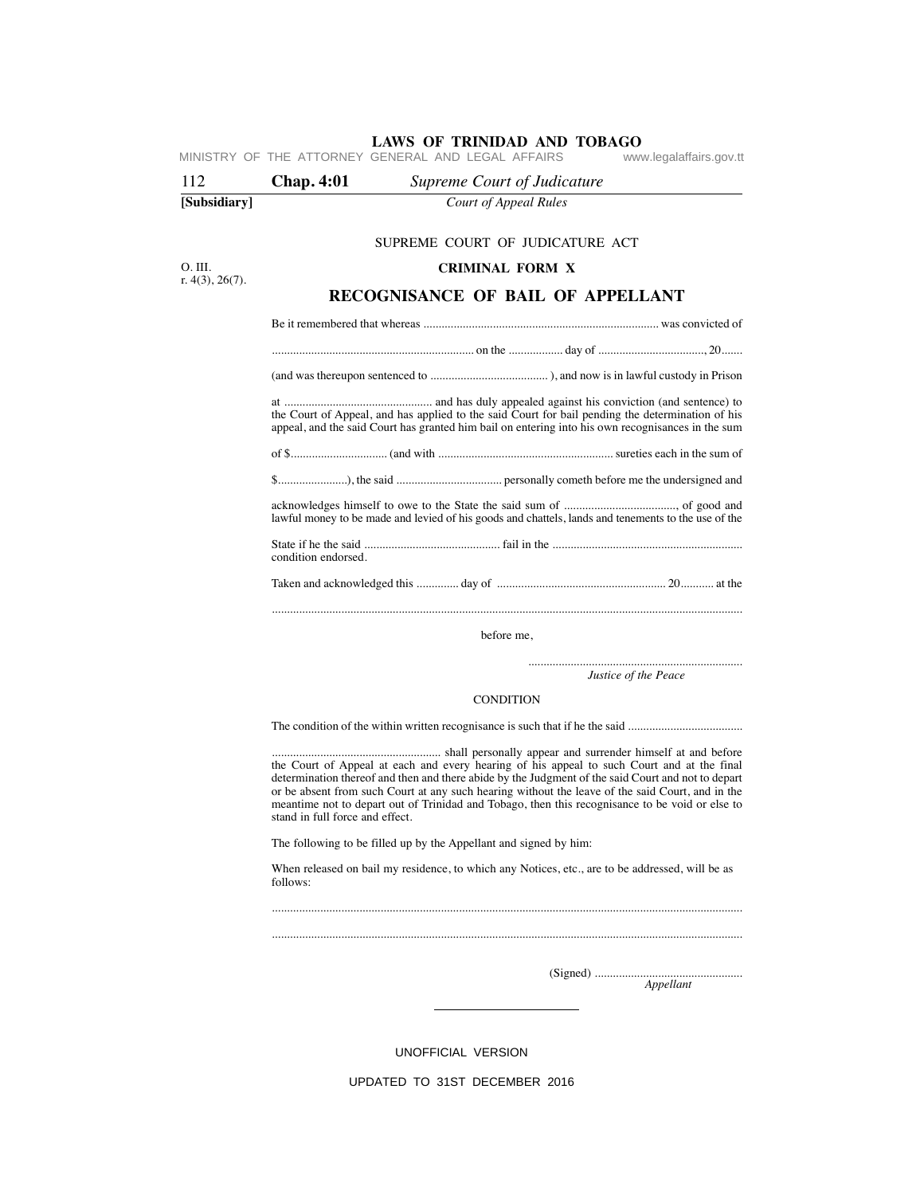SUPREME COURT OF JUDICATURE ACT

O. III.
r. 4(3), 26(7).

**CRIMINAL FORM X**

## RECOGNISANCE OF BAIL OF APPELLANT

Be it remembered that whereas .............................................................................. was convicted of

................................................................... on the .................. day of ..................................., 20.......

(and was thereupon sentenced to ....................................... ), and now is in lawful custody in Prison

at ................................................. and has duly appealed against his conviction (and sentence) to the Court of Appeal, and has applied to the said Court for bail pending the determination of his appeal, and the said Court has granted him bail on entering into his own recognisances in the sum

of $................................ (and with .......................................................... sureties each in the sum of

$......................), the said ................................... personally cometh before me the undersigned and

acknowledges himself to owe to the State the said sum of ....................................., of good and lawful money to be made and levied of his goods and chattels, lands and tenements to the use of the

State if he the said ............................................ fail in the .............................................................. condition endorsed.

Taken and acknowledged this .............. day of ....................................................... 20........... at the

..........................................................................................................................................................

before me,

.......................................................................
*Justice of the Peace*

CONDITION

The condition of the within written recognisance is such that if he the said .....................................

........................................................ shall personally appear and surrender himself at and before the Court of Appeal at each and every hearing of his appeal to such Court and at the final determination thereof and then and there abide by the Judgment of the said Court and not to depart or be absent from such Court at any such hearing without the leave of the said Court, and in the meantime not to depart out of Trinidad and Tobago, then this recognisance to be void or else to stand in full force and effect.

The following to be filled up by the Appellant and signed by him:

When released on bail my residence, to which any Notices, etc., are to be addressed, will be as follows:

..........................................................................................................................................................

..........................................................................................................................................................

(Signed) .................................................
*Appellant*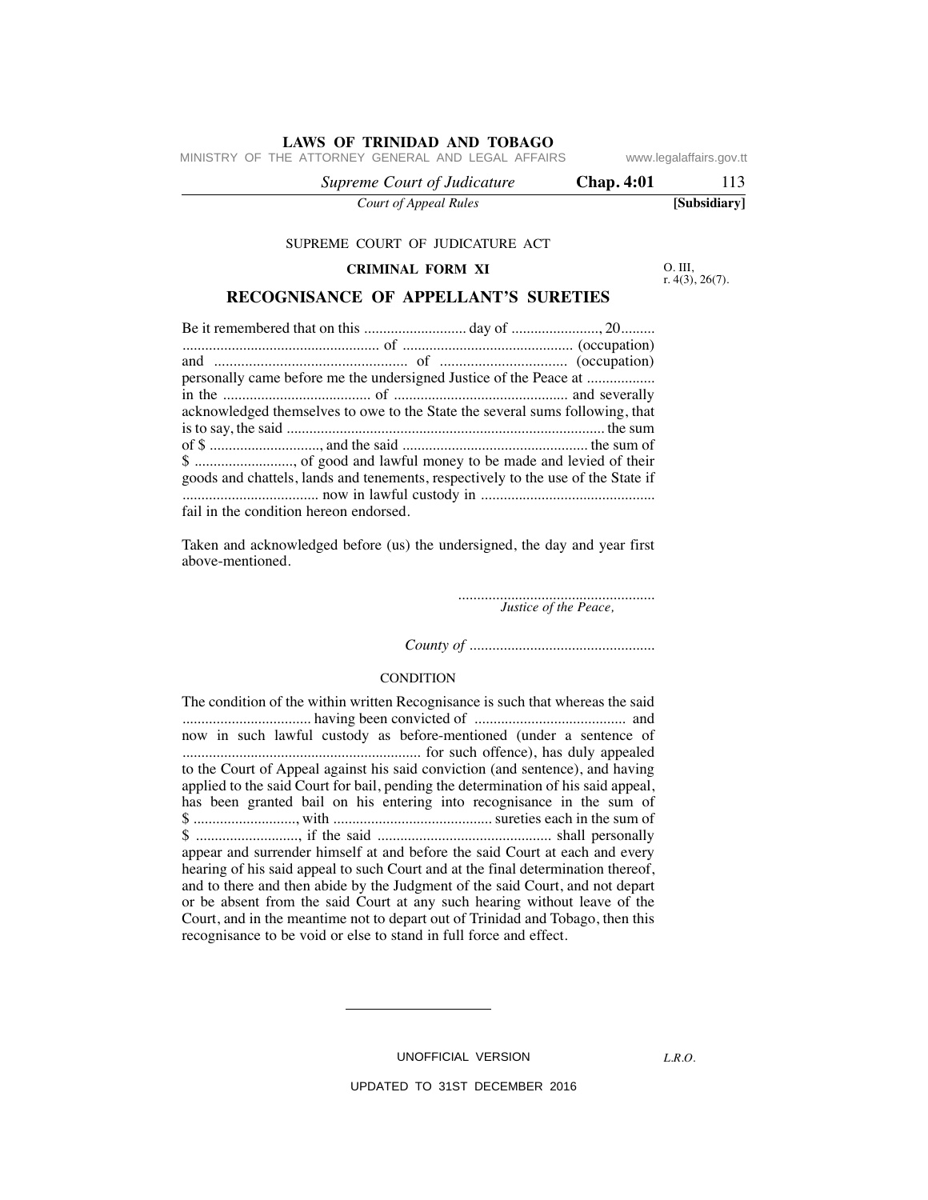SUPREME COURT OF JUDICATURE ACT

**CRIMINAL FORM XI**

O. III, r. 4(3), 26(7).

## RECOGNISANCE OF APPELLANT'S SURETIES

Be it remembered that on this ........................... day of ......................., 20......... .................................................. of ............................................ (occupation) and .................................................. of ................................. (occupation) personally came before me the undersigned Justice of the Peace at .................. in the ....................................... of ............................................. and severally acknowledged themselves to owe to the State the several sums following, that is to say, the said ................................................................................... the sum of $ ............................., and the said ................................................ the sum of $ .........................., of good and lawful money to be made and levied of their goods and chattels, lands and tenements, respectively to the use of the State if ................................... now in lawful custody in ............................................. fail in the condition hereon endorsed.

Taken and acknowledged before (us) the undersigned, the day and year first above-mentioned.

....................................................
*Justice of the Peace,*

*County of* .................................................

CONDITION

The condition of the within written Recognisance is such that whereas the said ................................. having been convicted of ....................................... and now in such lawful custody as before-mentioned (under a sentence of .............................................................. for such offence), has duly appealed to the Court of Appeal against his said conviction (and sentence), and having applied to the said Court for bail, pending the determination of his said appeal, has been granted bail on his entering into recognisance in the sum of $ ..........................., with .......................................... sureties each in the sum of $ ..........................., if the said ............................................. shall personally appear and surrender himself at and before the said Court at each and every hearing of his said appeal to such Court and at the final determination thereof, and to there and then abide by the Judgment of the said Court, and not depart or be absent from the said Court at any such hearing without leave of the Court, and in the meantime not to depart out of Trinidad and Tobago, then this recognisance to be void or else to stand in full force and effect.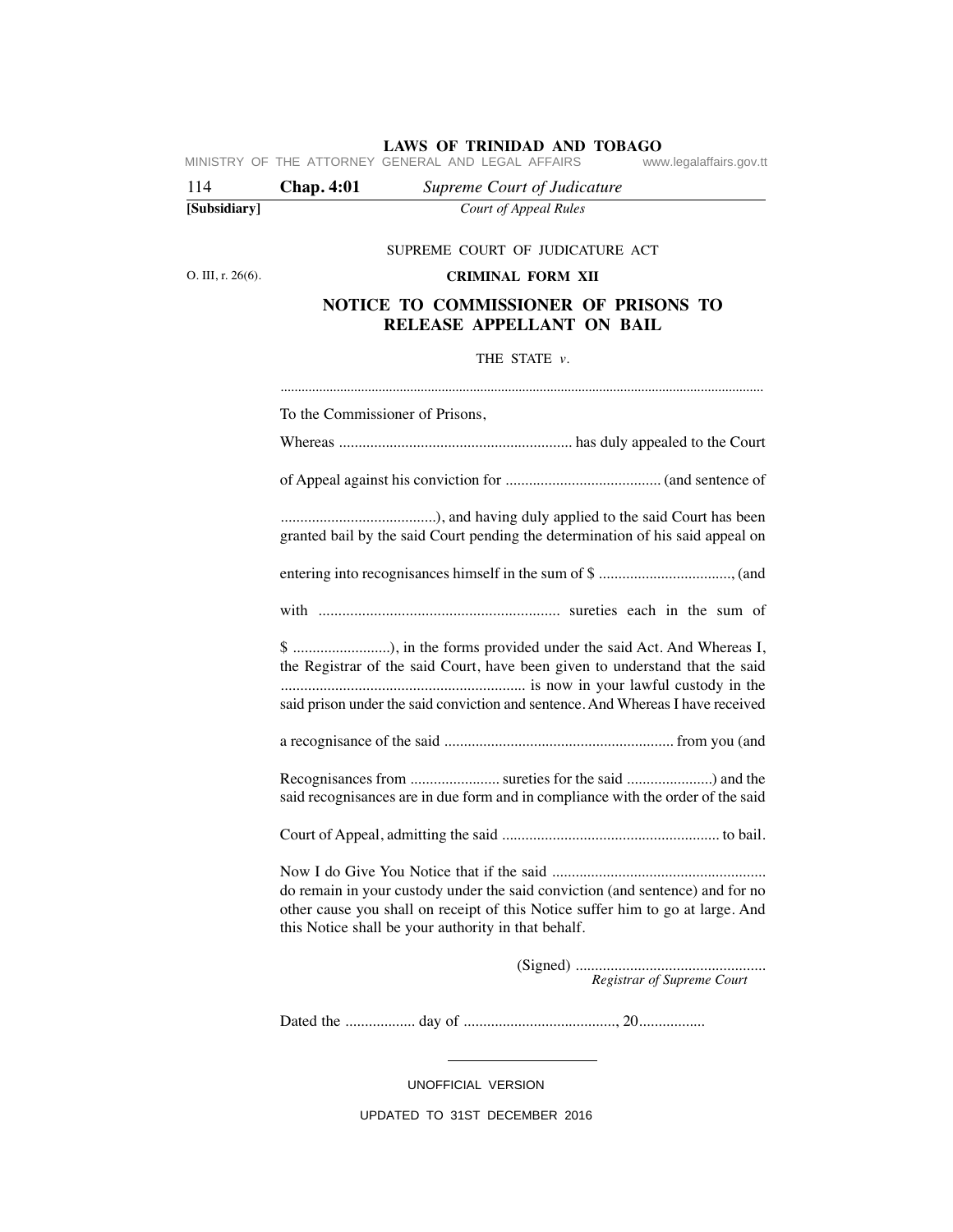SUPREME COURT OF JUDICATURE ACT

O. III, r. 26(6).

**CRIMINAL FORM XII**

## NOTICE TO COMMISSIONER OF PRISONS TO RELEASE APPELLANT ON BAIL

THE STATE *v*.

..........................................................................................................................................

To the Commissioner of Prisons,

Whereas ........................................................... has duly appealed to the Court of Appeal against his conviction for ........................................ (and sentence of ........................................), and having duly applied to the said Court has been granted bail by the said Court pending the determination of his said appeal on entering into recognisances himself in the sum of $ .................................., (and with ............................................................ sureties each in the sum of $ .........................), in the forms provided under the said Act. And Whereas I, the Registrar of the said Court, have been given to understand that the said .............................................................. is now in your lawful custody in the said prison under the said conviction and sentence. And Whereas I have received a recognisance of the said .......................................................... from you (and Recognisances from ....................... sureties for the said ......................) and the said recognisances are in due form and in compliance with the order of the said Court of Appeal, admitting the said ....................................................... to bail.

Now I do Give You Notice that if the said ...................................................... do remain in your custody under the said conviction (and sentence) and for no other cause you shall on receipt of this Notice suffer him to go at large. And this Notice shall be your authority in that behalf.

(Signed) ................................................
*Registrar of Supreme Court*

Dated the .................. day of ........................................, 20.................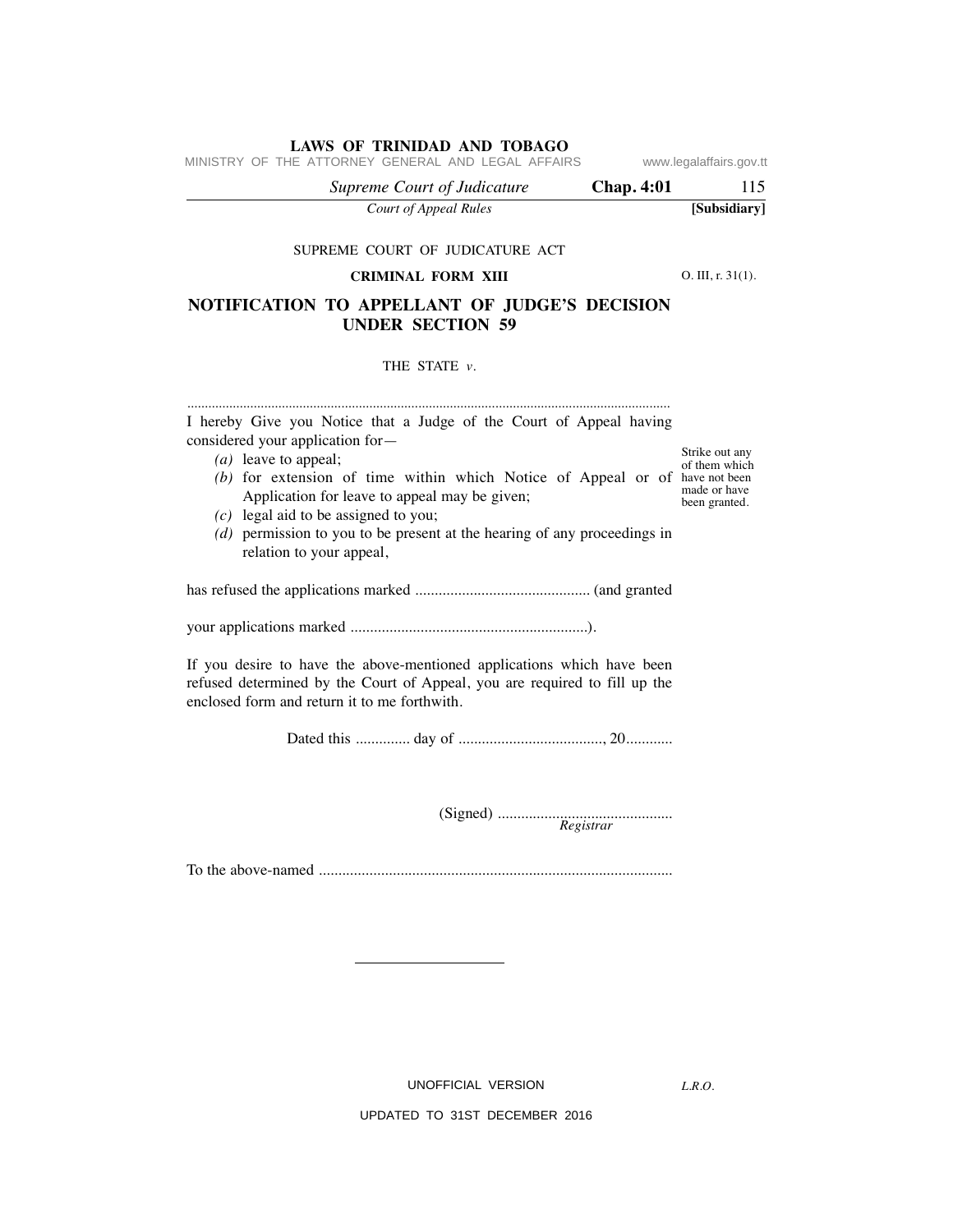SUPREME COURT OF JUDICATURE ACT

**CRIMINAL FORM XIII**

O. III, r. 31(1).

## NOTIFICATION TO APPELLANT OF JUDGE'S DECISION UNDER SECTION 59

THE STATE *v.*

.......................................................................................................................................

I hereby Give you Notice that a Judge of the Court of Appeal having considered your application for—

*(a)* leave to appeal;

*(b)* for extension of time within which Notice of Appeal or of Application for leave to appeal may be given;

*(c)* legal aid to be assigned to you;

*(d)* permission to you to be present at the hearing of any proceedings in relation to your appeal,

Strike out any of them which have not been made or have been granted.

has refused the applications marked ............................................ (and granted

your applications marked ............................................................).

If you desire to have the above-mentioned applications which have been refused determined by the Court of Appeal, you are required to fill up the enclosed form and return it to me forthwith.

Dated this ............. day of ....................................., 20............

(Signed) .............................................
*Registrar*

To the above-named ..........................................................................................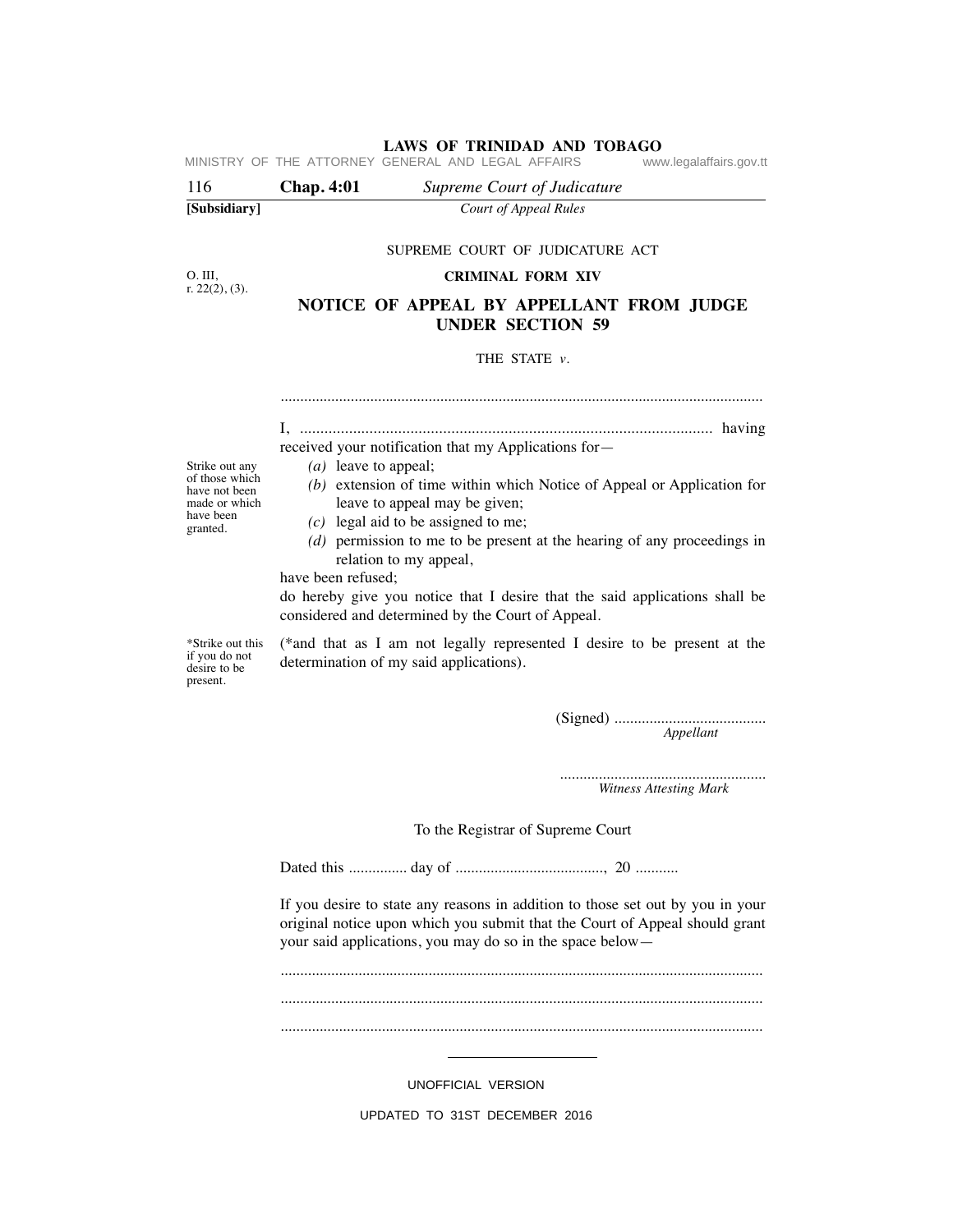SUPREME COURT OF JUDICATURE ACT

O. III, r. 22(2), (3).

**CRIMINAL FORM XIV**

## NOTICE OF APPEAL BY APPELLANT FROM JUDGE UNDER SECTION 59

THE STATE *v*.

..........................................................................................................................

I, ..................................................................................................... having received your notification that my Applications for—

*Strike out any of those which have not been made or which have been granted.*

- *(a)* leave to appeal;
- *(b)* extension of time within which Notice of Appeal or Application for leave to appeal may be given;
- *(c)* legal aid to be assigned to me;
- *(d)* permission to me to be present at the hearing of any proceedings in relation to my appeal,

have been refused;

do hereby give you notice that I desire that the said applications shall be considered and determined by the Court of Appeal.

*\*Strike out this if you do not desire to be present.*

(\*and that as I am not legally represented I desire to be present at the determination of my said applications).

(Signed) .......................................
*Appellant*

.....................................................
*Witness Attesting Mark*

To the Registrar of Supreme Court

Dated this ............... day of ......................................, 20 ...........

If you desire to state any reasons in addition to those set out by you in your original notice upon which you submit that the Court of Appeal should grant your said applications, you may do so in the space below—

..........................................................................................................................

..........................................................................................................................

..........................................................................................................................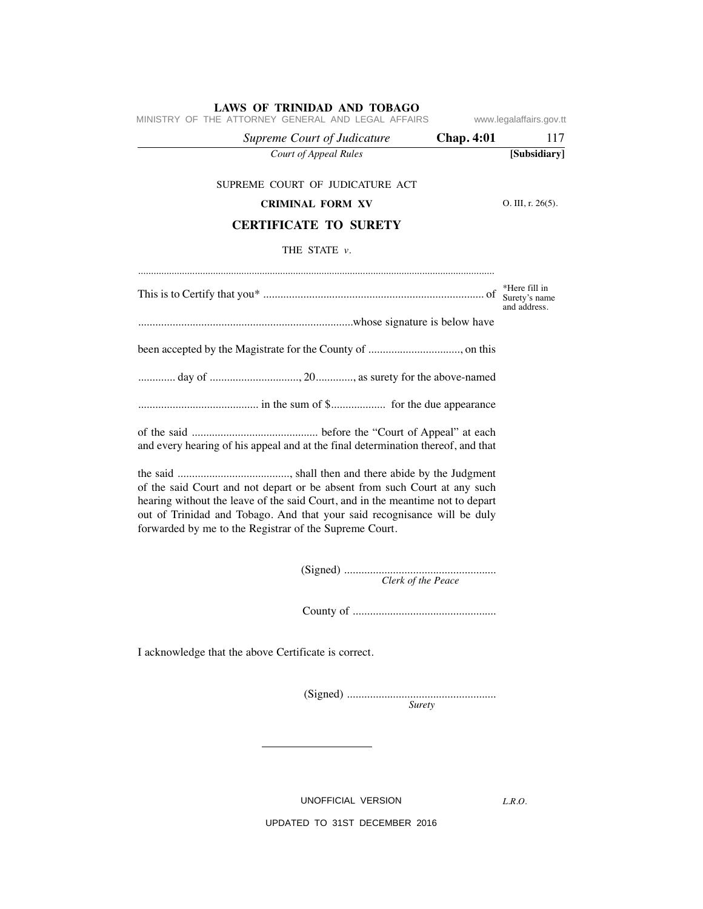SUPREME COURT OF JUDICATURE ACT

**CRIMINAL FORM XV**

O. III, r. 26(5).

## CERTIFICATE TO SURETY

THE STATE *v*.

.......................................................................................................................................

This is to Certify that you* ............................................................................ of

*Here fill in Surety's name and address.

..........................................................................whose signature is below have

been accepted by the Magistrate for the County of ................................, on this

............. day of ..............................., 20............., as surety for the above-named

.......................................... in the sum of $.................. for the due appearance

of the said ........................................... before the "Court of Appeal" at each and every hearing of his appeal and at the final determination thereof, and that

the said ......................................, shall then and there abide by the Judgment of the said Court and not depart or be absent from such Court at any such hearing without the leave of the said Court, and in the meantime not to depart out of Trinidad and Tobago. And that your said recognisance will be duly forwarded by me to the Registrar of the Supreme Court.

(Signed) ....................................................
*Clerk of the Peace*

County of .................................................

I acknowledge that the above Certificate is correct.

(Signed) ...................................................
*Surety*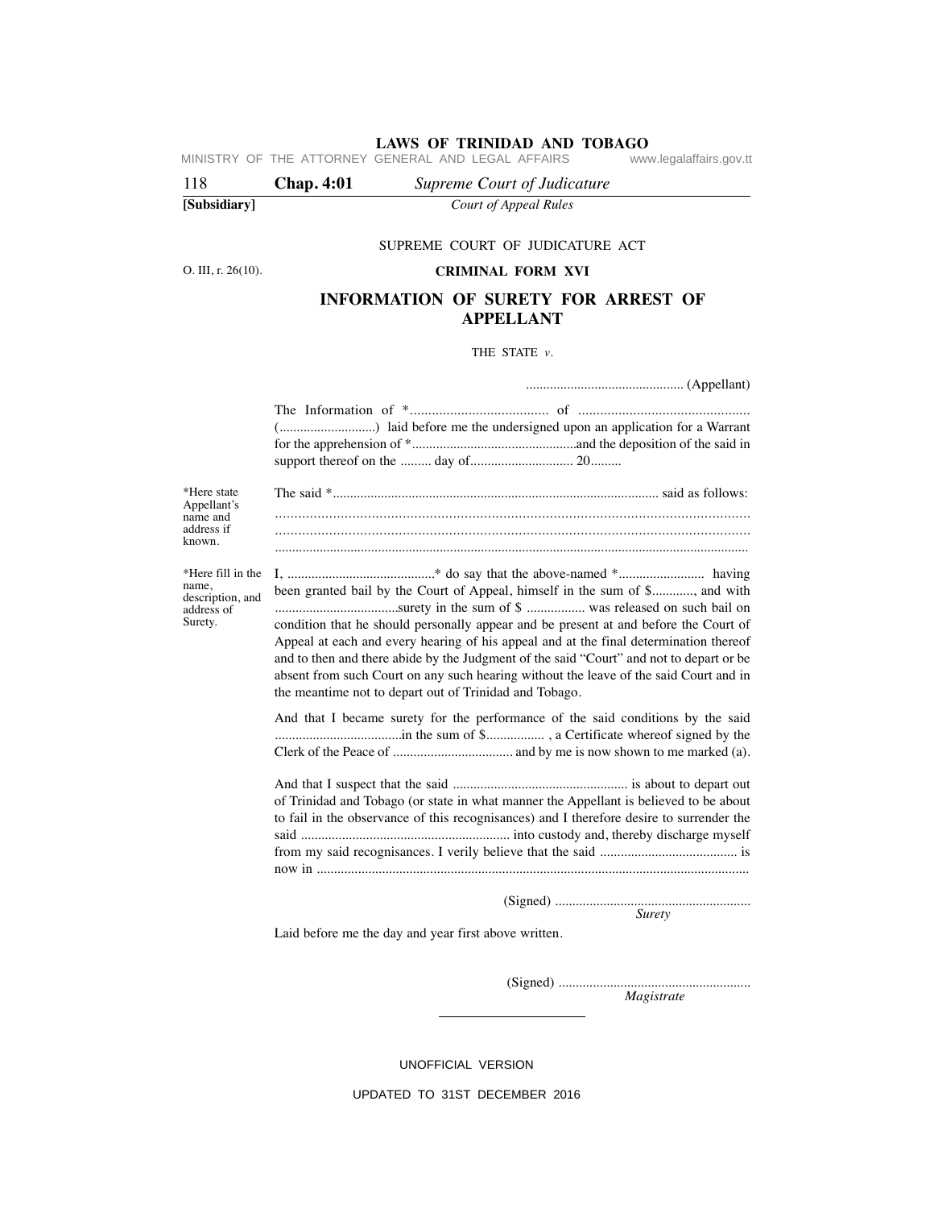SUPREME COURT OF JUDICATURE ACT

O. III, r. 26(10).

**CRIMINAL FORM XVI**

## INFORMATION OF SURETY FOR ARREST OF APPELLANT

THE STATE *v*.

.............................................. (Appellant)

The Information of *...................................... of ............................................... (............................) laid before me the undersigned upon an application for a Warrant for the apprehension of *................................................and the deposition of the said in support thereof on the ......... day of............................. 20.........

*Here state Appellant's name and address if known.

The said *............................................................................................. said as follows:
..........................................................................................................................
..........................................................................................................................
..........................................................................................................................

*Here fill in the name, description, and address of Surety.

I, ..........................................* do say that the above-named *......................... having been granted bail by the Court of Appeal, himself in the sum of $............, and with ....................................surety in the sum of $ ................ was released on such bail on condition that he should personally appear and be present at and before the Court of Appeal at each and every hearing of his appeal and at the final determination thereof and to then and there abide by the Judgment of the said "Court" and not to depart or be absent from such Court on any such hearing without the leave of the said Court and in the meantime not to depart out of Trinidad and Tobago.

And that I became surety for the performance of the said conditions by the said ....................................in the sum of $................ , a Certificate whereof signed by the Clerk of the Peace of .................................. and by me is now shown to me marked (a).

And that I suspect that the said ................................................... is about to depart out of Trinidad and Tobago (or state in what manner the Appellant is believed to be about to fail in the observance of this recognisances) and I therefore desire to surrender the said ............................................................ into custody and, thereby discharge myself from my said recognisances. I verily believe that the said ........................................ is now in ............................................................................................................................

(Signed) .........................................................
*Surety*

Laid before me the day and year first above written.

(Signed) .........................................................
*Magistrate*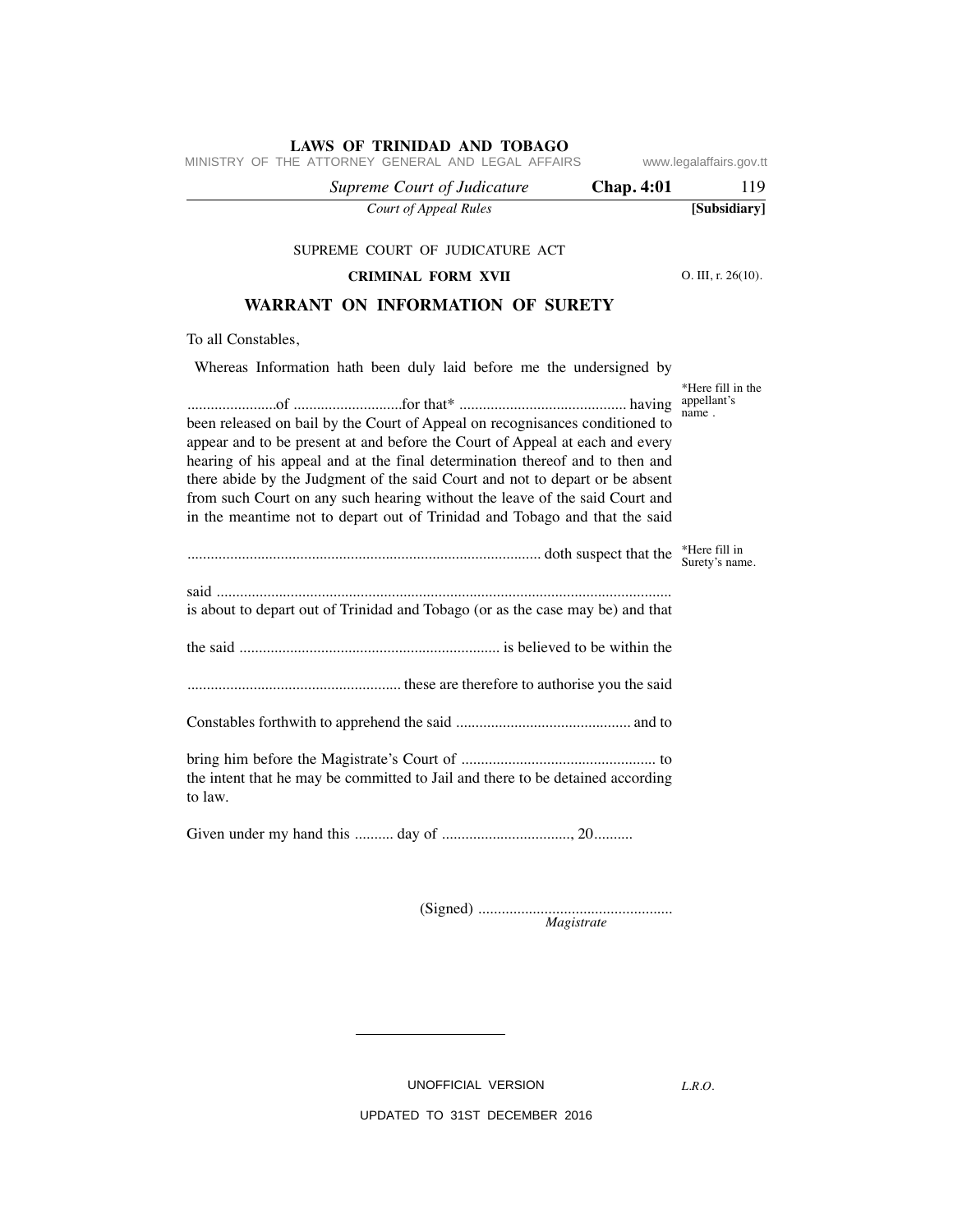SUPREME COURT OF JUDICATURE ACT

**CRIMINAL FORM XVII**

O. III, r. 26(10).

## WARRANT ON INFORMATION OF SURETY

To all Constables,

Whereas Information hath been duly laid before me the undersigned by .......................of ............................for that* ........................................... having been released on bail by the Court of Appeal on recognisances conditioned to appear and to be present at and before the Court of Appeal at each and every hearing of his appeal and at the final determination thereof and to then and there abide by the Judgment of the said Court and not to depart or be absent from such Court on any such hearing without the leave of the said Court and in the meantime not to depart out of Trinidad and Tobago and that the said

*Here fill in the appellant's name .

.......................................................................................... doth suspect that the said ....................................................................................................................... is about to depart out of Trinidad and Tobago (or as the case may be) and that the said ................................................................... is believed to be within the ....................................................... these are therefore to authorise you the said Constables forthwith to apprehend the said ............................................ and to bring him before the Magistrate's Court of ................................................. to the intent that he may be committed to Jail and there to be detained according to law.

*Here fill in Surety's name.

Given under my hand this .......... day of ................................., 20..........

(Signed) .................................................
*Magistrate*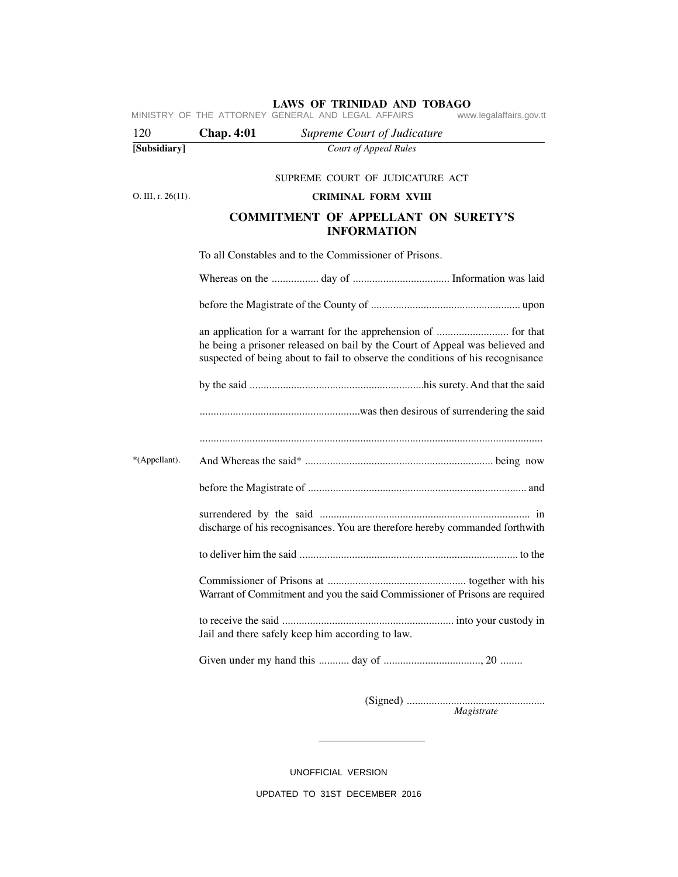SUPREME COURT OF JUDICATURE ACT

O. III, r. 26(11).

**CRIMINAL FORM XVIII**

## COMMITMENT OF APPELLANT ON SURETY'S INFORMATION

To all Constables and to the Commissioner of Prisons.

Whereas on the ................ day of .................................. Information was laid

before the Magistrate of the County of ..................................................... upon

an application for a warrant for the apprehension of .......................... for that he being a prisoner released on bail by the Court of Appeal was believed and suspected of being about to fail to observe the conditions of his recognisance

by the said ..............................................................his surety. And that the said

.........................................................was then desirous of surrendering the said

..........................................................................................................................

*(Appellant).

And Whereas the said* ................................................................... being now

before the Magistrate of .............................................................................. and

surrendered by the said ........................................................................... in discharge of his recognisances. You are therefore hereby commanded forthwith

to deliver him the said .............................................................................. to the

Commissioner of Prisons at ................................................. together with his Warrant of Commitment and you the said Commissioner of Prisons are required

to receive the said ............................................................. into your custody in Jail and there safely keep him according to law.

Given under my hand this ........... day of .................................., 20 ........

(Signed) ..................................................
*Magistrate*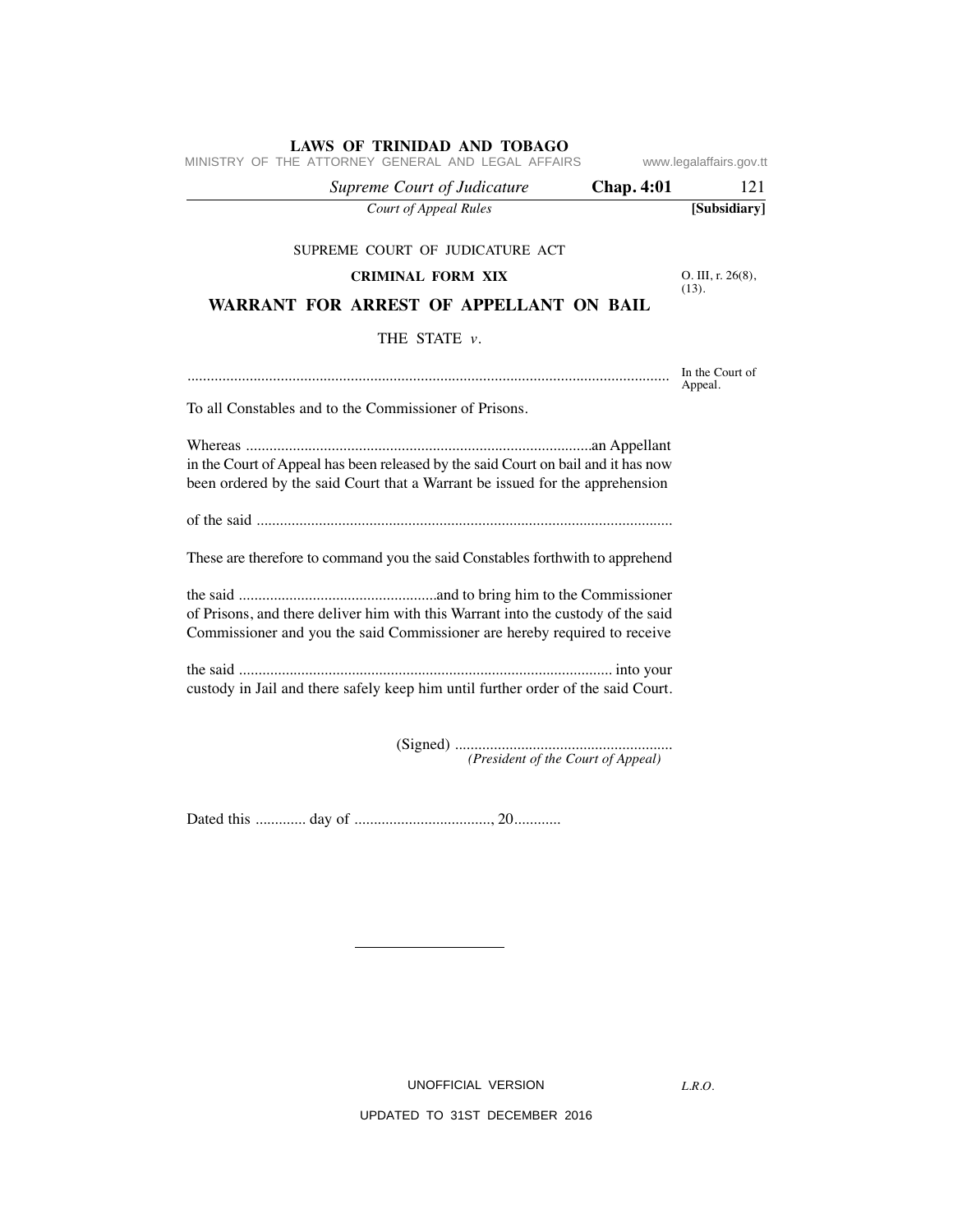SUPREME COURT OF JUDICATURE ACT

**CRIMINAL FORM XIX**

O. III, r. 26(8), (13).

## WARRANT FOR ARREST OF APPELLANT ON BAIL

THE STATE *v*.

.......................................................................................................................... In the Court of Appeal.

To all Constables and to the Commissioner of Prisons.

Whereas ........................................................................................an Appellant in the Court of Appeal has been released by the said Court on bail and it has now been ordered by the said Court that a Warrant be issued for the apprehension

of the said ..........................................................................................................

These are therefore to command you the said Constables forthwith to apprehend

the said ..................................................and to bring him to the Commissioner of Prisons, and there deliver him with this Warrant into the custody of the said Commissioner and you the said Commissioner are hereby required to receive

the said ............................................................................................... into your custody in Jail and there safely keep him until further order of the said Court.

(Signed) ........................................................
*(President of the Court of Appeal)*

Dated this ............ day of ..................................., 20...........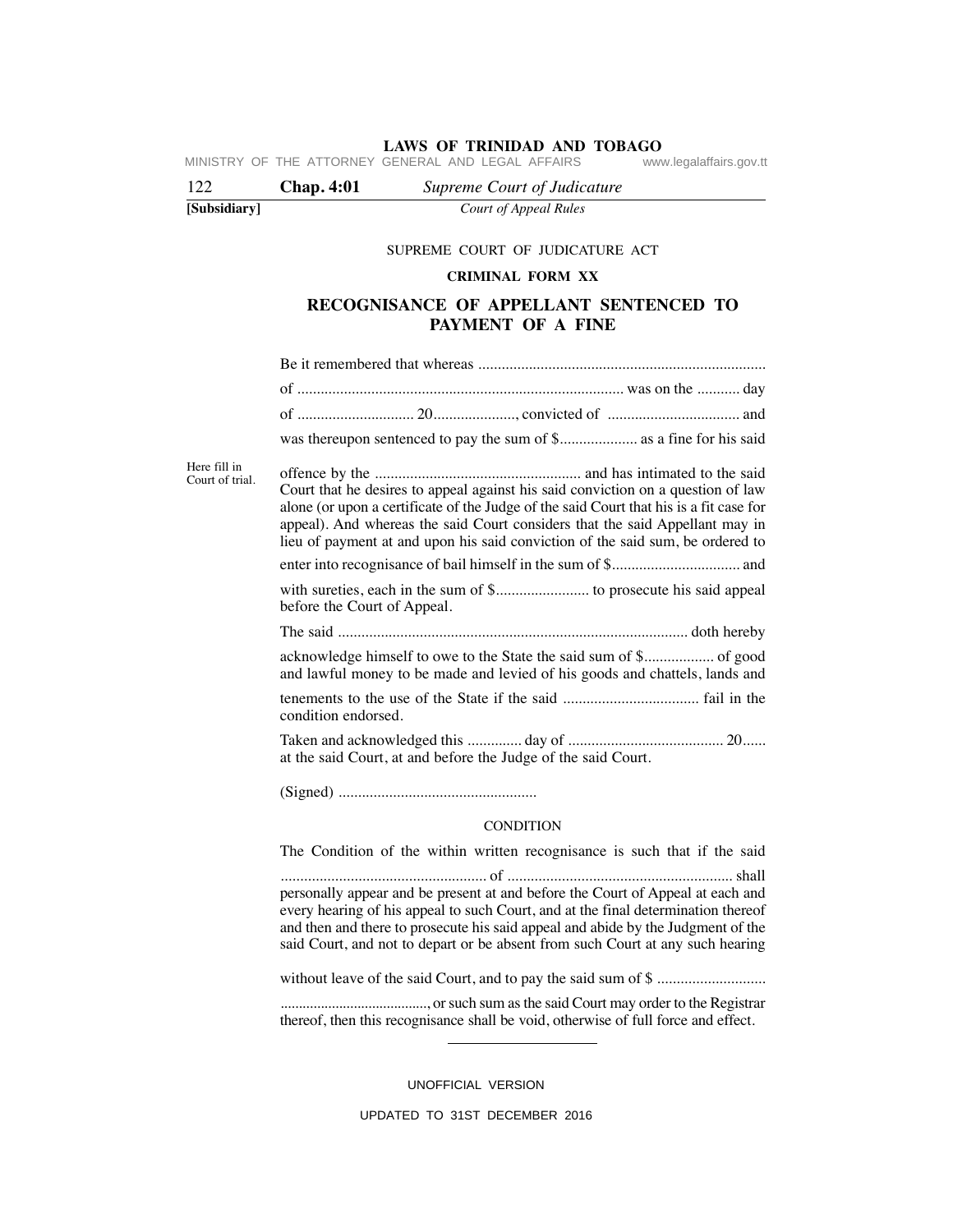SUPREME COURT OF JUDICATURE ACT

**CRIMINAL FORM XX**

## RECOGNISANCE OF APPELLANT SENTENCED TO PAYMENT OF A FINE

Be it remembered that whereas ........................................................................
of .................................................................................. was on the ........... day
of ............................. 20....................., convicted of ................................. and
was thereupon sentenced to pay the sum of $.................... as a fine for his said
offence by the ..................................................... and has intimated to the said Court that he desires to appeal against his said conviction on a question of law alone (or upon a certificate of the Judge of the said Court that his is a fit case for appeal). And whereas the said Court considers that the said Appellant may in lieu of payment at and upon his said conviction of the said sum, be ordered to enter into recognisance of bail himself in the sum of $................................ and with sureties, each in the sum of $........................ to prosecute his said appeal before the Court of Appeal.

*Here fill in Court of trial.*

The said ......................................................................................... doth hereby acknowledge himself to owe to the State the said sum of $.................. of good and lawful money to be made and levied of his goods and chattels, lands and tenements to the use of the State if the said .................................. fail in the condition endorsed.

Taken and acknowledged this ............. day of ........................................ 20...... at the said Court, at and before the Judge of the said Court.

(Signed) ..................................................

CONDITION

The Condition of the within written recognisance is such that if the said ..................................................... of .......................................................... shall personally appear and be present at and before the Court of Appeal at each and every hearing of his appeal to such Court, and at the final determination thereof and then and there to prosecute his said appeal and abide by the Judgment of the said Court, and not to depart or be absent from such Court at any such hearing without leave of the said Court, and to pay the said sum of $ ............................ ........................................, or such sum as the said Court may order to the Registrar thereof, then this recognisance shall be void, otherwise of full force and effect.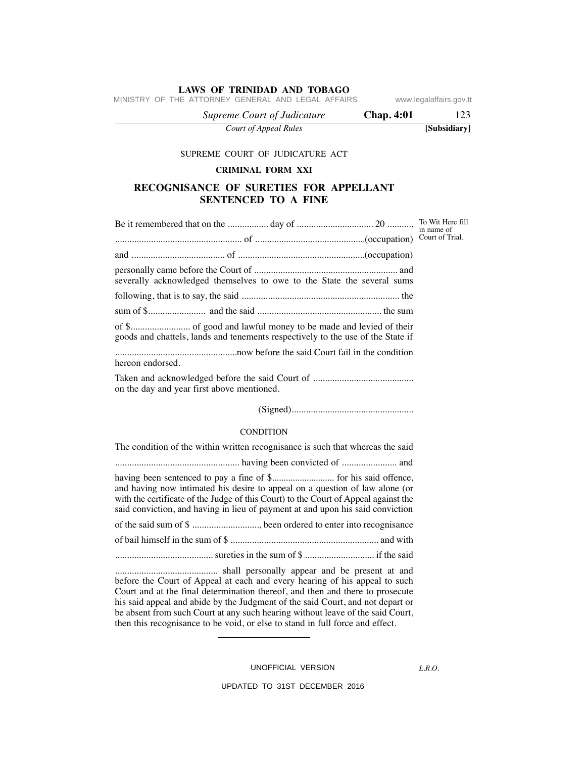SUPREME COURT OF JUDICATURE ACT

**CRIMINAL FORM XXI**

## RECOGNISANCE OF SURETIES FOR APPELLANT SENTENCED TO A FINE

Be it remembered that on the ................. day of ................................ 20 .........., To Wit Here fill in name of Court of Trial.

.................................................... of .............................................(occupation)

and ....................................... of ....................................................(occupation)

personally came before the Court of ............................................................ and severally acknowledged themselves to owe to the State the several sums

following, that is to say, the said .................................................................. the

sum of $........................ and the said .................................................... the sum

of $......................... of good and lawful money to be made and levied of their goods and chattels, lands and tenements respectively to the use of the State if

...................................................now before the said Court fail in the condition hereon endorsed.

Taken and acknowledged before the said Court of .......................................... on the day and year first above mentioned.

(Signed)..................................................

CONDITION

The condition of the within written recognisance is such that whereas the said

.................................................... having been convicted of ....................... and

having been sentenced to pay a fine of $........................... for his said offence, and having now intimated his desire to appeal on a question of law alone (or with the certificate of the Judge of this Court) to the Court of Appeal against the said conviction, and having in lieu of payment at and upon his said conviction

of the said sum of $ ............................, been ordered to enter into recognisance

of bail himself in the sum of $ .............................................................. and with

......................................... sureties in the sum of $ ............................ if the said

........................................... shall personally appear and be present at and before the Court of Appeal at each and every hearing of his appeal to such Court and at the final determination thereof, and then and there to prosecute his said appeal and abide by the Judgment of the said Court, and not depart or be absent from such Court at any such hearing without leave of the said Court, then this recognisance to be void, or else to stand in full force and effect.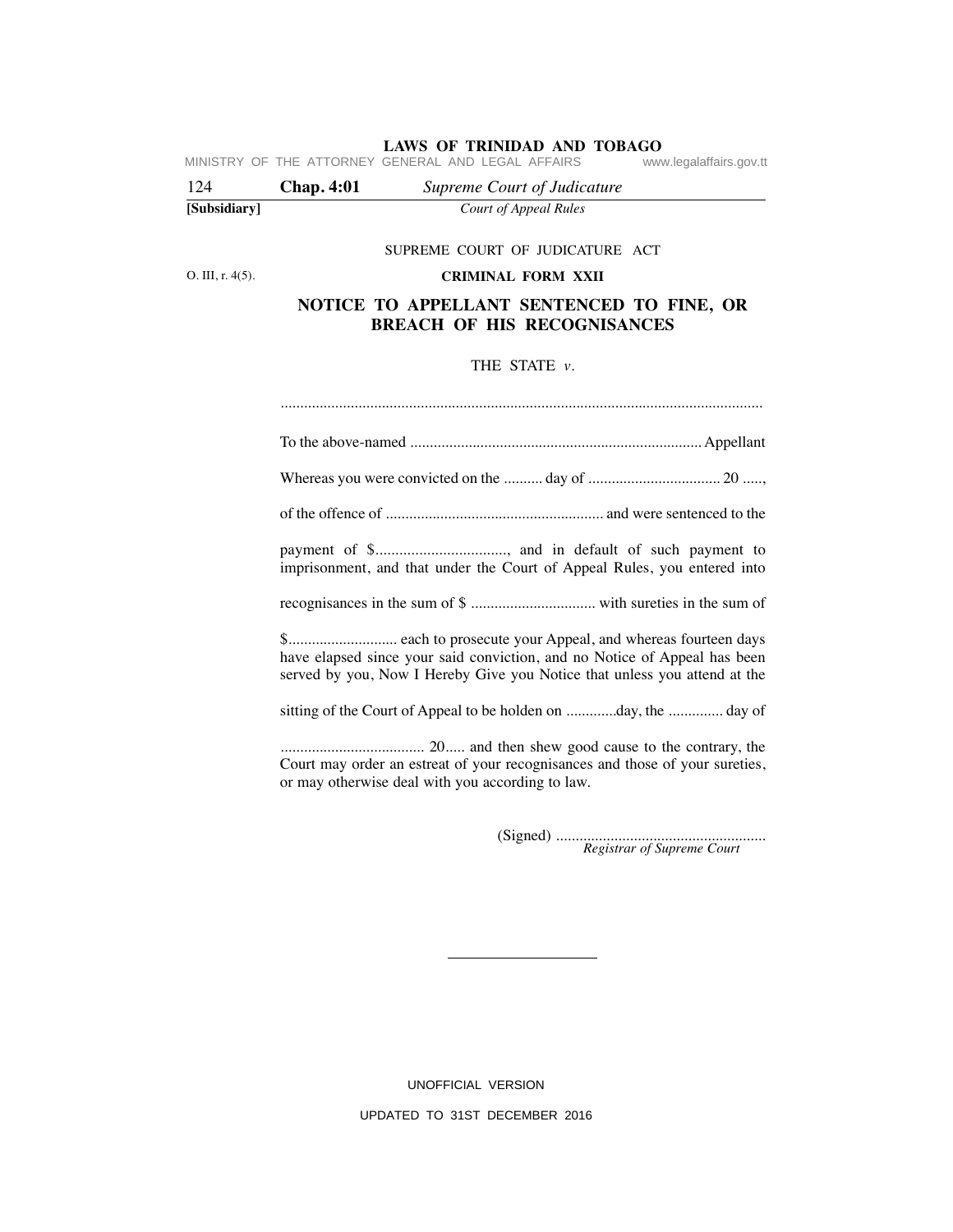SUPREME COURT OF JUDICATURE ACT

O. III, r. 4(5).

**CRIMINAL FORM XXII**

## NOTICE TO APPELLANT SENTENCED TO FINE, OR BREACH OF HIS RECOGNISANCES

THE STATE *v.*

..........................................................................................................................

To the above-named .......................................................................... Appellant

Whereas you were convicted on the .......... day of ................................. 20 .....,

of the offence of ........................................................ and were sentenced to the

payment of $................................., and in default of such payment to imprisonment, and that under the Court of Appeal Rules, you entered into

recognisances in the sum of $ ................................ with sureties in the sum of

$........................... each to prosecute your Appeal, and whereas fourteen days have elapsed since your said conviction, and no Notice of Appeal has been served by you, Now I Hereby Give you Notice that unless you attend at the

sitting of the Court of Appeal to be holden on ............day, the .............. day of

.................................... 20..... and then shew good cause to the contrary, the Court may order an estreat of your recognisances and those of your sureties, or may otherwise deal with you according to law.

(Signed) .......................................................
*Registrar of Supreme Court*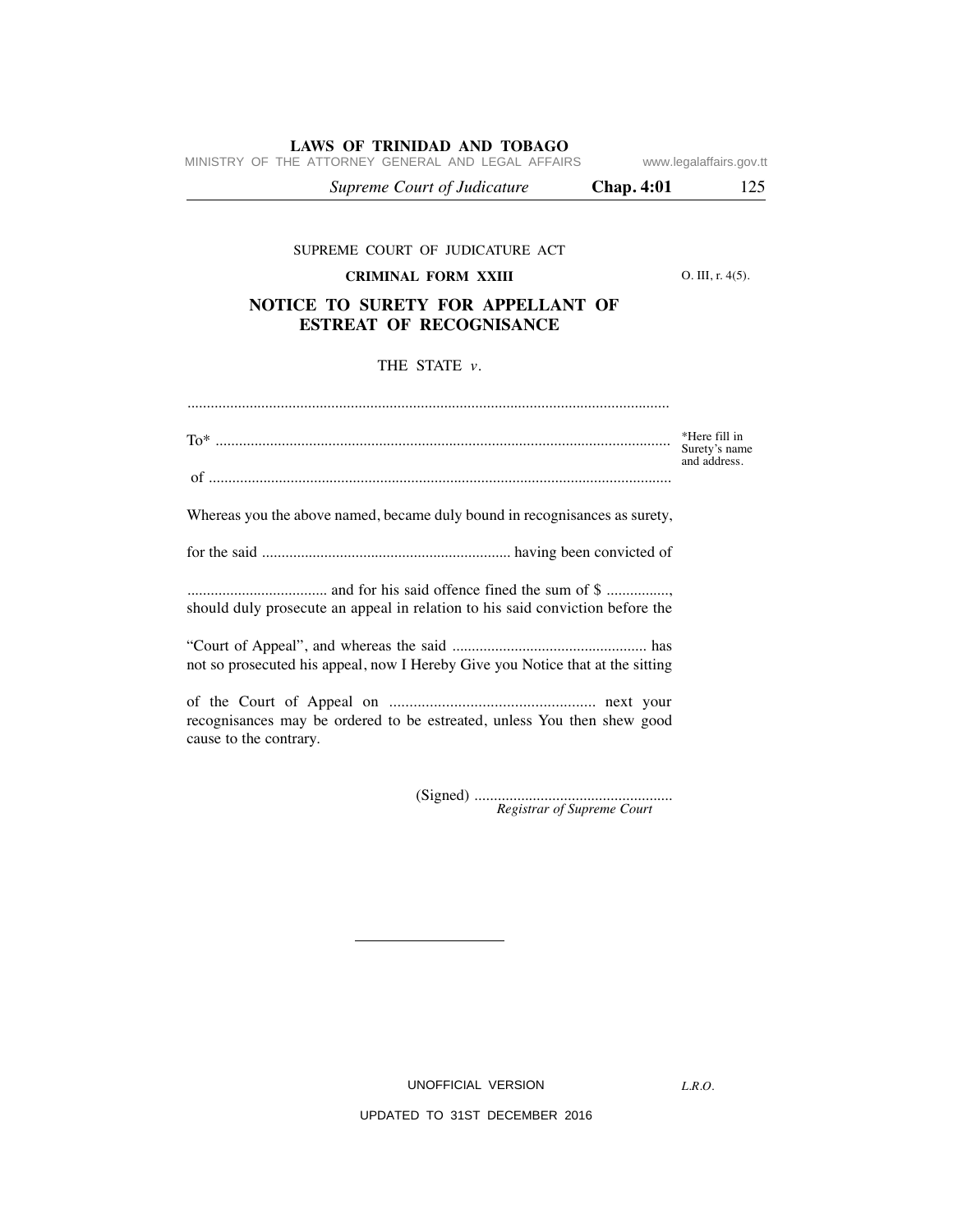SUPREME COURT OF JUDICATURE ACT

**CRIMINAL FORM XXIII**

O. III, r. 4(5).

## NOTICE TO SURETY FOR APPELLANT OF ESTREAT OF RECOGNISANCE

THE STATE *v*.

...........................................................................................................................

To* ...................................................................................................................... *Here fill in Surety's name and address.

of ........................................................................................................................

Whereas you the above named, became duly bound in recognisances as surety, for the said ................................................................ having been convicted of .................................... and for his said offence fined the sum of $ ................, should duly prosecute an appeal in relation to his said conviction before the "Court of Appeal", and whereas the said .................................................. has not so prosecuted his appeal, now I Hereby Give you Notice that at the sitting of the Court of Appeal on .................................................... next your recognisances may be ordered to be estreated, unless You then shew good cause to the contrary.

(Signed) ...................................................
*Registrar of Supreme Court*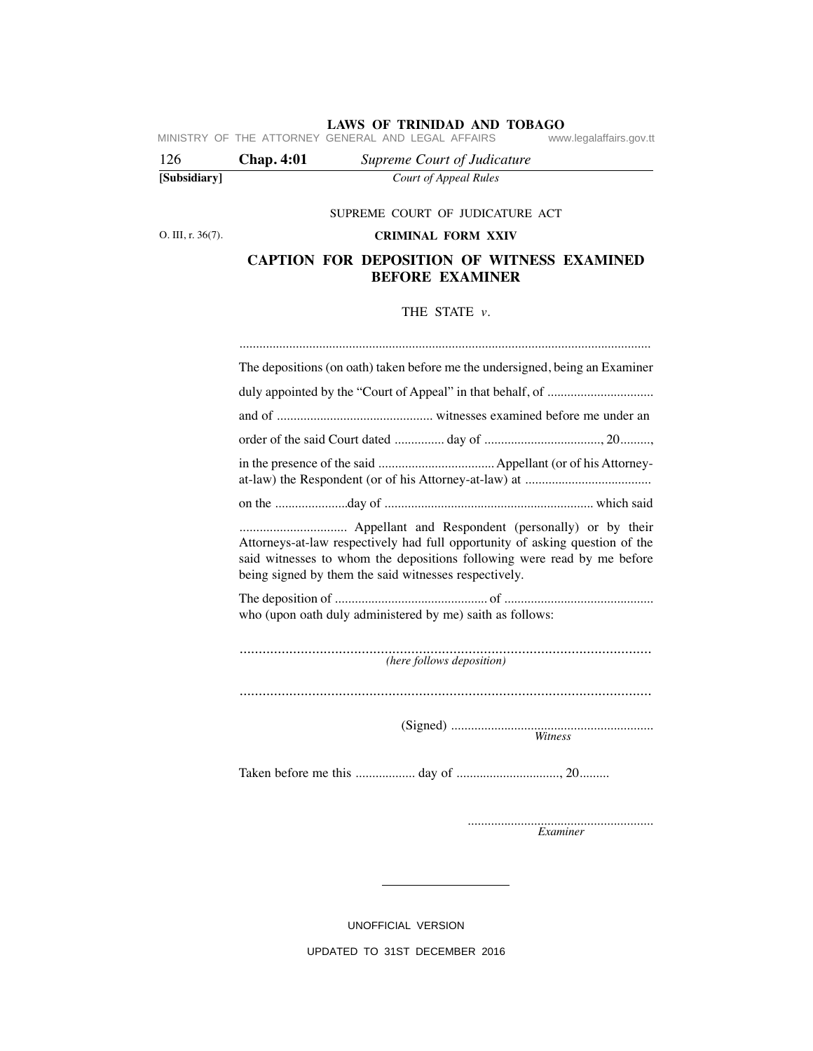SUPREME COURT OF JUDICATURE ACT

O. III, r. 36(7).

**CRIMINAL FORM XXIV**

## CAPTION FOR DEPOSITION OF WITNESS EXAMINED BEFORE EXAMINER

THE STATE *v*.

..........................................................................................................................

The depositions (on oath) taken before me the undersigned, being an Examiner duly appointed by the "Court of Appeal" in that behalf, of ................................ and of ............................................... witnesses examined before me under an order of the said Court dated ............... day of ..................................., 20........., in the presence of the said ................................... Appellant (or of his Attorney-at-law) the Respondent (or of his Attorney-at-law) at ...................................... on the ......................day of .............................................................. which said ................................ Appellant and Respondent (personally) or by their Attorneys-at-law respectively had full opportunity of asking question of the said witnesses to whom the depositions following were read by me before being signed by them the said witnesses respectively.

The deposition of ............................................. of ............................................ who (upon oath duly administered by me) saith as follows:

..........................................................................................................
*(here follows deposition)*

..........................................................................................................

(Signed) ............................................................
*Witness*

Taken before me this .................. day of ..............................., 20.........

........................................................
*Examiner*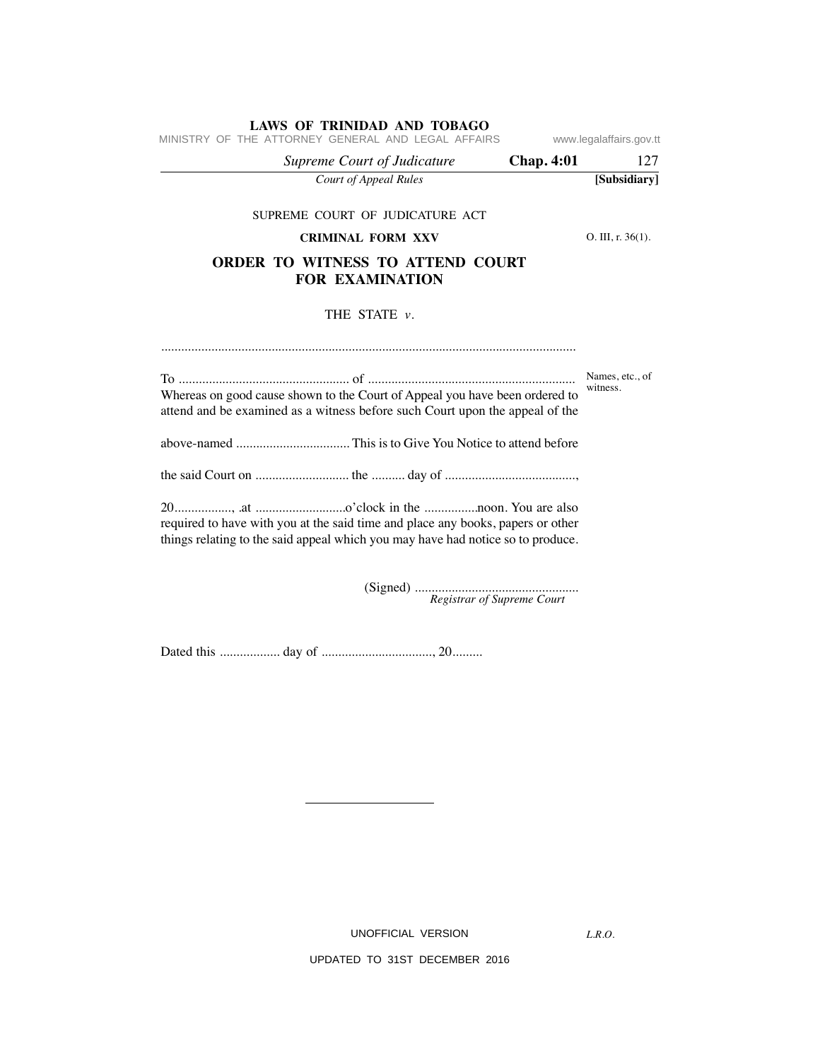SUPREME COURT OF JUDICATURE ACT

**CRIMINAL FORM XXV**

O. III, r. 36(1).

## ORDER TO WITNESS TO ATTEND COURT FOR EXAMINATION

THE STATE *v*.

..........................................................................................................................

To .................................................... of .............................................................. 

Names, etc., of witness.

Whereas on good cause shown to the Court of Appeal you have been ordered to attend and be examined as a witness before such Court upon the appeal of the above-named .................................. This is to Give You Notice to attend before the said Court on ............................ the .......... day of ......................................., 20................., .at ...........................o'clock in the ................noon. You are also required to have with you at the said time and place any books, papers or other things relating to the said appeal which you may have had notice so to produce.

(Signed) .................................................
*Registrar of Supreme Court*

Dated this .................. day of ................................., 20.........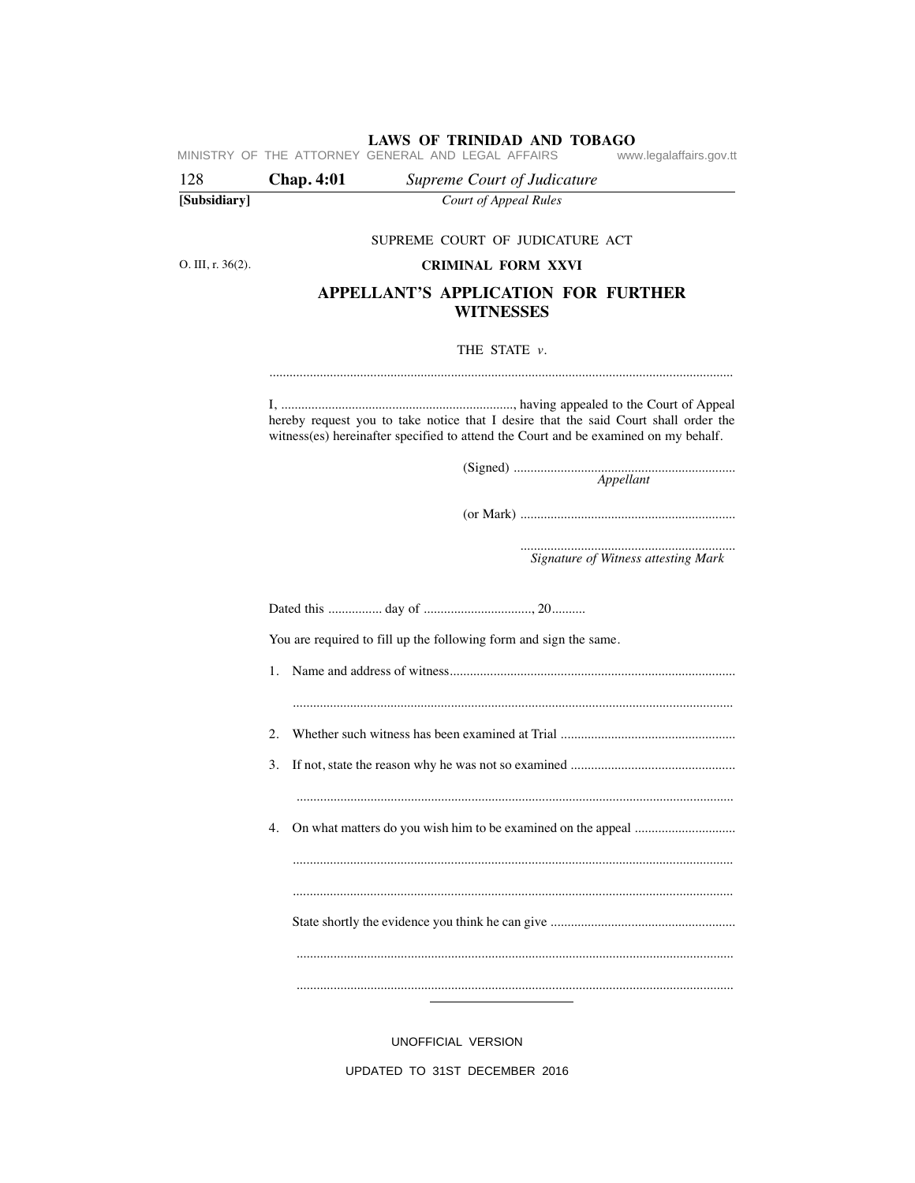SUPREME COURT OF JUDICATURE ACT

O. III, r. 36(2).

**CRIMINAL FORM XXVI**

## APPELLANT'S APPLICATION FOR FURTHER WITNESSES

THE STATE *v*.

.........................................................................................................................................

I, ....................................................................., having appealed to the Court of Appeal hereby request you to take notice that I desire that the said Court shall order the witness(es) hereinafter specified to attend the Court and be examined on my behalf.

(Signed) .................................................................
*Appellant*

(or Mark) ...............................................................

...............................................................
*Signature of Witness attesting Mark*

Dated this ................ day of ................................, 20..........

You are required to fill up the following form and sign the same.

1. Name and address of witness....................................................................................

   .................................................................................................................................

2. Whether such witness has been examined at Trial ...................................................

3. If not, state the reason why he was not so examined ................................................

   .................................................................................................................................

4. On what matters do you wish him to be examined on the appeal .............................

   .................................................................................................................................

   .................................................................................................................................

   State shortly the evidence you think he can give .......................................................

   .................................................................................................................................

   .................................................................................................................................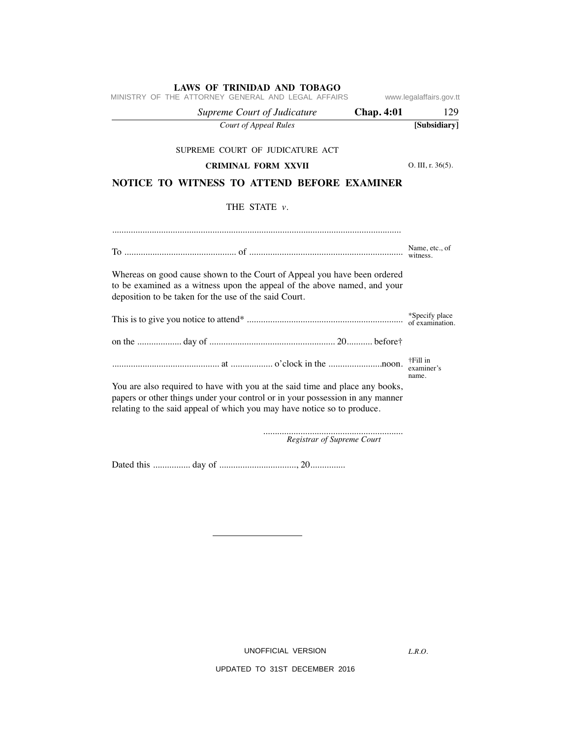SUPREME COURT OF JUDICATURE ACT

**CRIMINAL FORM XXVII** — O. III, r. 36(5).

## NOTICE TO WITNESS TO ATTEND BEFORE EXAMINER

THE STATE *v*.

..........................................................................................................................

To ................................................ of ................................................................... Name, etc., of witness.

Whereas on good cause shown to the Court of Appeal you have been ordered to be examined as a witness upon the appeal of the above named, and your deposition to be taken for the use of the said Court.

This is to give you notice to attend* ................................................................... *Specify place of examination.

on the .................. day of ...................................................... 20........... before†

.............................................. at .................. o'clock in the .......................noon. †Fill in examiner's name.

You are also required to have with you at the said time and place any books, papers or other things under your control or in your possession in any manner relating to the said appeal of which you may have notice so to produce.

............................................................
*Registrar of Supreme Court*

Dated this ................ day of .................................., 20...............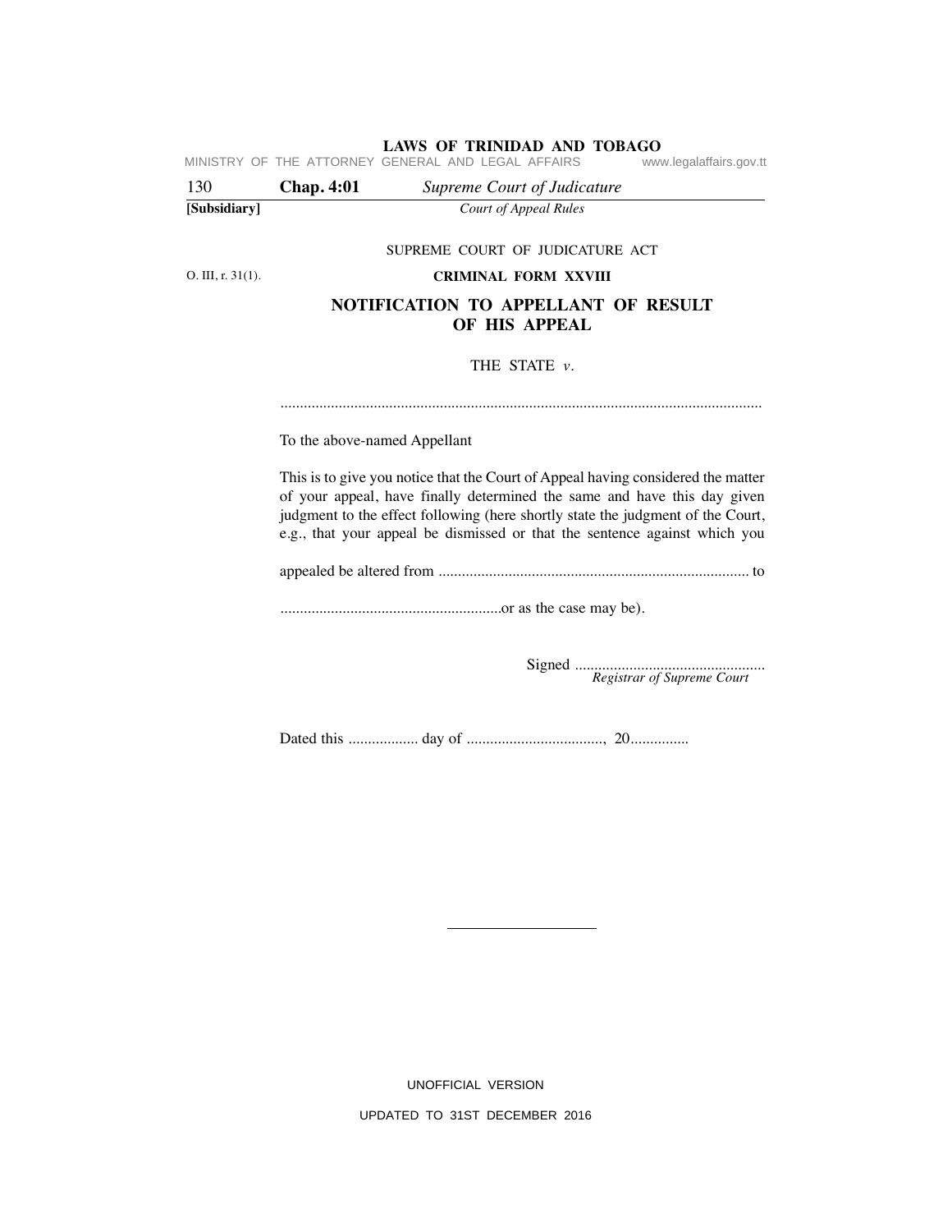SUPREME COURT OF JUDICATURE ACT

O. III, r. 31(1).

**CRIMINAL FORM XXVIII**

## NOTIFICATION TO APPELLANT OF RESULT OF HIS APPEAL

THE STATE *v*.

..........................................................................................................................

To the above-named Appellant

This is to give you notice that the Court of Appeal having considered the matter of your appeal, have finally determined the same and have this day given judgment to the effect following (here shortly state the judgment of the Court, e.g., that your appeal be dismissed or that the sentence against which you

appealed be altered from ................................................................................ to

........................................................or as the case may be).

Signed .................................................
*Registrar of Supreme Court*

Dated this ................. day of ..................................., 20...............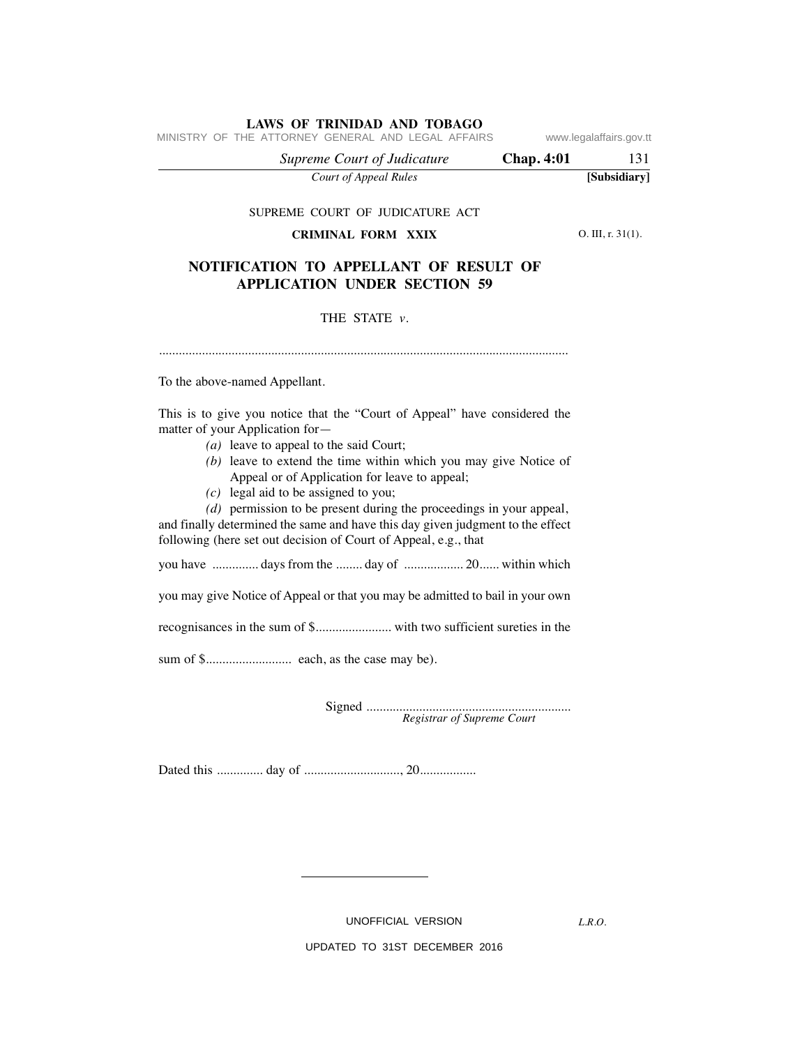SUPREME COURT OF JUDICATURE ACT

**CRIMINAL FORM XXIX**

O. III, r. 31(1).

## NOTIFICATION TO APPELLANT OF RESULT OF APPLICATION UNDER SECTION 59

THE STATE *v*.

..........................................................................................................................

To the above-named Appellant.

This is to give you notice that the "Court of Appeal" have considered the matter of your Application for—

*(a)* leave to appeal to the said Court;

*(b)* leave to extend the time within which you may give Notice of Appeal or of Application for leave to appeal;

*(c)* legal aid to be assigned to you;

*(d)* permission to be present during the proceedings in your appeal,

and finally determined the same and have this day given judgment to the effect following (here set out decision of Court of Appeal, e.g., that you have .............. days from the ........ day of .................. 20...... within which you may give Notice of Appeal or that you may be admitted to bail in your own recognisances in the sum of $....................... with two sufficient sureties in the sum of $.......................... each, as the case may be).

Signed ..............................................................
*Registrar of Supreme Court*

Dated this .............. day of ............................., 20.................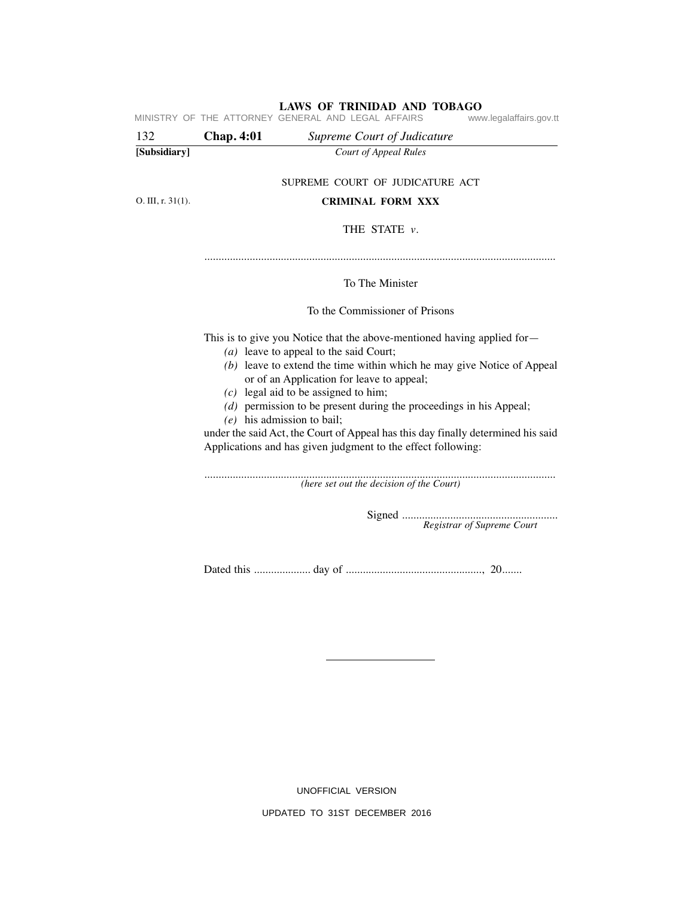SUPREME COURT OF JUDICATURE ACT

O. III, r. 31(1).

**CRITICAL FORM XXX**

THE STATE *v*.

..........................................................................................................................

To The Minister

To the Commissioner of Prisons

This is to give you Notice that the above-mentioned having applied for—

*(a)* leave to appeal to the said Court;

*(b)* leave to extend the time within which he may give Notice of Appeal or of an Application for leave to appeal;

*(c)* legal aid to be assigned to him;

*(d)* permission to be present during the proceedings in his Appeal;

*(e)* his admission to bail;

under the said Act, the Court of Appeal has this day finally determined his said Applications and has given judgment to the effect following:

..........................................................................................................................
*(here set out the decision of the Court)*

Signed .......................................................
*Registrar of Supreme Court*

Dated this .................... day of ................................................, 20.......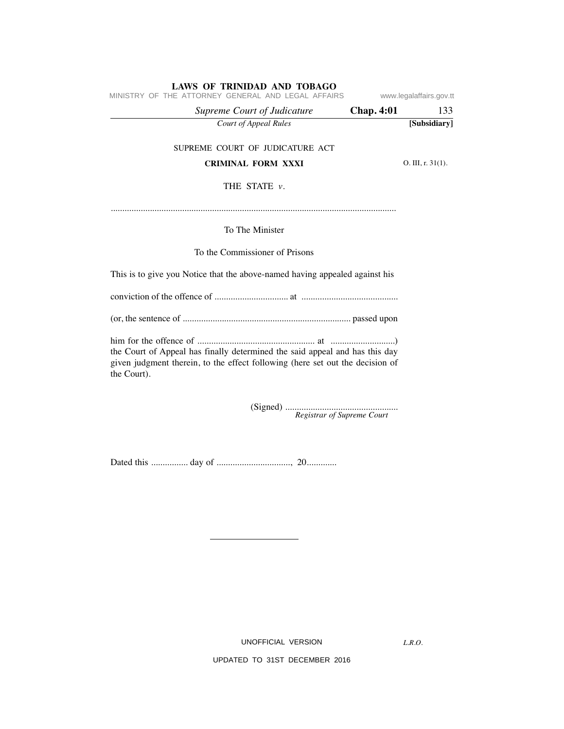SUPREME COURT OF JUDICATURE ACT

**CRIMINAL FORM XXXI**

O. III, r. 31(1).

THE STATE *v*.

............................................................................................................................

To The Minister

To the Commissioner of Prisons

This is to give you Notice that the above-named having appealed against his

conviction of the offence of ................................ at ..........................................

(or, the sentence of ........................................................................ passed upon

him for the offence of .................................................. at ...........................)
the Court of Appeal has finally determined the said appeal and has this day given judgment therein, to the effect following (here set out the decision of the Court).

(Signed) .................................................
*Registrar of Supreme Court*

Dated this ................ day of ................................, 20.............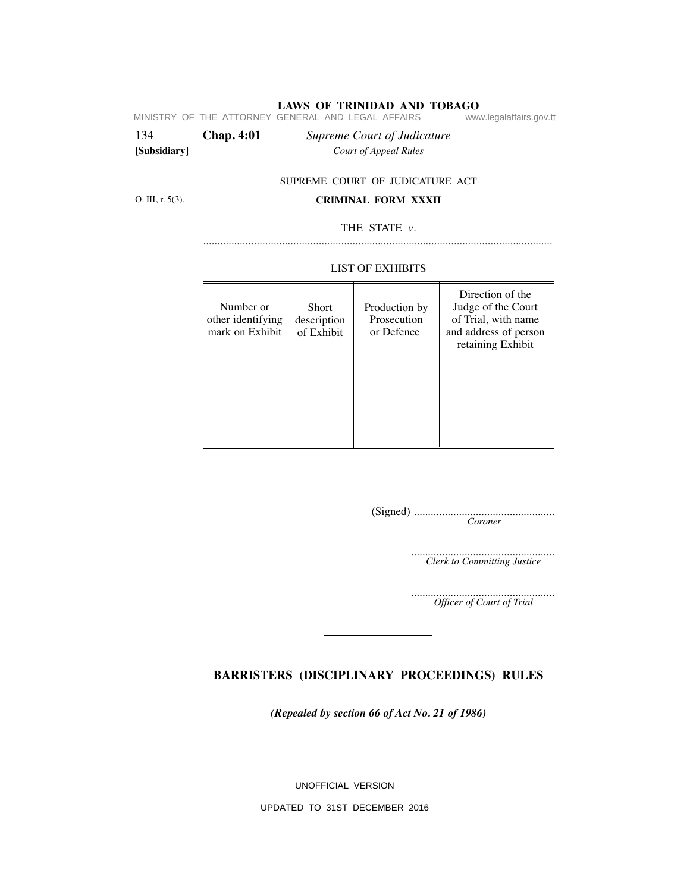SUPREME COURT OF JUDICATURE ACT

O. III, r. 5(3).

**CRIMINAL FORM XXXII**

THE STATE *v*.

..........................................................................................................................

LIST OF EXHIBITS

| Number or other identifying mark on Exhibit | Short description of Exhibit | Production by Prosecution or Defence | Direction of the Judge of the Court of Trial, with name and address of person retaining Exhibit |
|---|---|---|---|
| | | | |

(Signed) ..................................................
*Coroner*

..................................................
*Clerk to Committing Justice*

..................................................
*Officer of Court of Trial*

---

## BARRISTERS (DISCIPLINARY PROCEEDINGS) RULES

***(Repealed by section 66 of Act No. 21 of 1986)***

---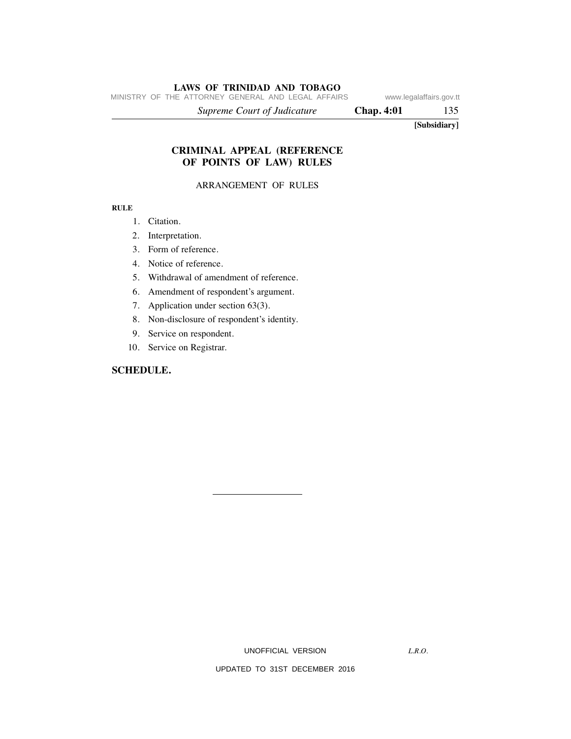[Subsidiary]

# CRIMINAL APPEAL (REFERENCE OF POINTS OF LAW) RULES

## ARRANGEMENT OF RULES

**RULE**

1. Citation.
2. Interpretation.
3. Form of reference.
4. Notice of reference.
5. Withdrawal of amendment of reference.
6. Amendment of respondent's argument.
7. Application under section 63(3).
8. Non-disclosure of respondent's identity.
9. Service on respondent.
10. Service on Registrar.

**SCHEDULE.**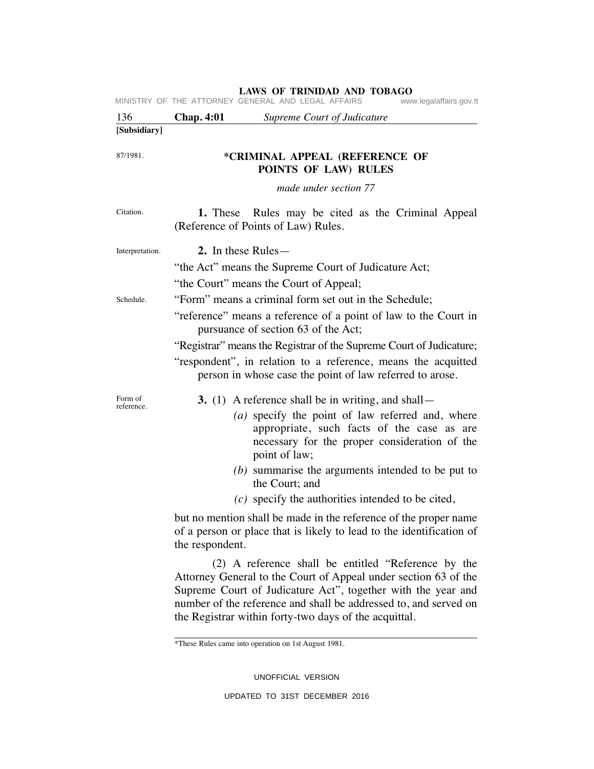**[Subsidiary]**

87/1981.

## \*CRIMINAL APPEAL (REFERENCE OF POINTS OF LAW) RULES

*made under section 77*

Citation.

**1.** These Rules may be cited as the Criminal Appeal (Reference of Points of Law) Rules.

Interpretation.

**2.** In these Rules—

"the Act" means the Supreme Court of Judicature Act;

"the Court" means the Court of Appeal;

Schedule.

"Form" means a criminal form set out in the Schedule;

"reference" means a reference of a point of law to the Court in pursuance of section 63 of the Act;

"Registrar" means the Registrar of the Supreme Court of Judicature;

"respondent", in relation to a reference, means the acquitted person in whose case the point of law referred to arose.

Form of reference.

**3.** (1) A reference shall be in writing, and shall—

*(a)* specify the point of law referred and, where appropriate, such facts of the case as are necessary for the proper consideration of the point of law;

*(b)* summarise the arguments intended to be put to the Court; and

*(c)* specify the authorities intended to be cited,

but no mention shall be made in the reference of the proper name of a person or place that is likely to lead to the identification of the respondent.

(2) A reference shall be entitled "Reference by the Attorney General to the Court of Appeal under section 63 of the Supreme Court of Judicature Act", together with the year and number of the reference and shall be addressed to, and served on the Registrar within forty-two days of the acquittal.

\*These Rules came into operation on 1st August 1981.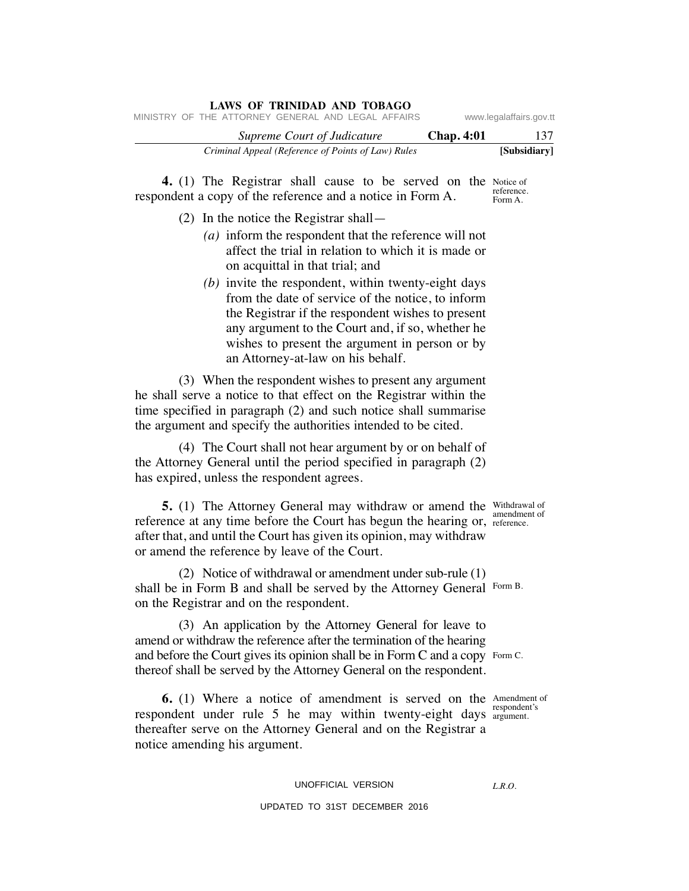**4.** (1) The Registrar shall cause to be served on the respondent a copy of the reference and a notice in Form A.

Notice of reference. Form A.

(2) In the notice the Registrar shall—

*(a)* inform the respondent that the reference will not affect the trial in relation to which it is made or on acquittal in that trial; and

*(b)* invite the respondent, within twenty-eight days from the date of service of the notice, to inform the Registrar if the respondent wishes to present any argument to the Court and, if so, whether he wishes to present the argument in person or by an Attorney-at-law on his behalf.

(3) When the respondent wishes to present any argument he shall serve a notice to that effect on the Registrar within the time specified in paragraph (2) and such notice shall summarise the argument and specify the authorities intended to be cited.

(4) The Court shall not hear argument by or on behalf of the Attorney General until the period specified in paragraph (2) has expired, unless the respondent agrees.

**5.** (1) The Attorney General may withdraw or amend the reference at any time before the Court has begun the hearing or, after that, and until the Court has given its opinion, may withdraw or amend the reference by leave of the Court.

Withdrawal of amendment of reference.

(2) Notice of withdrawal or amendment under sub-rule (1) shall be in Form B and shall be served by the Attorney General on the Registrar and on the respondent.

Form B.

(3) An application by the Attorney General for leave to amend or withdraw the reference after the termination of the hearing and before the Court gives its opinion shall be in Form C and a copy thereof shall be served by the Attorney General on the respondent.

Form C.

**6.** (1) Where a notice of amendment is served on the respondent under rule 5 he may within twenty-eight days thereafter serve on the Attorney General and on the Registrar a notice amending his argument.

Amendment of respondent's argument.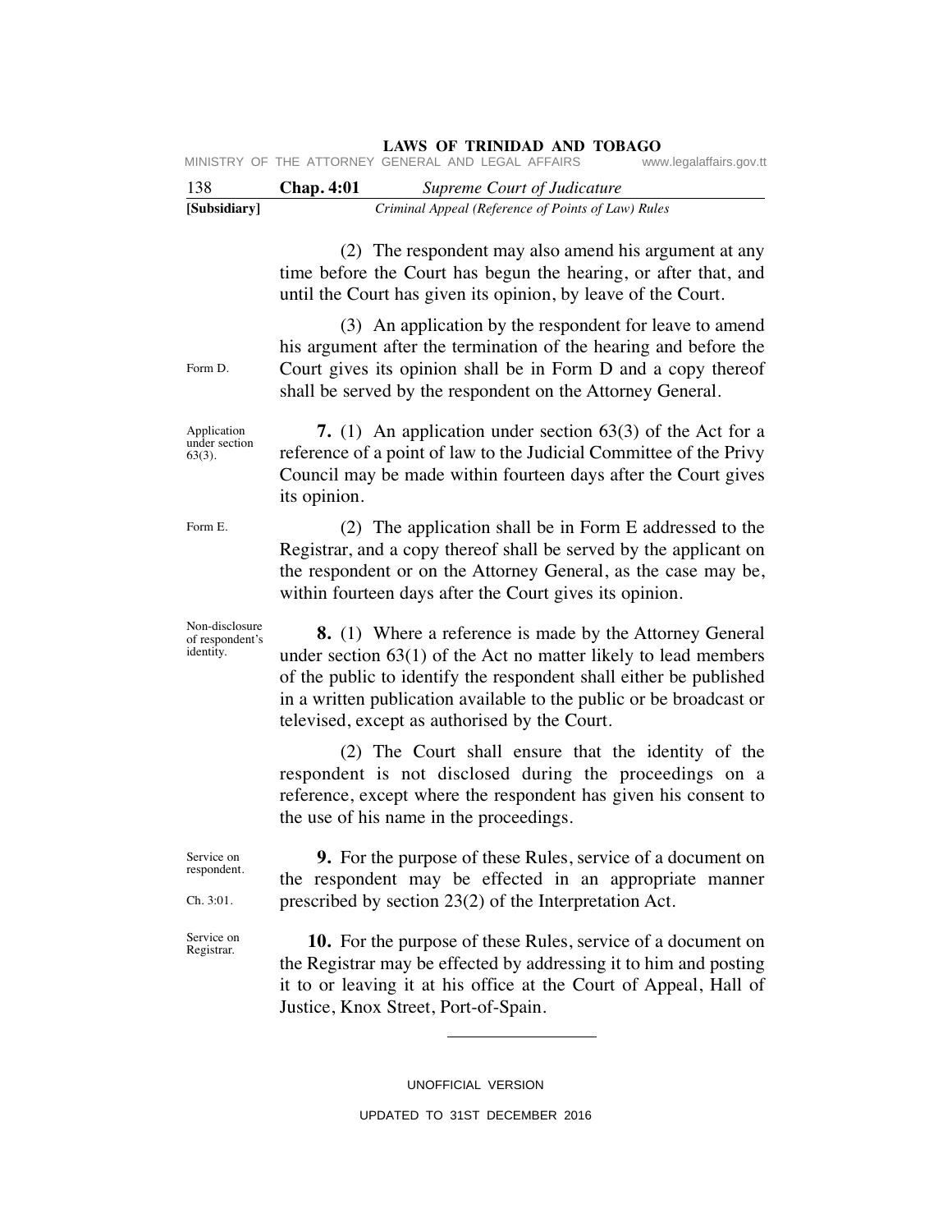(2) The respondent may also amend his argument at any time before the Court has begun the hearing, or after that, and until the Court has given its opinion, by leave of the Court.

Form D.

(3) An application by the respondent for leave to amend his argument after the termination of the hearing and before the Court gives its opinion shall be in Form D and a copy thereof shall be served by the respondent on the Attorney General.

Application under section 63(3).

**7.** (1) An application under section 63(3) of the Act for a reference of a point of law to the Judicial Committee of the Privy Council may be made within fourteen days after the Court gives its opinion.

Form E.

(2) The application shall be in Form E addressed to the Registrar, and a copy thereof shall be served by the applicant on the respondent or on the Attorney General, as the case may be, within fourteen days after the Court gives its opinion.

Non-disclosure of respondent's identity.

**8.** (1) Where a reference is made by the Attorney General under section 63(1) of the Act no matter likely to lead members of the public to identify the respondent shall either be published in a written publication available to the public or be broadcast or televised, except as authorised by the Court.

(2) The Court shall ensure that the identity of the respondent is not disclosed during the proceedings on a reference, except where the respondent has given his consent to the use of his name in the proceedings.

Service on respondent.

Ch. 3:01.

**9.** For the purpose of these Rules, service of a document on the respondent may be effected in an appropriate manner prescribed by section 23(2) of the Interpretation Act.

Service on Registrar.

**10.** For the purpose of these Rules, service of a document on the Registrar may be effected by addressing it to him and posting it to or leaving it at his office at the Court of Appeal, Hall of Justice, Knox Street, Port-of-Spain.

---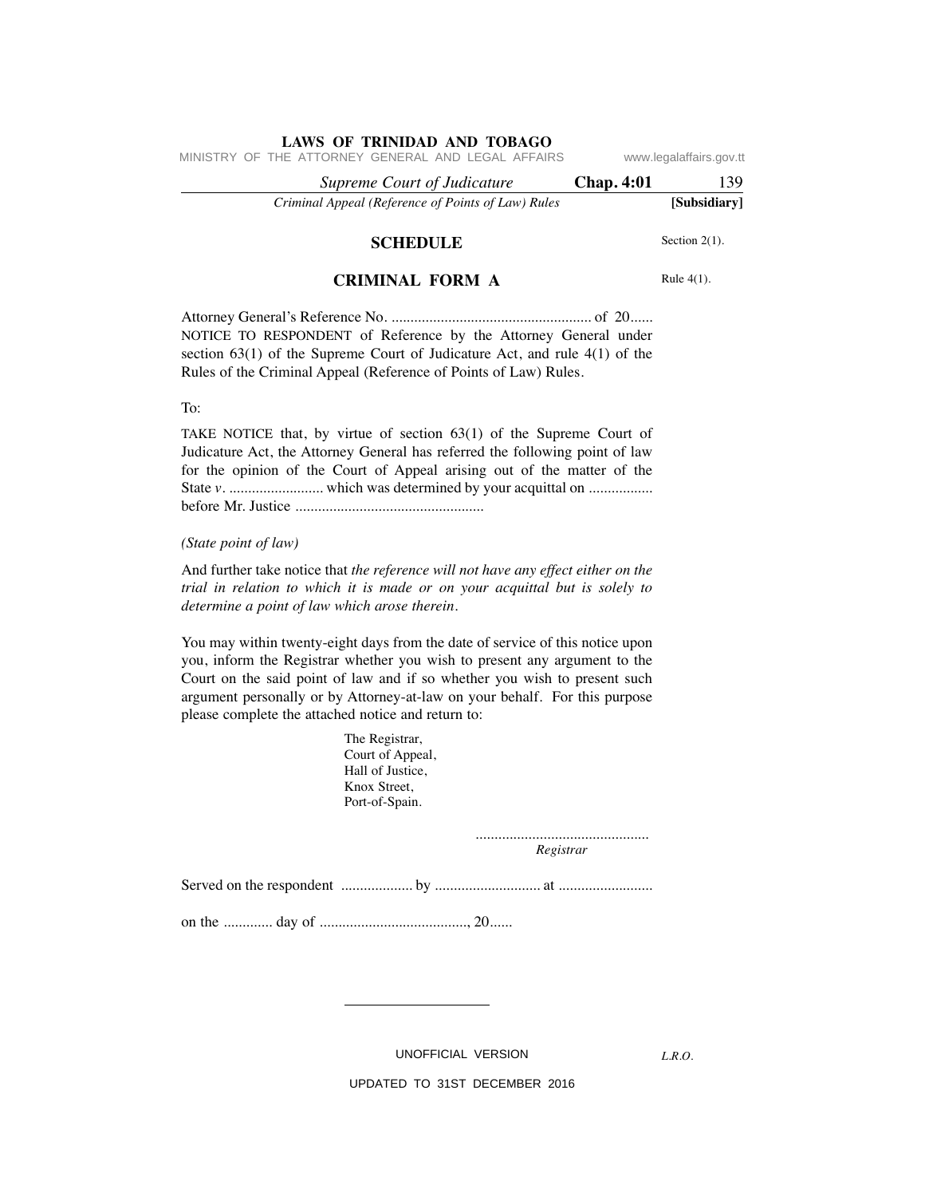## SCHEDULE

Section 2(1).

## CRIMINAL FORM A

Rule 4(1).

Attorney General's Reference No. ..................................................... of 20......

NOTICE TO RESPONDENT of Reference by the Attorney General under section 63(1) of the Supreme Court of Judicature Act, and rule 4(1) of the Rules of the Criminal Appeal (Reference of Points of Law) Rules.

To:

TAKE NOTICE that, by virtue of section 63(1) of the Supreme Court of Judicature Act, the Attorney General has referred the following point of law for the opinion of the Court of Appeal arising out of the matter of the State *v*. ......................... which was determined by your acquittal on ................. before Mr. Justice ..................................................

*(State point of law)*

And further take notice that *the reference will not have any effect either on the trial in relation to which it is made or on your acquittal but is solely to determine a point of law which arose therein*.

You may within twenty-eight days from the date of service of this notice upon you, inform the Registrar whether you wish to present any argument to the Court on the said point of law and if so whether you wish to present such argument personally or by Attorney-at-law on your behalf. For this purpose please complete the attached notice and return to:

The Registrar,
Court of Appeal,
Hall of Justice,
Knox Street,
Port-of-Spain.

..............................................
*Registrar*

Served on the respondent ................... by ............................ at .........................

on the ............. day of ......................................., 20......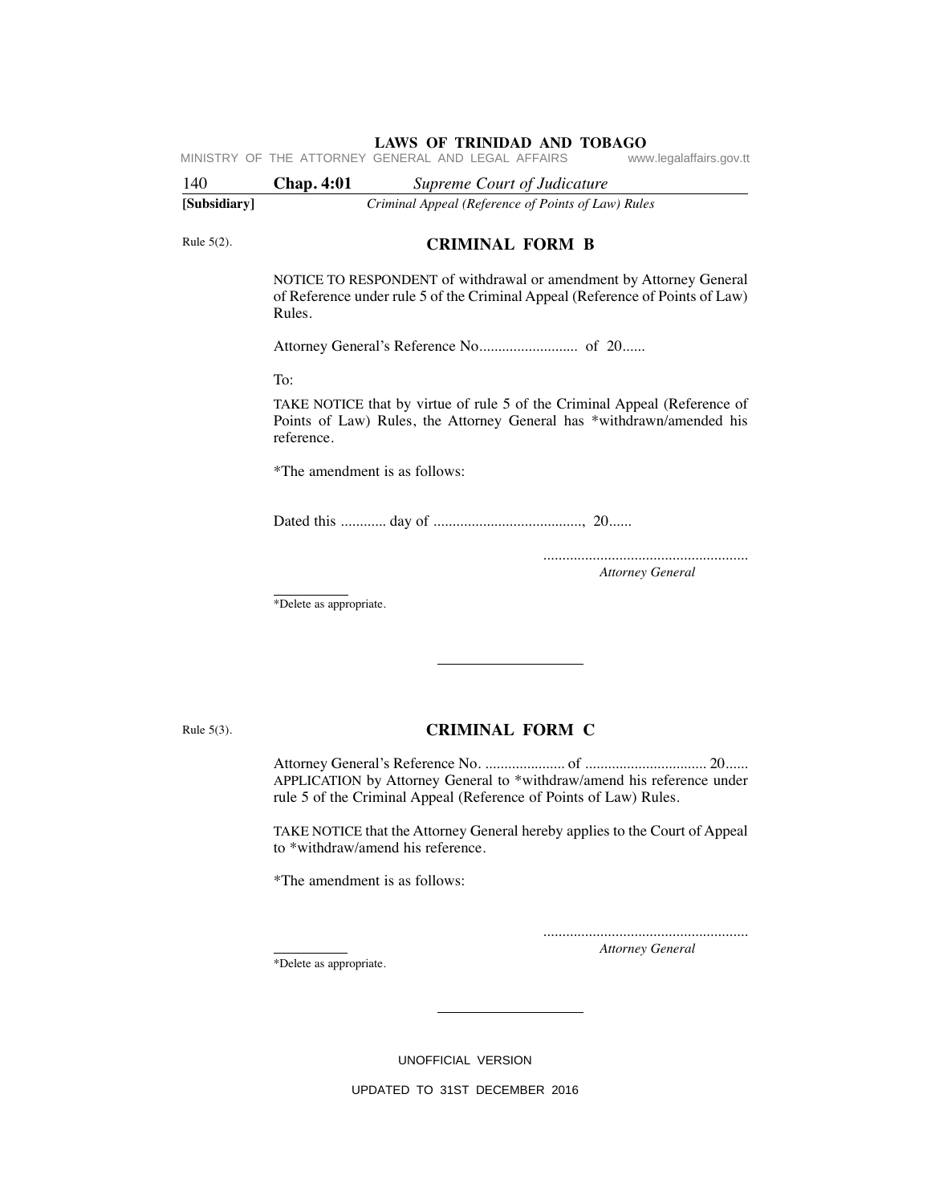Rule 5(2).

## CRIMINAL FORM B

NOTICE TO RESPONDENT of withdrawal or amendment by Attorney General of Reference under rule 5 of the Criminal Appeal (Reference of Points of Law) Rules.

Attorney General's Reference No.......................... of 20......

To:

TAKE NOTICE that by virtue of rule 5 of the Criminal Appeal (Reference of Points of Law) Rules, the Attorney General has *withdrawn/amended his reference.

*The amendment is as follows:

Dated this ............ day of ......................................., 20......

.....................................................
*Attorney General*

*Delete as appropriate.

---

Rule 5(3).

## CRIMINAL FORM C

Attorney General's Reference No. ..................... of ................................ 20......
APPLICATION by Attorney General to *withdraw/amend his reference under rule 5 of the Criminal Appeal (Reference of Points of Law) Rules.

TAKE NOTICE that the Attorney General hereby applies to the Court of Appeal to *withdraw/amend his reference.

*The amendment is as follows:

.....................................................
*Attorney General*

*Delete as appropriate.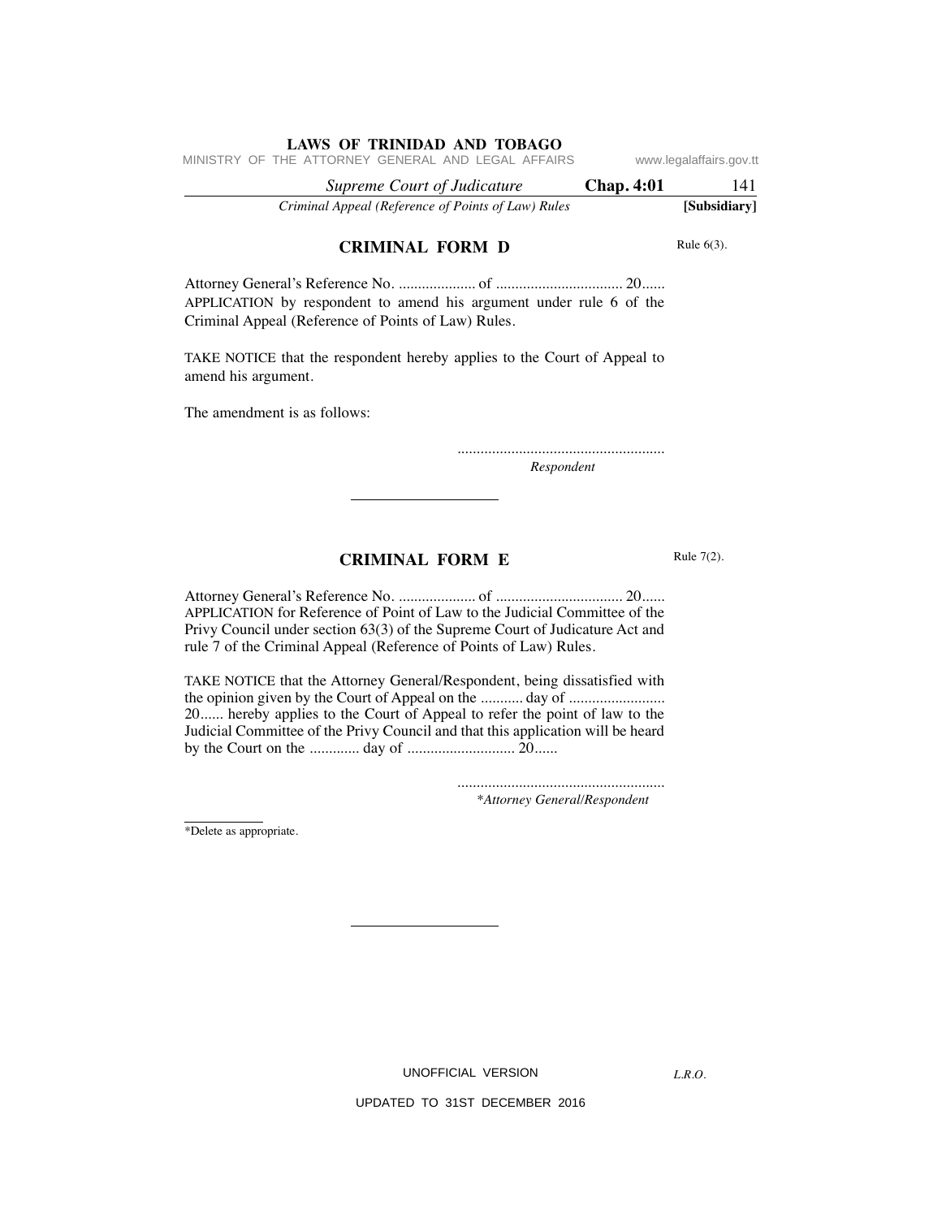## CRIMINAL FORM D

Rule 6(3).

Attorney General's Reference No. .................... of ................................ 20......
APPLICATION by respondent to amend his argument under rule 6 of the Criminal Appeal (Reference of Points of Law) Rules.

TAKE NOTICE that the respondent hereby applies to the Court of Appeal to amend his argument.

The amendment is as follows:

......................................................
*Respondent*

---

## CRIMINAL FORM E

Rule 7(2).

Attorney General's Reference No. .................... of ................................ 20......
APPLICATION for Reference of Point of Law to the Judicial Committee of the Privy Council under section 63(3) of the Supreme Court of Judicature Act and rule 7 of the Criminal Appeal (Reference of Points of Law) Rules.

TAKE NOTICE that the Attorney General/Respondent, being dissatisfied with the opinion given by the Court of Appeal on the ........... day of ........................ 20...... hereby applies to the Court of Appeal to refer the point of law to the Judicial Committee of the Privy Council and that this application will be heard by the Court on the ............. day of ........................... 20......

......................................................
\**Attorney General/Respondent*

\*Delete as appropriate.